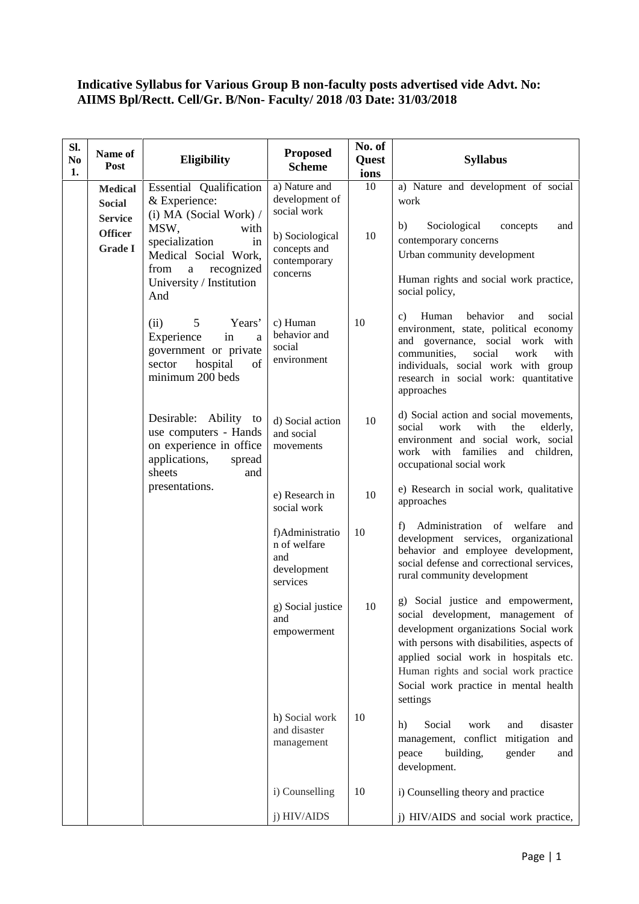**Indicative Syllabus for Various Group B non-faculty posts advertised vide Advt. No: AIIMS Bpl/Rectt. Cell/Gr. B/Non- Faculty/ 2018 /03 Date: 31/03/2018**

| Sl. No 1. | Name of Post | Eligibility | Proposed Scheme | No. of Questions | Syllabus |
|---|---|---|---|---|---|
| | **Medical Social Service Officer Grade I** | Essential Qualification & Experience: (i) MA (Social Work) / MSW, with specialization in Medical Social Work, from a recognized University / Institution And | a) Nature and development of social work | 10 | a) Nature and development of social work |
| | | | b) Sociological concepts and contemporary concerns | 10 | b) Sociological concepts and contemporary concerns Urban community development Human rights and social work practice, social policy, |
| | | (ii) 5 Years' Experience in a government or private sector hospital of minimum 200 beds | c) Human behavior and social environment | 10 | c) Human behavior and social environment, state, political economy and governance, social work with communities, social work with individuals, social work with group research in social work: quantitative approaches |
| | | Desirable: Ability to use computers - Hands on experience in office applications, spread sheets and presentations. | d) Social action and social movements | 10 | d) Social action and social movements, social work with the elderly, environment and social work, social work with families and children, occupational social work |
| | | | e) Research in social work | 10 | e) Research in social work, qualitative approaches |
| | | | f) Administration of welfare and development services | 10 | f) Administration of welfare and development services, organizational behavior and employee development, social defense and correctional services, rural community development |
| | | | g) Social justice and empowerment | 10 | g) Social justice and empowerment, social development, management of development organizations Social work with persons with disabilities, aspects of applied social work in hospitals etc. Human rights and social work practice Social work practice in mental health settings |
| | | | h) Social work and disaster management | 10 | h) Social work and disaster management, conflict mitigation and peace building, gender and development. |
| | | | i) Counselling | 10 | i) Counselling theory and practice |
| | | | j) HIV/AIDS | | j) HIV/AIDS and social work practice, |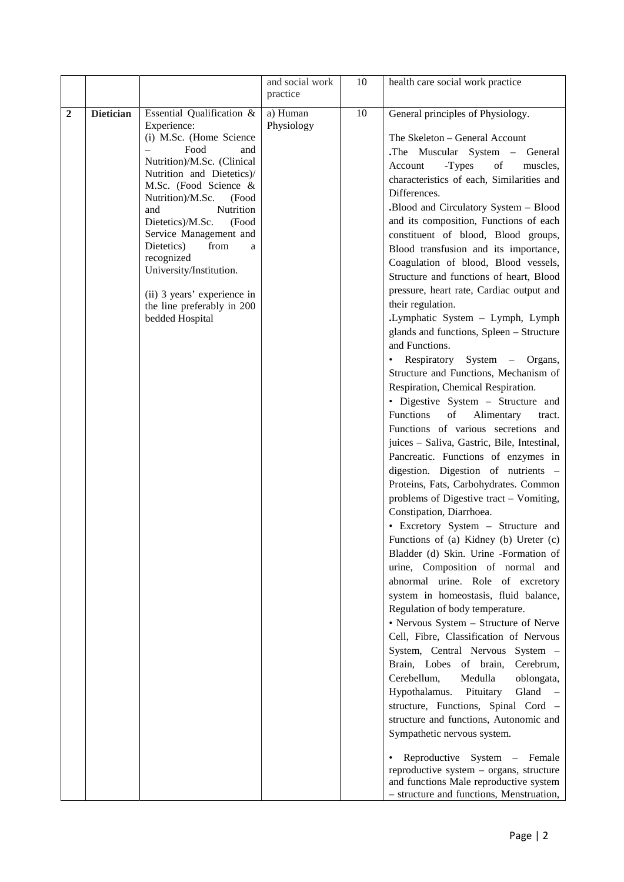|  |  |  | and social work practice | 10 | health care social work practice |
|---|---|---|---|---|---|
| 2 | **Dietician** | Essential Qualification & Experience:<br>(i) M.Sc. (Home Science – Food and Nutrition)/M.Sc. (Clinical Nutrition and Dietetics)/ M.Sc. (Food Science & Nutrition)/M.Sc. (Food and Nutrition Dietetics)/M.Sc. (Food Service Management and Dietetics) from a recognized University/Institution.<br><br>(ii) 3 years' experience in the line preferably in 200 bedded Hospital | a) Human Physiology | 10 | General principles of Physiology.<br><br>The Skeleton – General Account<br>.The Muscular System – General Account -Types of muscles, characteristics of each, Similarities and Differences.<br>.Blood and Circulatory System – Blood and its composition, Functions of each constituent of blood, Blood groups, Blood transfusion and its importance, Coagulation of blood, Blood vessels, Structure and functions of heart, Blood pressure, heart rate, Cardiac output and their regulation.<br>.Lymphatic System – Lymph, Lymph glands and functions, Spleen – Structure and Functions.<br>• Respiratory System – Organs, Structure and Functions, Mechanism of Respiration, Chemical Respiration.<br>• Digestive System – Structure and Functions of Alimentary tract. Functions of various secretions and juices – Saliva, Gastric, Bile, Intestinal, Pancreatic. Functions of enzymes in digestion. Digestion of nutrients – Proteins, Fats, Carbohydrates. Common problems of Digestive tract – Vomiting, Constipation, Diarrhoea.<br>• Excretory System – Structure and Functions of (a) Kidney (b) Ureter (c) Bladder (d) Skin. Urine -Formation of urine, Composition of normal and abnormal urine. Role of excretory system in homeostasis, fluid balance, Regulation of body temperature.<br>• Nervous System – Structure of Nerve Cell, Fibre, Classification of Nervous System, Central Nervous System – Brain, Lobes of brain, Cerebrum, Cerebellum, Medulla oblongata, Hypothalamus. Pituitary Gland – structure, Functions, Spinal Cord – structure and functions, Autonomic and Sympathetic nervous system.<br><br>• Reproductive System – Female reproductive system – organs, structure and functions Male reproductive system – structure and functions, Menstruation, |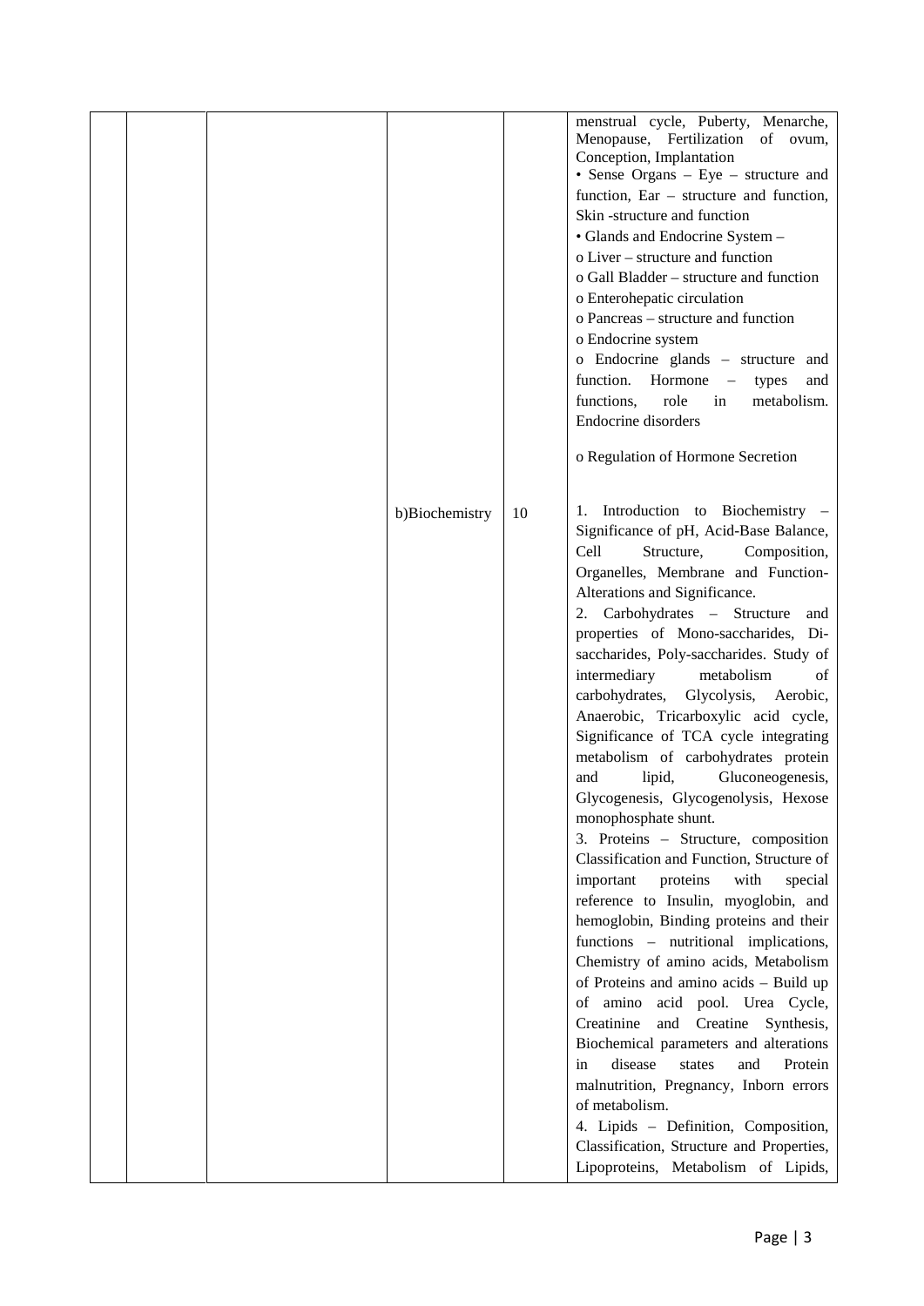| | | | | | |
|---|---|---|---|---|---|
| | | | | | menstrual cycle, Puberty, Menarche, Menopause, Fertilization of ovum, Conception, Implantation<br>• Sense Organs – Eye – structure and function, Ear – structure and function, Skin -structure and function<br>• Glands and Endocrine System –<br>o Liver – structure and function<br>o Gall Bladder – structure and function<br>o Enterohepatic circulation<br>o Pancreas – structure and function<br>o Endocrine system<br>o Endocrine glands – structure and function. Hormone – types and functions, role in metabolism. Endocrine disorders<br><br>o Regulation of Hormone Secretion |
| | | | b)Biochemistry | 10 | 1. Introduction to Biochemistry – Significance of pH, Acid-Base Balance, Cell Structure, Composition, Organelles, Membrane and Function-Alterations and Significance.<br>2. Carbohydrates – Structure and properties of Mono-saccharides, Di-saccharides, Poly-saccharides. Study of intermediary metabolism of carbohydrates, Glycolysis, Aerobic, Anaerobic, Tricarboxylic acid cycle, Significance of TCA cycle integrating metabolism of carbohydrates protein and lipid, Gluconeogenesis, Glycogenesis, Glycogenolysis, Hexose monophosphate shunt.<br>3. Proteins – Structure, composition Classification and Function, Structure of important proteins with special reference to Insulin, myoglobin, and hemoglobin, Binding proteins and their functions – nutritional implications, Chemistry of amino acids, Metabolism of Proteins and amino acids – Build up of amino acid pool. Urea Cycle, Creatinine and Creatine Synthesis, Biochemical parameters and alterations in disease states and Protein malnutrition, Pregnancy, Inborn errors of metabolism.<br>4. Lipids – Definition, Composition, Classification, Structure and Properties, Lipoproteins, Metabolism of Lipids, |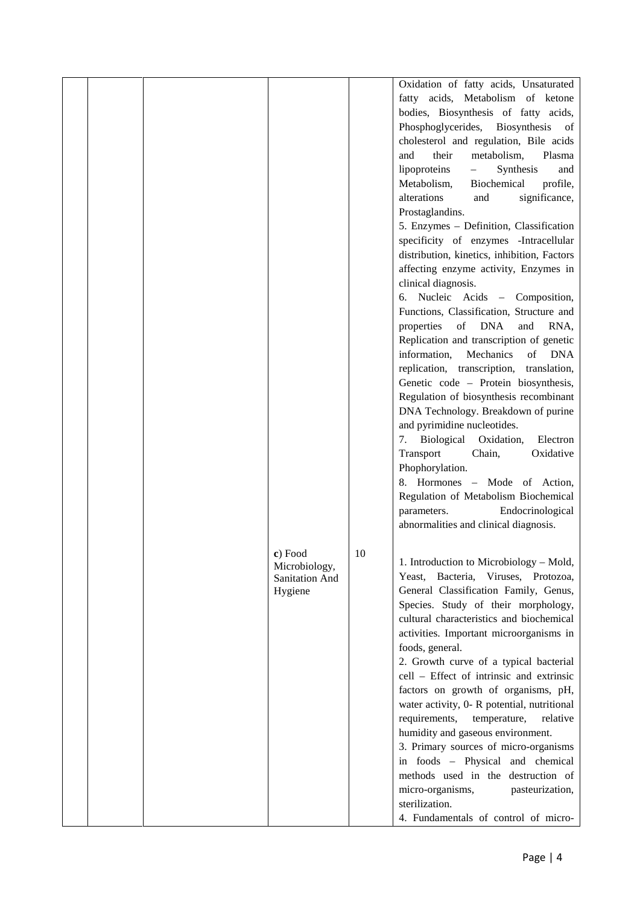| | | | | | |
|---|---|---|---|---|---|
| | | | | | Oxidation of fatty acids, Unsaturated fatty acids, Metabolism of ketone bodies, Biosynthesis of fatty acids, Phosphoglycerides, Biosynthesis of cholesterol and regulation, Bile acids and their metabolism, Plasma lipoproteins – Synthesis and Metabolism, Biochemical profile, alterations and significance, Prostaglandins.<br>5. Enzymes – Definition, Classification specificity of enzymes -Intracellular distribution, kinetics, inhibition, Factors affecting enzyme activity, Enzymes in clinical diagnosis.<br>6. Nucleic Acids – Composition, Functions, Classification, Structure and properties of DNA and RNA, Replication and transcription of genetic information, Mechanics of DNA replication, transcription, translation, Genetic code – Protein biosynthesis, Regulation of biosynthesis recombinant DNA Technology. Breakdown of purine and pyrimidine nucleotides.<br>7. Biological Oxidation, Electron Transport Chain, Oxidative Phophorylation.<br>8. Hormones – Mode of Action, Regulation of Metabolism Biochemical parameters. Endocrinological abnormalities and clinical diagnosis. |
| | | | **c**) Food Microbiology, Sanitation And Hygiene | 10 | 1. Introduction to Microbiology – Mold, Yeast, Bacteria, Viruses, Protozoa, General Classification Family, Genus, Species. Study of their morphology, cultural characteristics and biochemical activities. Important microorganisms in foods, general.<br>2. Growth curve of a typical bacterial cell – Effect of intrinsic and extrinsic factors on growth of organisms, pH, water activity, 0- R potential, nutritional requirements, temperature, relative humidity and gaseous environment.<br>3. Primary sources of micro-organisms in foods – Physical and chemical methods used in the destruction of micro-organisms, pasteurization, sterilization.<br>4. Fundamentals of control of micro- |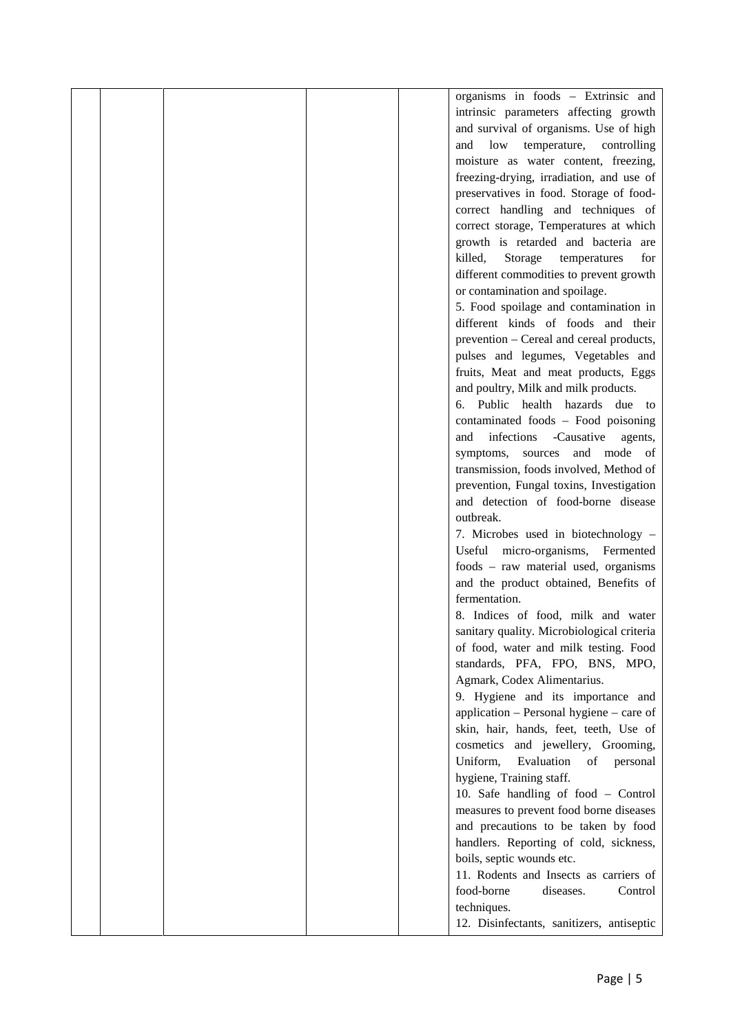| | | | | | |
|---|---|---|---|---|---|
| | | | | | organisms in foods – Extrinsic and intrinsic parameters affecting growth and survival of organisms. Use of high and low temperature, controlling moisture as water content, freezing, freezing-drying, irradiation, and use of preservatives in food. Storage of food-correct handling and techniques of correct storage, Temperatures at which growth is retarded and bacteria are killed, Storage temperatures for different commodities to prevent growth or contamination and spoilage.<br>5. Food spoilage and contamination in different kinds of foods and their prevention – Cereal and cereal products, pulses and legumes, Vegetables and fruits, Meat and meat products, Eggs and poultry, Milk and milk products.<br>6. Public health hazards due to contaminated foods – Food poisoning and infections -Causative agents, symptoms, sources and mode of transmission, foods involved, Method of prevention, Fungal toxins, Investigation and detection of food-borne disease outbreak.<br>7. Microbes used in biotechnology – Useful micro-organisms, Fermented foods – raw material used, organisms and the product obtained, Benefits of fermentation.<br>8. Indices of food, milk and water sanitary quality. Microbiological criteria of food, water and milk testing. Food standards, PFA, FPO, BNS, MPO, Agmark, Codex Alimentarius.<br>9. Hygiene and its importance and application – Personal hygiene – care of skin, hair, hands, feet, teeth, Use of cosmetics and jewellery, Grooming, Uniform, Evaluation of personal hygiene, Training staff.<br>10. Safe handling of food – Control measures to prevent food borne diseases and precautions to be taken by food handlers. Reporting of cold, sickness, boils, septic wounds etc.<br>11. Rodents and Insects as carriers of food-borne diseases. Control techniques.<br>12. Disinfectants, sanitizers, antiseptic |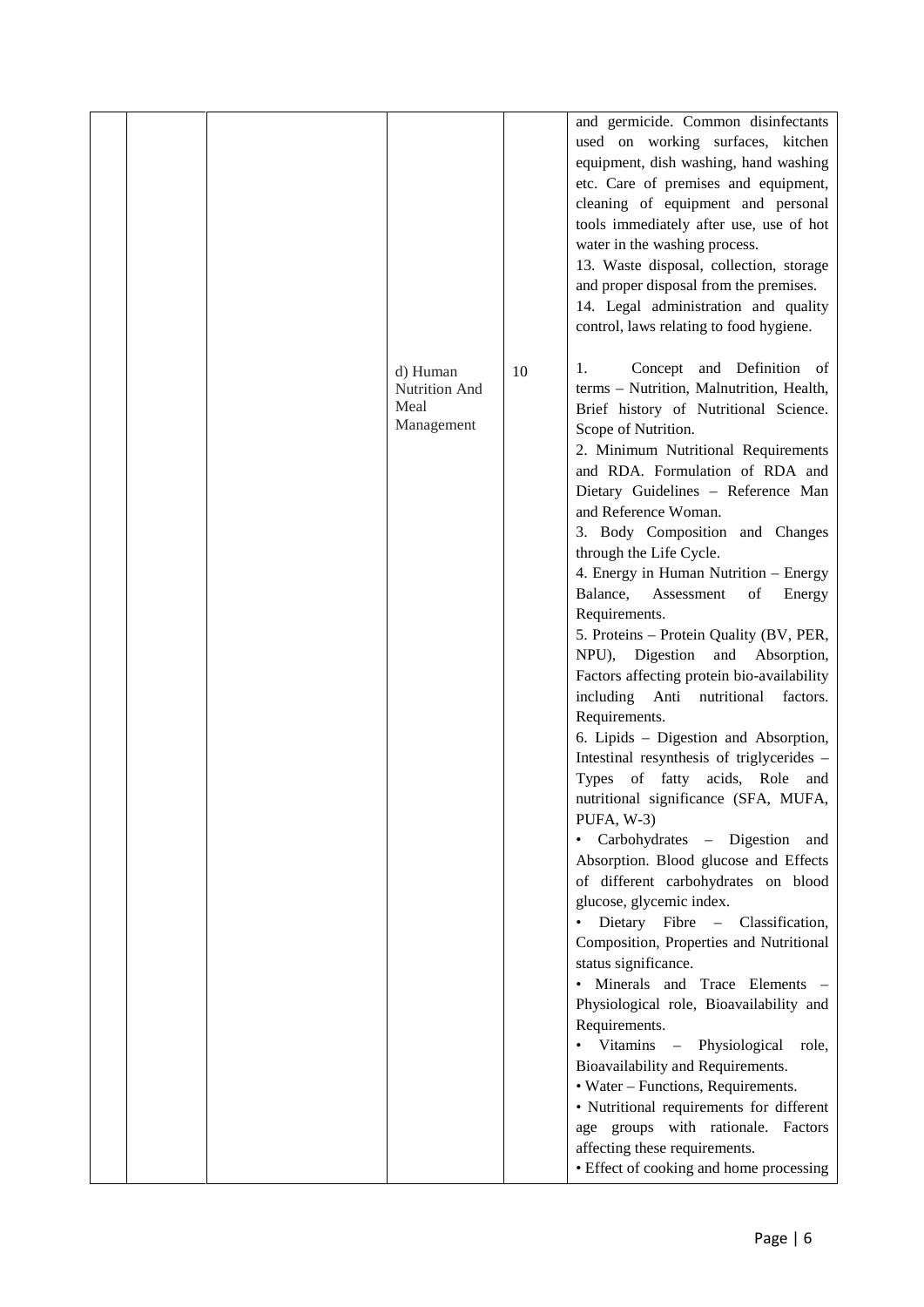| | | | | | |
|---|---|---|---|---|---|
| | | | | | and germicide. Common disinfectants used on working surfaces, kitchen equipment, dish washing, hand washing etc. Care of premises and equipment, cleaning of equipment and personal tools immediately after use, use of hot water in the washing process.<br>13. Waste disposal, collection, storage and proper disposal from the premises.<br>14. Legal administration and quality control, laws relating to food hygiene. |
| | | | d) Human Nutrition And Meal Management | 10 | 1. Concept and Definition of terms – Nutrition, Malnutrition, Health, Brief history of Nutritional Science. Scope of Nutrition.<br>2. Minimum Nutritional Requirements and RDA. Formulation of RDA and Dietary Guidelines – Reference Man and Reference Woman.<br>3. Body Composition and Changes through the Life Cycle.<br>4. Energy in Human Nutrition – Energy Balance, Assessment of Energy Requirements.<br>5. Proteins – Protein Quality (BV, PER, NPU), Digestion and Absorption, Factors affecting protein bio-availability including Anti nutritional factors. Requirements.<br>6. Lipids – Digestion and Absorption, Intestinal resynthesis of triglycerides – Types of fatty acids, Role and nutritional significance (SFA, MUFA, PUFA, W-3)<br>• Carbohydrates – Digestion and Absorption. Blood glucose and Effects of different carbohydrates on blood glucose, glycemic index.<br>• Dietary Fibre – Classification, Composition, Properties and Nutritional status significance.<br>• Minerals and Trace Elements – Physiological role, Bioavailability and Requirements.<br>• Vitamins – Physiological role, Bioavailability and Requirements.<br>• Water – Functions, Requirements.<br>• Nutritional requirements for different age groups with rationale. Factors affecting these requirements.<br>• Effect of cooking and home processing |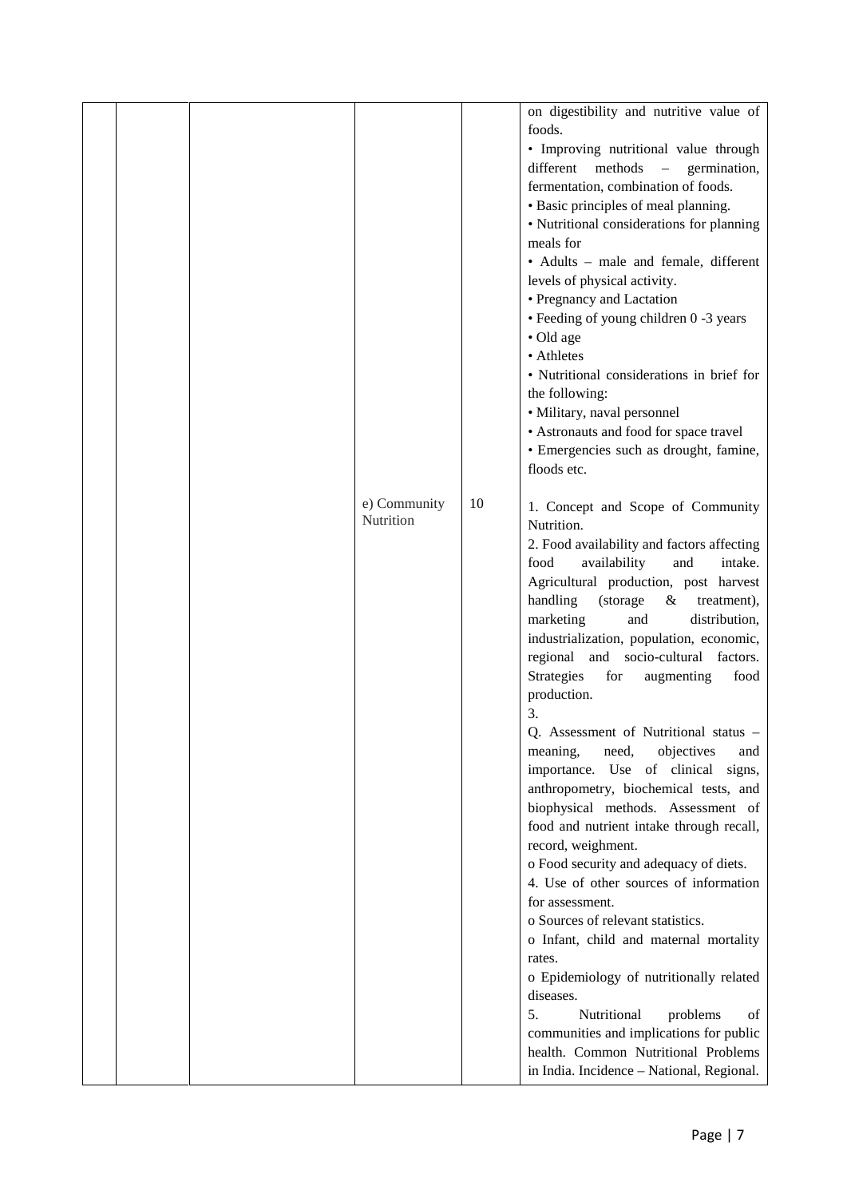|  |  |  |  |  |  |
|---|---|---|---|---|---|
|  |  |  |  |  | on digestibility and nutritive value of foods.<br>• Improving nutritional value through different methods – germination, fermentation, combination of foods.<br>• Basic principles of meal planning.<br>• Nutritional considerations for planning meals for<br>• Adults – male and female, different levels of physical activity.<br>• Pregnancy and Lactation<br>• Feeding of young children 0 -3 years<br>• Old age<br>• Athletes<br>• Nutritional considerations in brief for the following:<br>• Military, naval personnel<br>• Astronauts and food for space travel<br>• Emergencies such as drought, famine, floods etc. |
|  |  |  | e) Community Nutrition | 10 | 1. Concept and Scope of Community Nutrition.<br>2. Food availability and factors affecting food availability and intake. Agricultural production, post harvest handling (storage & treatment), marketing and distribution, industrialization, population, economic, regional and socio-cultural factors. Strategies for augmenting food production.<br>3.<br>Q. Assessment of Nutritional status – meaning, need, objectives and importance. Use of clinical signs, anthropometry, biochemical tests, and biophysical methods. Assessment of food and nutrient intake through recall, record, weighment.<br>o Food security and adequacy of diets.<br>4. Use of other sources of information for assessment.<br>o Sources of relevant statistics.<br>o Infant, child and maternal mortality rates.<br>o Epidemiology of nutritionally related diseases.<br>5. Nutritional problems of communities and implications for public health. Common Nutritional Problems in India. Incidence – National, Regional. |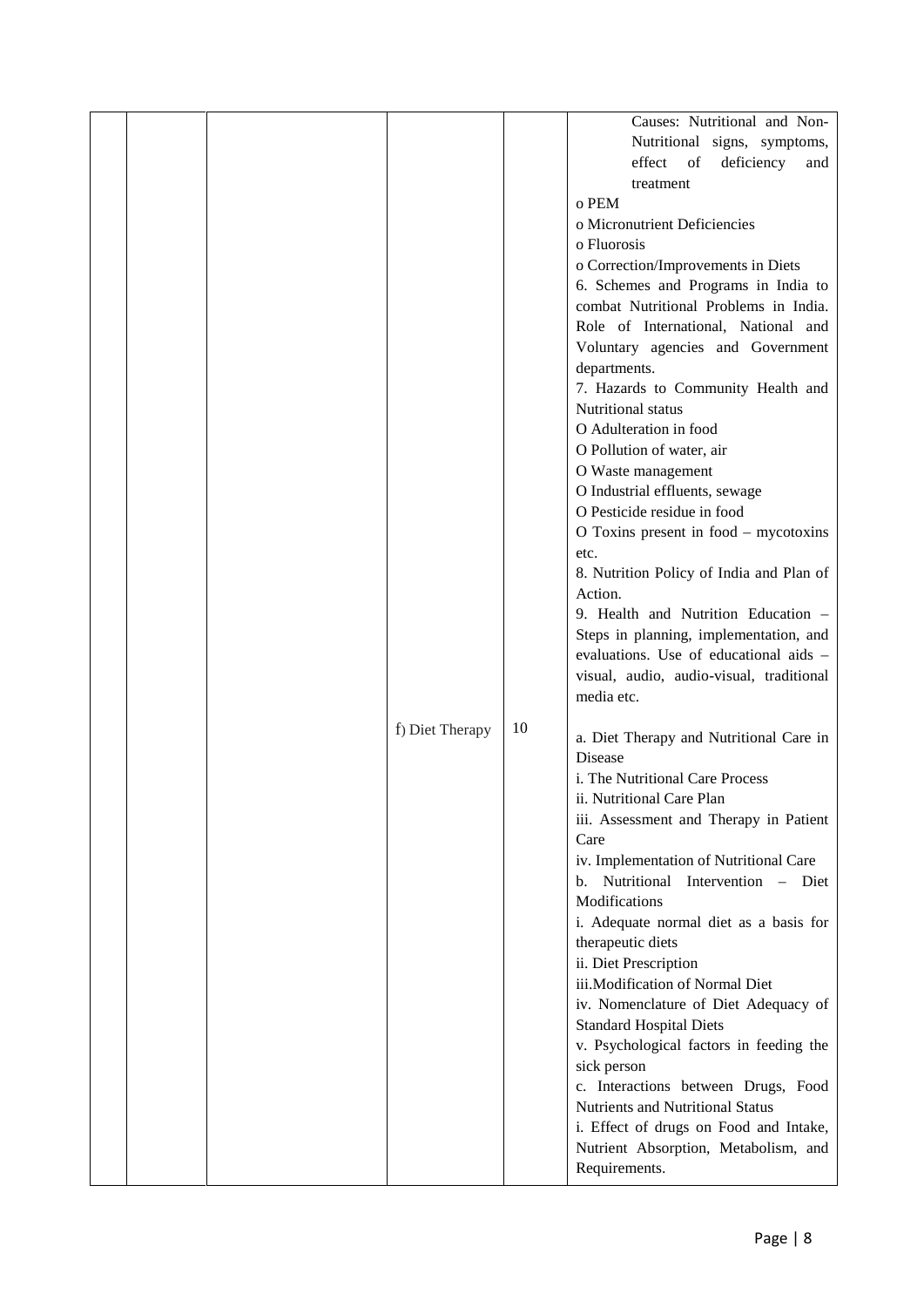| | | | | | |
|---|---|---|---|---|---|
| | | | | | Causes: Nutritional and Non-Nutritional signs, symptoms, effect of deficiency and treatment<br>o PEM<br>o Micronutrient Deficiencies<br>o Fluorosis<br>o Correction/Improvements in Diets<br>6. Schemes and Programs in India to combat Nutritional Problems in India. Role of International, National and Voluntary agencies and Government departments.<br>7. Hazards to Community Health and Nutritional status<br>O Adulteration in food<br>O Pollution of water, air<br>O Waste management<br>O Industrial effluents, sewage<br>O Pesticide residue in food<br>O Toxins present in food – mycotoxins etc.<br>8. Nutrition Policy of India and Plan of Action.<br>9. Health and Nutrition Education – Steps in planning, implementation, and evaluations. Use of educational aids – visual, audio, audio-visual, traditional media etc. |
| | | | f) Diet Therapy | 10 | a. Diet Therapy and Nutritional Care in Disease<br>i. The Nutritional Care Process<br>ii. Nutritional Care Plan<br>iii. Assessment and Therapy in Patient Care<br>iv. Implementation of Nutritional Care<br>b. Nutritional Intervention – Diet Modifications<br>i. Adequate normal diet as a basis for therapeutic diets<br>ii. Diet Prescription<br>iii.Modification of Normal Diet<br>iv. Nomenclature of Diet Adequacy of Standard Hospital Diets<br>v. Psychological factors in feeding the sick person<br>c. Interactions between Drugs, Food Nutrients and Nutritional Status<br>i. Effect of drugs on Food and Intake, Nutrient Absorption, Metabolism, and Requirements. |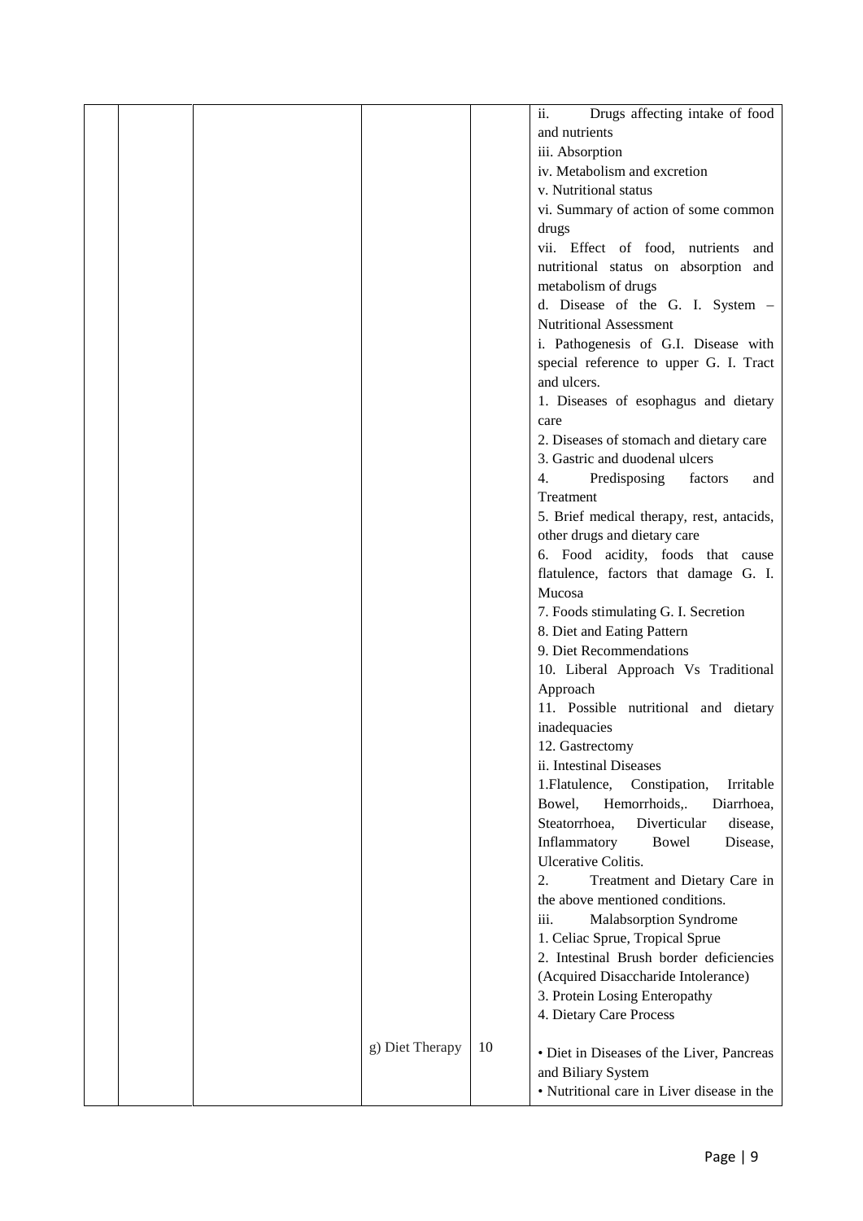| | | | | | |
|---|---|---|---|---|---|
| | | | | | ii. Drugs affecting intake of food and nutrients<br>iii. Absorption<br>iv. Metabolism and excretion<br>v. Nutritional status<br>vi. Summary of action of some common drugs<br>vii. Effect of food, nutrients and nutritional status on absorption and metabolism of drugs<br>d. Disease of the G. I. System – Nutritional Assessment<br>i. Pathogenesis of G.I. Disease with special reference to upper G. I. Tract and ulcers.<br>1. Diseases of esophagus and dietary care<br>2. Diseases of stomach and dietary care<br>3. Gastric and duodenal ulcers<br>4. Predisposing factors and Treatment<br>5. Brief medical therapy, rest, antacids, other drugs and dietary care<br>6. Food acidity, foods that cause flatulence, factors that damage G. I. Mucosa<br>7. Foods stimulating G. I. Secretion<br>8. Diet and Eating Pattern<br>9. Diet Recommendations<br>10. Liberal Approach Vs Traditional Approach<br>11. Possible nutritional and dietary inadequacies<br>12. Gastrectomy<br>ii. Intestinal Diseases<br>1.Flatulence, Constipation, Irritable Bowel, Hemorrhoids,. Diarrhoea, Steatorrhoea, Diverticular disease, Inflammatory Bowel Disease, Ulcerative Colitis.<br>2. Treatment and Dietary Care in the above mentioned conditions.<br>iii. Malabsorption Syndrome<br>1. Celiac Sprue, Tropical Sprue<br>2. Intestinal Brush border deficiencies (Acquired Disaccharide Intolerance)<br>3. Protein Losing Enteropathy<br>4. Dietary Care Process |
| | | | g) Diet Therapy | 10 | • Diet in Diseases of the Liver, Pancreas and Biliary System<br>• Nutritional care in Liver disease in the |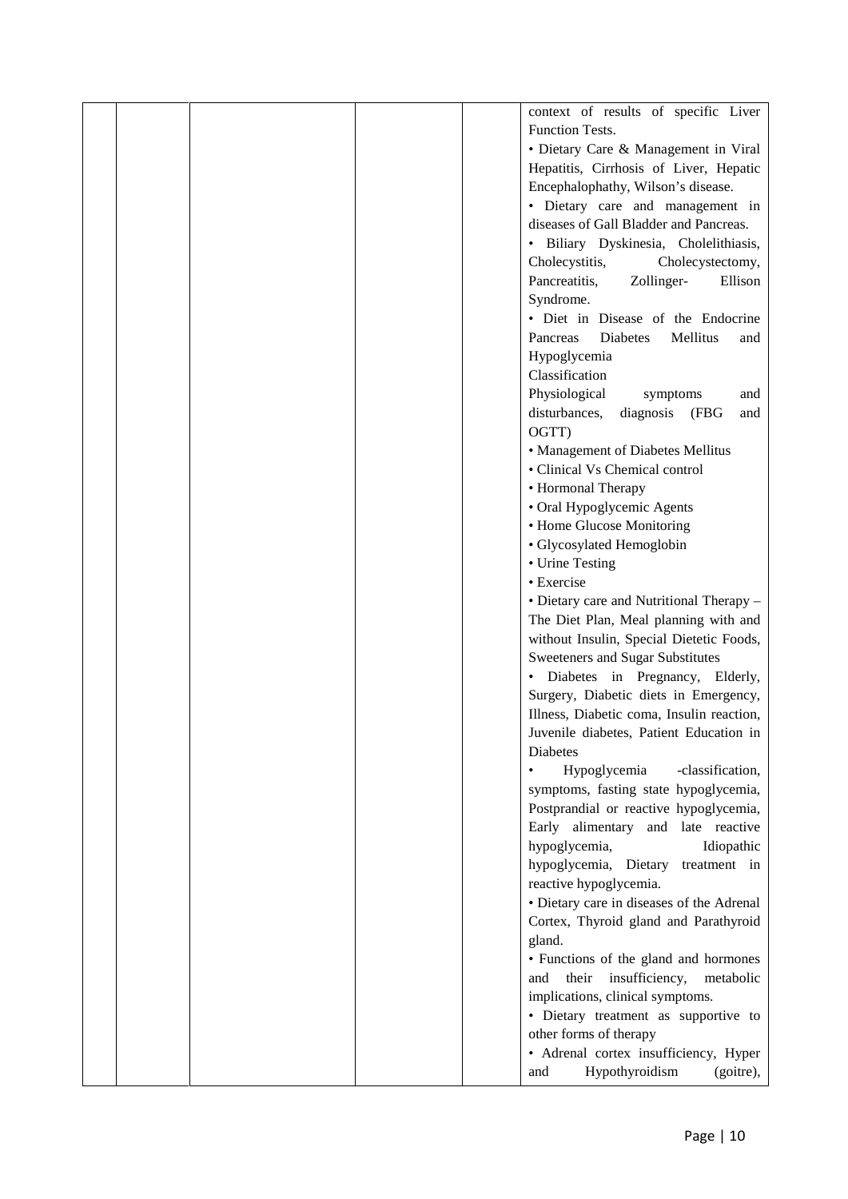| | | | | | |
|---|---|---|---|---|---|
| | | | | | context of results of specific Liver Function Tests.<br>• Dietary Care & Management in Viral Hepatitis, Cirrhosis of Liver, Hepatic Encephalophathy, Wilson's disease.<br>• Dietary care and management in diseases of Gall Bladder and Pancreas.<br>• Biliary Dyskinesia, Cholelithiasis, Cholecystitis, Cholecystectomy, Pancreatitis, Zollinger- Ellison Syndrome.<br>• Diet in Disease of the Endocrine Pancreas Diabetes Mellitus and Hypoglycemia<br>Classification<br>Physiological symptoms and disturbances, diagnosis (FBG and OGTT)<br>• Management of Diabetes Mellitus<br>• Clinical Vs Chemical control<br>• Hormonal Therapy<br>• Oral Hypoglycemic Agents<br>• Home Glucose Monitoring<br>• Glycosylated Hemoglobin<br>• Urine Testing<br>• Exercise<br>• Dietary care and Nutritional Therapy – The Diet Plan, Meal planning with and without Insulin, Special Dietetic Foods, Sweeteners and Sugar Substitutes<br>• Diabetes in Pregnancy, Elderly, Surgery, Diabetic diets in Emergency, Illness, Diabetic coma, Insulin reaction, Juvenile diabetes, Patient Education in Diabetes<br>• Hypoglycemia -classification, symptoms, fasting state hypoglycemia, Postprandial or reactive hypoglycemia, Early alimentary and late reactive hypoglycemia, Idiopathic hypoglycemia, Dietary treatment in reactive hypoglycemia.<br>• Dietary care in diseases of the Adrenal Cortex, Thyroid gland and Parathyroid gland.<br>• Functions of the gland and hormones and their insufficiency, metabolic implications, clinical symptoms.<br>• Dietary treatment as supportive to other forms of therapy<br>• Adrenal cortex insufficiency, Hyper and Hypothyroidism (goitre), |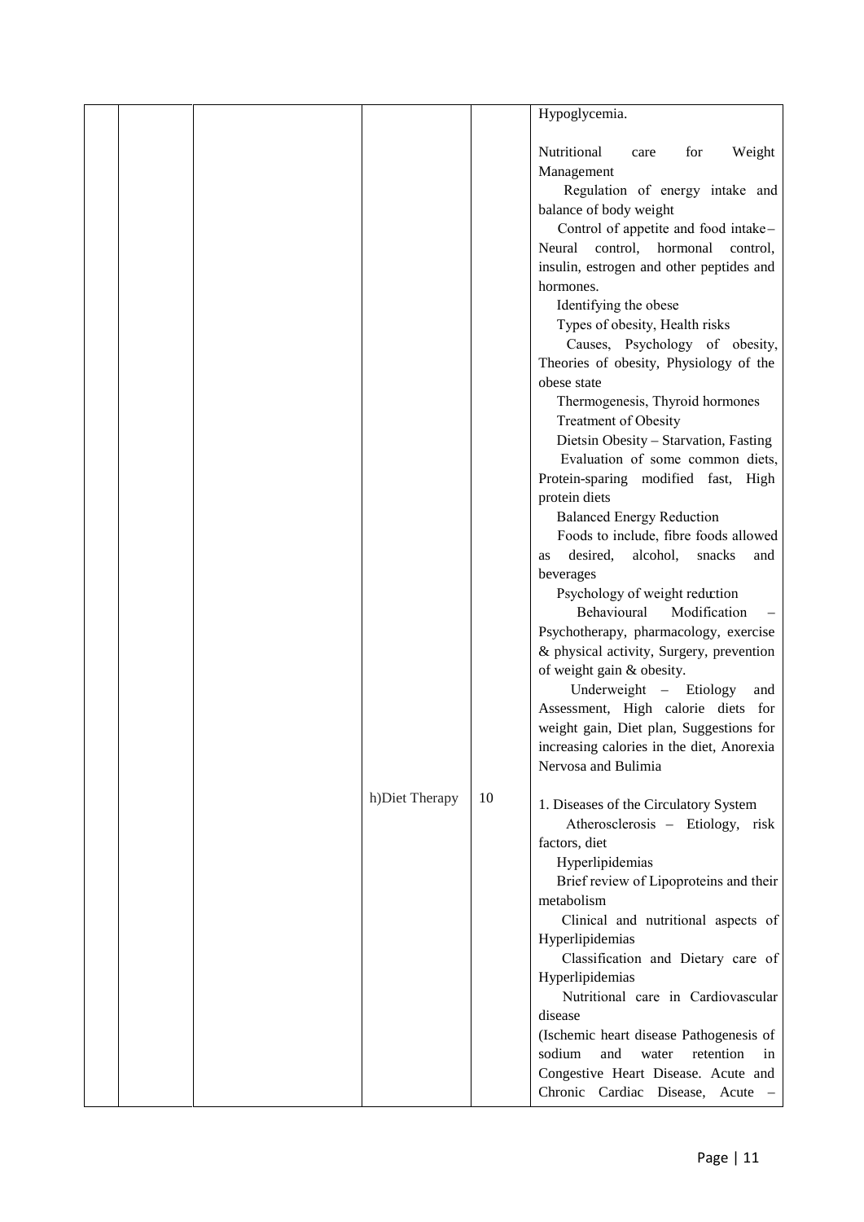|  |  |  |  |  |  |
|---|---|---|---|---|---|
|  |  |  |  |  | Hypoglycemia.<br><br>Nutritional care for Weight Management<br>Regulation of energy intake and balance of body weight<br>Control of appetite and food intake – Neural control, hormonal control, insulin, estrogen and other peptides and hormones.<br>Identifying the obese<br>Types of obesity, Health risks<br>Causes, Psychology of obesity, Theories of obesity, Physiology of the obese state<br>Thermogenesis, Thyroid hormones<br>Treatment of Obesity<br>Dietsin Obesity – Starvation, Fasting<br>Evaluation of some common diets, Protein-sparing modified fast, High protein diets<br>Balanced Energy Reduction<br>Foods to include, fibre foods allowed as desired, alcohol, snacks and beverages<br>Psychology of weight reduction<br>Behavioural Modification – Psychotherapy, pharmacology, exercise & physical activity, Surgery, prevention of weight gain & obesity.<br>Underweight – Etiology and Assessment, High calorie diets for weight gain, Diet plan, Suggestions for increasing calories in the diet, Anorexia Nervosa and Bulimia |
|  |  |  | h)Diet Therapy | 10 | 1. Diseases of the Circulatory System<br>Atherosclerosis – Etiology, risk factors, diet<br>Hyperlipidemias<br>Brief review of Lipoproteins and their metabolism<br>Clinical and nutritional aspects of Hyperlipidemias<br>Classification and Dietary care of Hyperlipidemias<br>Nutritional care in Cardiovascular disease<br>(Ischemic heart disease Pathogenesis of sodium and water retention in Congestive Heart Disease. Acute and Chronic Cardiac Disease, Acute – |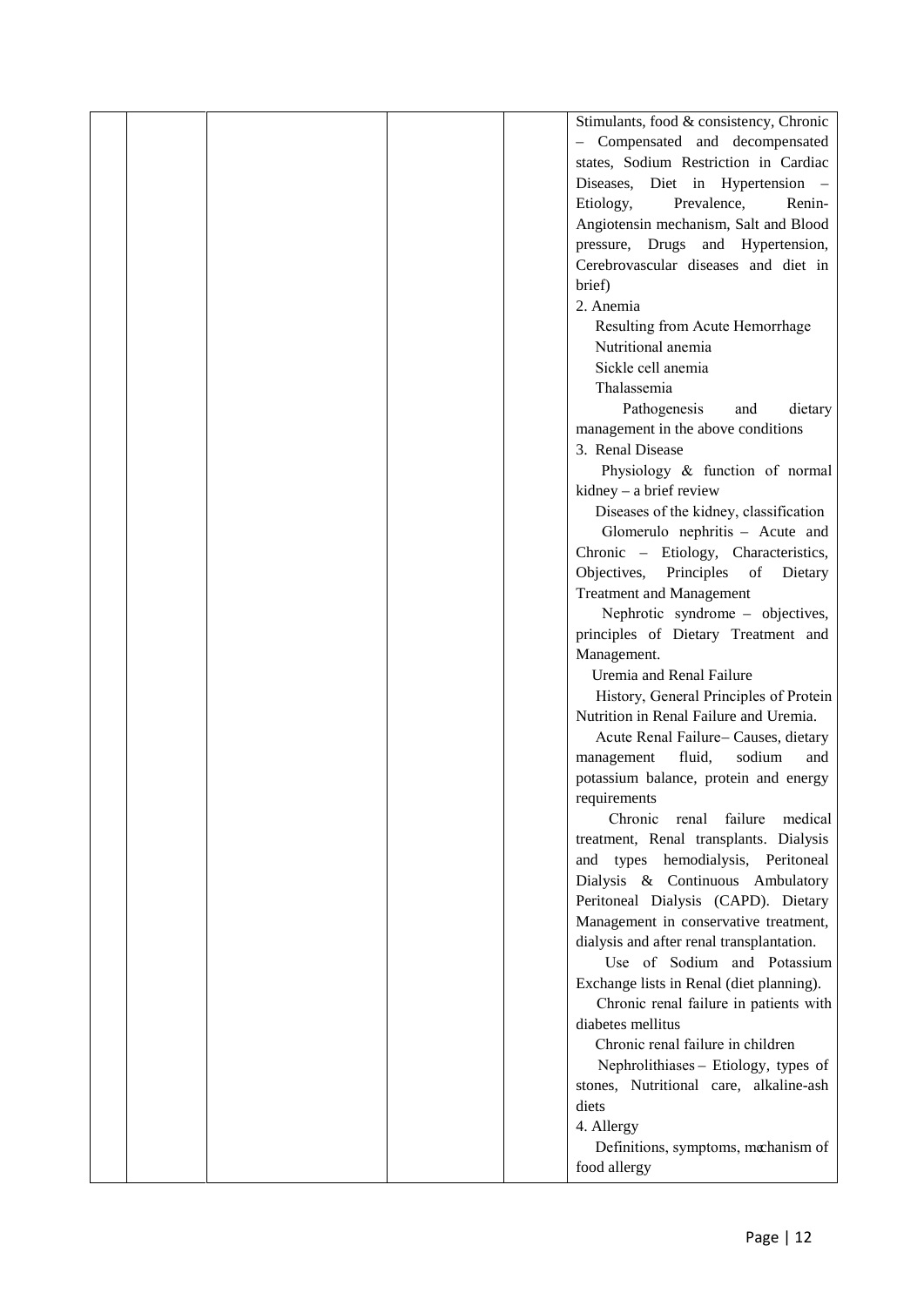| | | | | | |
|---|---|---|---|---|---|
| | | | | | Stimulants, food & consistency, Chronic – Compensated and decompensated states, Sodium Restriction in Cardiac Diseases, Diet in Hypertension – Etiology, Prevalence, Renin-Angiotensin mechanism, Salt and Blood pressure, Drugs and Hypertension, Cerebrovascular diseases and diet in brief)<br>2. Anemia<br>Resulting from Acute Hemorrhage<br>Nutritional anemia<br>Sickle cell anemia<br>Thalassemia<br>Pathogenesis and dietary management in the above conditions<br>3. Renal Disease<br>Physiology & function of normal kidney – a brief review<br>Diseases of the kidney, classification<br>Glomerulo nephritis – Acute and Chronic – Etiology, Characteristics, Objectives, Principles of Dietary Treatment and Management<br>Nephrotic syndrome – objectives, principles of Dietary Treatment and Management.<br>Uremia and Renal Failure<br>History, General Principles of Protein Nutrition in Renal Failure and Uremia.<br>Acute Renal Failure– Causes, dietary management fluid, sodium and potassium balance, protein and energy requirements<br>Chronic renal failure medical treatment, Renal transplants. Dialysis and types hemodialysis, Peritoneal Dialysis & Continuous Ambulatory Peritoneal Dialysis (CAPD). Dietary Management in conservative treatment, dialysis and after renal transplantation.<br>Use of Sodium and Potassium Exchange lists in Renal (diet planning).<br>Chronic renal failure in patients with diabetes mellitus<br>Chronic renal failure in children<br>Nephrolithiases – Etiology, types of stones, Nutritional care, alkaline-ash diets<br>4. Allergy<br>Definitions, symptoms, mechanism of food allergy |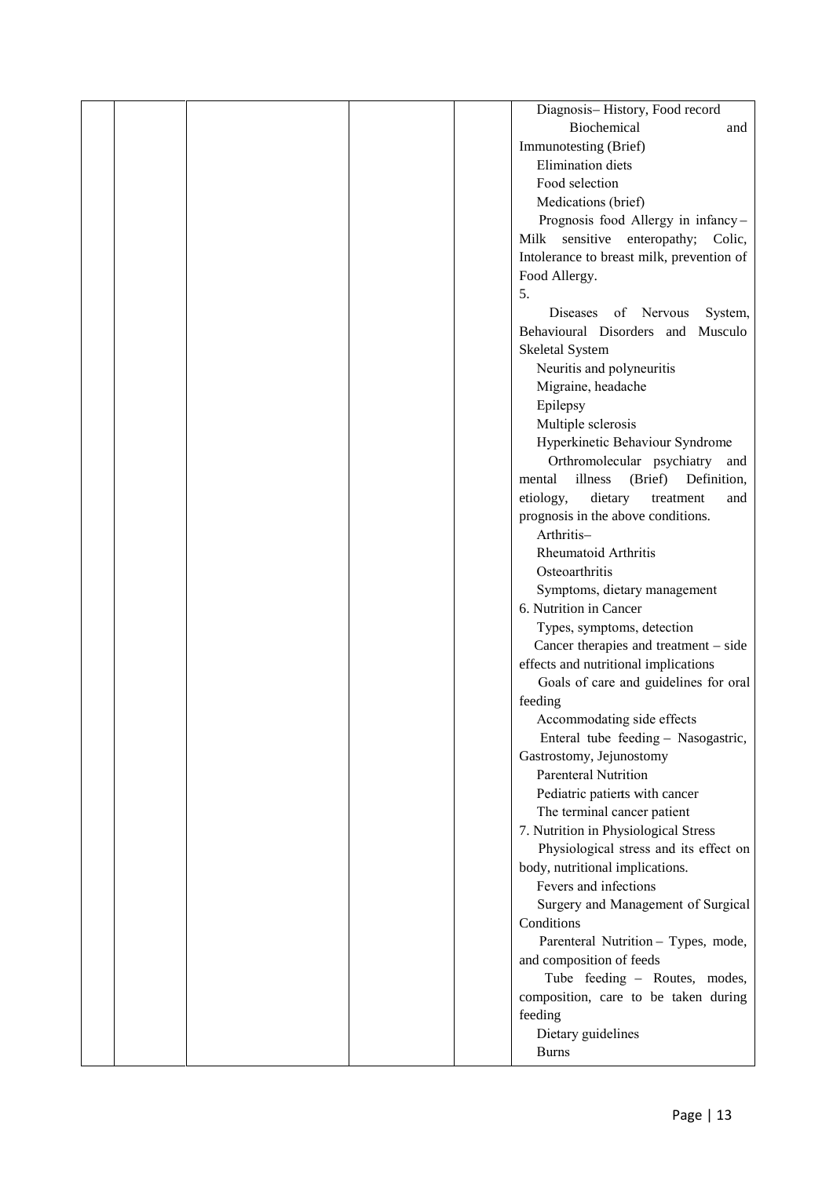| | | | | | Diagnosis– History, Food record<br>Biochemical and Immunotesting (Brief)<br>Elimination diets<br>Food selection<br>Medications (brief)<br>Prognosis food Allergy in infancy – Milk sensitive enteropathy; Colic, Intolerance to breast milk, prevention of Food Allergy.<br>5.<br>Diseases of Nervous System, Behavioural Disorders and Musculo Skeletal System<br>Neuritis and polyneuritis<br>Migraine, headache<br>Epilepsy<br>Multiple sclerosis<br>Hyperkinetic Behaviour Syndrome<br>Orthromolecular psychiatry and mental illness (Brief) Definition, etiology, dietary treatment and prognosis in the above conditions.<br>Arthritis–<br>Rheumatoid Arthritis<br>Osteoarthritis<br>Symptoms, dietary management<br>6. Nutrition in Cancer<br>Types, symptoms, detection<br>Cancer therapies and treatment – side effects and nutritional implications<br>Goals of care and guidelines for oral feeding<br>Accommodating side effects<br>Enteral tube feeding – Nasogastric, Gastrostomy, Jejunostomy<br>Parenteral Nutrition<br>Pediatric patients with cancer<br>The terminal cancer patient<br>7. Nutrition in Physiological Stress<br>Physiological stress and its effect on body, nutritional implications.<br>Fevers and infections<br>Surgery and Management of Surgical Conditions<br>Parenteral Nutrition – Types, mode, and composition of feeds<br>Tube feeding – Routes, modes, composition, care to be taken during feeding<br>Dietary guidelines<br>Burns |
|---|---|---|---|---|---|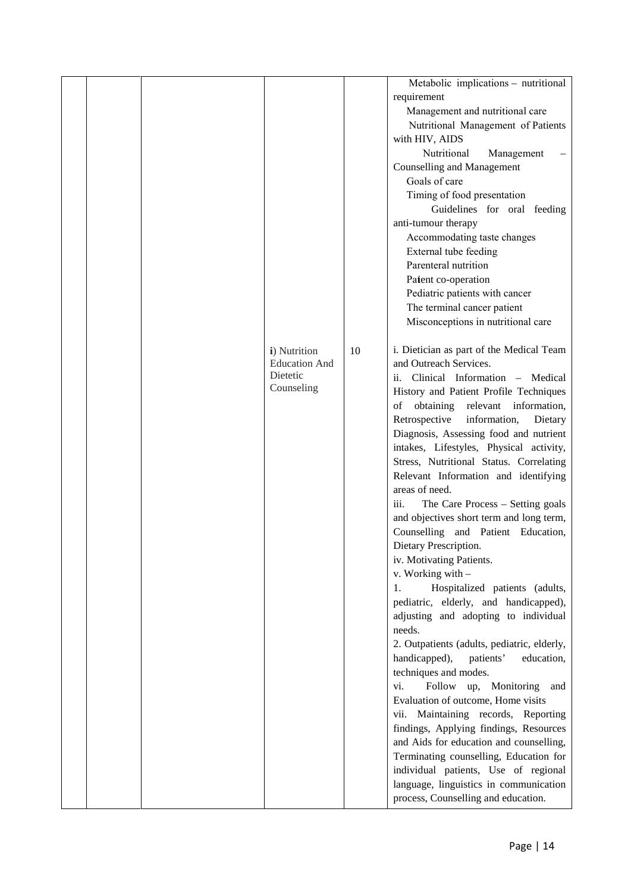| | | | | | |
|---|---|---|---|---|---|
| | | | | | Metabolic implications – nutritional requirement<br>Management and nutritional care<br>Nutritional Management of Patients with HIV, AIDS<br>Nutritional Management – Counselling and Management<br>Goals of care<br>Timing of food presentation<br>Guidelines for oral feeding anti-tumour therapy<br>Accommodating taste changes<br>External tube feeding<br>Parenteral nutrition<br>Patient co-operation<br>Pediatric patients with cancer<br>The terminal cancer patient<br>Misconceptions in nutritional care |
| | | | i) Nutrition Education And Dietetic Counseling | 10 | i. Dietician as part of the Medical Team and Outreach Services.<br>ii. Clinical Information – Medical History and Patient Profile Techniques of obtaining relevant information, Retrospective information, Dietary Diagnosis, Assessing food and nutrient intakes, Lifestyles, Physical activity, Stress, Nutritional Status. Correlating Relevant Information and identifying areas of need.<br>iii. The Care Process – Setting goals and objectives short term and long term, Counselling and Patient Education, Dietary Prescription.<br>iv. Motivating Patients.<br>v. Working with –<br>1. Hospitalized patients (adults, pediatric, elderly, and handicapped), adjusting and adopting to individual needs.<br>2. Outpatients (adults, pediatric, elderly, handicapped), patients' education, techniques and modes.<br>vi. Follow up, Monitoring and Evaluation of outcome, Home visits<br>vii. Maintaining records, Reporting findings, Applying findings, Resources and Aids for education and counselling, Terminating counselling, Education for individual patients, Use of regional language, linguistics in communication process, Counselling and education. |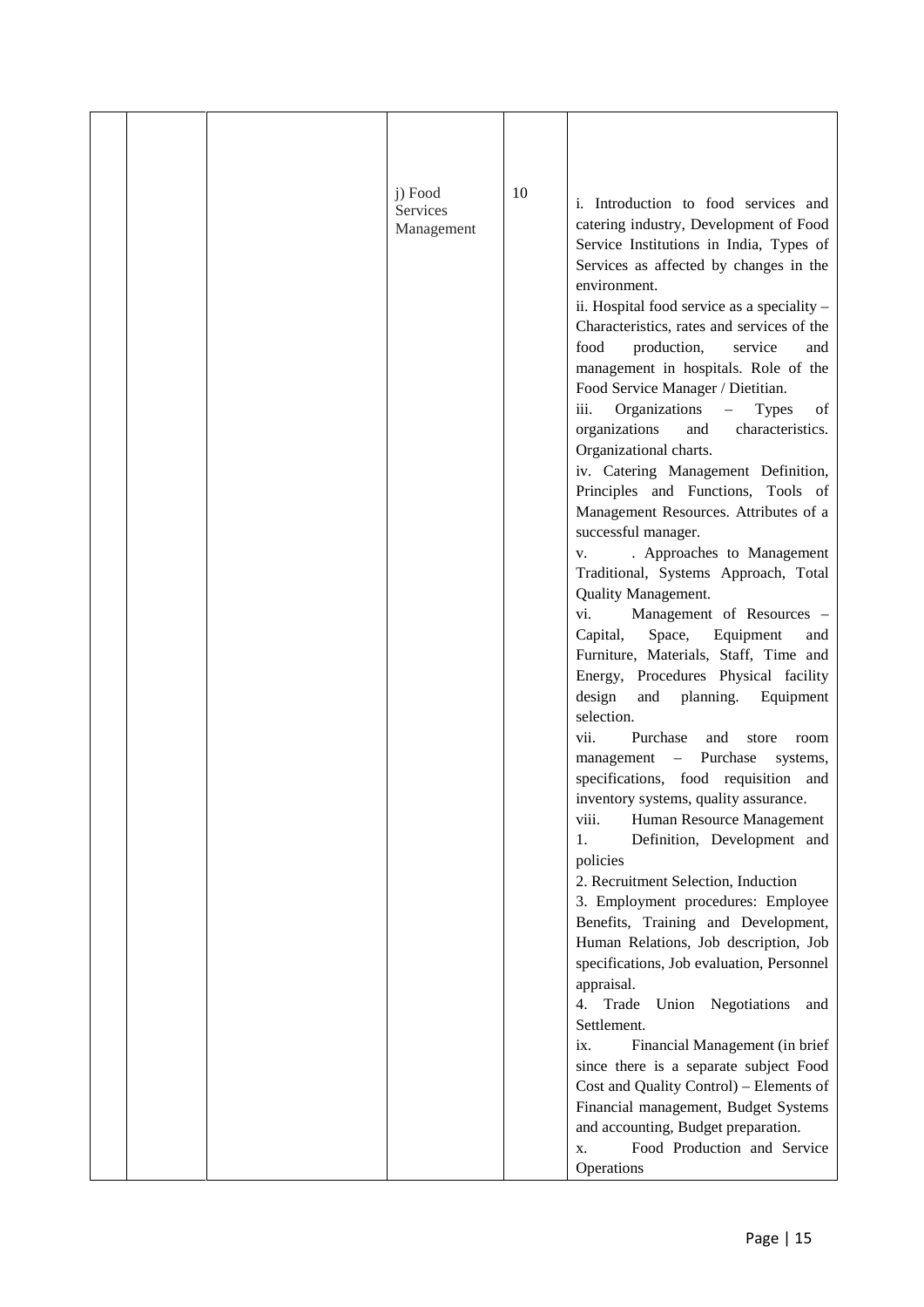|  |  |  | j) Food Services Management | 10 | i. Introduction to food services and catering industry, Development of Food Service Institutions in India, Types of Services as affected by changes in the environment.<br>ii. Hospital food service as a speciality – Characteristics, rates and services of the food production, service and management in hospitals. Role of the Food Service Manager / Dietitian.<br>iii. Organizations – Types of organizations and characteristics. Organizational charts.<br>iv. Catering Management Definition, Principles and Functions, Tools of Management Resources. Attributes of a successful manager.<br>v. . Approaches to Management Traditional, Systems Approach, Total Quality Management.<br>vi. Management of Resources – Capital, Space, Equipment and Furniture, Materials, Staff, Time and Energy, Procedures Physical facility design and planning. Equipment selection.<br>vii. Purchase and store room management – Purchase systems, specifications, food requisition and inventory systems, quality assurance.<br>viii. Human Resource Management<br>1. Definition, Development and policies<br>2. Recruitment Selection, Induction<br>3. Employment procedures: Employee Benefits, Training and Development, Human Relations, Job description, Job specifications, Job evaluation, Personnel appraisal.<br>4. Trade Union Negotiations and Settlement.<br>ix. Financial Management (in brief since there is a separate subject Food Cost and Quality Control) – Elements of Financial management, Budget Systems and accounting, Budget preparation.<br>x. Food Production and Service Operations |
|---|---|---|---|---|---|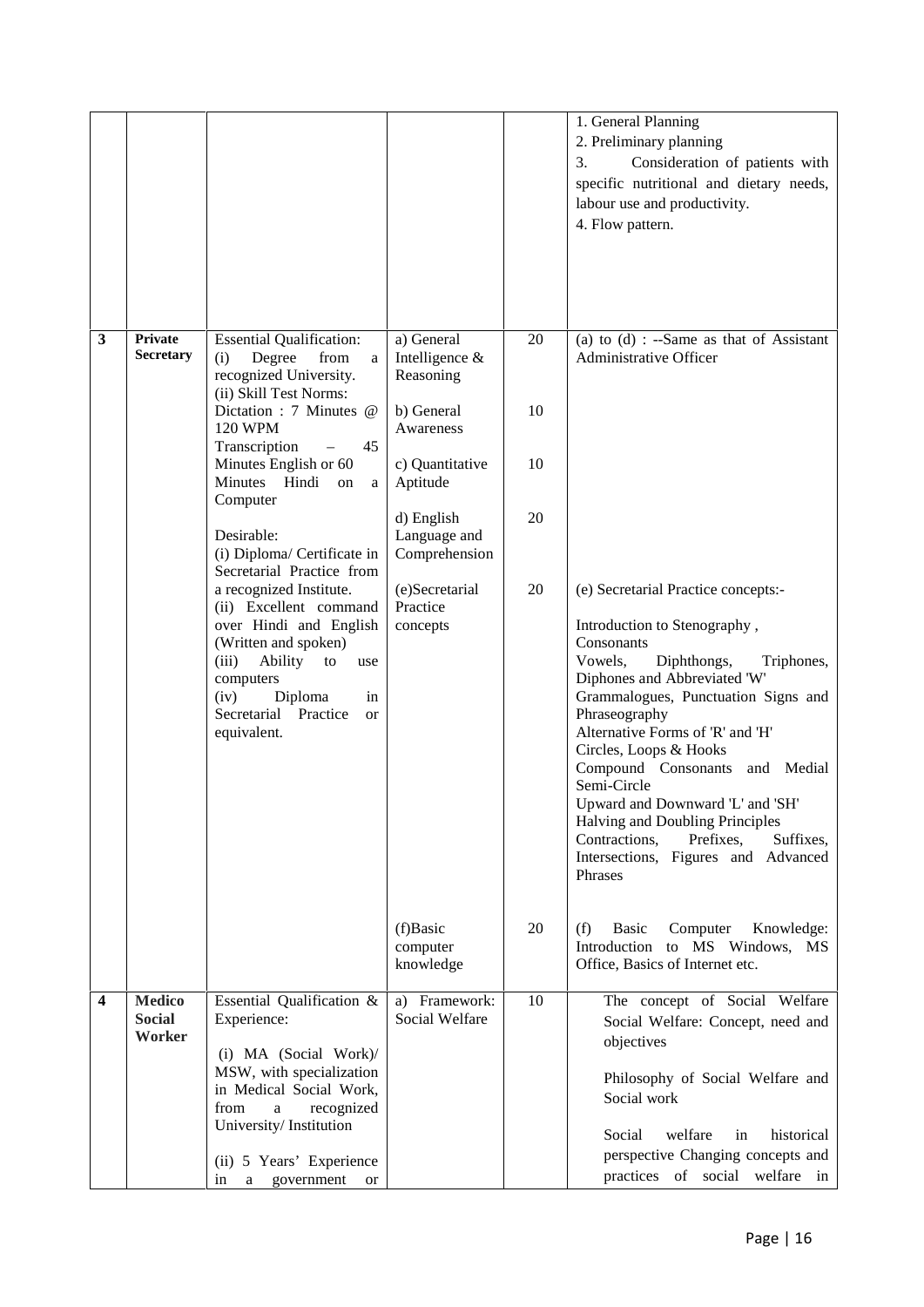| | | | | | |
|---|---|---|---|---|---|
| | | | | | 1. General Planning<br>2. Preliminary planning<br>3. Consideration of patients with specific nutritional and dietary needs, labour use and productivity.<br>4. Flow pattern. |
| **3** | **Private Secretary** | Essential Qualification:<br>(i) Degree from a recognized University.<br>(ii) Skill Test Norms:<br>Dictation : 7 Minutes @ 120 WPM<br>Transcription – 45 Minutes English or 60 Minutes Hindi on a Computer<br><br>Desirable:<br>(i) Diploma/ Certificate in Secretarial Practice from a recognized Institute.<br>(ii) Excellent command over Hindi and English (Written and spoken)<br>(iii) Ability to use computers<br>(iv) Diploma in Secretarial Practice or equivalent. | a) General Intelligence & Reasoning | 20 | (a) to (d) : --Same as that of Assistant Administrative Officer |
| | | | b) General Awareness | 10 | |
| | | | c) Quantitative Aptitude | 10 | |
| | | | d) English Language and Comprehension | 20 | |
| | | | (e)Secretarial Practice concepts | 20 | (e) Secretarial Practice concepts:-<br><br>Introduction to Stenography ,<br>Consonants<br>Vowels, Diphthongs, Triphones, Diphones and Abbreviated 'W'<br>Grammalogues, Punctuation Signs and Phraseography<br>Alternative Forms of 'R' and 'H'<br>Circles, Loops & Hooks<br>Compound Consonants and Medial Semi-Circle<br>Upward and Downward 'L' and 'SH'<br>Halving and Doubling Principles<br>Contractions, Prefixes, Suffixes, Intersections, Figures and Advanced Phrases |
| | | | (f)Basic computer knowledge | 20 | (f) Basic Computer Knowledge: Introduction to MS Windows, MS Office, Basics of Internet etc. |
| **4** | **Medico Social Worker** | Essential Qualification & Experience:<br><br>(i) MA (Social Work)/ MSW, with specialization in Medical Social Work, from a recognized University/ Institution<br><br>(ii) 5 Years' Experience in a government or | a) Framework: Social Welfare | 10 | The concept of Social Welfare<br>Social Welfare: Concept, need and objectives<br><br>Philosophy of Social Welfare and Social work<br><br>Social welfare in historical perspective Changing concepts and practices of social welfare in |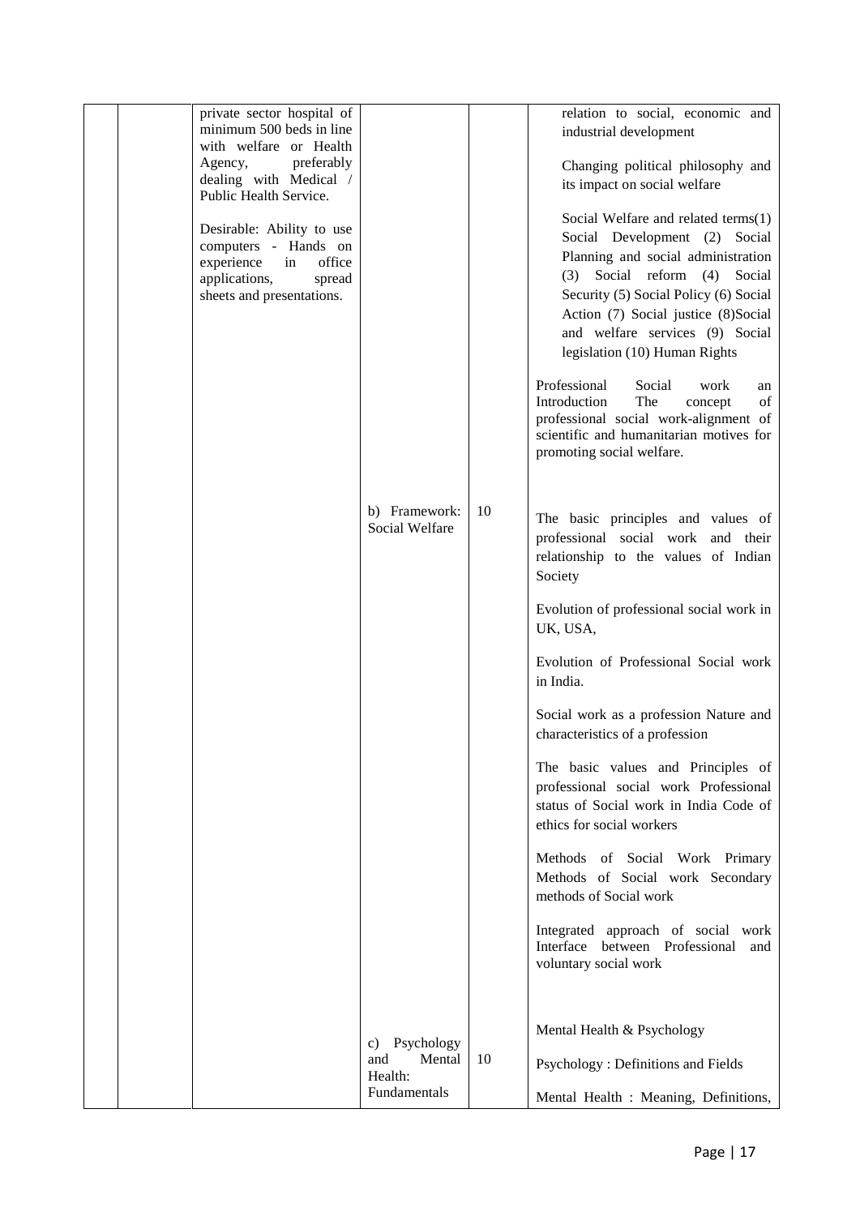|  |  | private sector hospital of minimum 500 beds in line with welfare or Health Agency, preferably dealing with Medical / Public Health Service.<br><br>Desirable: Ability to use computers - Hands on experience in office applications, spread sheets and presentations. |  |  | relation to social, economic and industrial development<br><br>Changing political philosophy and its impact on social welfare<br><br>Social Welfare and related terms(1) Social Development (2) Social Planning and social administration (3) Social reform (4) Social Security (5) Social Policy (6) Social Action (7) Social justice (8)Social and welfare services (9) Social legislation (10) Human Rights<br><br>Professional Social work an Introduction The concept of professional social work-alignment of scientific and humanitarian motives for promoting social welfare. |
|---|---|---|---|---|---|
|  |  |  | b) Framework: Social Welfare | 10 | The basic principles and values of professional social work and their relationship to the values of Indian Society<br><br>Evolution of professional social work in UK, USA,<br><br>Evolution of Professional Social work in India.<br><br>Social work as a profession Nature and characteristics of a profession<br><br>The basic values and Principles of professional social work Professional status of Social work in India Code of ethics for social workers<br><br>Methods of Social Work Primary Methods of Social work Secondary methods of Social work<br><br>Integrated approach of social work Interface between Professional and voluntary social work |
|  |  |  | c) Psychology and Mental Health: Fundamentals | 10 | Mental Health & Psychology<br><br>Psychology : Definitions and Fields<br><br>Mental Health : Meaning, Definitions, |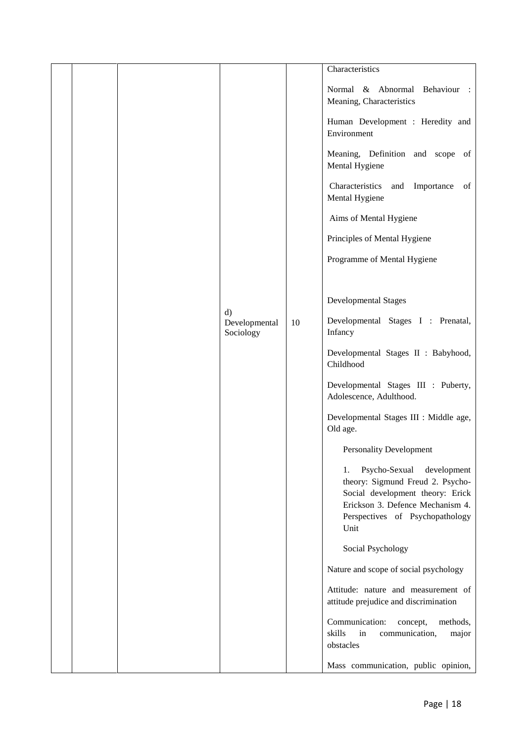|  |  |  |  |  | Characteristics<br><br>Normal & Abnormal Behaviour : Meaning, Characteristics<br><br>Human Development : Heredity and Environment<br><br>Meaning, Definition and scope of Mental Hygiene<br><br>Characteristics and Importance of Mental Hygiene<br><br>Aims of Mental Hygiene<br><br>Principles of Mental Hygiene<br><br>Programme of Mental Hygiene |
|---|---|---|---|---|---|
|  |  |  | d) Developmental Sociology | 10 | Developmental Stages<br><br>Developmental Stages I : Prenatal, Infancy<br><br>Developmental Stages II : Babyhood, Childhood<br><br>Developmental Stages III : Puberty, Adolescence, Adulthood.<br><br>Developmental Stages III : Middle age, Old age.<br><br>Personality Development<br><br>1. Psycho-Sexual development theory: Sigmund Freud 2. Psycho-Social development theory: Erick Erickson 3. Defence Mechanism 4. Perspectives of Psychopathology Unit<br><br>Social Psychology<br><br>Nature and scope of social psychology<br><br>Attitude: nature and measurement of attitude prejudice and discrimination<br><br>Communication: concept, methods, skills in communication, major obstacles<br><br>Mass communication, public opinion, |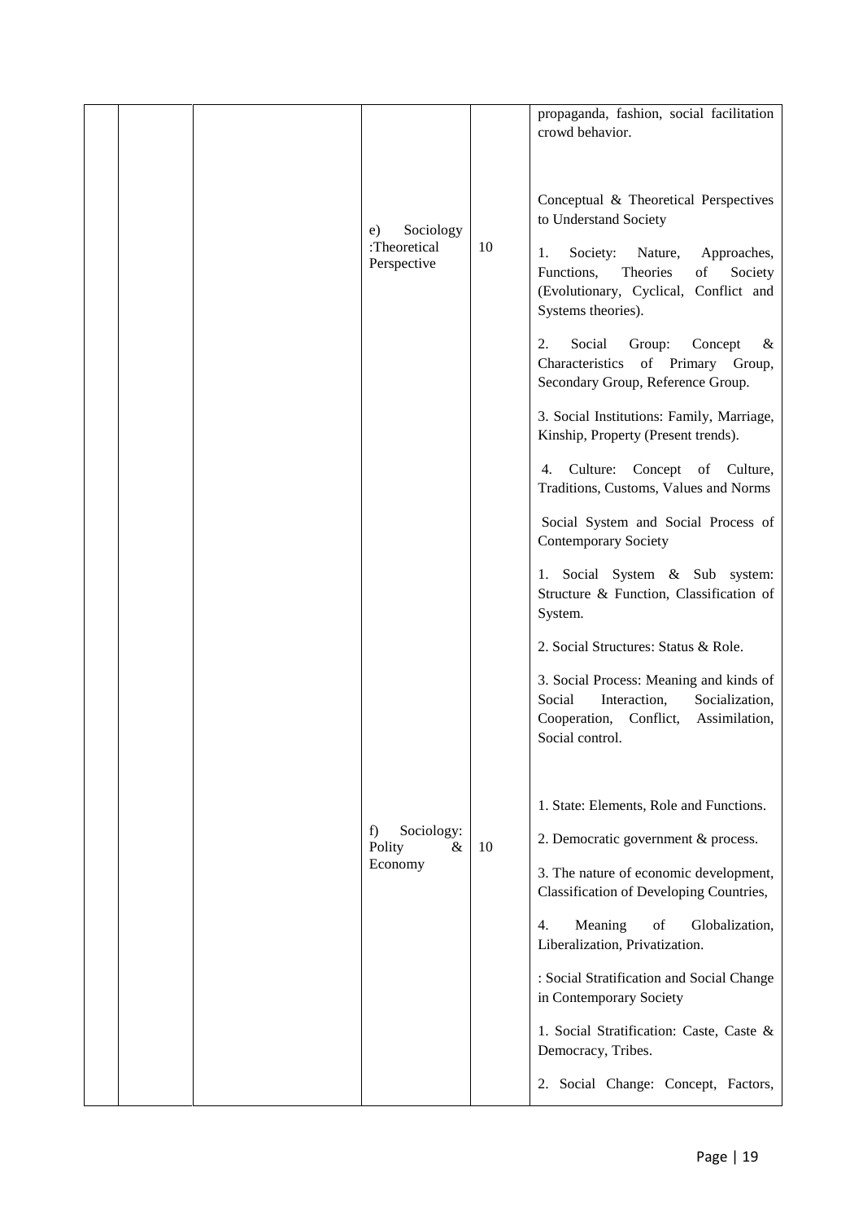|  |  |  |  |  |  |
|---|---|---|---|---|---|
|  |  |  |  |  | propaganda, fashion, social facilitation crowd behavior. |
|  |  |  | e) Sociology :Theoretical Perspective | 10 | Conceptual & Theoretical Perspectives to Understand Society<br><br>1. Society: Nature, Approaches, Functions, Theories of Society (Evolutionary, Cyclical, Conflict and Systems theories).<br><br>2. Social Group: Concept & Characteristics of Primary Group, Secondary Group, Reference Group.<br><br>3. Social Institutions: Family, Marriage, Kinship, Property (Present trends).<br><br>4. Culture: Concept of Culture, Traditions, Customs, Values and Norms<br><br>Social System and Social Process of Contemporary Society<br><br>1. Social System & Sub system: Structure & Function, Classification of System.<br><br>2. Social Structures: Status & Role.<br><br>3. Social Process: Meaning and kinds of Social Interaction, Socialization, Cooperation, Conflict, Assimilation, Social control. |
|  |  |  | f) Sociology: Polity & Economy | 10 | 1. State: Elements, Role and Functions.<br><br>2. Democratic government & process.<br><br>3. The nature of economic development, Classification of Developing Countries,<br><br>4. Meaning of Globalization, Liberalization, Privatization.<br><br>: Social Stratification and Social Change in Contemporary Society<br><br>1. Social Stratification: Caste, Caste & Democracy, Tribes.<br><br>2. Social Change: Concept, Factors, |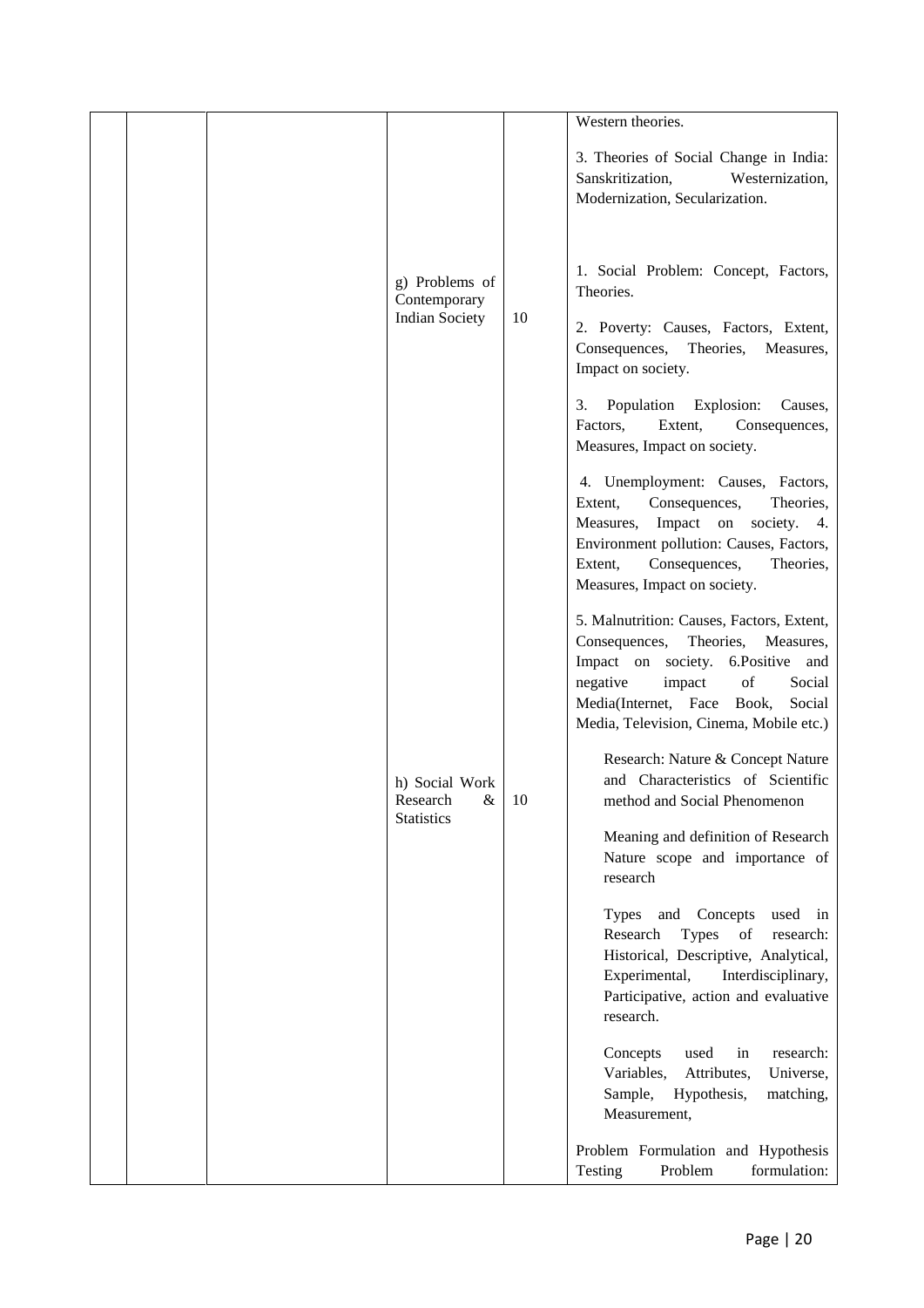| | | | | | |
|---|---|---|---|---|---|
| | | | | | Western theories.<br><br>3. Theories of Social Change in India: Sanskritization, Westernization, Modernization, Secularization. |
| | | | g) Problems of Contemporary Indian Society | 10 | 1. Social Problem: Concept, Factors, Theories.<br><br>2. Poverty: Causes, Factors, Extent, Consequences, Theories, Measures, Impact on society.<br><br>3. Population Explosion: Causes, Factors, Extent, Consequences, Measures, Impact on society.<br><br>4. Unemployment: Causes, Factors, Extent, Consequences, Theories, Measures, Impact on society. 4. Environment pollution: Causes, Factors, Extent, Consequences, Theories, Measures, Impact on society.<br><br>5. Malnutrition: Causes, Factors, Extent, Consequences, Theories, Measures, Impact on society. 6.Positive and negative impact of Social Media(Internet, Face Book, Social Media, Television, Cinema, Mobile etc.) |
| | | | h) Social Work Research & Statistics | 10 | Research: Nature & Concept Nature and Characteristics of Scientific method and Social Phenomenon<br><br>Meaning and definition of Research Nature scope and importance of research<br><br>Types and Concepts used in Research Types of research: Historical, Descriptive, Analytical, Experimental, Interdisciplinary, Participative, action and evaluative research.<br><br>Concepts used in research: Variables, Attributes, Universe, Sample, Hypothesis, matching, Measurement,<br><br>Problem Formulation and Hypothesis Testing Problem formulation: |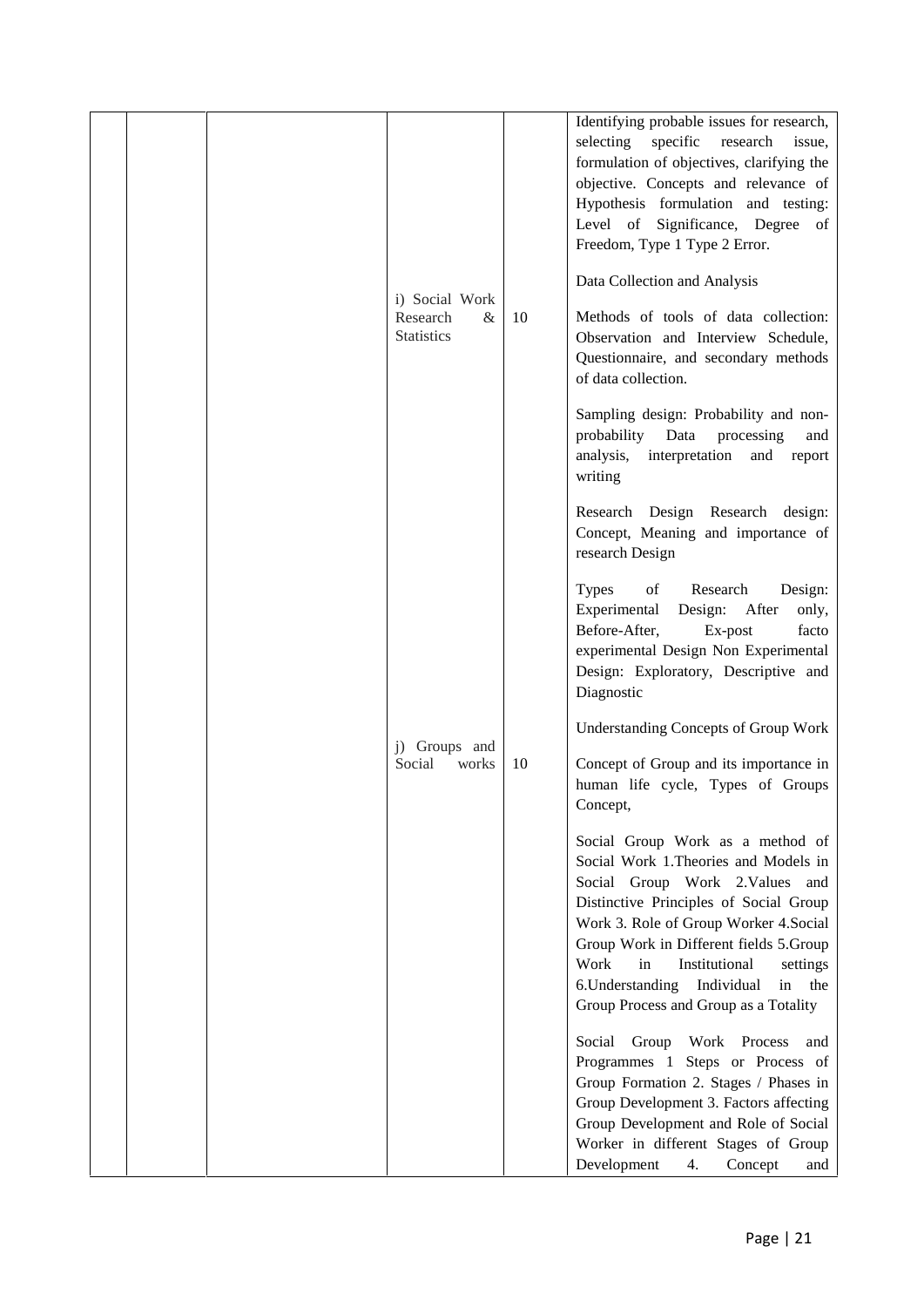|  |  |  |  |  |  |
|---|---|---|---|---|---|
|  |  |  | i) Social Work Research & Statistics | 10 | Identifying probable issues for research, selecting specific research issue, formulation of objectives, clarifying the objective. Concepts and relevance of Hypothesis formulation and testing: Level of Significance, Degree of Freedom, Type 1 Type 2 Error.<br><br>Data Collection and Analysis<br><br>Methods of tools of data collection: Observation and Interview Schedule, Questionnaire, and secondary methods of data collection.<br><br>Sampling design: Probability and non-probability Data processing and analysis, interpretation and report writing<br><br>Research Design Research design: Concept, Meaning and importance of research Design<br><br>Types of Research Design: Experimental Design: After only, Before-After, Ex-post facto experimental Design Non Experimental Design: Exploratory, Descriptive and Diagnostic |
|  |  |  | j) Groups and Social works | 10 | Understanding Concepts of Group Work<br><br>Concept of Group and its importance in human life cycle, Types of Groups Concept,<br><br>Social Group Work as a method of Social Work 1.Theories and Models in Social Group Work 2.Values and Distinctive Principles of Social Group Work 3. Role of Group Worker 4.Social Group Work in Different fields 5.Group Work in Institutional settings 6.Understanding Individual in the Group Process and Group as a Totality<br><br>Social Group Work Process and Programmes 1 Steps or Process of Group Formation 2. Stages / Phases in Group Development 3. Factors affecting Group Development and Role of Social Worker in different Stages of Group Development 4. Concept and |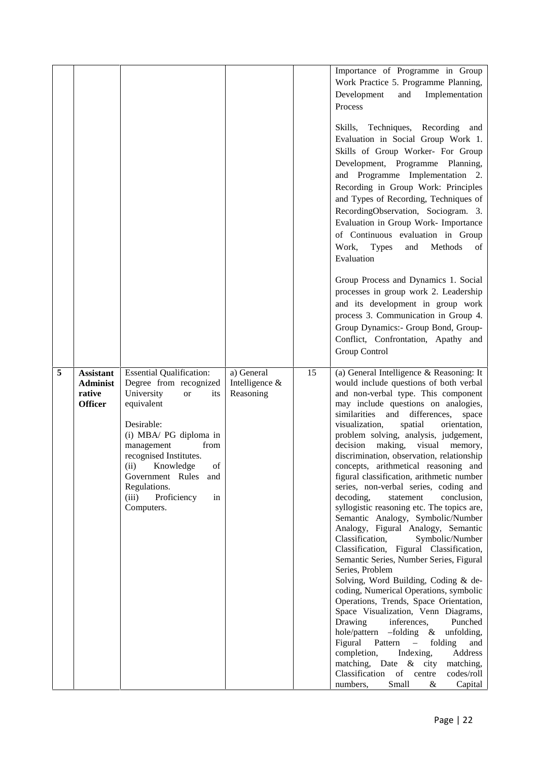| | | | | | |
|---|---|---|---|---|---|
| | | | | | Importance of Programme in Group Work Practice 5. Programme Planning, Development and Implementation Process<br><br>Skills, Techniques, Recording and Evaluation in Social Group Work 1. Skills of Group Worker- For Group Development, Programme Planning, and Programme Implementation 2. Recording in Group Work: Principles and Types of Recording, Techniques of RecordingObservation, Sociogram. 3. Evaluation in Group Work- Importance of Continuous evaluation in Group Work, Types and Methods of Evaluation<br><br>Group Process and Dynamics 1. Social processes in group work 2. Leadership and its development in group work process 3. Communication in Group 4. Group Dynamics:- Group Bond, Group-Conflict, Confrontation, Apathy and Group Control |
| **5** | **Assistant Administrative Officer** | Essential Qualification: Degree from recognized University or its equivalent<br><br>Desirable:<br>(i) MBA/ PG diploma in management from recognised Institutes.<br>(ii) Knowledge of Government Rules and Regulations.<br>(iii) Proficiency in Computers. | a) General Intelligence & Reasoning | 15 | (a) General Intelligence & Reasoning: It would include questions of both verbal and non-verbal type. This component may include questions on analogies, similarities and differences, space visualization, spatial orientation, problem solving, analysis, judgement, decision making, visual memory, discrimination, observation, relationship concepts, arithmetical reasoning and figural classification, arithmetic number series, non-verbal series, coding and decoding, statement conclusion, syllogistic reasoning etc. The topics are, Semantic Analogy, Symbolic/Number Analogy, Figural Analogy, Semantic Classification, Symbolic/Number Classification, Figural Classification, Semantic Series, Number Series, Figural Series, Problem<br>Solving, Word Building, Coding & de-coding, Numerical Operations, symbolic Operations, Trends, Space Orientation, Space Visualization, Venn Diagrams, Drawing inferences, Punched hole/pattern –folding & unfolding, Figural Pattern – folding and completion, Indexing, Address matching, Date & city matching, Classification of centre codes/roll numbers, Small & Capital |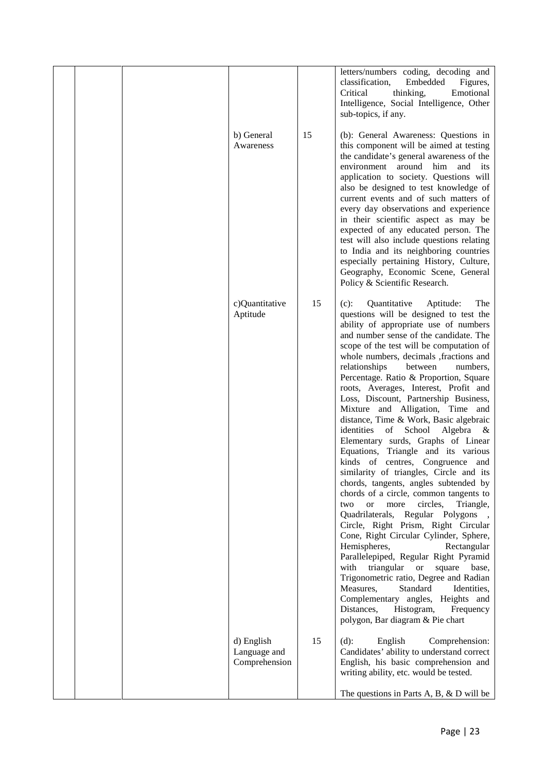| | | | | | |
|---|---|---|---|---|---|
| | | | | | letters/numbers coding, decoding and classification, Embedded Figures, Critical thinking, Emotional Intelligence, Social Intelligence, Other sub-topics, if any. |
| | | | b) General Awareness | 15 | (b): General Awareness: Questions in this component will be aimed at testing the candidate's general awareness of the environment around him and its application to society. Questions will also be designed to test knowledge of current events and of such matters of every day observations and experience in their scientific aspect as may be expected of any educated person. The test will also include questions relating to India and its neighboring countries especially pertaining History, Culture, Geography, Economic Scene, General Policy & Scientific Research. |
| | | | c)Quantitative Aptitude | 15 | (c): Quantitative Aptitude: The questions will be designed to test the ability of appropriate use of numbers and number sense of the candidate. The scope of the test will be computation of whole numbers, decimals ,fractions and relationships between numbers, Percentage. Ratio & Proportion, Square roots, Averages, Interest, Profit and Loss, Discount, Partnership Business, Mixture and Alligation, Time and distance, Time & Work, Basic algebraic identities of School Algebra & Elementary surds, Graphs of Linear Equations, Triangle and its various kinds of centres, Congruence and similarity of triangles, Circle and its chords, tangents, angles subtended by chords of a circle, common tangents to two or more circles, Triangle, Quadrilaterals, Regular Polygons , Circle, Right Prism, Right Circular Cone, Right Circular Cylinder, Sphere, Hemispheres, Rectangular Parallelepiped, Regular Right Pyramid with triangular or square base, Trigonometric ratio, Degree and Radian Measures, Standard Identities, Complementary angles, Heights and Distances, Histogram, Frequency polygon, Bar diagram & Pie chart |
| | | | d) English Language and Comprehension | 15 | (d): English Comprehension: Candidates' ability to understand correct English, his basic comprehension and writing ability, etc. would be tested.<br><br>The questions in Parts A, B, & D will be |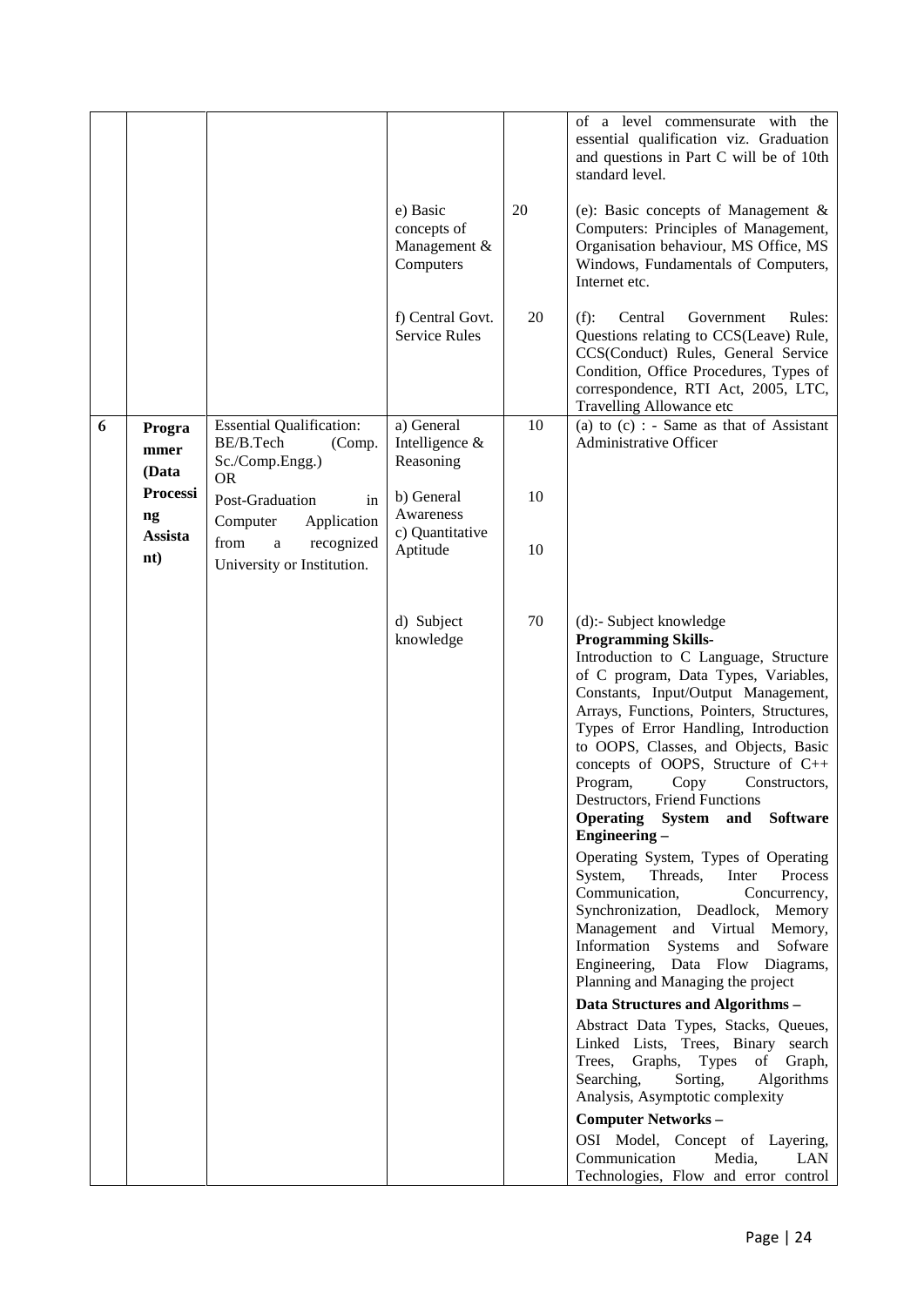| | | | | | |
|---|---|---|---|---|---|
| | | | | | of a level commensurate with the essential qualification viz. Graduation and questions in Part C will be of 10th standard level. |
| | | | e) Basic concepts of Management & Computers | 20 | (e): Basic concepts of Management & Computers: Principles of Management, Organisation behaviour, MS Office, MS Windows, Fundamentals of Computers, Internet etc. |
| | | | f) Central Govt. Service Rules | 20 | (f): Central Government Rules: Questions relating to CCS(Leave) Rule, CCS(Conduct) Rules, General Service Condition, Office Procedures, Types of correspondence, RTI Act, 2005, LTC, Travelling Allowance etc |
| **6** | **Programmer (Data Processing Assistant)** | Essential Qualification: BE/B.Tech (Comp. Sc./Comp.Engg.) OR Post-Graduation in Computer Application from a recognized University or Institution. | a) General Intelligence & Reasoning | 10 | (a) to (c) : - Same as that of Assistant Administrative Officer |
| | | | b) General Awareness | 10 | |
| | | | c) Quantitative Aptitude | 10 | |
| | | | d) Subject knowledge | 70 | (d):- Subject knowledge<br>**Programming Skills-**<br>Introduction to C Language, Structure of C program, Data Types, Variables, Constants, Input/Output Management, Arrays, Functions, Pointers, Structures, Types of Error Handling, Introduction to OOPS, Classes, and Objects, Basic concepts of OOPS, Structure of C++ Program, Copy Constructors, Destructors, Friend Functions<br>**Operating System and Software Engineering –**<br>Operating System, Types of Operating System, Threads, Inter Process Communication, Concurrency, Synchronization, Deadlock, Memory Management and Virtual Memory, Information Systems and Sofware Engineering, Data Flow Diagrams, Planning and Managing the project<br>**Data Structures and Algorithms –**<br>Abstract Data Types, Stacks, Queues, Linked Lists, Trees, Binary search Trees, Graphs, Types of Graph, Searching, Sorting, Algorithms Analysis, Asymptotic complexity<br>**Computer Networks –**<br>OSI Model, Concept of Layering, Communication Media, LAN Technologies, Flow and error control |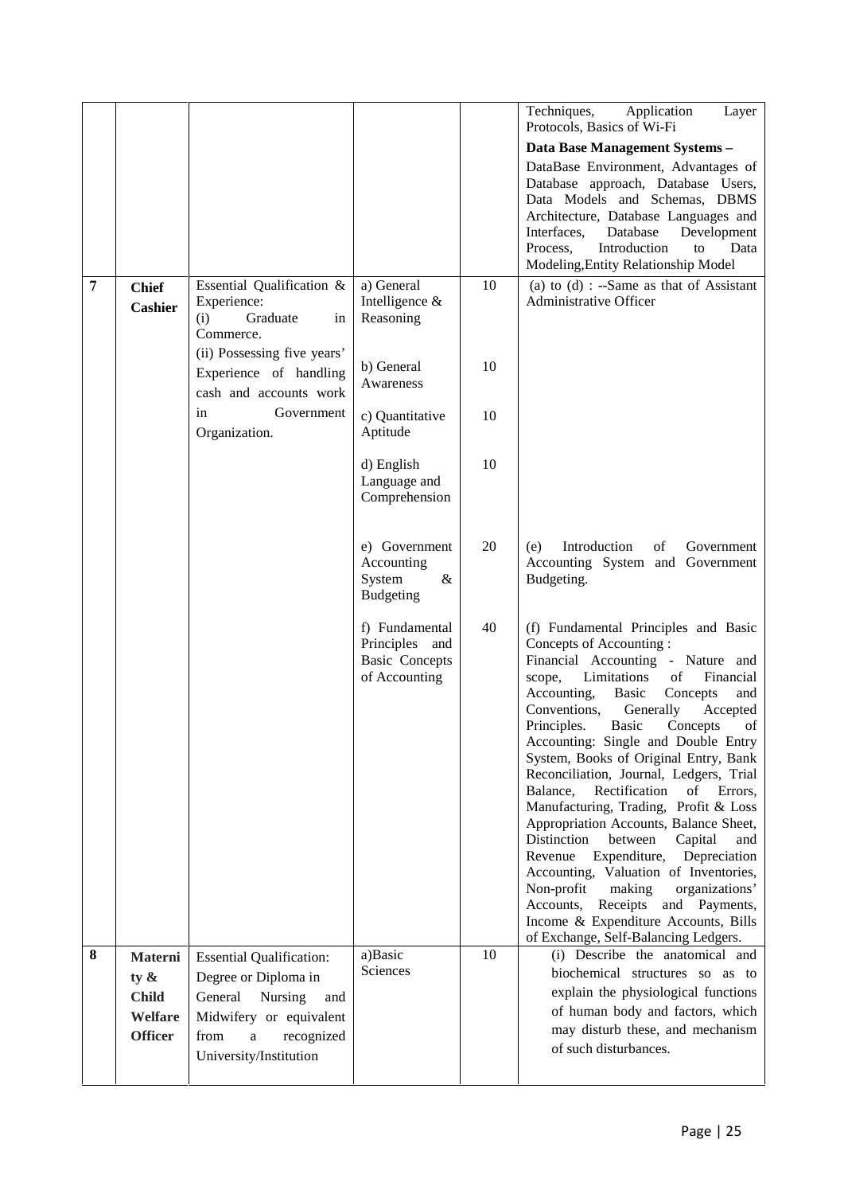| | | | | | |
|---|---|---|---|---|---|
| | | | | | Techniques, Application Layer Protocols, Basics of Wi-Fi<br>**Data Base Management Systems –**<br>DataBase Environment, Advantages of Database approach, Database Users, Data Models and Schemas, DBMS Architecture, Database Languages and Interfaces, Database Development Process, Introduction to Data Modeling,Entity Relationship Model |
| **7** | **Chief Cashier** | Essential Qualification & Experience:<br>(i) Graduate in Commerce.<br>(ii) Possessing five years' Experience of handling cash and accounts work in Government Organization. | a) General Intelligence & Reasoning | 10 | (a) to (d) : --Same as that of Assistant Administrative Officer |
| | | | b) General Awareness | 10 | |
| | | | c) Quantitative Aptitude | 10 | |
| | | | d) English Language and Comprehension | 10 | |
| | | | e) Government Accounting System & Budgeting | 20 | (e) Introduction of Government Accounting System and Government Budgeting. |
| | | | f) Fundamental Principles and Basic Concepts of Accounting | 40 | (f) Fundamental Principles and Basic Concepts of Accounting :<br>Financial Accounting - Nature and scope, Limitations of Financial Accounting, Basic Concepts and Conventions, Generally Accepted Principles. Basic Concepts of Accounting: Single and Double Entry System, Books of Original Entry, Bank Reconciliation, Journal, Ledgers, Trial Balance, Rectification of Errors, Manufacturing, Trading, Profit & Loss Appropriation Accounts, Balance Sheet, Distinction between Capital and Revenue Expenditure, Depreciation Accounting, Valuation of Inventories, Non-profit making organizations' Accounts, Receipts and Payments, Income & Expenditure Accounts, Bills of Exchange, Self-Balancing Ledgers. |
| **8** | **Maternity & Child Welfare Officer** | Essential Qualification:<br>Degree or Diploma in General Nursing and Midwifery or equivalent from a recognized University/Institution | a)Basic Sciences | 10 | (i) Describe the anatomical and biochemical structures so as to explain the physiological functions of human body and factors, which may disturb these, and mechanism of such disturbances. |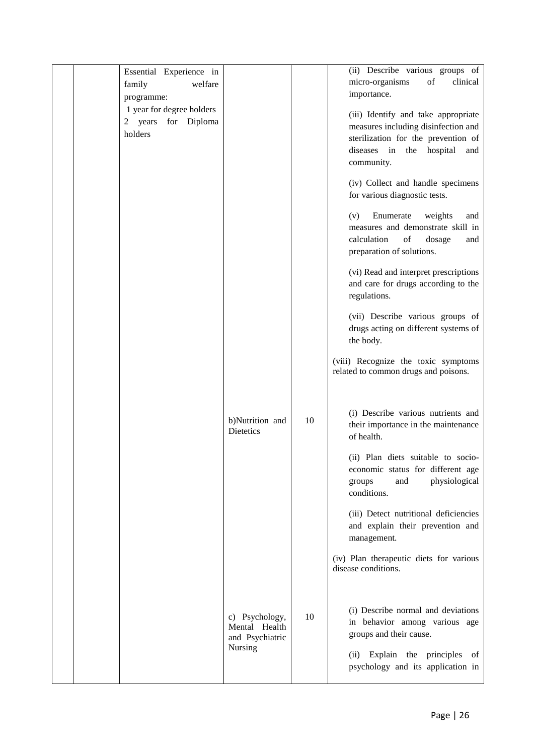|  |  | Essential Experience in family welfare programme:<br>1 year for degree holders<br>2 years for Diploma holders |  |  | (ii) Describe various groups of micro-organisms of clinical importance.<br><br>(iii) Identify and take appropriate measures including disinfection and sterilization for the prevention of diseases in the hospital and community.<br><br>(iv) Collect and handle specimens for various diagnostic tests.<br><br>(v) Enumerate weights and measures and demonstrate skill in calculation of dosage and preparation of solutions.<br><br>(vi) Read and interpret prescriptions and care for drugs according to the regulations.<br><br>(vii) Describe various groups of drugs acting on different systems of the body.<br><br>(viii) Recognize the toxic symptoms related to common drugs and poisons. |
|---|---|---|---|---|---|
|  |  |  | b)Nutrition and Dietetics | 10 | (i) Describe various nutrients and their importance in the maintenance of health.<br><br>(ii) Plan diets suitable to socio-economic status for different age groups and physiological conditions.<br><br>(iii) Detect nutritional deficiencies and explain their prevention and management.<br><br>(iv) Plan therapeutic diets for various disease conditions. |
|  |  |  | c) Psychology, Mental Health and Psychiatric Nursing | 10 | (i) Describe normal and deviations in behavior among various age groups and their cause.<br><br>(ii) Explain the principles of psychology and its application in |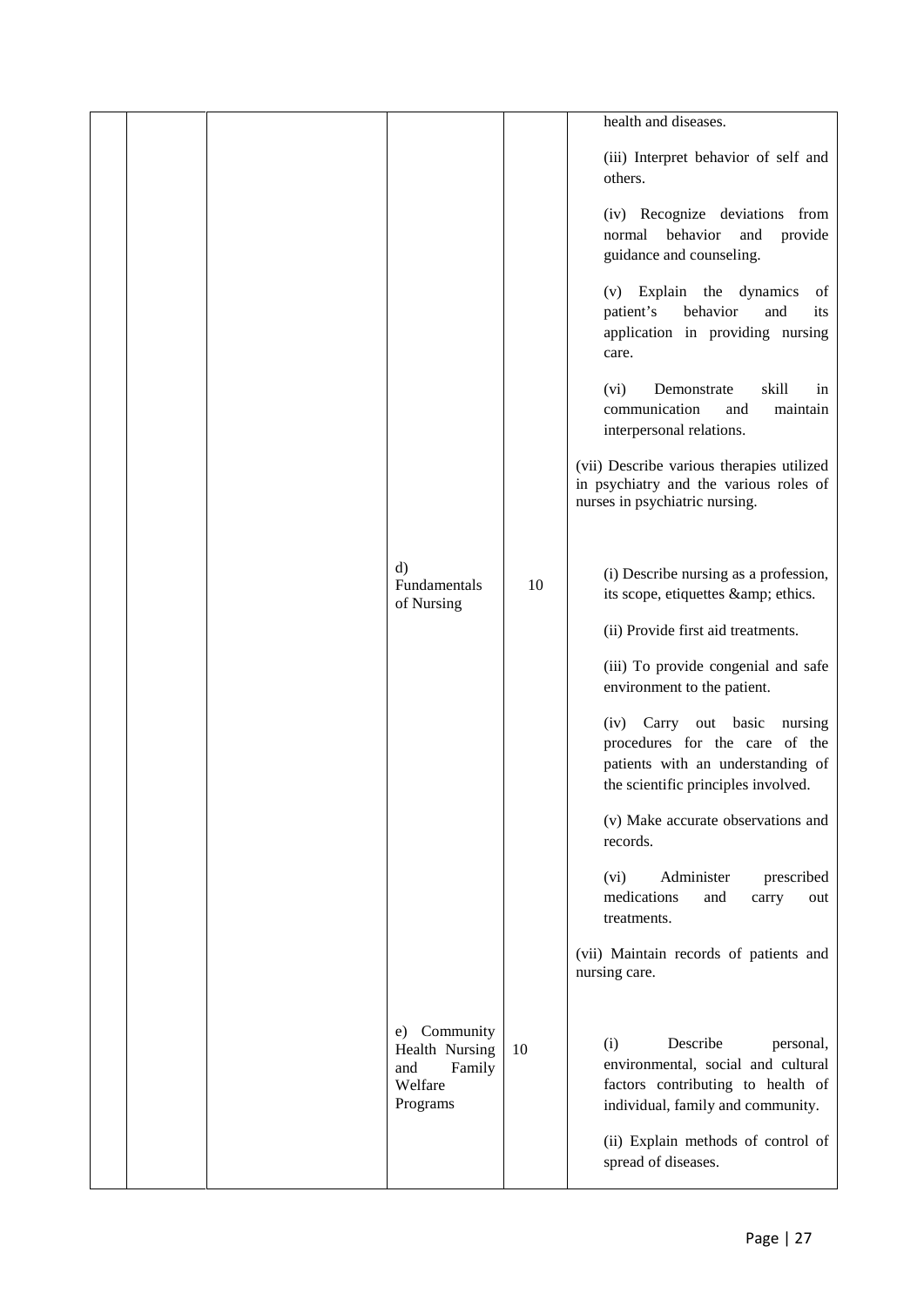| | | | | | |
|---|---|---|---|---|---|
| | | | | | health and diseases.<br><br>(iii) Interpret behavior of self and others.<br><br>(iv) Recognize deviations from normal behavior and provide guidance and counseling.<br><br>(v) Explain the dynamics of patient's behavior and its application in providing nursing care.<br><br>(vi) Demonstrate skill in communication and maintain interpersonal relations.<br><br>(vii) Describe various therapies utilized in psychiatry and the various roles of nurses in psychiatric nursing. |
| | | | d) Fundamentals of Nursing | 10 | (i) Describe nursing as a profession, its scope, etiquettes &amp; ethics.<br><br>(ii) Provide first aid treatments.<br><br>(iii) To provide congenial and safe environment to the patient.<br><br>(iv) Carry out basic nursing procedures for the care of the patients with an understanding of the scientific principles involved.<br><br>(v) Make accurate observations and records.<br><br>(vi) Administer prescribed medications and carry out treatments.<br><br>(vii) Maintain records of patients and nursing care. |
| | | | e) Community Health Nursing and Family Welfare Programs | 10 | (i) Describe personal, environmental, social and cultural factors contributing to health of individual, family and community.<br><br>(ii) Explain methods of control of spread of diseases. |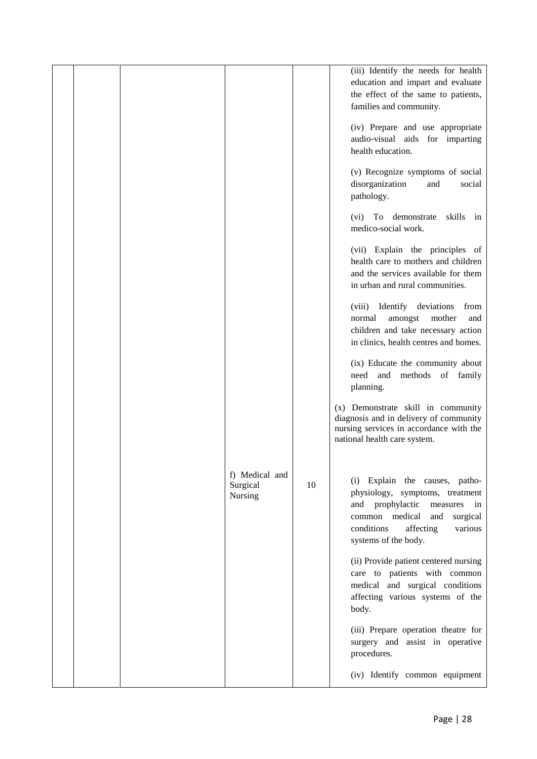| | | | | | |
|---|---|---|---|---|---|
| | | | | | (iii) Identify the needs for health education and impart and evaluate the effect of the same to patients, families and community.<br><br>(iv) Prepare and use appropriate audio-visual aids for imparting health education.<br><br>(v) Recognize symptoms of social disorganization and social pathology.<br><br>(vi) To demonstrate skills in medico-social work.<br><br>(vii) Explain the principles of health care to mothers and children and the services available for them in urban and rural communities.<br><br>(viii) Identify deviations from normal amongst mother and children and take necessary action in clinics, health centres and homes.<br><br>(ix) Educate the community about need and methods of family planning.<br><br>(x) Demonstrate skill in community diagnosis and in delivery of community nursing services in accordance with the national health care system. |
| | | | f) Medical and Surgical Nursing | 10 | (i) Explain the causes, patho-physiology, symptoms, treatment and prophylactic measures in common medical and surgical conditions affecting various systems of the body.<br><br>(ii) Provide patient centered nursing care to patients with common medical and surgical conditions affecting various systems of the body.<br><br>(iii) Prepare operation theatre for surgery and assist in operative procedures.<br><br>(iv) Identify common equipment |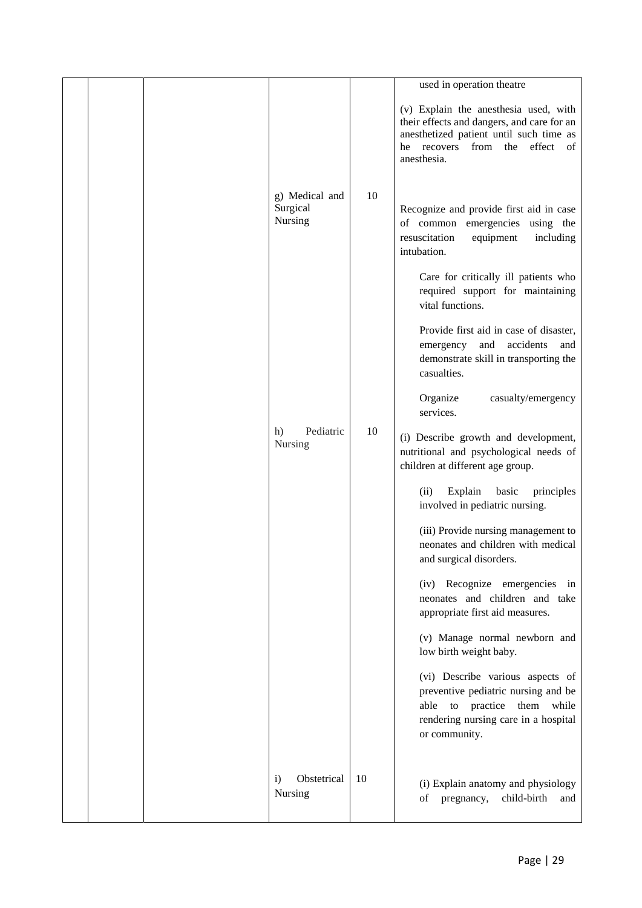| | | | | | |
|---|---|---|---|---|---|
| | | | | | used in operation theatre<br><br>(v) Explain the anesthesia used, with their effects and dangers, and care for an anesthetized patient until such time as he recovers from the effect of anesthesia. |
| | | | g) Medical and Surgical Nursing | 10 | Recognize and provide first aid in case of common emergencies using the resuscitation equipment including intubation.<br><br>Care for critically ill patients who required support for maintaining vital functions.<br><br>Provide first aid in case of disaster, emergency and accidents and demonstrate skill in transporting the casualties.<br><br>Organize casualty/emergency services. |
| | | | h) Pediatric Nursing | 10 | (i) Describe growth and development, nutritional and psychological needs of children at different age group.<br><br>(ii) Explain basic principles involved in pediatric nursing.<br><br>(iii) Provide nursing management to neonates and children with medical and surgical disorders.<br><br>(iv) Recognize emergencies in neonates and children and take appropriate first aid measures.<br><br>(v) Manage normal newborn and low birth weight baby.<br><br>(vi) Describe various aspects of preventive pediatric nursing and be able to practice them while rendering nursing care in a hospital or community. |
| | | | i) Obstetrical Nursing | 10 | (i) Explain anatomy and physiology of pregnancy, child-birth and |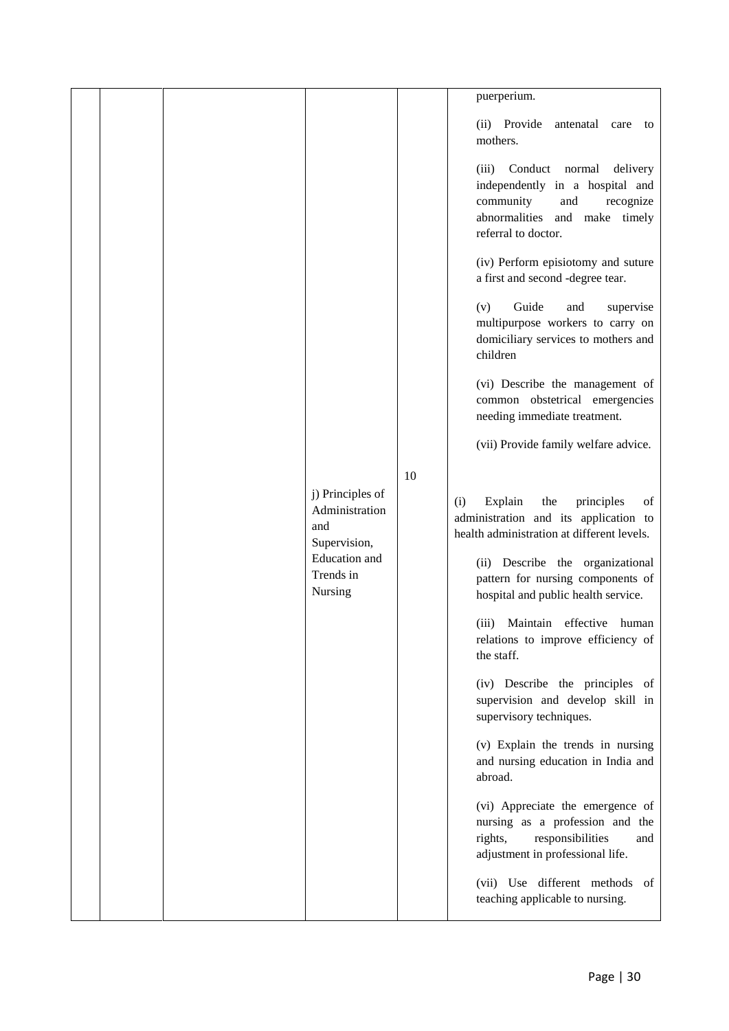| | | | | | |
|---|---|---|---|---|---|
| | | | | | puerperium.<br><br>(ii) Provide antenatal care to mothers.<br><br>(iii) Conduct normal delivery independently in a hospital and community and recognize abnormalities and make timely referral to doctor.<br><br>(iv) Perform episiotomy and suture a first and second -degree tear.<br><br>(v) Guide and supervise multipurpose workers to carry on domiciliary services to mothers and children<br><br>(vi) Describe the management of common obstetrical emergencies needing immediate treatment.<br><br>(vii) Provide family welfare advice. |
| | | | j) Principles of Administration and Supervision, Education and Trends in Nursing | 10 | (i) Explain the principles of administration and its application to health administration at different levels.<br><br>(ii) Describe the organizational pattern for nursing components of hospital and public health service.<br><br>(iii) Maintain effective human relations to improve efficiency of the staff.<br><br>(iv) Describe the principles of supervision and develop skill in supervisory techniques.<br><br>(v) Explain the trends in nursing and nursing education in India and abroad.<br><br>(vi) Appreciate the emergence of nursing as a profession and the rights, responsibilities and adjustment in professional life.<br><br>(vii) Use different methods of teaching applicable to nursing. |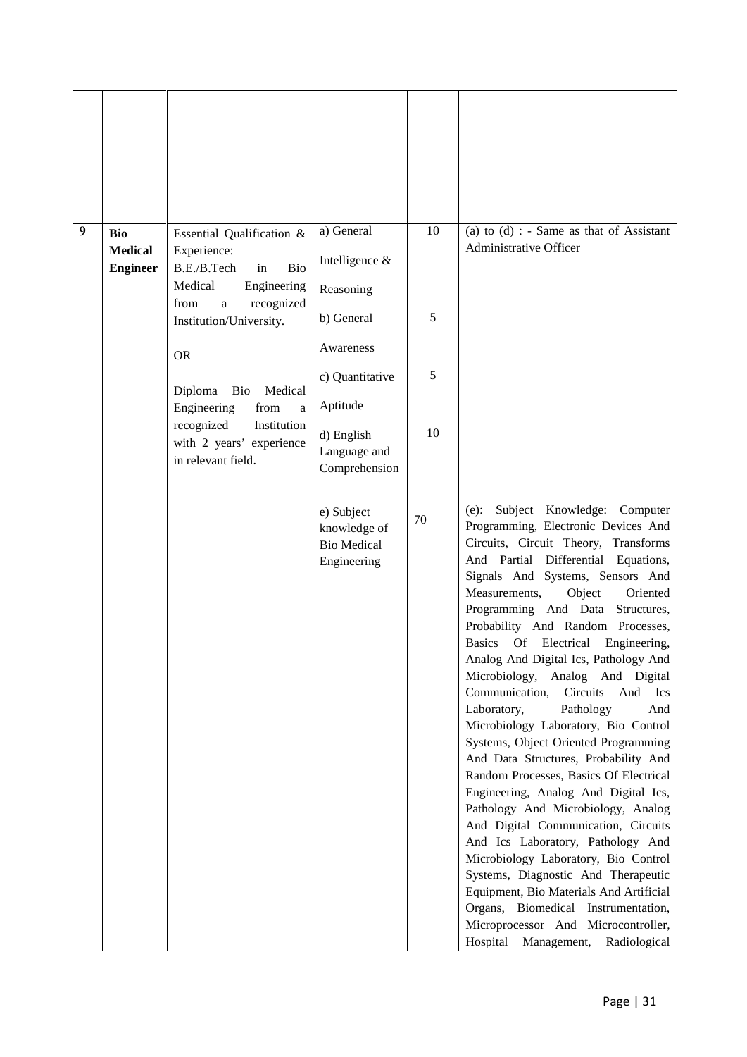| | | | | | |
|---|---|---|---|---|---|
| | | | | | |
| 9 | **Bio Medical Engineer** | Essential Qualification & Experience:<br>B.E./B.Tech in Bio Medical Engineering from a recognized Institution/University.<br><br>OR<br><br>Diploma Bio Medical Engineering from a recognized Institution with 2 years' experience in relevant field. | a) General Intelligence & Reasoning<br><br>b) General Awareness<br><br>c) Quantitative Aptitude<br><br>d) English Language and Comprehension | 10<br><br>5<br><br>5<br><br>10 | (a) to (d) : - Same as that of Assistant Administrative Officer |
| | | | e) Subject knowledge of Bio Medical Engineering | 70 | (e): Subject Knowledge: Computer Programming, Electronic Devices And Circuits, Circuit Theory, Transforms And Partial Differential Equations, Signals And Systems, Sensors And Measurements, Object Oriented Programming And Data Structures, Probability And Random Processes, Basics Of Electrical Engineering, Analog And Digital Ics, Pathology And Microbiology, Analog And Digital Communication, Circuits And Ics Laboratory, Pathology And Microbiology Laboratory, Bio Control Systems, Object Oriented Programming And Data Structures, Probability And Random Processes, Basics Of Electrical Engineering, Analog And Digital Ics, Pathology And Microbiology, Analog And Digital Communication, Circuits And Ics Laboratory, Pathology And Microbiology Laboratory, Bio Control Systems, Diagnostic And Therapeutic Equipment, Bio Materials And Artificial Organs, Biomedical Instrumentation, Microprocessor And Microcontroller, Hospital Management, Radiological |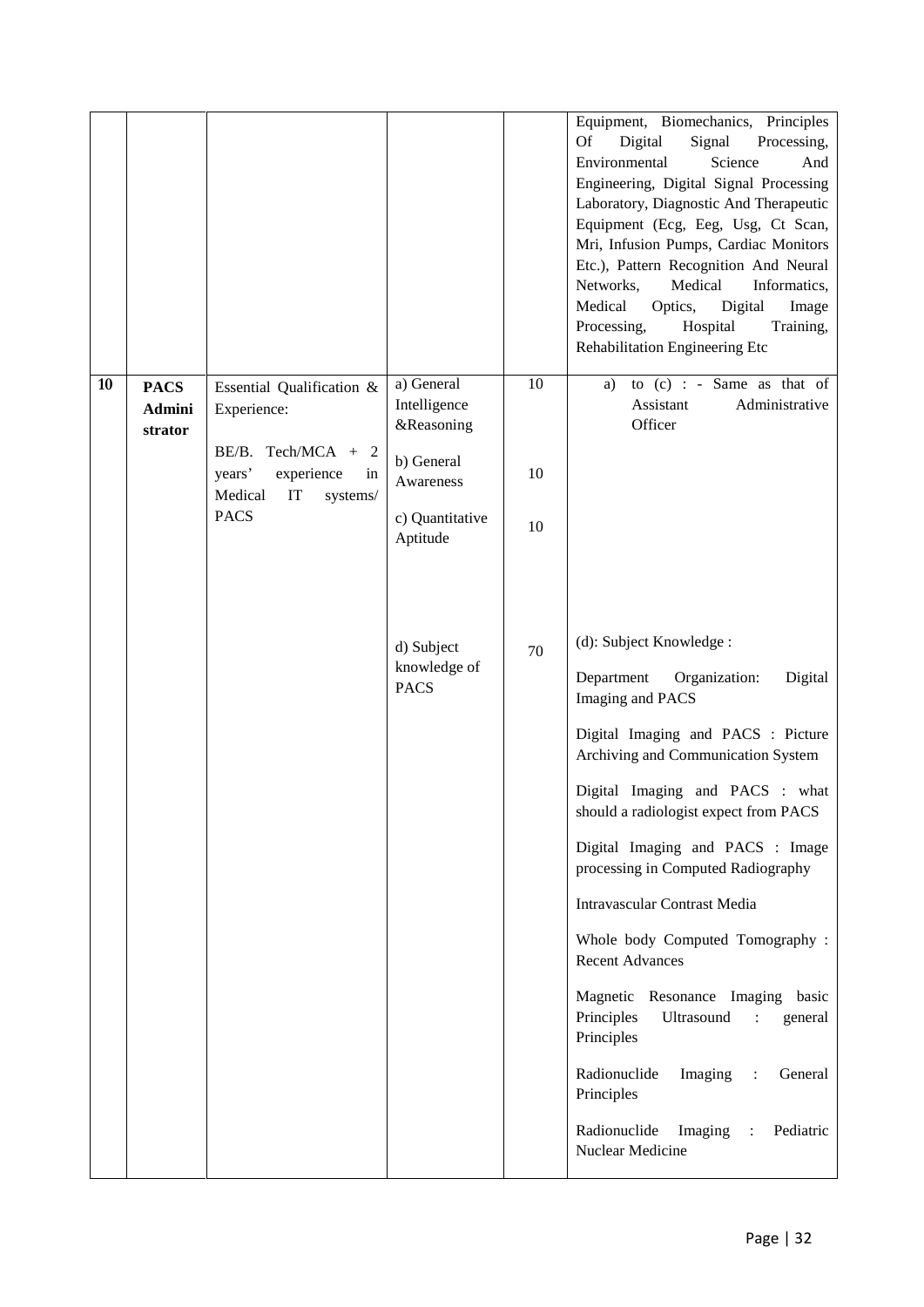| | | | | | Equipment, Biomechanics, Principles Of Digital Signal Processing, Environmental Science And Engineering, Digital Signal Processing Laboratory, Diagnostic And Therapeutic Equipment (Ecg, Eeg, Usg, Ct Scan, Mri, Infusion Pumps, Cardiac Monitors Etc.), Pattern Recognition And Neural Networks, Medical Informatics, Medical Optics, Digital Image Processing, Hospital Training, Rehabilitation Engineering Etc |
|---|---|---|---|---|---|
| **10** | **PACS Administrator** | Essential Qualification & Experience:<br><br>BE/B. Tech/MCA + 2 years' experience in Medical IT systems/ PACS | a) General Intelligence &Reasoning<br><br>b) General Awareness<br><br>c) Quantitative Aptitude | 10<br><br>10<br><br>10 | a) to (c) : - Same as that of Assistant Administrative Officer |
| | | | d) Subject knowledge of PACS | 70 | (d): Subject Knowledge :<br><br>Department Organization: Digital Imaging and PACS<br><br>Digital Imaging and PACS : Picture Archiving and Communication System<br><br>Digital Imaging and PACS : what should a radiologist expect from PACS<br><br>Digital Imaging and PACS : Image processing in Computed Radiography<br><br>Intravascular Contrast Media<br><br>Whole body Computed Tomography : Recent Advances<br><br>Magnetic Resonance Imaging basic Principles Ultrasound : general Principles<br><br>Radionuclide Imaging : General Principles<br><br>Radionuclide Imaging : Pediatric Nuclear Medicine |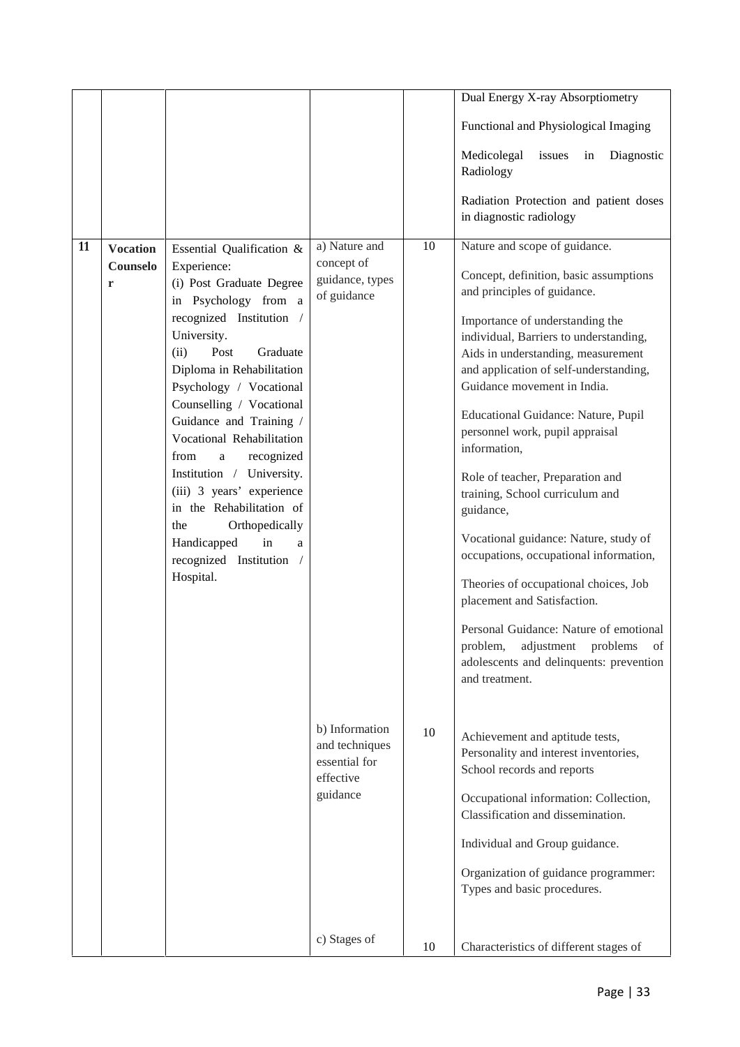| | | | | | |
|---|---|---|---|---|---|
| | | | | | Dual Energy X-ray Absorptiometry<br><br>Functional and Physiological Imaging<br><br>Medicolegal issues in Diagnostic Radiology<br><br>Radiation Protection and patient doses in diagnostic radiology |
| **11** | **Vocation Counselor** | Essential Qualification & Experience:<br>(i) Post Graduate Degree in Psychology from a recognized Institution / University.<br>(ii) Post Graduate Diploma in Rehabilitation Psychology / Vocational Counselling / Vocational Guidance and Training / Vocational Rehabilitation from a recognized Institution / University.<br>(iii) 3 years' experience in the Rehabilitation of the Orthopedically Handicapped in a recognized Institution / Hospital. | a) Nature and concept of guidance, types of guidance | 10 | Nature and scope of guidance.<br><br>Concept, definition, basic assumptions and principles of guidance.<br><br>Importance of understanding the individual, Barriers to understanding, Aids in understanding, measurement and application of self-understanding, Guidance movement in India.<br><br>Educational Guidance: Nature, Pupil personnel work, pupil appraisal information,<br><br>Role of teacher, Preparation and training, School curriculum and guidance,<br><br>Vocational guidance: Nature, study of occupations, occupational information,<br><br>Theories of occupational choices, Job placement and Satisfaction.<br><br>Personal Guidance: Nature of emotional problem, adjustment problems of adolescents and delinquents: prevention and treatment. |
| | | | b) Information and techniques essential for effective guidance | 10 | Achievement and aptitude tests, Personality and interest inventories, School records and reports<br><br>Occupational information: Collection, Classification and dissemination.<br><br>Individual and Group guidance.<br><br>Organization of guidance programmer: Types and basic procedures. |
| | | | c) Stages of | 10 | Characteristics of different stages of |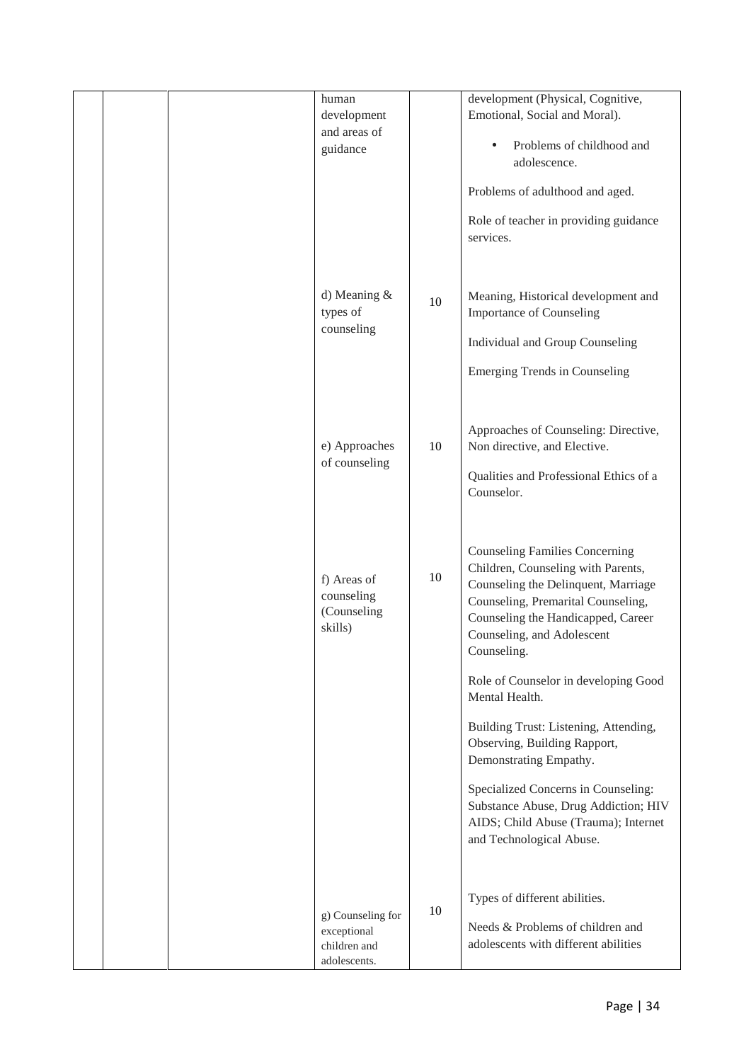|  |  |  | Topic | Hours | Content |
|---|---|---|---|---|---|
|  |  |  | human development and areas of guidance |  | development (Physical, Cognitive, Emotional, Social and Moral).<br>• Problems of childhood and adolescence.<br>Problems of adulthood and aged.<br>Role of teacher in providing guidance services. |
|  |  |  | d) Meaning & types of counseling | 10 | Meaning, Historical development and Importance of Counseling<br>Individual and Group Counseling<br>Emerging Trends in Counseling |
|  |  |  | e) Approaches of counseling | 10 | Approaches of Counseling: Directive, Non directive, and Elective.<br>Qualities and Professional Ethics of a Counselor. |
|  |  |  | f) Areas of counseling (Counseling skills) | 10 | Counseling Families Concerning Children, Counseling with Parents, Counseling the Delinquent, Marriage Counseling, Premarital Counseling, Counseling the Handicapped, Career Counseling, and Adolescent Counseling.<br>Role of Counselor in developing Good Mental Health.<br>Building Trust: Listening, Attending, Observing, Building Rapport, Demonstrating Empathy.<br>Specialized Concerns in Counseling: Substance Abuse, Drug Addiction; HIV AIDS; Child Abuse (Trauma); Internet and Technological Abuse. |
|  |  |  | g) Counseling for exceptional children and adolescents. | 10 | Types of different abilities.<br>Needs & Problems of children and adolescents with different abilities |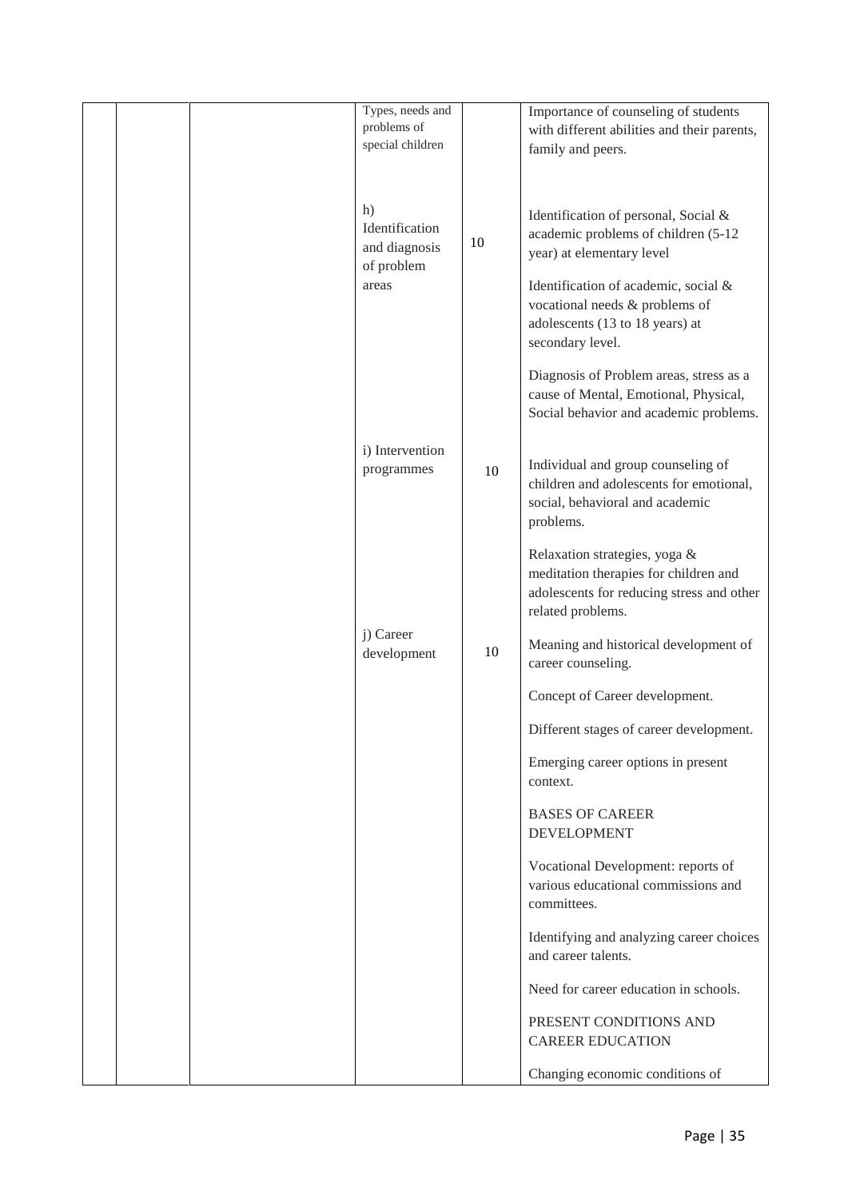| | | | | | |
|---|---|---|---|---|---|
| | | | Types, needs and problems of special children | | Importance of counseling of students with different abilities and their parents, family and peers. |
| | | | h) Identification and diagnosis of problem areas | 10 | Identification of personal, Social & academic problems of children (5-12 year) at elementary level<br><br>Identification of academic, social & vocational needs & problems of adolescents (13 to 18 years) at secondary level.<br><br>Diagnosis of Problem areas, stress as a cause of Mental, Emotional, Physical, Social behavior and academic problems. |
| | | | i) Intervention programmes | 10 | Individual and group counseling of children and adolescents for emotional, social, behavioral and academic problems.<br><br>Relaxation strategies, yoga & meditation therapies for children and adolescents for reducing stress and other related problems. |
| | | | j) Career development | 10 | Meaning and historical development of career counseling.<br><br>Concept of Career development.<br><br>Different stages of career development.<br><br>Emerging career options in present context.<br><br>BASES OF CAREER DEVELOPMENT<br><br>Vocational Development: reports of various educational commissions and committees.<br><br>Identifying and analyzing career choices and career talents.<br><br>Need for career education in schools.<br><br>PRESENT CONDITIONS AND CAREER EDUCATION<br><br>Changing economic conditions of |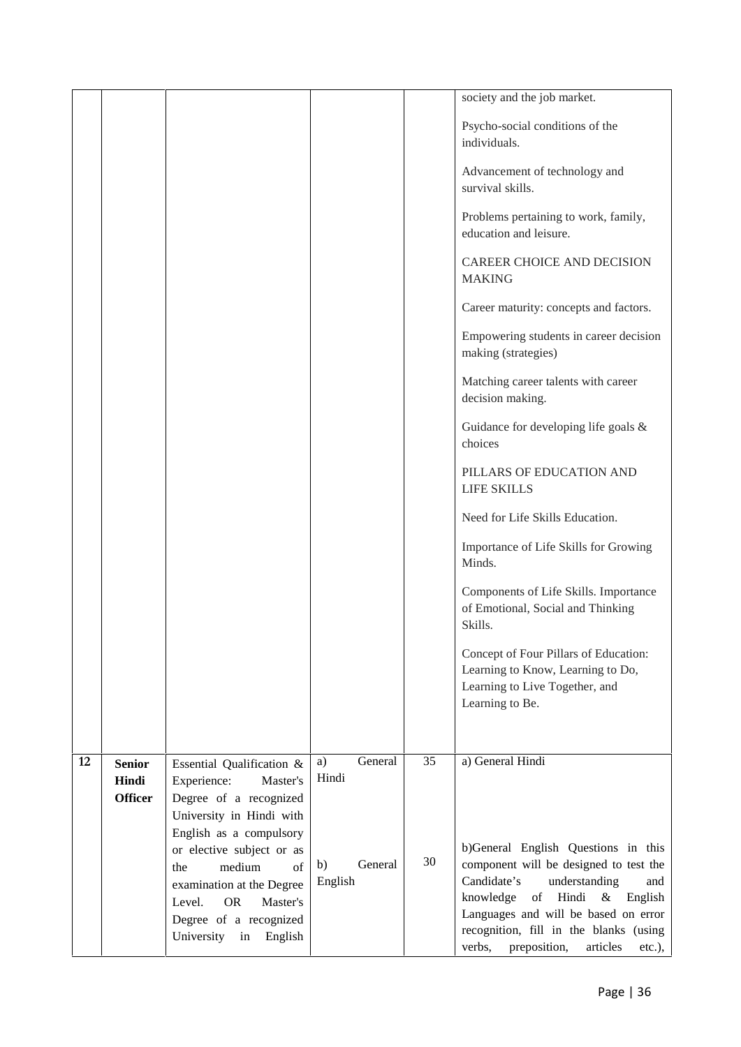| | | | | | society and the job market.<br><br>Psycho-social conditions of the individuals.<br><br>Advancement of technology and survival skills.<br><br>Problems pertaining to work, family, education and leisure.<br><br>CAREER CHOICE AND DECISION MAKING<br><br>Career maturity: concepts and factors.<br><br>Empowering students in career decision making (strategies)<br><br>Matching career talents with career decision making.<br><br>Guidance for developing life goals & choices<br><br>PILLARS OF EDUCATION AND LIFE SKILLS<br><br>Need for Life Skills Education.<br><br>Importance of Life Skills for Growing Minds.<br><br>Components of Life Skills. Importance of Emotional, Social and Thinking Skills.<br><br>Concept of Four Pillars of Education: Learning to Know, Learning to Do, Learning to Live Together, and Learning to Be. |
|---|---|---|---|---|---|
| **12** | **Senior Hindi Officer** | Essential Qualification & Experience: Master's Degree of a recognized University in Hindi with English as a compulsory or elective subject or as the medium of examination at the Degree Level. OR Master's Degree of a recognized University in English | a) General Hindi<br><br>b) General English | 35<br><br>30 | a) General Hindi<br><br>b)General English Questions in this component will be designed to test the Candidate's understanding and knowledge of Hindi & English Languages and will be based on error recognition, fill in the blanks (using verbs, preposition, articles etc.), |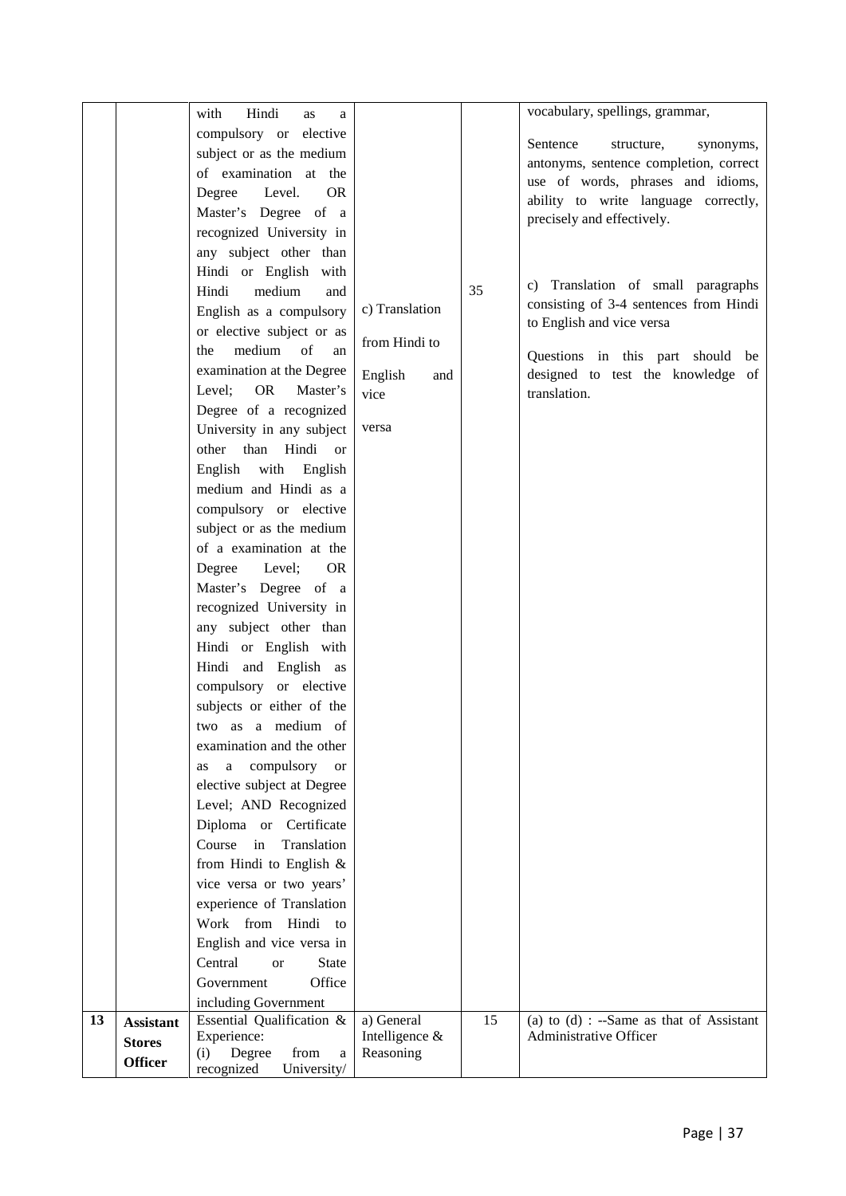| | | | | | |
|---|---|---|---|---|---|
| | | with Hindi as a compulsory or elective subject or as the medium of examination at the Degree Level. OR Master's Degree of a recognized University in any subject other than Hindi or English with Hindi medium and English as a compulsory or elective subject or as the medium of an examination at the Degree Level; OR Master's Degree of a recognized University in any subject other than Hindi or English with English medium and Hindi as a compulsory or elective subject or as the medium of a examination at the Degree Level; OR Master's Degree of a recognized University in any subject other than Hindi or English with Hindi and English as compulsory or elective subjects or either of the two as a medium of examination and the other as a compulsory or elective subject at Degree Level; AND Recognized Diploma or Certificate Course in Translation from Hindi to English & vice versa or two years' experience of Translation Work from Hindi to English and vice versa in Central or State Government Office including Government | c) Translation from Hindi to English and vice versa | 35 | vocabulary, spellings, grammar, Sentence structure, synonyms, antonyms, sentence completion, correct use of words, phrases and idioms, ability to write language correctly, precisely and effectively. c) Translation of small paragraphs consisting of 3-4 sentences from Hindi to English and vice versa Questions in this part should be designed to test the knowledge of translation. |
| 13 | **Assistant Stores Officer** | Essential Qualification & Experience: (i) Degree from a recognized University/ | a) General Intelligence & Reasoning | 15 | (a) to (d) : --Same as that of Assistant Administrative Officer |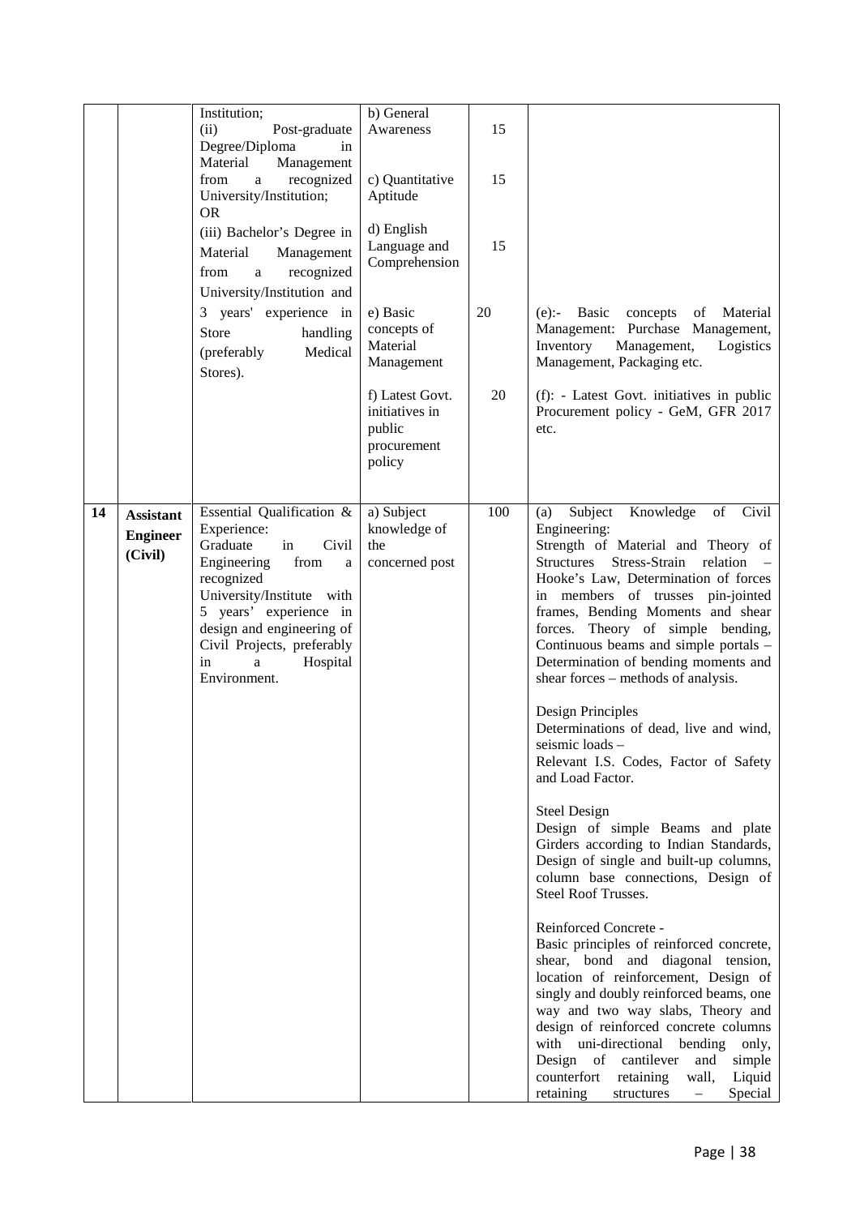| | | | | | |
|---|---|---|---|---|---|
| | | Institution;<br>(ii) Post-graduate Degree/Diploma in Material Management from a recognized University/Institution;<br>OR<br>(iii) Bachelor's Degree in Material Management from a recognized University/Institution and 3 years' experience in Store handling (preferably Medical Stores). | b) General Awareness | 15 | |
| | | | c) Quantitative Aptitude | 15 | |
| | | | d) English Language and Comprehension | 15 | |
| | | | e) Basic concepts of Material Management | 20 | (e):- Basic concepts of Material Management: Purchase Management, Inventory Management, Logistics Management, Packaging etc. |
| | | | f) Latest Govt. initiatives in public procurement policy | 20 | (f): - Latest Govt. initiatives in public Procurement policy - GeM, GFR 2017 etc. |
| **14** | **Assistant Engineer (Civil)** | Essential Qualification & Experience:<br>Graduate in Civil Engineering from a recognized University/Institute with 5 years' experience in design and engineering of Civil Projects, preferably in a Hospital Environment. | a) Subject knowledge of the concerned post | 100 | (a) Subject Knowledge of Civil Engineering:<br>Strength of Material and Theory of Structures Stress-Strain relation – Hooke's Law, Determination of forces in members of trusses pin-jointed frames, Bending Moments and shear forces. Theory of simple bending, Continuous beams and simple portals – Determination of bending moments and shear forces – methods of analysis.<br><br>Design Principles<br>Determinations of dead, live and wind, seismic loads –<br>Relevant I.S. Codes, Factor of Safety and Load Factor.<br><br>Steel Design<br>Design of simple Beams and plate Girders according to Indian Standards, Design of single and built-up columns, column base connections, Design of Steel Roof Trusses.<br><br>Reinforced Concrete -<br>Basic principles of reinforced concrete, shear, bond and diagonal tension, location of reinforcement, Design of singly and doubly reinforced beams, one way and two way slabs, Theory and design of reinforced concrete columns with uni-directional bending only, Design of cantilever and simple counterfort retaining wall, Liquid retaining structures – Special |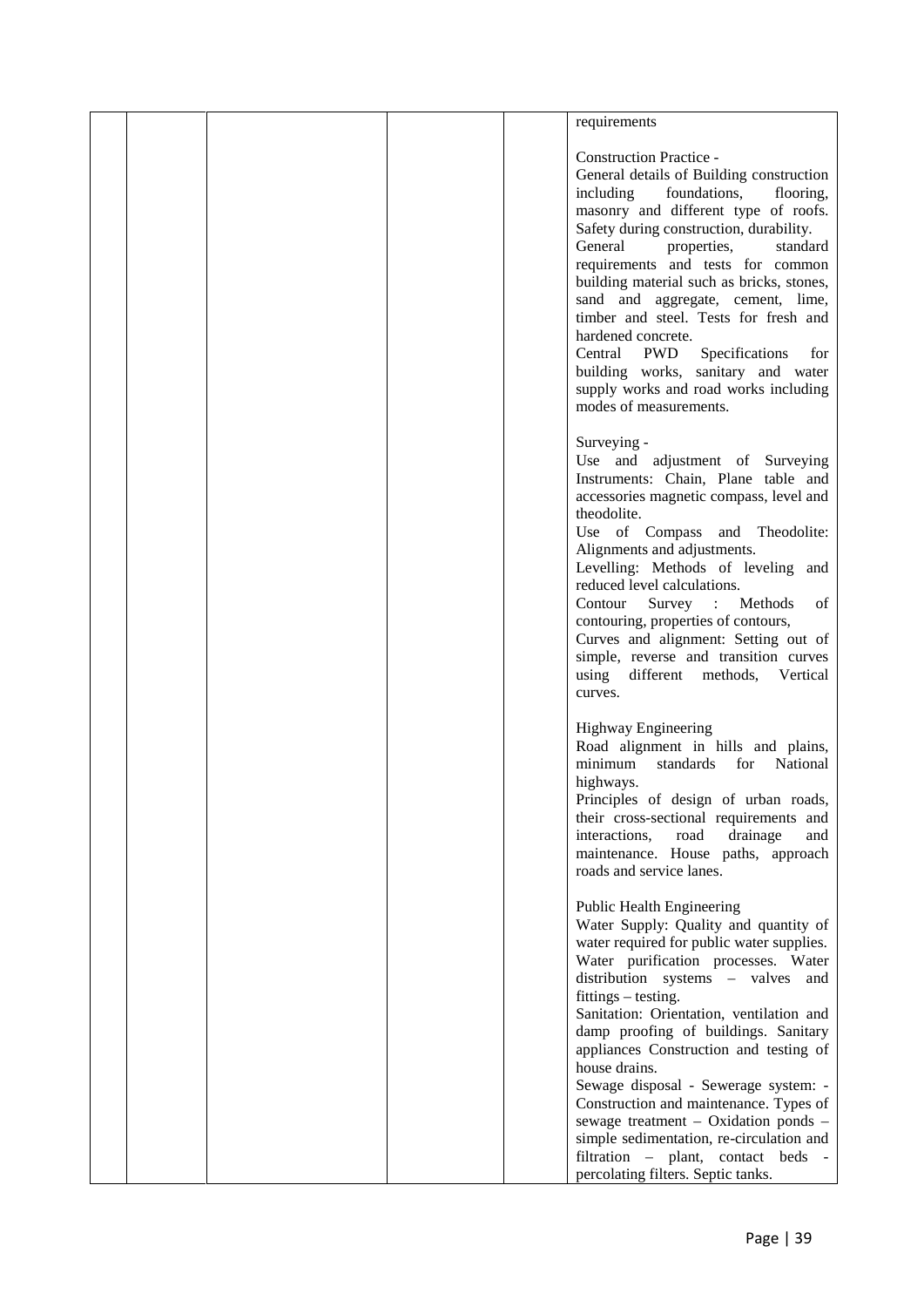| | | | | | |
|---|---|---|---|---|---|
| | | | | | requirements<br><br>Construction Practice -<br>General details of Building construction including foundations, flooring, masonry and different type of roofs. Safety during construction, durability.<br>General properties, standard requirements and tests for common building material such as bricks, stones, sand and aggregate, cement, lime, timber and steel. Tests for fresh and hardened concrete.<br>Central PWD Specifications for building works, sanitary and water supply works and road works including modes of measurements.<br><br>Surveying -<br>Use and adjustment of Surveying Instruments: Chain, Plane table and accessories magnetic compass, level and theodolite.<br>Use of Compass and Theodolite: Alignments and adjustments.<br>Levelling: Methods of leveling and reduced level calculations.<br>Contour Survey : Methods of contouring, properties of contours,<br>Curves and alignment: Setting out of simple, reverse and transition curves using different methods, Vertical curves.<br><br>Highway Engineering<br>Road alignment in hills and plains, minimum standards for National highways.<br>Principles of design of urban roads, their cross-sectional requirements and interactions, road drainage and maintenance. House paths, approach roads and service lanes.<br><br>Public Health Engineering<br>Water Supply: Quality and quantity of water required for public water supplies. Water purification processes. Water distribution systems – valves and fittings – testing.<br>Sanitation: Orientation, ventilation and damp proofing of buildings. Sanitary appliances Construction and testing of house drains.<br>Sewage disposal - Sewerage system: - Construction and maintenance. Types of sewage treatment – Oxidation ponds – simple sedimentation, re-circulation and filtration – plant, contact beds - percolating filters. Septic tanks. |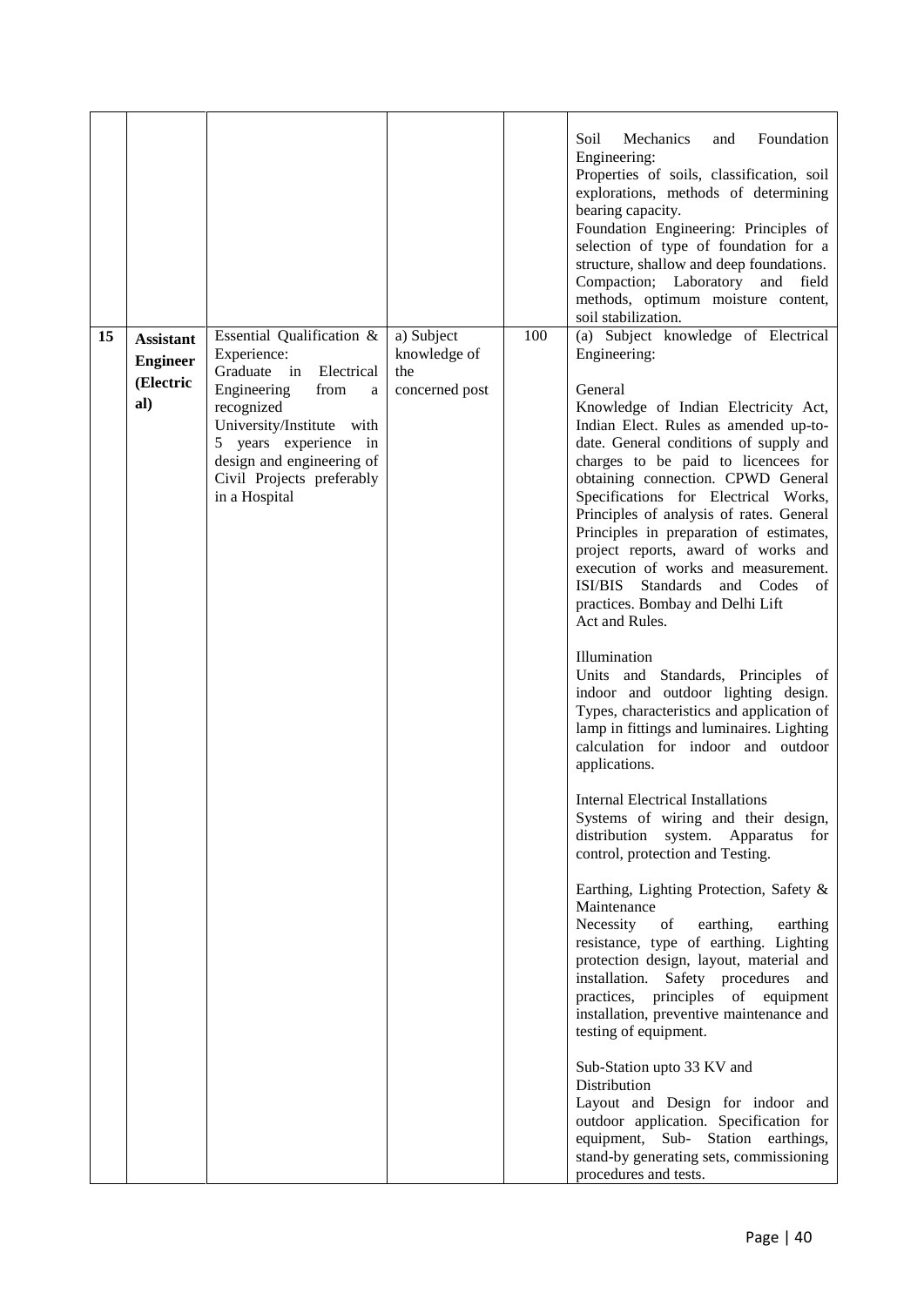| | | | | | |
|---|---|---|---|---|---|
| | | | | | Soil Mechanics and Foundation Engineering:<br>Properties of soils, classification, soil explorations, methods of determining bearing capacity.<br>Foundation Engineering: Principles of selection of type of foundation for a structure, shallow and deep foundations.<br>Compaction; Laboratory and field methods, optimum moisture content, soil stabilization. |
| 15 | **Assistant Engineer (Electrical)** | Essential Qualification & Experience:<br>Graduate in Electrical Engineering from a recognized University/Institute with 5 years experience in design and engineering of Civil Projects preferably in a Hospital | a) Subject knowledge of the concerned post | 100 | (a) Subject knowledge of Electrical Engineering:<br><br>General<br>Knowledge of Indian Electricity Act, Indian Elect. Rules as amended up-to-date. General conditions of supply and charges to be paid to licencees for obtaining connection. CPWD General Specifications for Electrical Works, Principles of analysis of rates. General Principles in preparation of estimates, project reports, award of works and execution of works and measurement. ISI/BIS Standards and Codes of practices. Bombay and Delhi Lift Act and Rules.<br><br>Illumination<br>Units and Standards, Principles of indoor and outdoor lighting design. Types, characteristics and application of lamp in fittings and luminaires. Lighting calculation for indoor and outdoor applications.<br><br>Internal Electrical Installations<br>Systems of wiring and their design, distribution system. Apparatus for control, protection and Testing.<br><br>Earthing, Lighting Protection, Safety & Maintenance<br>Necessity of earthing, earthing resistance, type of earthing. Lighting protection design, layout, material and installation. Safety procedures and practices, principles of equipment installation, preventive maintenance and testing of equipment.<br><br>Sub-Station upto 33 KV and Distribution<br>Layout and Design for indoor and outdoor application. Specification for equipment, Sub- Station earthings, stand-by generating sets, commissioning procedures and tests. |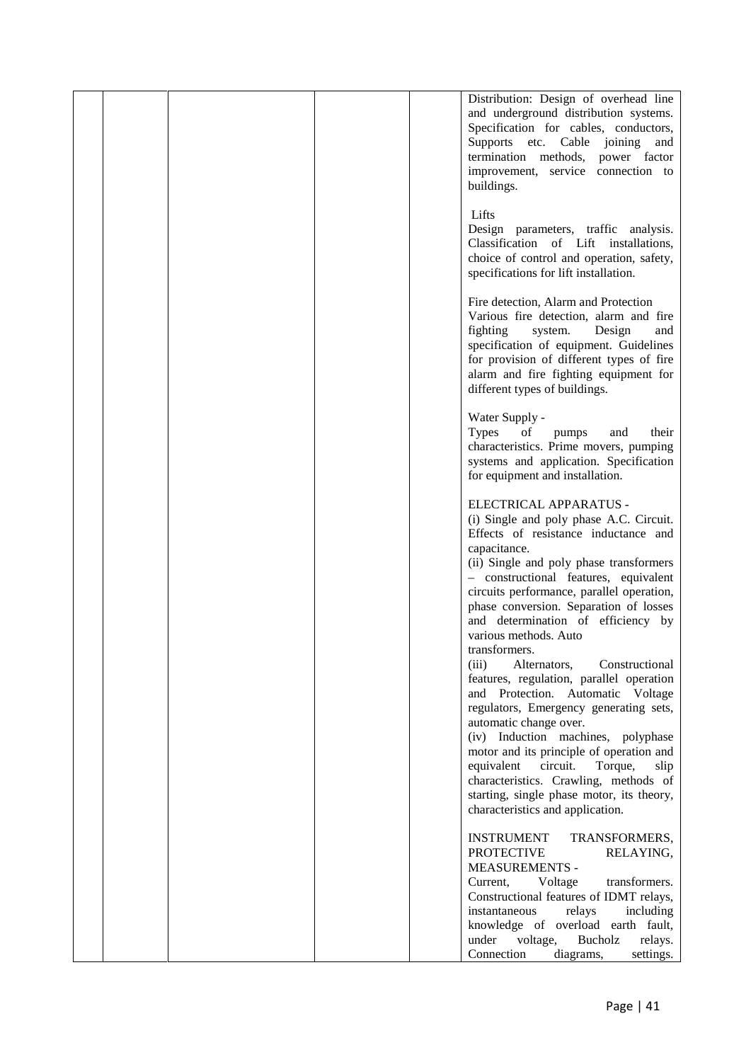| | | | | | |
|---|---|---|---|---|---|
| | | | | | Distribution: Design of overhead line and underground distribution systems. Specification for cables, conductors, Supports etc. Cable joining and termination methods, power factor improvement, service connection to buildings.<br><br>Lifts<br>Design parameters, traffic analysis. Classification of Lift installations, choice of control and operation, safety, specifications for lift installation.<br><br>Fire detection, Alarm and Protection<br>Various fire detection, alarm and fire fighting system. Design and specification of equipment. Guidelines for provision of different types of fire alarm and fire fighting equipment for different types of buildings.<br><br>Water Supply -<br>Types of pumps and their characteristics. Prime movers, pumping systems and application. Specification for equipment and installation.<br><br>ELECTRICAL APPARATUS -<br>(i) Single and poly phase A.C. Circuit. Effects of resistance inductance and capacitance.<br>(ii) Single and poly phase transformers – constructional features, equivalent circuits performance, parallel operation, phase conversion. Separation of losses and determination of efficiency by various methods. Auto transformers.<br>(iii) Alternators, Constructional features, regulation, parallel operation and Protection. Automatic Voltage regulators, Emergency generating sets, automatic change over.<br>(iv) Induction machines, polyphase motor and its principle of operation and equivalent circuit. Torque, slip characteristics. Crawling, methods of starting, single phase motor, its theory, characteristics and application.<br><br>INSTRUMENT TRANSFORMERS, PROTECTIVE RELAYING, MEASUREMENTS -<br>Current, Voltage transformers. Constructional features of IDMT relays, instantaneous relays including knowledge of overload earth fault, under voltage, Bucholz relays. Connection diagrams, settings. |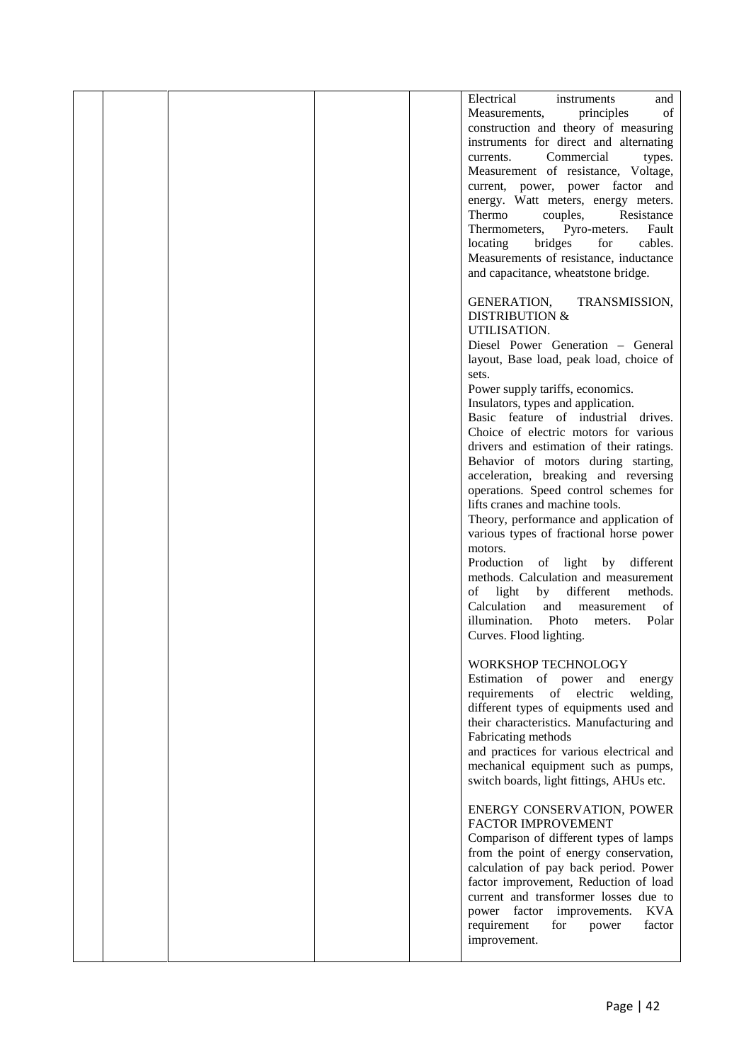| | | | | | |
|---|---|---|---|---|---|
| | | | | | Electrical instruments and Measurements, principles of construction and theory of measuring instruments for direct and alternating currents. Commercial types. Measurement of resistance, Voltage, current, power, power factor and energy. Watt meters, energy meters. Thermo couples, Resistance Thermometers, Pyro-meters. Fault locating bridges for cables. Measurements of resistance, inductance and capacitance, wheatstone bridge.<br><br>GENERATION, TRANSMISSION, DISTRIBUTION & UTILISATION.<br>Diesel Power Generation – General layout, Base load, peak load, choice of sets.<br>Power supply tariffs, economics.<br>Insulators, types and application.<br>Basic feature of industrial drives. Choice of electric motors for various drivers and estimation of their ratings. Behavior of motors during starting, acceleration, breaking and reversing operations. Speed control schemes for lifts cranes and machine tools.<br>Theory, performance and application of various types of fractional horse power motors.<br>Production of light by different methods. Calculation and measurement of light by different methods. Calculation and measurement of illumination. Photo meters. Polar Curves. Flood lighting.<br><br>WORKSHOP TECHNOLOGY<br>Estimation of power and energy requirements of electric welding, different types of equipments used and their characteristics. Manufacturing and Fabricating methods and practices for various electrical and mechanical equipment such as pumps, switch boards, light fittings, AHUs etc.<br><br>ENERGY CONSERVATION, POWER FACTOR IMPROVEMENT<br>Comparison of different types of lamps from the point of energy conservation, calculation of pay back period. Power factor improvement, Reduction of load current and transformer losses due to power factor improvements. KVA requirement for power factor improvement. |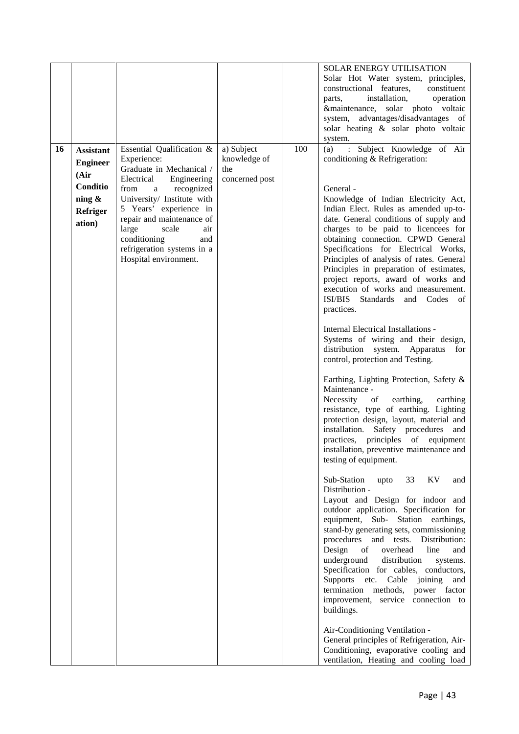|  |  |  |  |  | SOLAR ENERGY UTILISATION<br>Solar Hot Water system, principles, constructional features, constituent parts, installation, operation &maintenance, solar photo voltaic system, advantages/disadvantages of solar heating & solar photo voltaic system. |
|---|---|---|---|---|---|
| **16** | **Assistant Engineer (Air Conditioning & Refrigeration)** | Essential Qualification & Experience:<br>Graduate in Mechanical / Electrical Engineering from a recognized University/ Institute with 5 Years' experience in repair and maintenance of large scale air conditioning and refrigeration systems in a Hospital environment. | a) Subject knowledge of the concerned post | 100 | (a) : Subject Knowledge of Air conditioning & Refrigeration:<br><br>General -<br>Knowledge of Indian Electricity Act, Indian Elect. Rules as amended up-to-date. General conditions of supply and charges to be paid to licencees for obtaining connection. CPWD General Specifications for Electrical Works, Principles of analysis of rates. General Principles in preparation of estimates, project reports, award of works and execution of works and measurement. ISI/BIS Standards and Codes of practices.<br><br>Internal Electrical Installations -<br>Systems of wiring and their design, distribution system. Apparatus for control, protection and Testing.<br><br>Earthing, Lighting Protection, Safety & Maintenance -<br>Necessity of earthing, earthing resistance, type of earthing. Lighting protection design, layout, material and installation. Safety procedures and practices, principles of equipment installation, preventive maintenance and testing of equipment.<br><br>Sub-Station upto 33 KV and Distribution -<br>Layout and Design for indoor and outdoor application. Specification for equipment, Sub- Station earthings, stand-by generating sets, commissioning procedures and tests. Distribution: Design of overhead line and underground distribution systems. Specification for cables, conductors, Supports etc. Cable joining and termination methods, power factor improvement, service connection to buildings.<br><br>Air-Conditioning Ventilation -<br>General principles of Refrigeration, Air-Conditioning, evaporative cooling and ventilation, Heating and cooling load |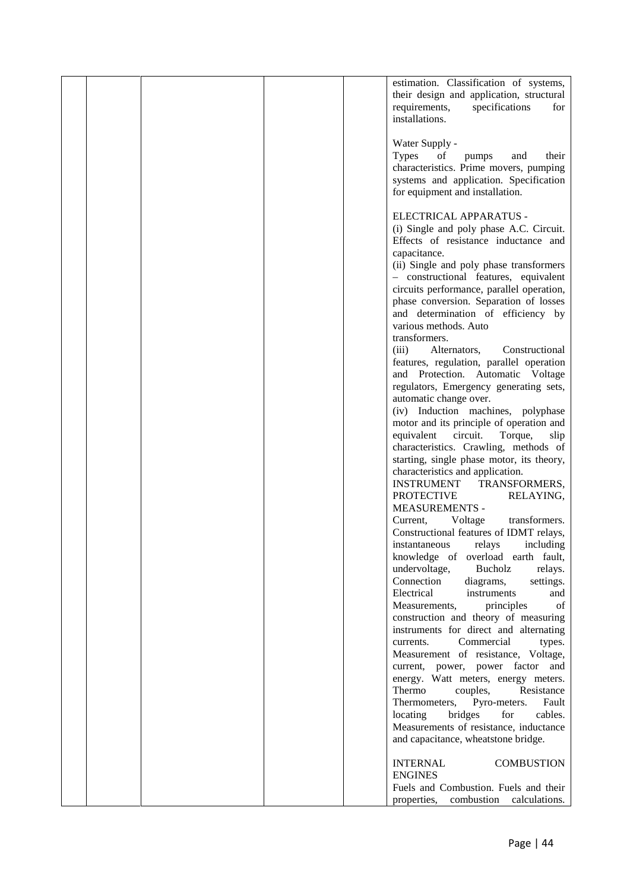| | | | | | |
|---|---|---|---|---|---|
| | | | | | estimation. Classification of systems, their design and application, structural requirements, specifications for installations.<br><br>Water Supply -<br>Types of pumps and their characteristics. Prime movers, pumping systems and application. Specification for equipment and installation.<br><br>ELECTRICAL APPARATUS -<br>(i) Single and poly phase A.C. Circuit. Effects of resistance inductance and capacitance.<br>(ii) Single and poly phase transformers – constructional features, equivalent circuits performance, parallel operation, phase conversion. Separation of losses and determination of efficiency by various methods. Auto transformers.<br>(iii) Alternators, Constructional features, regulation, parallel operation and Protection. Automatic Voltage regulators, Emergency generating sets, automatic change over.<br>(iv) Induction machines, polyphase motor and its principle of operation and equivalent circuit. Torque, slip characteristics. Crawling, methods of starting, single phase motor, its theory, characteristics and application.<br>INSTRUMENT TRANSFORMERS, PROTECTIVE RELAYING, MEASUREMENTS -<br>Current, Voltage transformers. Constructional features of IDMT relays, instantaneous relays including knowledge of overload earth fault, undervoltage, Bucholz relays. Connection diagrams, settings. Electrical instruments and Measurements, principles of construction and theory of measuring instruments for direct and alternating currents. Commercial types. Measurement of resistance, Voltage, current, power, power factor and energy. Watt meters, energy meters. Thermo couples, Resistance Thermometers, Pyro-meters. Fault locating bridges for cables. Measurements of resistance, inductance and capacitance, wheatstone bridge.<br><br>INTERNAL COMBUSTION ENGINES<br>Fuels and Combustion. Fuels and their properties, combustion calculations. |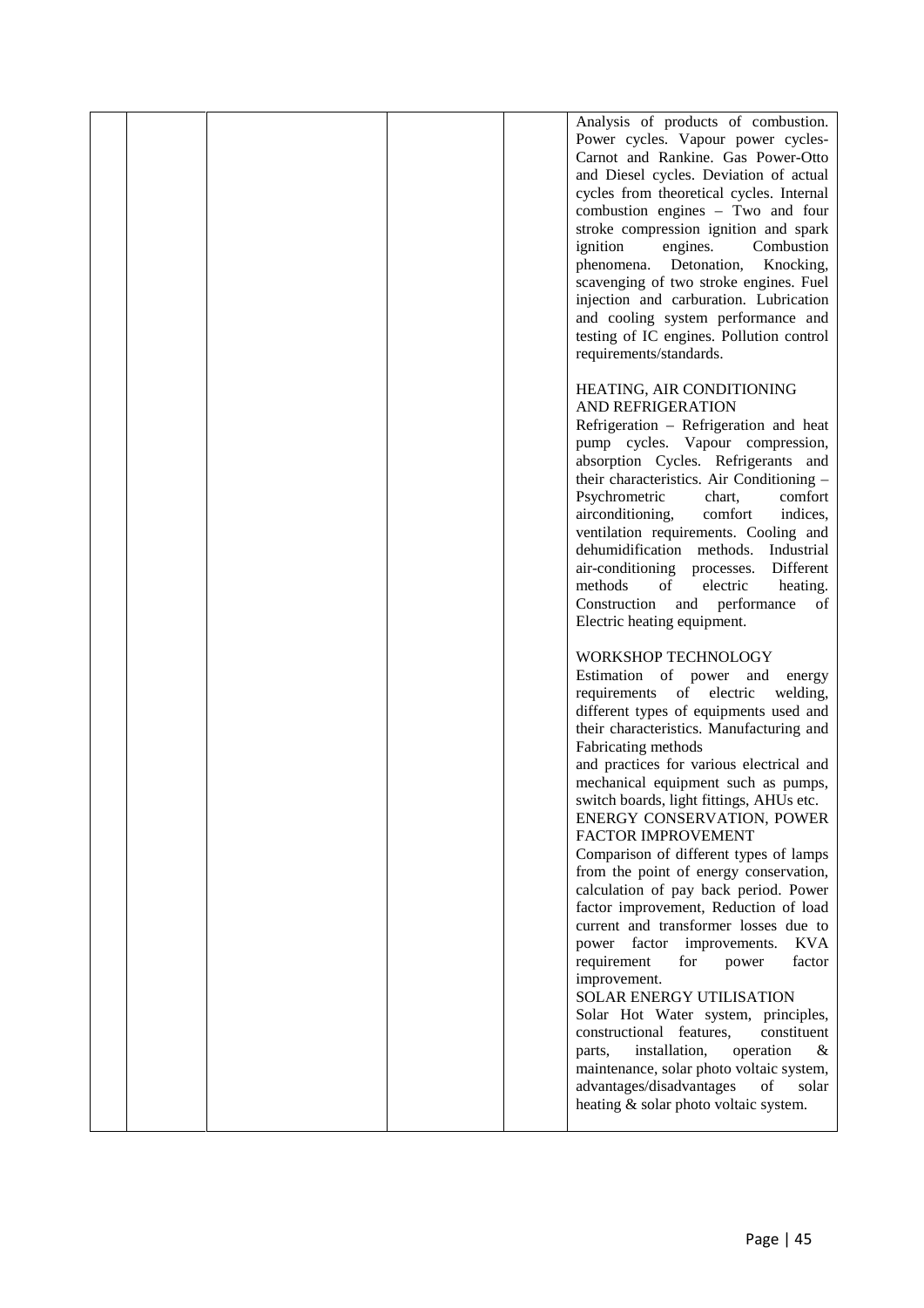| | | | | | |
|---|---|---|---|---|---|
| | | | | | Analysis of products of combustion. Power cycles. Vapour power cycles- Carnot and Rankine. Gas Power-Otto and Diesel cycles. Deviation of actual cycles from theoretical cycles. Internal combustion engines – Two and four stroke compression ignition and spark ignition engines. Combustion phenomena. Detonation, Knocking, scavenging of two stroke engines. Fuel injection and carburation. Lubrication and cooling system performance and testing of IC engines. Pollution control requirements/standards.<br><br>HEATING, AIR CONDITIONING AND REFRIGERATION<br>Refrigeration – Refrigeration and heat pump cycles. Vapour compression, absorption Cycles. Refrigerants and their characteristics. Air Conditioning – Psychrometric chart, comfort airconditioning, comfort indices, ventilation requirements. Cooling and dehumidification methods. Industrial air-conditioning processes. Different methods of electric heating. Construction and performance of Electric heating equipment.<br><br>WORKSHOP TECHNOLOGY<br>Estimation of power and energy requirements of electric welding, different types of equipments used and their characteristics. Manufacturing and Fabricating methods<br>and practices for various electrical and mechanical equipment such as pumps, switch boards, light fittings, AHUs etc.<br>ENERGY CONSERVATION, POWER FACTOR IMPROVEMENT<br>Comparison of different types of lamps from the point of energy conservation, calculation of pay back period. Power factor improvement, Reduction of load current and transformer losses due to power factor improvements. KVA requirement for power factor improvement.<br>SOLAR ENERGY UTILISATION<br>Solar Hot Water system, principles, constructional features, constituent parts, installation, operation & maintenance, solar photo voltaic system, advantages/disadvantages of solar heating & solar photo voltaic system. |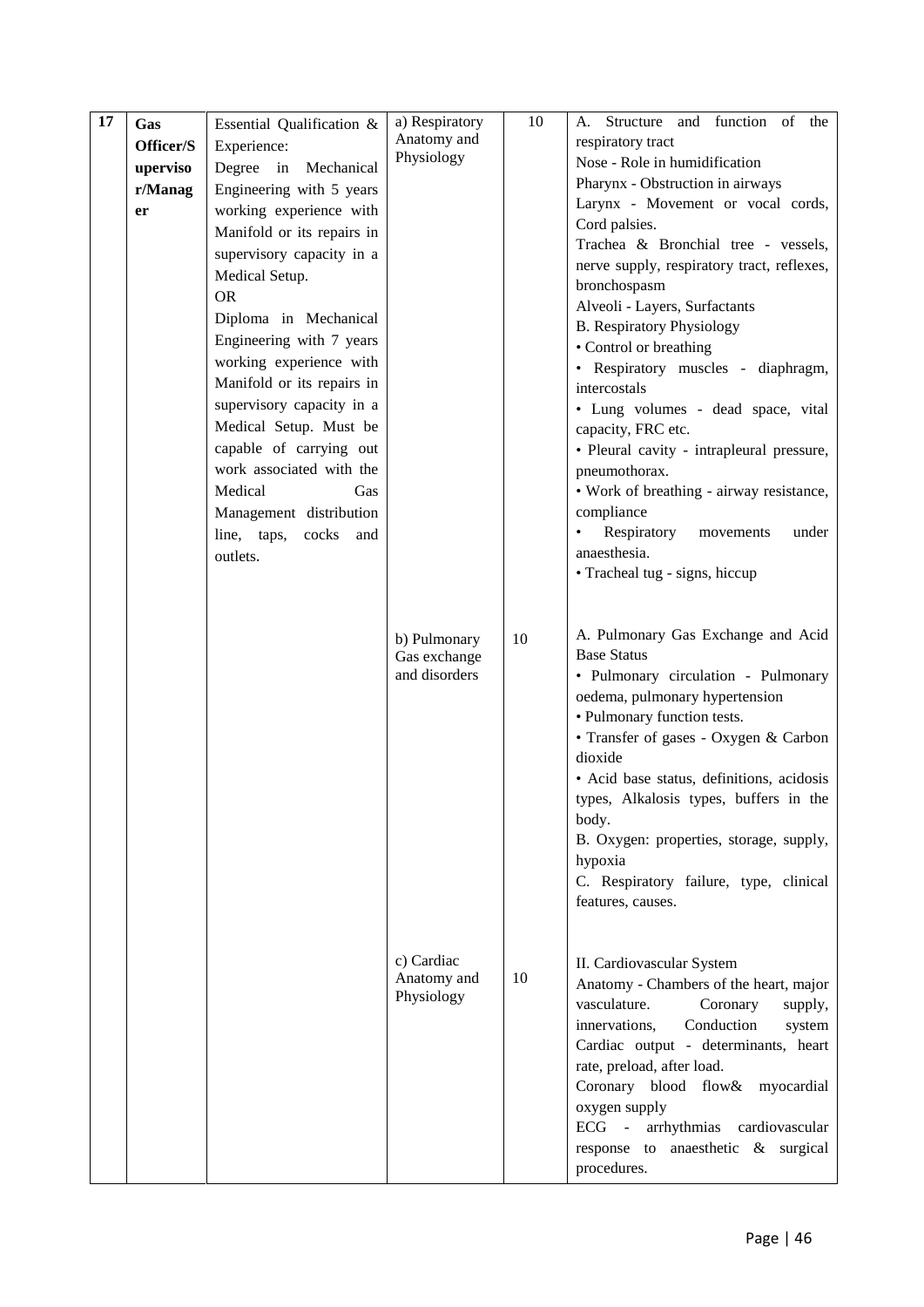| 17 | Gas Officer/Supervisor/Manager | Essential Qualification & Experience:<br>Degree in Mechanical Engineering with 5 years working experience with Manifold or its repairs in supervisory capacity in a Medical Setup.<br>OR<br>Diploma in Mechanical Engineering with 7 years working experience with Manifold or its repairs in supervisory capacity in a Medical Setup. Must be capable of carrying out work associated with the Medical Gas Management distribution line, taps, cocks and outlets. | a) Respiratory Anatomy and Physiology | 10 | A. Structure and function of the respiratory tract<br>Nose - Role in humidification<br>Pharynx - Obstruction in airways<br>Larynx - Movement or vocal cords, Cord palsies.<br>Trachea & Bronchial tree - vessels, nerve supply, respiratory tract, reflexes, bronchospasm<br>Alveoli - Layers, Surfactants<br>B. Respiratory Physiology<br>• Control or breathing<br>• Respiratory muscles - diaphragm, intercostals<br>• Lung volumes - dead space, vital capacity, FRC etc.<br>• Pleural cavity - intrapleural pressure, pneumothorax.<br>• Work of breathing - airway resistance, compliance<br>• Respiratory movements under anaesthesia.<br>• Tracheal tug - signs, hiccup |
|---|---|---|---|---|---|
| | | | b) Pulmonary Gas exchange and disorders | 10 | A. Pulmonary Gas Exchange and Acid Base Status<br>• Pulmonary circulation - Pulmonary oedema, pulmonary hypertension<br>• Pulmonary function tests.<br>• Transfer of gases - Oxygen & Carbon dioxide<br>• Acid base status, definitions, acidosis types, Alkalosis types, buffers in the body.<br>B. Oxygen: properties, storage, supply, hypoxia<br>C. Respiratory failure, type, clinical features, causes. |
| | | | c) Cardiac Anatomy and Physiology | 10 | II. Cardiovascular System<br>Anatomy - Chambers of the heart, major vasculature. Coronary supply, innervations, Conduction system<br>Cardiac output - determinants, heart rate, preload, after load.<br>Coronary blood flow& myocardial oxygen supply<br>ECG - arrhythmias cardiovascular response to anaesthetic & surgical procedures. |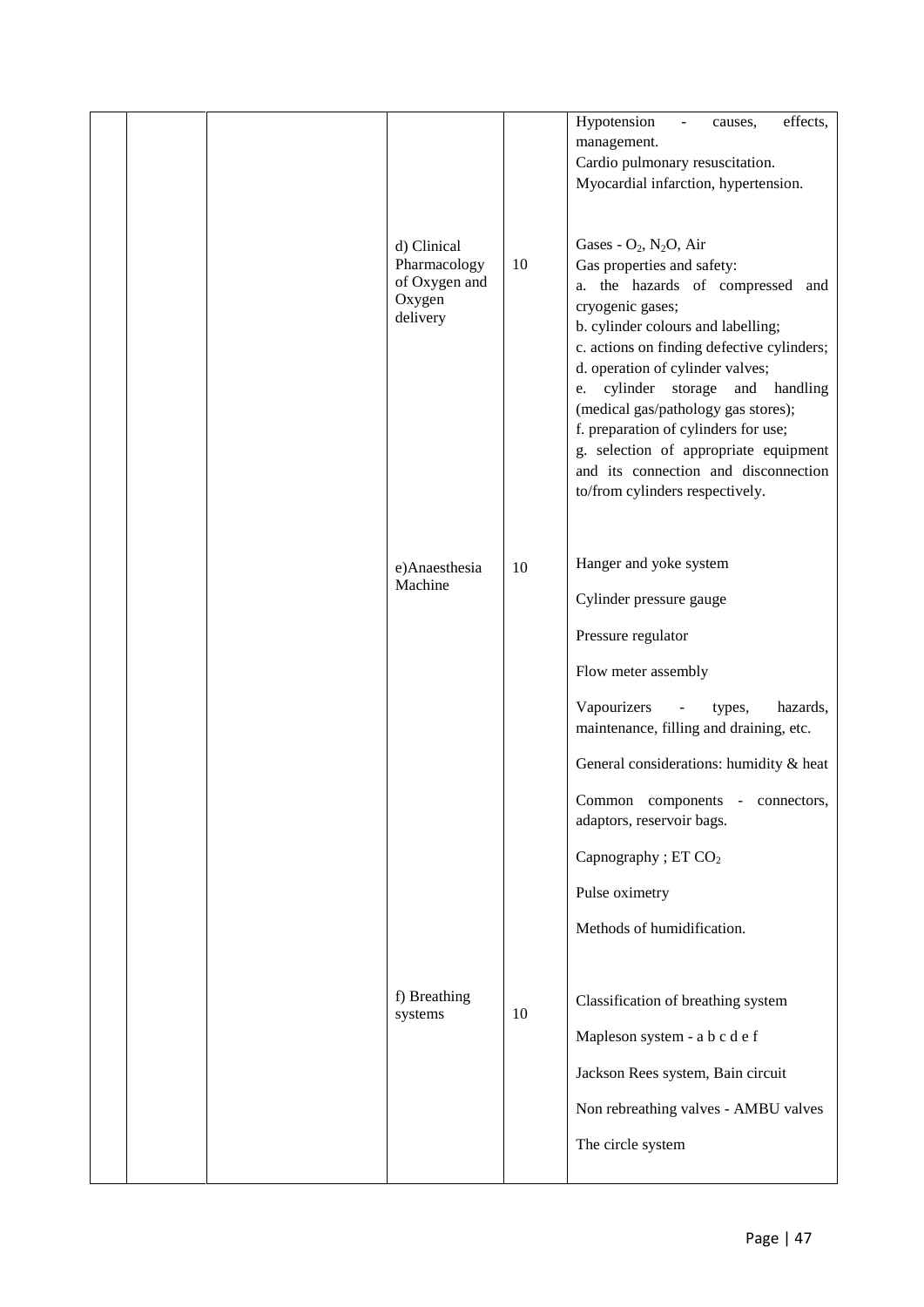| | | | | | |
|---|---|---|---|---|---|
| | | | | | Hypotension - causes, effects, management.<br>Cardio pulmonary resuscitation.<br>Myocardial infarction, hypertension. |
| | | | d) Clinical Pharmacology of Oxygen and Oxygen delivery | 10 | Gases - $O_2$, $N_2O$, Air<br>Gas properties and safety:<br>a. the hazards of compressed and cryogenic gases;<br>b. cylinder colours and labelling;<br>c. actions on finding defective cylinders;<br>d. operation of cylinder valves;<br>e. cylinder storage and handling (medical gas/pathology gas stores);<br>f. preparation of cylinders for use;<br>g. selection of appropriate equipment and its connection and disconnection to/from cylinders respectively. |
| | | | e)Anaesthesia Machine | 10 | Hanger and yoke system<br>Cylinder pressure gauge<br>Pressure regulator<br>Flow meter assembly<br>Vapourizers - types, hazards, maintenance, filling and draining, etc.<br>General considerations: humidity & heat<br>Common components - connectors, adaptors, reservoir bags.<br>Capnography ; ET $CO_2$<br>Pulse oximetry<br>Methods of humidification. |
| | | | f) Breathing systems | 10 | Classification of breathing system<br>Mapleson system - a b c d e f<br>Jackson Rees system, Bain circuit<br>Non rebreathing valves - AMBU valves<br>The circle system |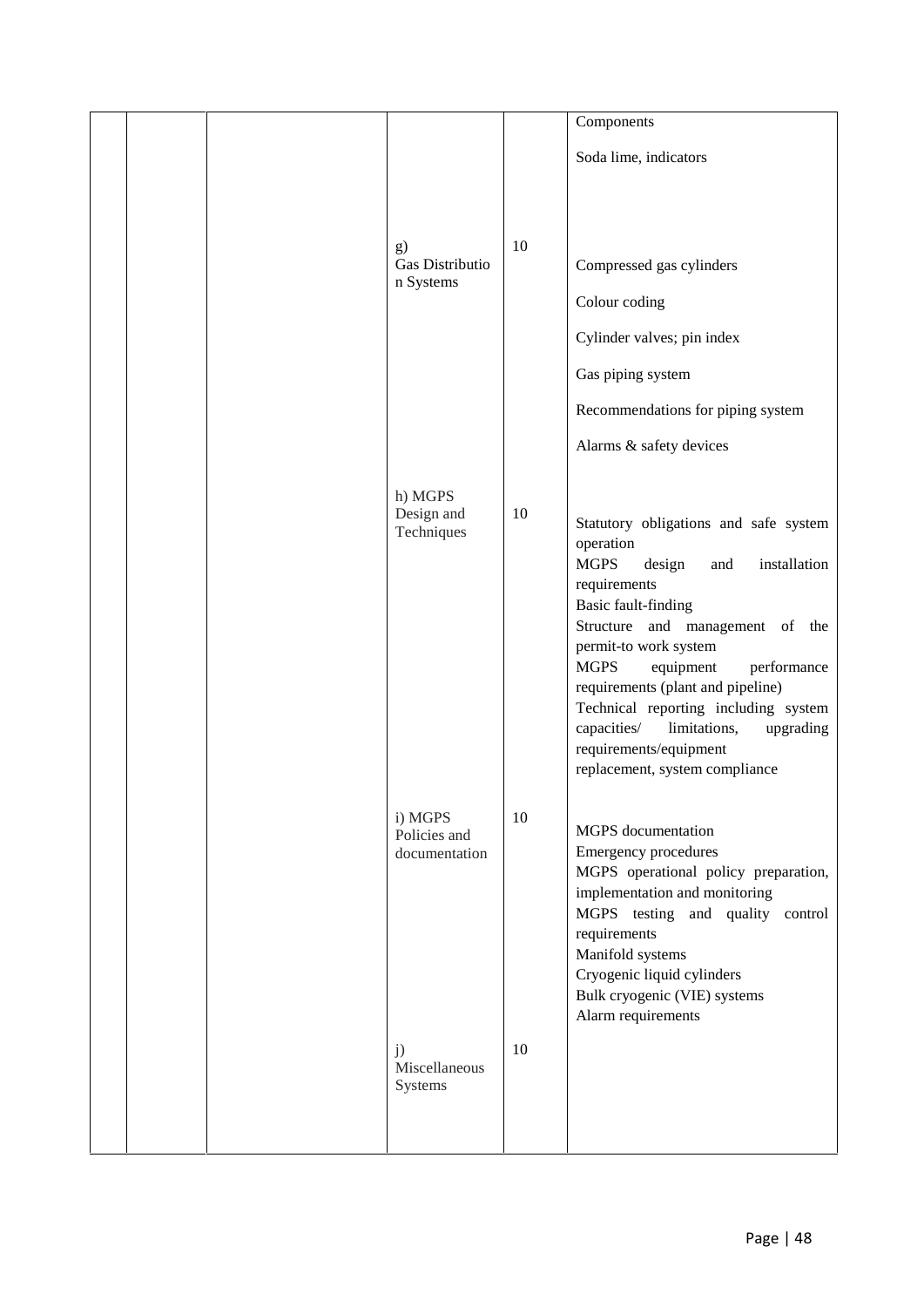| | | | | | |
|---|---|---|---|---|---|
| | | | | | Components<br><br>Soda lime, indicators |
| | | | g) Gas Distribution Systems | 10 | Compressed gas cylinders<br><br>Colour coding<br><br>Cylinder valves; pin index<br><br>Gas piping system<br><br>Recommendations for piping system<br><br>Alarms & safety devices |
| | | | h) MGPS Design and Techniques | 10 | Statutory obligations and safe system operation<br>MGPS design and installation requirements<br>Basic fault-finding<br>Structure and management of the permit-to work system<br>MGPS equipment performance requirements (plant and pipeline)<br>Technical reporting including system capacities/ limitations, upgrading requirements/equipment replacement, system compliance |
| | | | i) MGPS Policies and documentation | 10 | MGPS documentation<br>Emergency procedures<br>MGPS operational policy preparation, implementation and monitoring<br>MGPS testing and quality control requirements<br>Manifold systems<br>Cryogenic liquid cylinders<br>Bulk cryogenic (VIE) systems<br>Alarm requirements |
| | | | j) Miscellaneous Systems | 10 | |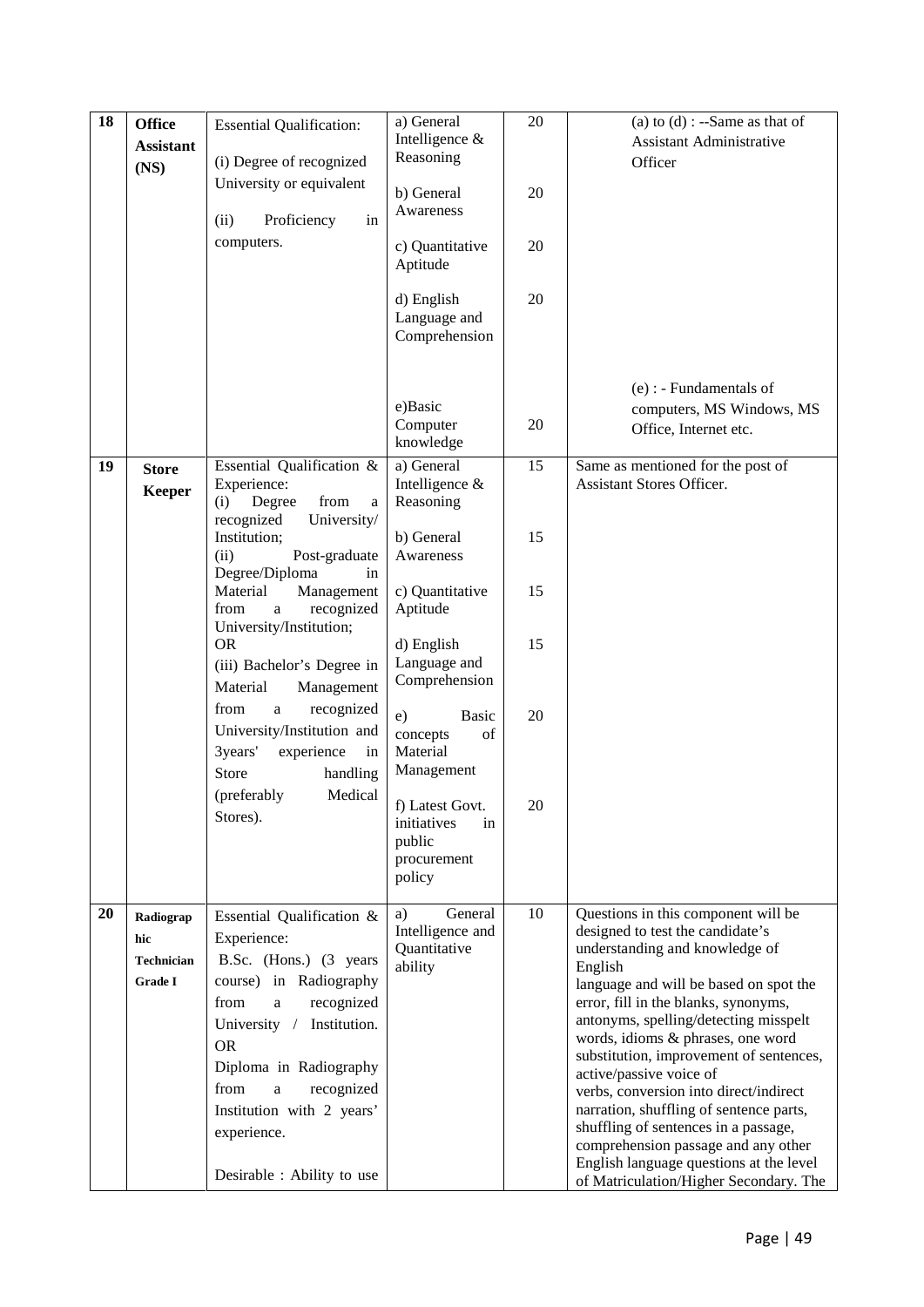| 18 | **Office Assistant (NS)** | Essential Qualification:<br><br>(i) Degree of recognized University or equivalent<br><br>(ii) Proficiency in computers. | a) General Intelligence & Reasoning<br><br>b) General Awareness<br><br>c) Quantitative Aptitude<br><br>d) English Language and Comprehension<br><br>e)Basic Computer knowledge | 20<br><br>20<br><br>20<br><br>20<br><br>20 | (a) to (d) : --Same as that of Assistant Administrative Officer<br><br>(e) : - Fundamentals of computers, MS Windows, MS Office, Internet etc. |
|---|---|---|---|---|---|
| 19 | **Store Keeper** | Essential Qualification & Experience:<br>(i) Degree from a recognized University/ Institution;<br>(ii) Post-graduate Degree/Diploma in Material Management from a recognized University/Institution;<br>OR<br>(iii) Bachelor's Degree in Material Management from a recognized University/Institution and 3years' experience in Store handling (preferably Medical Stores). | a) General Intelligence & Reasoning<br><br>b) General Awareness<br><br>c) Quantitative Aptitude<br><br>d) English Language and Comprehension<br><br>e) Basic concepts of Material Management<br><br>f) Latest Govt. initiatives in public procurement policy | 15<br><br>15<br><br>15<br><br>15<br><br>20<br><br>20 | Same as mentioned for the post of Assistant Stores Officer. |
| 20 | **Radiographic Technician Grade I** | Essential Qualification & Experience:<br>B.Sc. (Hons.) (3 years course) in Radiography from a recognized University / Institution.<br>OR<br>Diploma in Radiography from a recognized Institution with 2 years' experience.<br><br>Desirable : Ability to use | a) General Intelligence and Quantitative ability | 10 | Questions in this component will be designed to test the candidate's understanding and knowledge of English language and will be based on spot the error, fill in the blanks, synonyms, antonyms, spelling/detecting misspelt words, idioms & phrases, one word substitution, improvement of sentences, active/passive voice of verbs, conversion into direct/indirect narration, shuffling of sentence parts, shuffling of sentences in a passage, comprehension passage and any other English language questions at the level of Matriculation/Higher Secondary. The |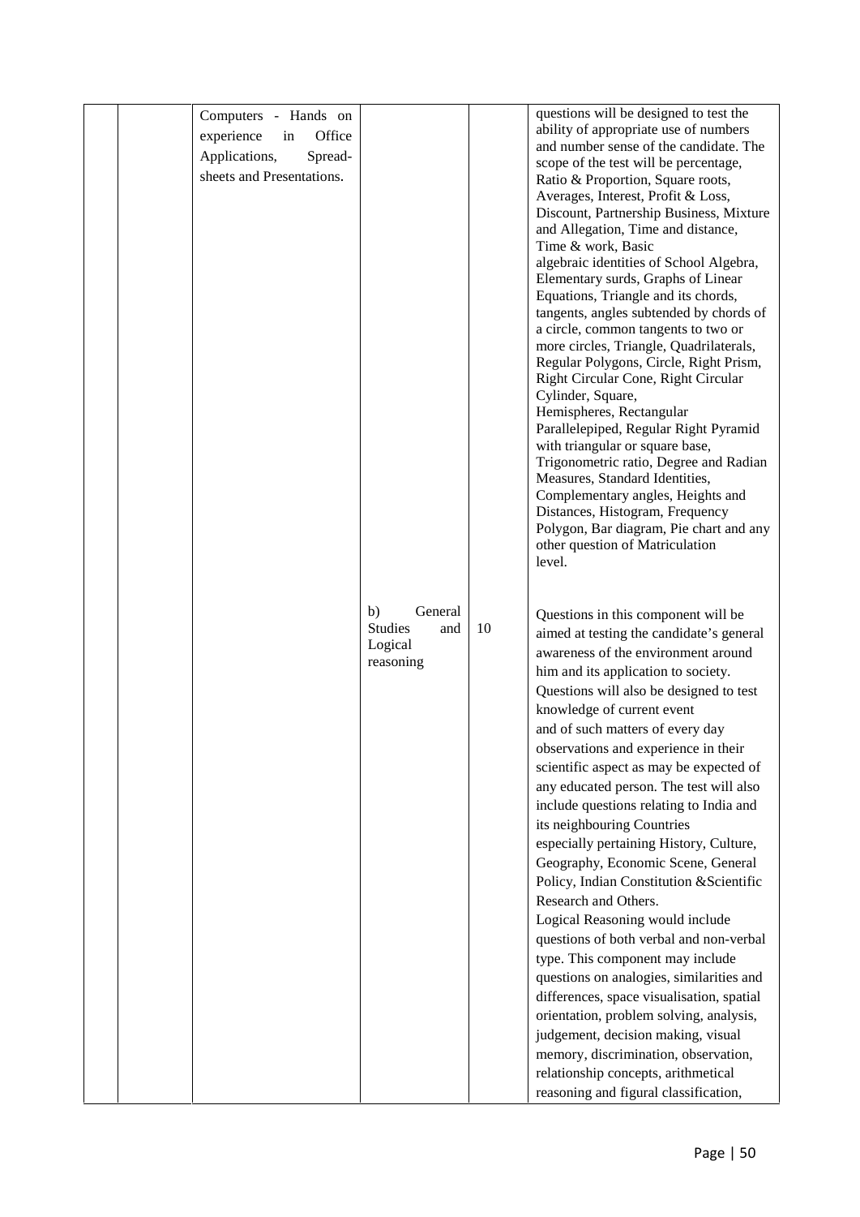|  |  |  |  |  |  |
|---|---|---|---|---|---|
|  |  | Computers - Hands on experience in Office Applications, Spread-sheets and Presentations. |  |  | questions will be designed to test the ability of appropriate use of numbers and number sense of the candidate. The scope of the test will be percentage, Ratio & Proportion, Square roots, Averages, Interest, Profit & Loss, Discount, Partnership Business, Mixture and Allegation, Time and distance, Time & work, Basic algebraic identities of School Algebra, Elementary surds, Graphs of Linear Equations, Triangle and its chords, tangents, angles subtended by chords of a circle, common tangents to two or more circles, Triangle, Quadrilaterals, Regular Polygons, Circle, Right Prism, Right Circular Cone, Right Circular Cylinder, Square, Hemispheres, Rectangular Parallelepiped, Regular Right Pyramid with triangular or square base, Trigonometric ratio, Degree and Radian Measures, Standard Identities, Complementary angles, Heights and Distances, Histogram, Frequency Polygon, Bar diagram, Pie chart and any other question of Matriculation level. |
|  |  |  | b) General Studies and Logical reasoning | 10 | Questions in this component will be aimed at testing the candidate's general awareness of the environment around him and its application to society. Questions will also be designed to test knowledge of current event and of such matters of every day observations and experience in their scientific aspect as may be expected of any educated person. The test will also include questions relating to India and its neighbouring Countries especially pertaining History, Culture, Geography, Economic Scene, General Policy, Indian Constitution &Scientific Research and Others. Logical Reasoning would include questions of both verbal and non-verbal type. This component may include questions on analogies, similarities and differences, space visualisation, spatial orientation, problem solving, analysis, judgement, decision making, visual memory, discrimination, observation, relationship concepts, arithmetical reasoning and figural classification, |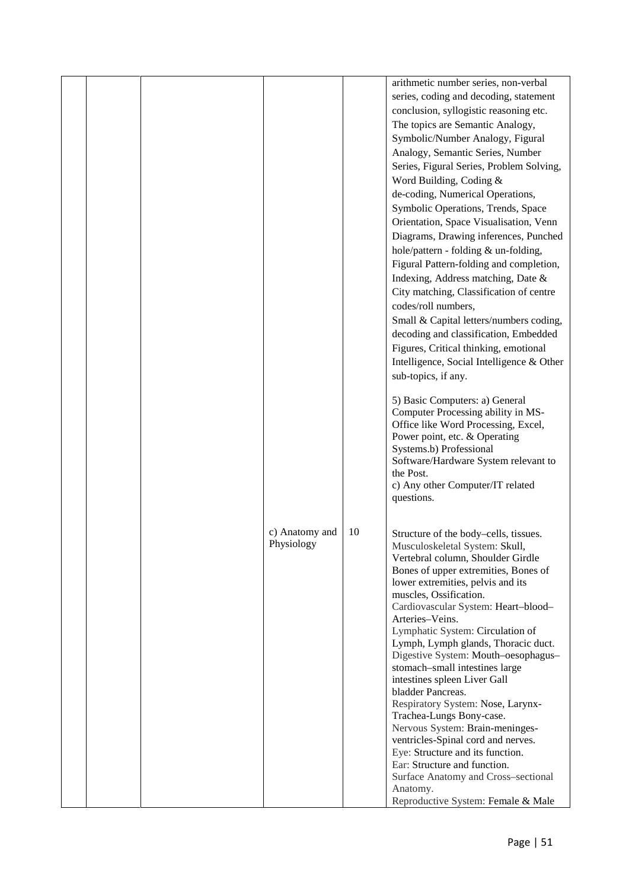| | | | | | |
|---|---|---|---|---|---|
| | | | | | arithmetic number series, non-verbal series, coding and decoding, statement conclusion, syllogistic reasoning etc. The topics are Semantic Analogy, Symbolic/Number Analogy, Figural Analogy, Semantic Series, Number Series, Figural Series, Problem Solving, Word Building, Coding & de-coding, Numerical Operations, Symbolic Operations, Trends, Space Orientation, Space Visualisation, Venn Diagrams, Drawing inferences, Punched hole/pattern - folding & un-folding, Figural Pattern-folding and completion, Indexing, Address matching, Date & City matching, Classification of centre codes/roll numbers, Small & Capital letters/numbers coding, decoding and classification, Embedded Figures, Critical thinking, emotional Intelligence, Social Intelligence & Other sub-topics, if any.<br><br>5) Basic Computers: a) General Computer Processing ability in MS-Office like Word Processing, Excel, Power point, etc. & Operating Systems.b) Professional Software/Hardware System relevant to the Post.<br>c) Any other Computer/IT related questions. |
| | | | c) Anatomy and Physiology | 10 | Structure of the body–cells, tissues.<br>Musculoskeletal System: Skull, Vertebral column, Shoulder Girdle Bones of upper extremities, Bones of lower extremities, pelvis and its muscles, Ossification.<br>Cardiovascular System: Heart–blood–Arteries–Veins.<br>Lymphatic System: Circulation of Lymph, Lymph glands, Thoracic duct.<br>Digestive System: Mouth–oesophagus–stomach–small intestines large intestines spleen Liver Gall bladder Pancreas.<br>Respiratory System: Nose, Larynx-Trachea-Lungs Bony-case.<br>Nervous System: Brain-meninges-ventricles-Spinal cord and nerves.<br>Eye: Structure and its function.<br>Ear: Structure and function.<br>Surface Anatomy and Cross–sectional Anatomy.<br>Reproductive System: Female & Male |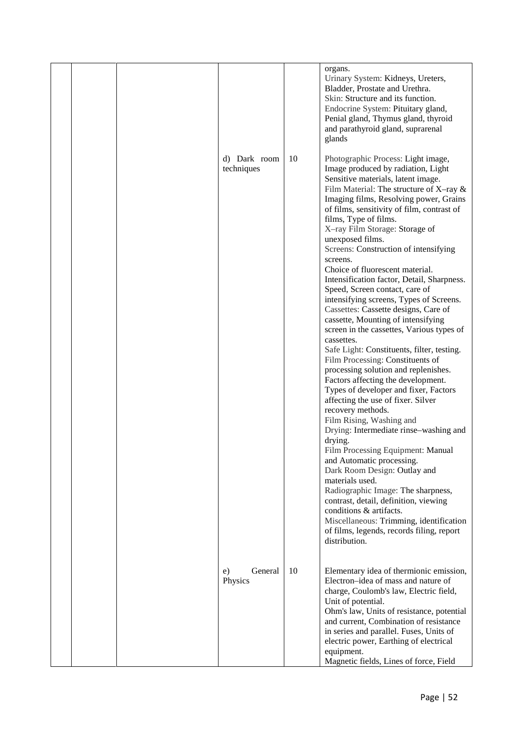|  |  |  |  |  | organs.<br>Urinary System: Kidneys, Ureters, Bladder, Prostate and Urethra.<br>Skin: Structure and its function.<br>Endocrine System: Pituitary gland, Penial gland, Thymus gland, thyroid and parathyroid gland, suprarenal glands |
|---|---|---|---|---|---|
|  |  |  | d) Dark room techniques | 10 | Photographic Process: Light image, Image produced by radiation, Light Sensitive materials, latent image.<br>Film Material: The structure of X–ray & Imaging films, Resolving power, Grains of films, sensitivity of film, contrast of films, Type of films.<br>X–ray Film Storage: Storage of unexposed films.<br>Screens: Construction of intensifying screens.<br>Choice of fluorescent material.<br>Intensification factor, Detail, Sharpness. Speed, Screen contact, care of intensifying screens, Types of Screens.<br>Cassettes: Cassette designs, Care of cassette, Mounting of intensifying screen in the cassettes, Various types of cassettes.<br>Safe Light: Constituents, filter, testing.<br>Film Processing: Constituents of processing solution and replenishes. Factors affecting the development. Types of developer and fixer, Factors affecting the use of fixer. Silver recovery methods.<br>Film Rising, Washing and Drying: Intermediate rinse–washing and drying.<br>Film Processing Equipment: Manual and Automatic processing.<br>Dark Room Design: Outlay and materials used.<br>Radiographic Image: The sharpness, contrast, detail, definition, viewing conditions & artifacts.<br>Miscellaneous: Trimming, identification of films, legends, records filing, report distribution. |
|  |  |  | e) General Physics | 10 | Elementary idea of thermionic emission, Electron–idea of mass and nature of charge, Coulomb's law, Electric field, Unit of potential.<br>Ohm's law, Units of resistance, potential and current, Combination of resistance in series and parallel. Fuses, Units of electric power, Earthing of electrical equipment.<br>Magnetic fields, Lines of force, Field |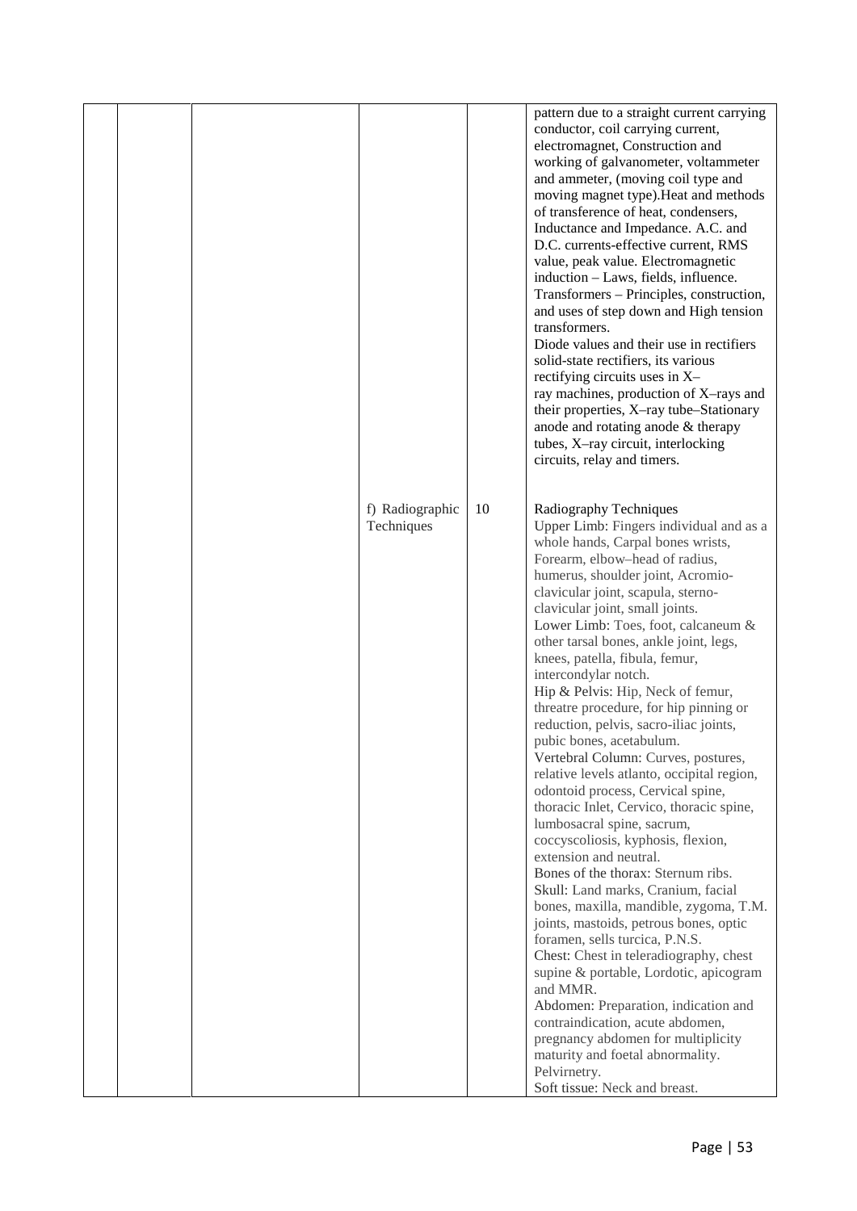| | | | | | |
|---|---|---|---|---|---|
| | | | | | pattern due to a straight current carrying conductor, coil carrying current, electromagnet, Construction and working of galvanometer, voltammeter and ammeter, (moving coil type and moving magnet type).Heat and methods of transference of heat, condensers, Inductance and Impedance. A.C. and D.C. currents-effective current, RMS value, peak value. Electromagnetic induction – Laws, fields, influence. Transformers – Principles, construction, and uses of step down and High tension transformers.<br>Diode values and their use in rectifiers solid-state rectifiers, its various rectifying circuits uses in X–ray machines, production of X–rays and their properties, X–ray tube–Stationary anode and rotating anode & therapy tubes, X–ray circuit, interlocking circuits, relay and timers. |
| | | | f) Radiographic Techniques | 10 | Radiography Techniques<br>Upper Limb: Fingers individual and as a whole hands, Carpal bones wrists, Forearm, elbow–head of radius, humerus, shoulder joint, Acromio-clavicular joint, scapula, sterno-clavicular joint, small joints.<br>Lower Limb: Toes, foot, calcaneum & other tarsal bones, ankle joint, legs, knees, patella, fibula, femur, intercondylar notch.<br>Hip & Pelvis: Hip, Neck of femur, threatre procedure, for hip pinning or reduction, pelvis, sacro-iliac joints, pubic bones, acetabulum.<br>Vertebral Column: Curves, postures, relative levels atlanto, occipital region, odontoid process, Cervical spine, thoracic Inlet, Cervico, thoracic spine, lumbosacral spine, sacrum, coccyscoliosis, kyphosis, flexion, extension and neutral.<br>Bones of the thorax: Sternum ribs.<br>Skull: Land marks, Cranium, facial bones, maxilla, mandible, zygoma, T.M. joints, mastoids, petrous bones, optic foramen, sells turcica, P.N.S.<br>Chest: Chest in teleradiography, chest supine & portable, Lordotic, apicogram and MMR.<br>Abdomen: Preparation, indication and contraindication, acute abdomen, pregnancy abdomen for multiplicity maturity and foetal abnormality.<br>Pelvirnetry.<br>Soft tissue: Neck and breast. |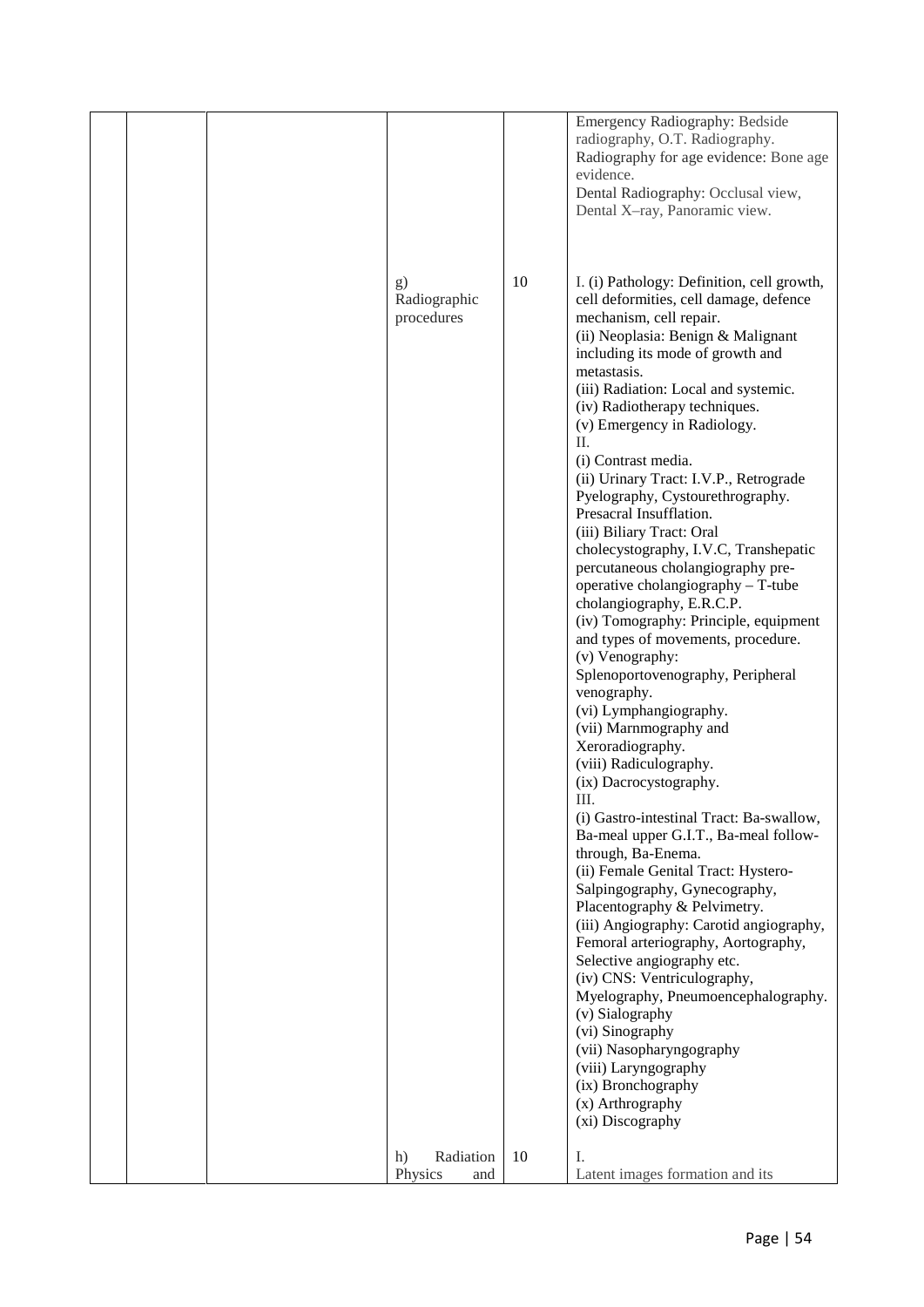| | | | | | |
|---|---|---|---|---|---|
| | | | | | Emergency Radiography: Bedside radiography, O.T. Radiography.<br>Radiography for age evidence: Bone age evidence.<br>Dental Radiography: Occlusal view, Dental X–ray, Panoramic view. |
| | | | g) Radiographic procedures | 10 | I. (i) Pathology: Definition, cell growth, cell deformities, cell damage, defence mechanism, cell repair.<br>(ii) Neoplasia: Benign & Malignant including its mode of growth and metastasis.<br>(iii) Radiation: Local and systemic.<br>(iv) Radiotherapy techniques.<br>(v) Emergency in Radiology.<br>II.<br>(i) Contrast media.<br>(ii) Urinary Tract: I.V.P., Retrograde Pyelography, Cystourethrography. Presacral Insufflation.<br>(iii) Biliary Tract: Oral cholecystography, I.V.C, Transhepatic percutaneous cholangiography pre-operative cholangiography – T-tube cholangiography, E.R.C.P.<br>(iv) Tomography: Principle, equipment and types of movements, procedure.<br>(v) Venography: Splenoportovenography, Peripheral venography.<br>(vi) Lymphangiography.<br>(vii) Marnmography and Xeroradiography.<br>(viii) Radiculography.<br>(ix) Dacrocystography.<br>III.<br>(i) Gastro-intestinal Tract: Ba-swallow, Ba-meal upper G.I.T., Ba-meal follow-through, Ba-Enema.<br>(ii) Female Genital Tract: Hystero-Salpingography, Gynecography, Placentography & Pelvimetry.<br>(iii) Angiography: Carotid angiography, Femoral arteriography, Aortography, Selective angiography etc.<br>(iv) CNS: Ventriculography, Myelography, Pneumoencephalography.<br>(v) Sialography<br>(vi) Sinography<br>(vii) Nasopharyngography<br>(viii) Laryngography<br>(ix) Bronchography<br>(x) Arthrography<br>(xi) Discography |
| | | | h) Radiation Physics and | 10 | I.<br>Latent images formation and its |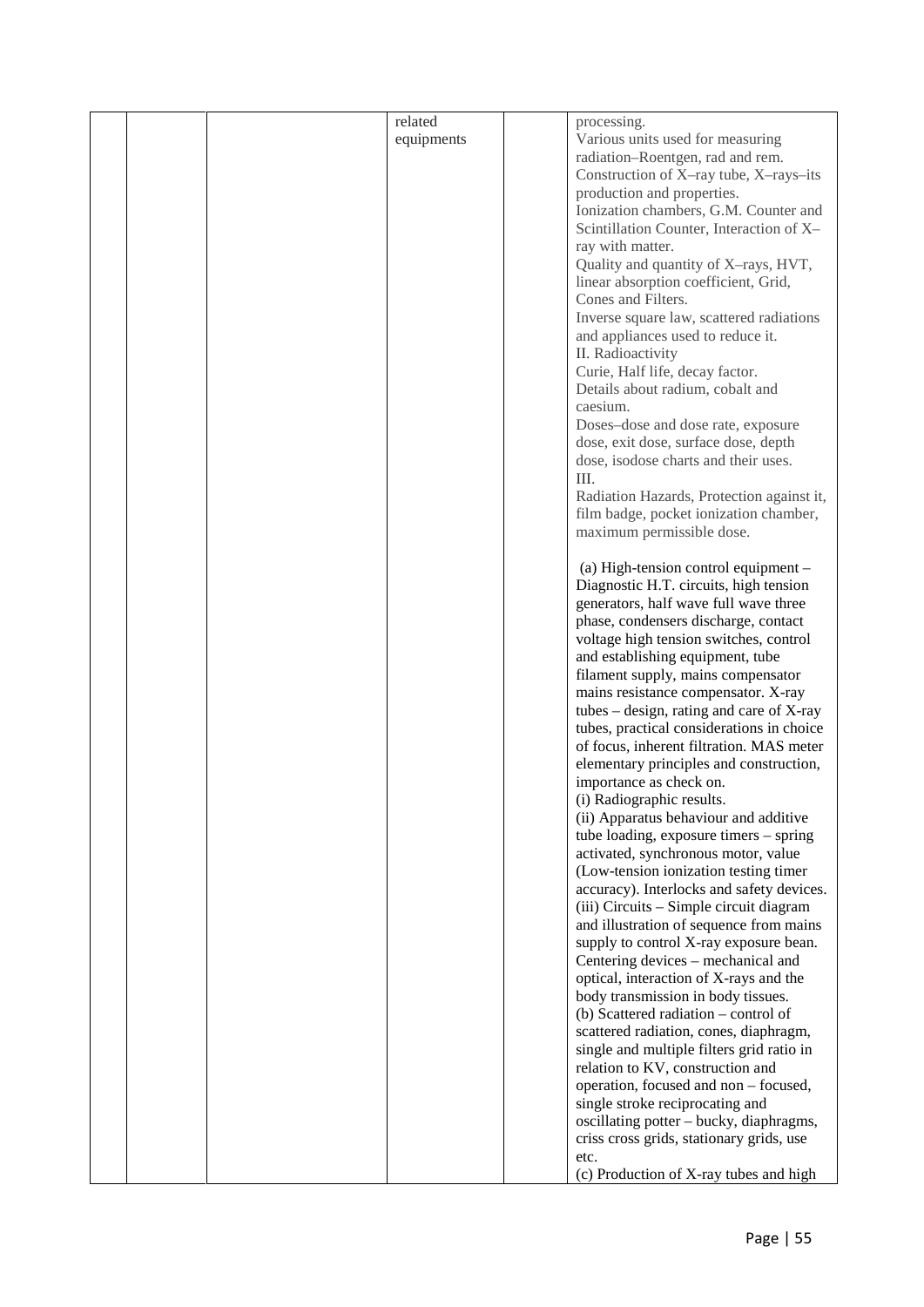| | | | | | |
|---|---|---|---|---|---|
| | | | related equipments | | processing.<br>Various units used for measuring radiation–Roentgen, rad and rem.<br>Construction of X–ray tube, X–rays–its production and properties.<br>Ionization chambers, G.M. Counter and Scintillation Counter, Interaction of X–ray with matter.<br>Quality and quantity of X–rays, HVT, linear absorption coefficient, Grid, Cones and Filters.<br>Inverse square law, scattered radiations and appliances used to reduce it.<br>II. Radioactivity<br>Curie, Half life, decay factor.<br>Details about radium, cobalt and caesium.<br>Doses–dose and dose rate, exposure dose, exit dose, surface dose, depth dose, isodose charts and their uses.<br>III.<br>Radiation Hazards, Protection against it, film badge, pocket ionization chamber, maximum permissible dose.<br><br>(a) High-tension control equipment – Diagnostic H.T. circuits, high tension generators, half wave full wave three phase, condensers discharge, contact voltage high tension switches, control and establishing equipment, tube filament supply, mains compensator mains resistance compensator. X-ray tubes – design, rating and care of X-ray tubes, practical considerations in choice of focus, inherent filtration. MAS meter elementary principles and construction, importance as check on.<br>(i) Radiographic results.<br>(ii) Apparatus behaviour and additive tube loading, exposure timers – spring activated, synchronous motor, value (Low-tension ionization testing timer accuracy). Interlocks and safety devices.<br>(iii) Circuits – Simple circuit diagram and illustration of sequence from mains supply to control X-ray exposure bean. Centering devices – mechanical and optical, interaction of X-rays and the body transmission in body tissues.<br>(b) Scattered radiation – control of scattered radiation, cones, diaphragm, single and multiple filters grid ratio in relation to KV, construction and operation, focused and non – focused, single stroke reciprocating and oscillating potter – bucky, diaphragms, criss cross grids, stationary grids, use etc.<br>(c) Production of X-ray tubes and high |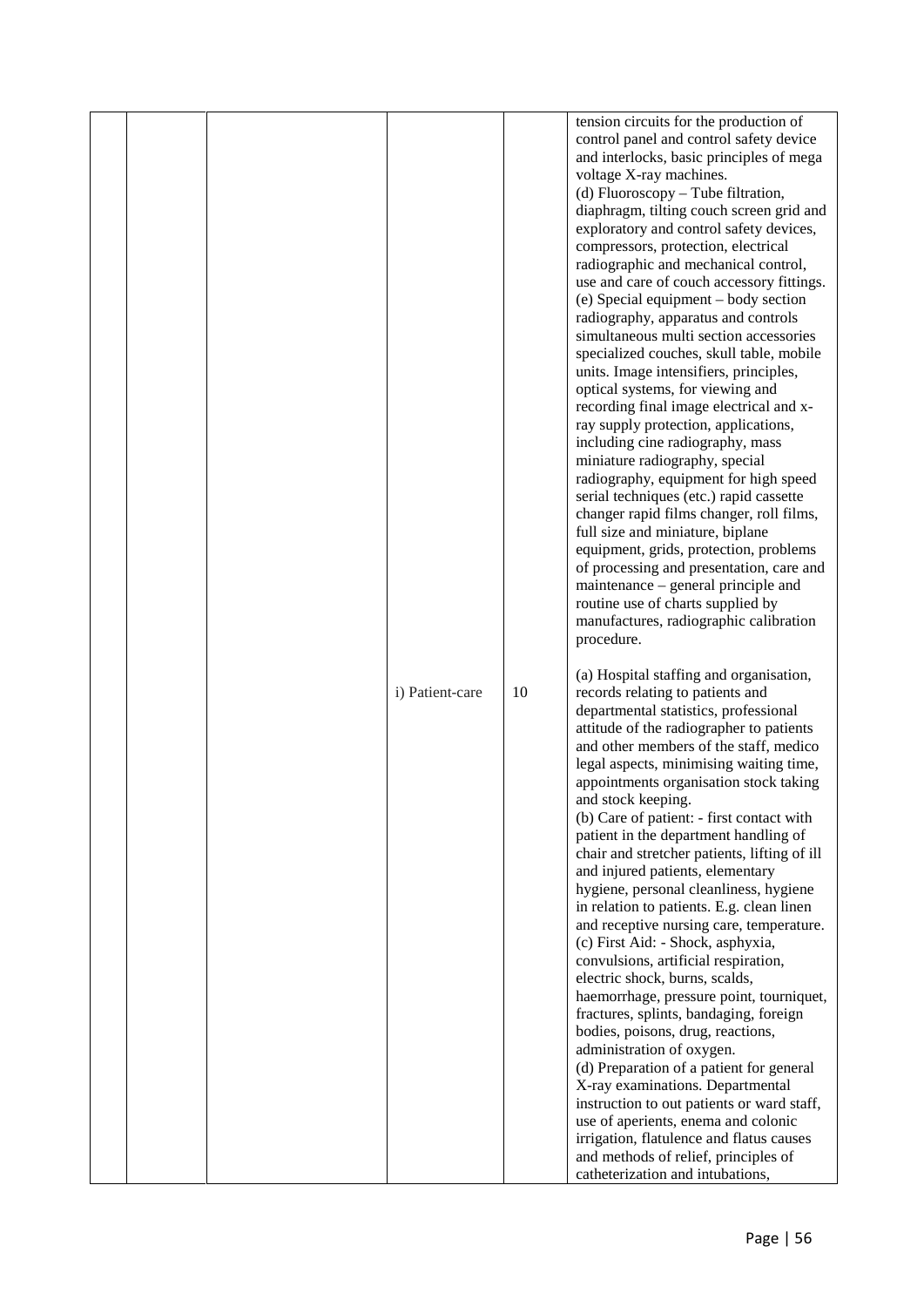| | | | | | |
|---|---|---|---|---|---|
| | | | | | tension circuits for the production of control panel and control safety device and interlocks, basic principles of mega voltage X-ray machines.<br>(d) Fluoroscopy – Tube filtration, diaphragm, tilting couch screen grid and exploratory and control safety devices, compressors, protection, electrical radiographic and mechanical control, use and care of couch accessory fittings.<br>(e) Special equipment – body section radiography, apparatus and controls simultaneous multi section accessories specialized couches, skull table, mobile units. Image intensifiers, principles, optical systems, for viewing and recording final image electrical and x-ray supply protection, applications, including cine radiography, mass miniature radiography, special radiography, equipment for high speed serial techniques (etc.) rapid cassette changer rapid films changer, roll films, full size and miniature, biplane equipment, grids, protection, problems of processing and presentation, care and maintenance – general principle and routine use of charts supplied by manufactures, radiographic calibration procedure. |
| | | | i) Patient-care | 10 | (a) Hospital staffing and organisation, records relating to patients and departmental statistics, professional attitude of the radiographer to patients and other members of the staff, medico legal aspects, minimising waiting time, appointments organisation stock taking and stock keeping.<br>(b) Care of patient: - first contact with patient in the department handling of chair and stretcher patients, lifting of ill and injured patients, elementary hygiene, personal cleanliness, hygiene in relation to patients. E.g. clean linen and receptive nursing care, temperature.<br>(c) First Aid: - Shock, asphyxia, convulsions, artificial respiration, electric shock, burns, scalds, haemorrhage, pressure point, tourniquet, fractures, splints, bandaging, foreign bodies, poisons, drug, reactions, administration of oxygen.<br>(d) Preparation of a patient for general X-ray examinations. Departmental instruction to out patients or ward staff, use of aperients, enema and colonic irrigation, flatulence and flatus causes and methods of relief, principles of catheterization and intubations, |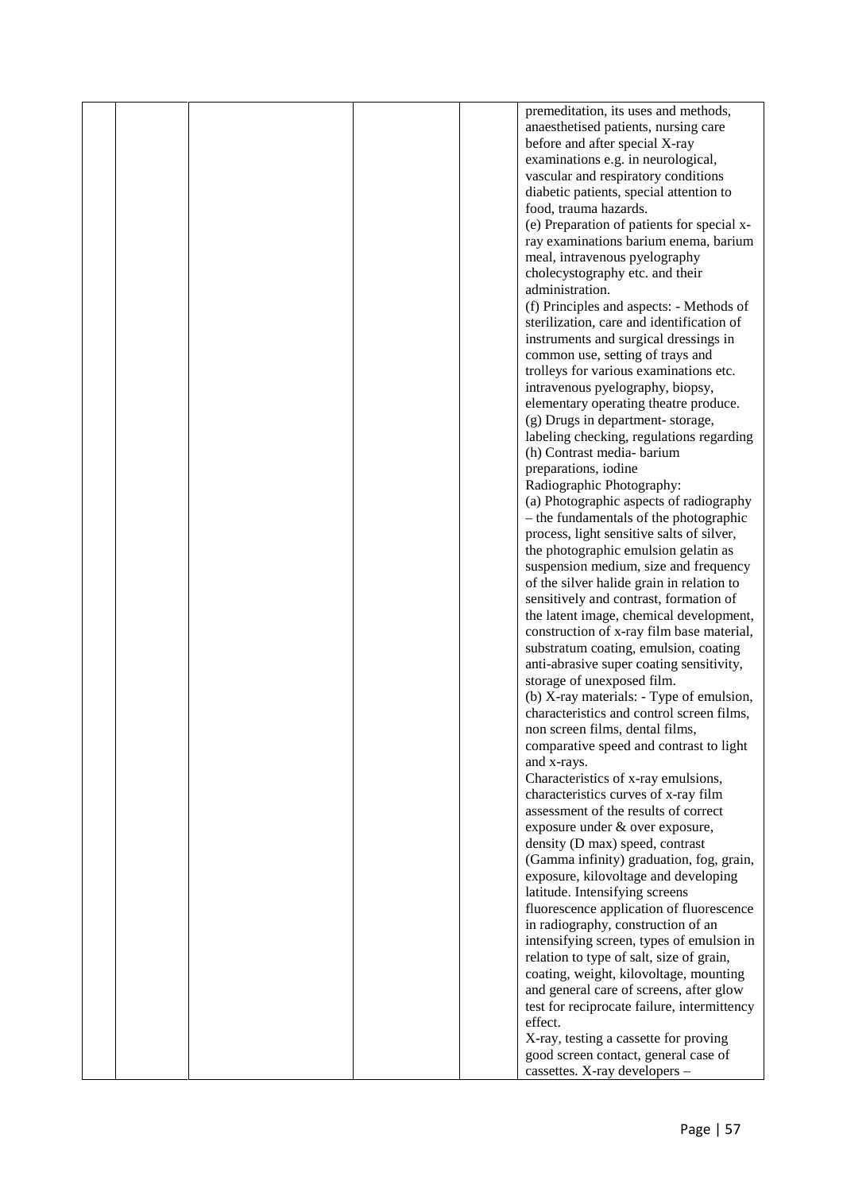| | | | | | |
|---|---|---|---|---|---|
| | | | | | premeditation, its uses and methods, anaesthetised patients, nursing care before and after special X-ray examinations e.g. in neurological, vascular and respiratory conditions diabetic patients, special attention to food, trauma hazards.<br>(e) Preparation of patients for special x-ray examinations barium enema, barium meal, intravenous pyelography cholecystography etc. and their administration.<br>(f) Principles and aspects: - Methods of sterilization, care and identification of instruments and surgical dressings in common use, setting of trays and trolleys for various examinations etc. intravenous pyelography, biopsy, elementary operating theatre produce.<br>(g) Drugs in department- storage, labeling checking, regulations regarding<br>(h) Contrast media- barium preparations, iodine<br>Radiographic Photography:<br>(a) Photographic aspects of radiography – the fundamentals of the photographic process, light sensitive salts of silver, the photographic emulsion gelatin as suspension medium, size and frequency of the silver halide grain in relation to sensitively and contrast, formation of the latent image, chemical development, construction of x-ray film base material, substratum coating, emulsion, coating anti-abrasive super coating sensitivity, storage of unexposed film.<br>(b) X-ray materials: - Type of emulsion, characteristics and control screen films, non screen films, dental films, comparative speed and contrast to light and x-rays.<br>Characteristics of x-ray emulsions, characteristics curves of x-ray film assessment of the results of correct exposure under & over exposure, density (D max) speed, contrast (Gamma infinity) graduation, fog, grain, exposure, kilovoltage and developing latitude. Intensifying screens fluorescence application of fluorescence in radiography, construction of an intensifying screen, types of emulsion in relation to type of salt, size of grain, coating, weight, kilovoltage, mounting and general care of screens, after glow test for reciprocate failure, intermittency effect.<br>X-ray, testing a cassette for proving good screen contact, general case of cassettes. X-ray developers – |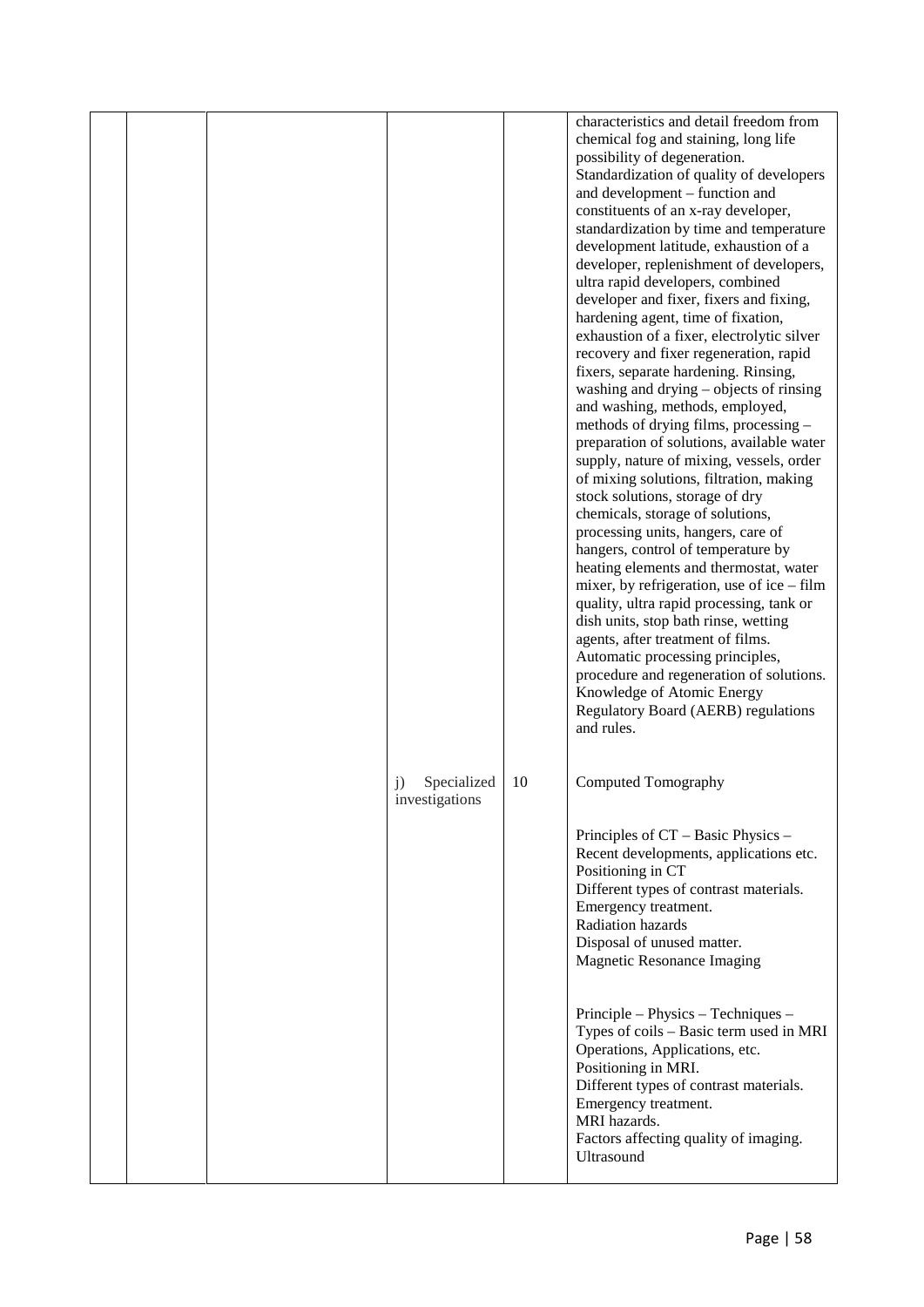| | | | | | |
|---|---|---|---|---|---|
| | | | | | characteristics and detail freedom from chemical fog and staining, long life possibility of degeneration. Standardization of quality of developers and development – function and constituents of an x-ray developer, standardization by time and temperature development latitude, exhaustion of a developer, replenishment of developers, ultra rapid developers, combined developer and fixer, fixers and fixing, hardening agent, time of fixation, exhaustion of a fixer, electrolytic silver recovery and fixer regeneration, rapid fixers, separate hardening. Rinsing, washing and drying – objects of rinsing and washing, methods, employed, methods of drying films, processing – preparation of solutions, available water supply, nature of mixing, vessels, order of mixing solutions, filtration, making stock solutions, storage of dry chemicals, storage of solutions, processing units, hangers, care of hangers, control of temperature by heating elements and thermostat, water mixer, by refrigeration, use of ice – film quality, ultra rapid processing, tank or dish units, stop bath rinse, wetting agents, after treatment of films. Automatic processing principles, procedure and regeneration of solutions. Knowledge of Atomic Energy Regulatory Board (AERB) regulations and rules. |
| | | | j) Specialized investigations | 10 | Computed Tomography<br><br>Principles of CT – Basic Physics – Recent developments, applications etc.<br>Positioning in CT<br>Different types of contrast materials.<br>Emergency treatment.<br>Radiation hazards<br>Disposal of unused matter.<br>Magnetic Resonance Imaging<br><br>Principle – Physics – Techniques – Types of coils – Basic term used in MRI Operations, Applications, etc.<br>Positioning in MRI.<br>Different types of contrast materials.<br>Emergency treatment.<br>MRI hazards.<br>Factors affecting quality of imaging.<br>Ultrasound |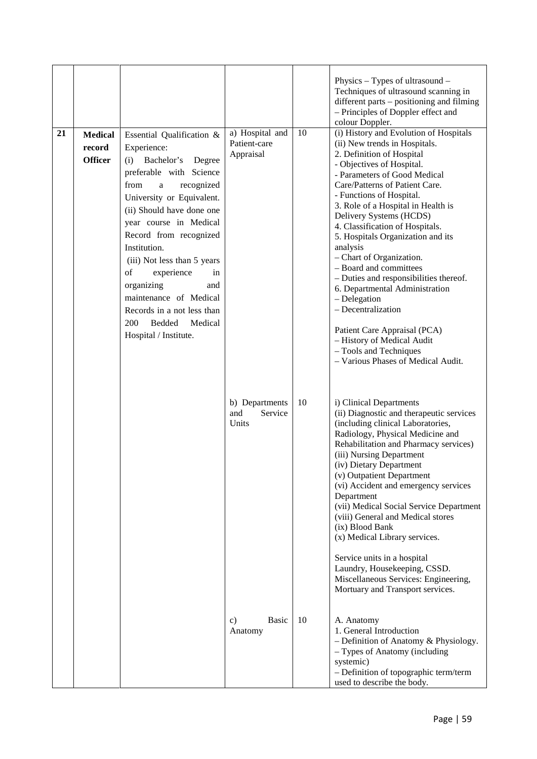|  |  |  |  |  |  |
|---|---|---|---|---|---|
|  |  |  |  |  | Physics – Types of ultrasound – Techniques of ultrasound scanning in different parts – positioning and filming – Principles of Doppler effect and colour Doppler. |
| **21** | **Medical record Officer** | Essential Qualification & Experience:<br>(i) Bachelor's Degree preferable with Science from a recognized University or Equivalent.<br>(ii) Should have done one year course in Medical Record from recognized Institution.<br>(iii) Not less than 5 years of experience in organizing and maintenance of Medical Records in a not less than 200 Bedded Medical Hospital / Institute. | a) Hospital and Patient-care Appraisal | 10 | (i) History and Evolution of Hospitals<br>(ii) New trends in Hospitals.<br>2. Definition of Hospital<br>- Objectives of Hospital.<br>- Parameters of Good Medical Care/Patterns of Patient Care.<br>- Functions of Hospital.<br>3. Role of a Hospital in Health is Delivery Systems (HCDS)<br>4. Classification of Hospitals.<br>5. Hospitals Organization and its analysis<br>– Chart of Organization.<br>– Board and committees<br>– Duties and responsibilities thereof.<br>6. Departmental Administration<br>– Delegation<br>– Decentralization<br><br>Patient Care Appraisal (PCA)<br>– History of Medical Audit<br>– Tools and Techniques<br>– Various Phases of Medical Audit. |
|  |  |  | b) Departments and Service Units | 10 | i) Clinical Departments<br>(ii) Diagnostic and therapeutic services (including clinical Laboratories, Radiology, Physical Medicine and Rehabilitation and Pharmacy services)<br>(iii) Nursing Department<br>(iv) Dietary Department<br>(v) Outpatient Department<br>(vi) Accident and emergency services Department<br>(vii) Medical Social Service Department<br>(viii) General and Medical stores<br>(ix) Blood Bank<br>(x) Medical Library services.<br><br>Service units in a hospital<br>Laundry, Housekeeping, CSSD.<br>Miscellaneous Services: Engineering, Mortuary and Transport services. |
|  |  |  | c) Basic Anatomy | 10 | A. Anatomy<br>1. General Introduction<br>– Definition of Anatomy & Physiology.<br>– Types of Anatomy (including systemic)<br>– Definition of topographic term/term used to describe the body. |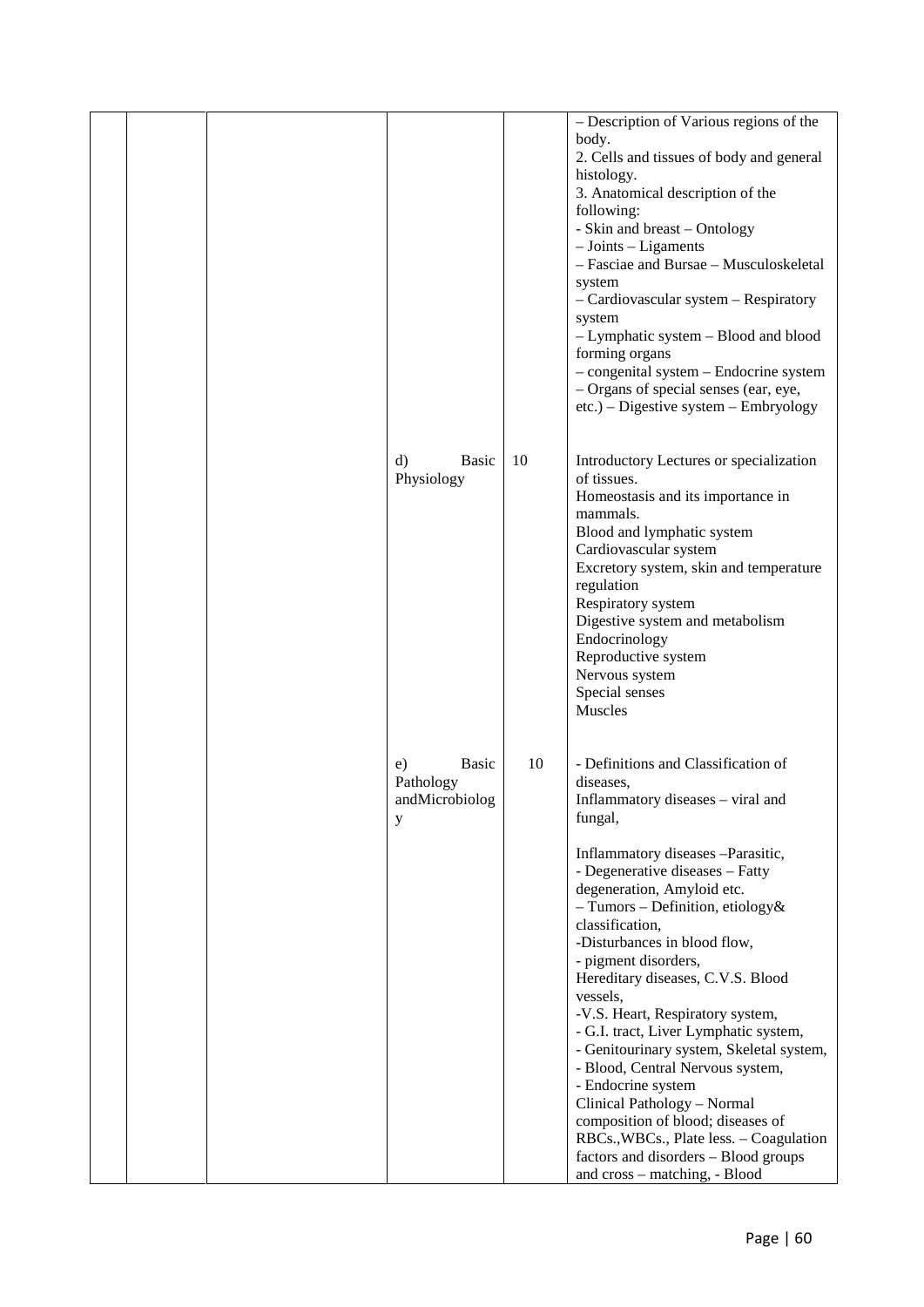|  |  |  |  |  |  |
|---|---|---|---|---|---|
|  |  |  |  |  | – Description of Various regions of the body.<br>2. Cells and tissues of body and general histology.<br>3. Anatomical description of the following:<br>- Skin and breast – Ontology<br>– Joints – Ligaments<br>– Fasciae and Bursae – Musculoskeletal system<br>– Cardiovascular system – Respiratory system<br>– Lymphatic system – Blood and blood forming organs<br>– congenital system – Endocrine system<br>– Organs of special senses (ear, eye, etc.) – Digestive system – Embryology |
|  |  |  | d) Basic Physiology | 10 | Introductory Lectures or specialization of tissues.<br>Homeostasis and its importance in mammals.<br>Blood and lymphatic system<br>Cardiovascular system<br>Excretory system, skin and temperature regulation<br>Respiratory system<br>Digestive system and metabolism<br>Endocrinology<br>Reproductive system<br>Nervous system<br>Special senses<br>Muscles |
|  |  |  | e) Basic Pathology andMicrobiology | 10 | - Definitions and Classification of diseases,<br>Inflammatory diseases – viral and fungal,<br><br>Inflammatory diseases –Parasitic,<br>- Degenerative diseases – Fatty degeneration, Amyloid etc.<br>– Tumors – Definition, etiology& classification,<br>-Disturbances in blood flow,<br>- pigment disorders,<br>Hereditary diseases, C.V.S. Blood vessels,<br>-V.S. Heart, Respiratory system,<br>- G.I. tract, Liver Lymphatic system,<br>- Genitourinary system, Skeletal system,<br>- Blood, Central Nervous system,<br>- Endocrine system<br>Clinical Pathology – Normal composition of blood; diseases of RBCs.,WBCs., Plate less. – Coagulation factors and disorders – Blood groups and cross – matching, - Blood |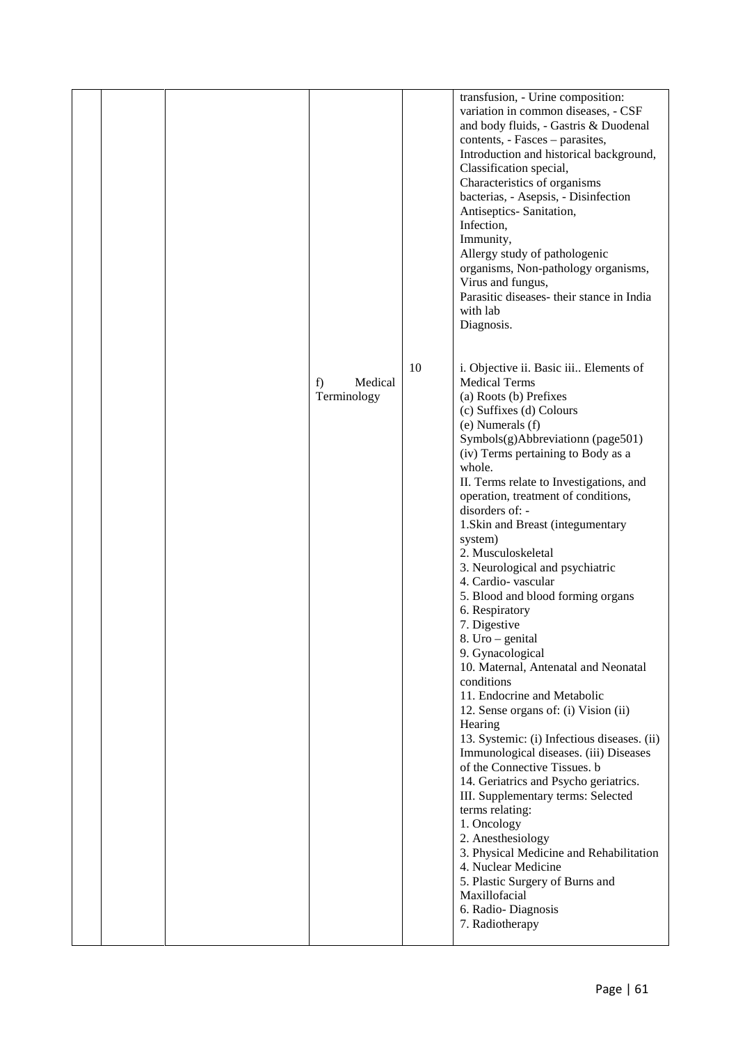|  |  |  |  |  |  |
|---|---|---|---|---|---|
|  |  |  |  |  | transfusion, - Urine composition: variation in common diseases, - CSF and body fluids, - Gastris & Duodenal contents, - Fasces – parasites, Introduction and historical background, Classification special, Characteristics of organisms bacterias, - Asepsis, - Disinfection Antiseptics- Sanitation, Infection, Immunity, Allergy study of pathologenic organisms, Non-pathology organisms, Virus and fungus, Parasitic diseases- their stance in India with lab Diagnosis. |
|  |  |  | f) Medical Terminology | 10 | i. Objective ii. Basic iii.. Elements of Medical Terms<br>(a) Roots (b) Prefixes<br>(c) Suffixes (d) Colours<br>(e) Numerals (f) Symbols(g)Abbreviationn (page501)<br>(iv) Terms pertaining to Body as a whole.<br>II. Terms relate to Investigations, and operation, treatment of conditions, disorders of: -<br>1.Skin and Breast (integumentary system)<br>2. Musculoskeletal<br>3. Neurological and psychiatric<br>4. Cardio- vascular<br>5. Blood and blood forming organs<br>6. Respiratory<br>7. Digestive<br>8. Uro – genital<br>9. Gynacological<br>10. Maternal, Antenatal and Neonatal conditions<br>11. Endocrine and Metabolic<br>12. Sense organs of: (i) Vision (ii) Hearing<br>13. Systemic: (i) Infectious diseases. (ii) Immunological diseases. (iii) Diseases of the Connective Tissues. b<br>14. Geriatrics and Psycho geriatrics.<br>III. Supplementary terms: Selected terms relating:<br>1. Oncology<br>2. Anesthesiology<br>3. Physical Medicine and Rehabilitation<br>4. Nuclear Medicine<br>5. Plastic Surgery of Burns and Maxillofacial<br>6. Radio- Diagnosis<br>7. Radiotherapy |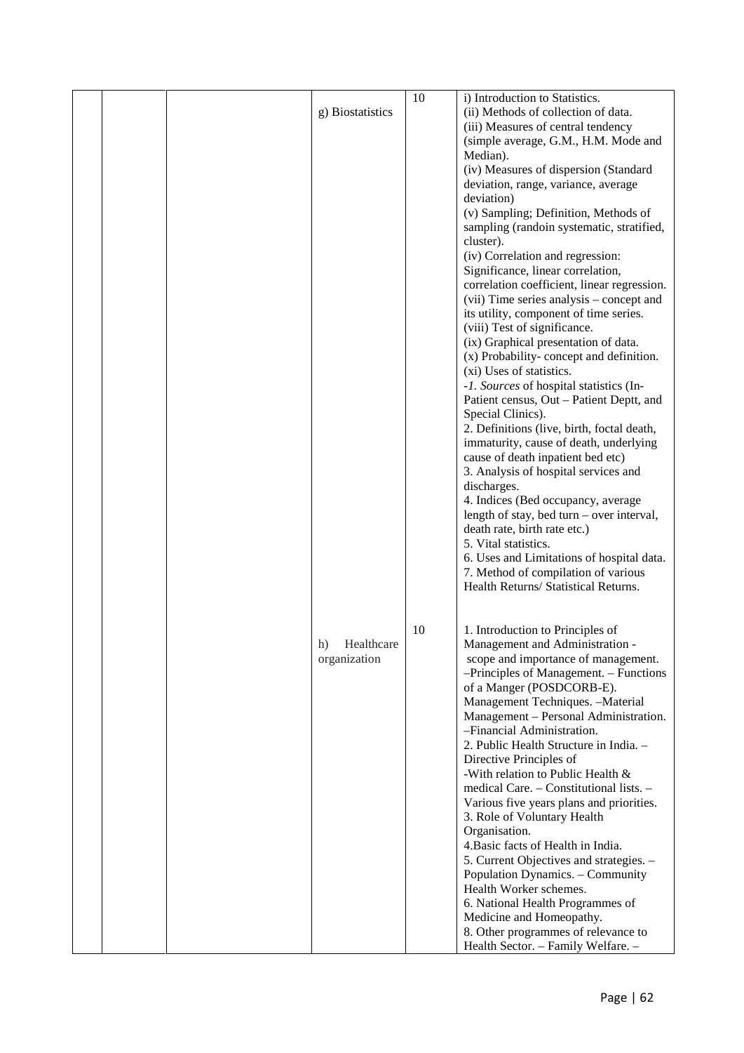|  |  |  | g) Biostatistics | 10 | i) Introduction to Statistics.<br>(ii) Methods of collection of data.<br>(iii) Measures of central tendency (simple average, G.M., H.M. Mode and Median).<br>(iv) Measures of dispersion (Standard deviation, range, variance, average deviation)<br>(v) Sampling; Definition, Methods of sampling (randoin systematic, stratified, cluster).<br>(iv) Correlation and regression: Significance, linear correlation, correlation coefficient, linear regression.<br>(vii) Time series analysis – concept and its utility, component of time series.<br>(viii) Test of significance.<br>(ix) Graphical presentation of data.<br>(x) Probability- concept and definition.<br>(xi) Uses of statistics.<br>-*1. Sources* of hospital statistics (In-Patient census, Out – Patient Deptt, and Special Clinics).<br>2. Definitions (live, birth, foctal death, immaturity, cause of death, underlying cause of death inpatient bed etc)<br>3. Analysis of hospital services and discharges.<br>4. Indices (Bed occupancy, average length of stay, bed turn – over interval, death rate, birth rate etc.)<br>5. Vital statistics.<br>6. Uses and Limitations of hospital data.<br>7. Method of compilation of various Health Returns/ Statistical Returns. |
|  |  |  | h) Healthcare organization | 10 | 1. Introduction to Principles of Management and Administration - scope and importance of management. –Principles of Management. – Functions of a Manger (POSDCORB-E). Management Techniques. –Material Management – Personal Administration. –Financial Administration.<br>2. Public Health Structure in India. – Directive Principles of<br>-With relation to Public Health & medical Care. – Constitutional lists. – Various five years plans and priorities.<br>3. Role of Voluntary Health Organisation.<br>4.Basic facts of Health in India.<br>5. Current Objectives and strategies. – Population Dynamics. – Community Health Worker schemes.<br>6. National Health Programmes of Medicine and Homeopathy.<br>8. Other programmes of relevance to Health Sector. – Family Welfare. – |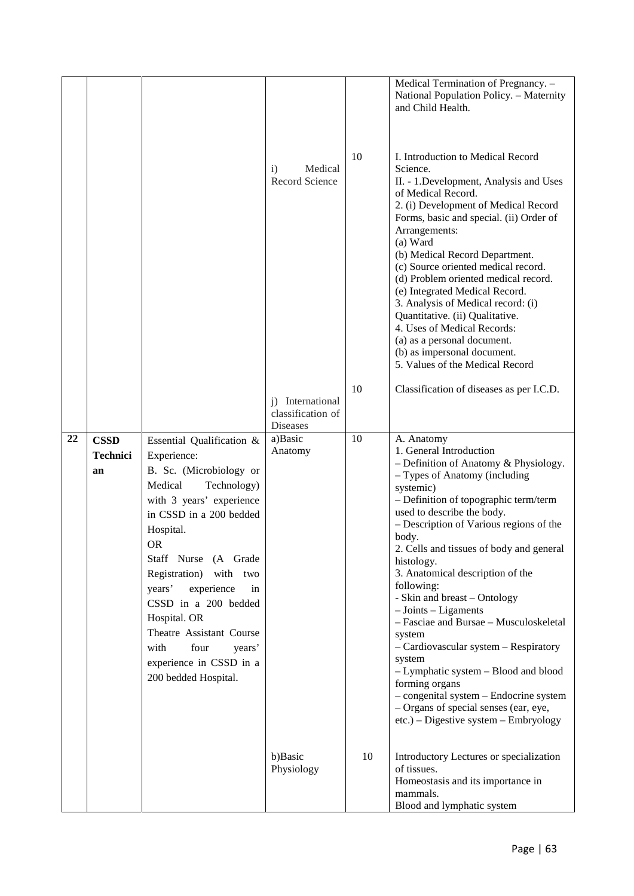| | | | | | |
|---|---|---|---|---|---|
| | | | | | Medical Termination of Pregnancy. – National Population Policy. – Maternity and Child Health. |
| | | | i) Medical Record Science | 10 | I. Introduction to Medical Record Science.<br>II. - 1.Development, Analysis and Uses of Medical Record.<br>2. (i) Development of Medical Record Forms, basic and special. (ii) Order of Arrangements:<br>(a) Ward<br>(b) Medical Record Department.<br>(c) Source oriented medical record.<br>(d) Problem oriented medical record.<br>(e) Integrated Medical Record.<br>3. Analysis of Medical record: (i) Quantitative. (ii) Qualitative.<br>4. Uses of Medical Records:<br>(a) as a personal document.<br>(b) as impersonal document.<br>5. Values of the Medical Record |
| | | | j) International classification of Diseases | 10 | Classification of diseases as per I.C.D. |
| **22** | **CSSD Technician** | Essential Qualification & Experience:<br>B. Sc. (Microbiology or Medical Technology) with 3 years' experience in CSSD in a 200 bedded Hospital.<br>OR<br>Staff Nurse (A Grade Registration) with two years' experience in CSSD in a 200 bedded Hospital. OR<br>Theatre Assistant Course with four years' experience in CSSD in a 200 bedded Hospital. | a)Basic Anatomy | 10 | A. Anatomy<br>1. General Introduction<br>– Definition of Anatomy & Physiology.<br>– Types of Anatomy (including systemic)<br>– Definition of topographic term/term used to describe the body.<br>– Description of Various regions of the body.<br>2. Cells and tissues of body and general histology.<br>3. Anatomical description of the following:<br>- Skin and breast – Ontology<br>– Joints – Ligaments<br>– Fasciae and Bursae – Musculoskeletal system<br>– Cardiovascular system – Respiratory system<br>– Lymphatic system – Blood and blood forming organs<br>– congenital system – Endocrine system<br>– Organs of special senses (ear, eye, etc.) – Digestive system – Embryology |
| | | | b)Basic Physiology | 10 | Introductory Lectures or specialization of tissues.<br>Homeostasis and its importance in mammals.<br>Blood and lymphatic system |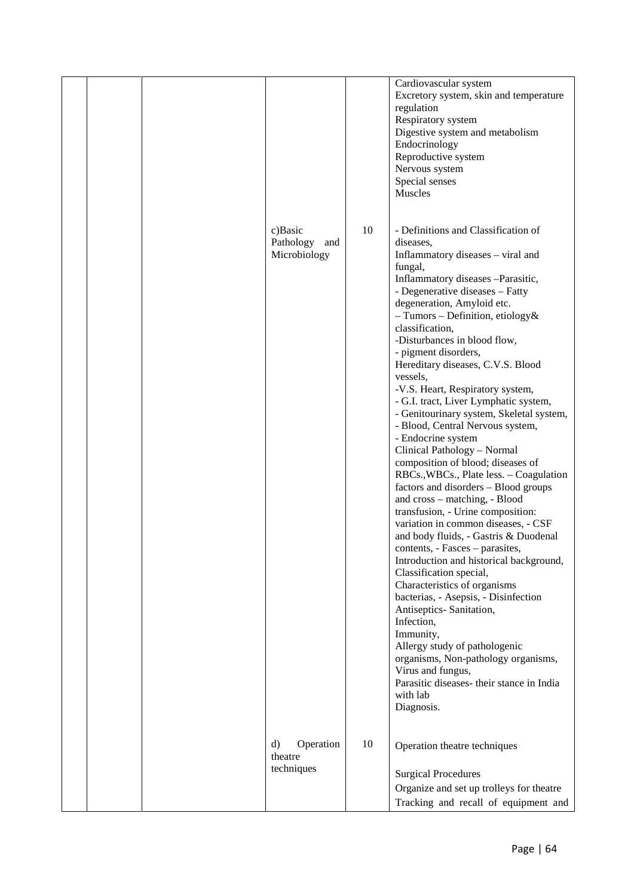|  |  |  |  |  |  |
|---|---|---|---|---|---|
|  |  |  |  |  | Cardiovascular system<br>Excretory system, skin and temperature regulation<br>Respiratory system<br>Digestive system and metabolism<br>Endocrinology<br>Reproductive system<br>Nervous system<br>Special senses<br>Muscles |
|  |  |  | c)Basic Pathology and Microbiology | 10 | - Definitions and Classification of diseases,<br>Inflammatory diseases – viral and fungal,<br>Inflammatory diseases –Parasitic,<br>- Degenerative diseases – Fatty degeneration, Amyloid etc.<br>– Tumors – Definition, etiology& classification,<br>-Disturbances in blood flow,<br>- pigment disorders,<br>Hereditary diseases, C.V.S. Blood vessels,<br>-V.S. Heart, Respiratory system,<br>- G.I. tract, Liver Lymphatic system,<br>- Genitourinary system, Skeletal system,<br>- Blood, Central Nervous system,<br>- Endocrine system<br>Clinical Pathology – Normal composition of blood; diseases of RBCs.,WBCs., Plate less. – Coagulation factors and disorders – Blood groups and cross – matching, - Blood transfusion, - Urine composition: variation in common diseases, - CSF and body fluids, - Gastris & Duodenal contents, - Fasces – parasites,<br>Introduction and historical background,<br>Classification special,<br>Characteristics of organisms bacterias, - Asepsis, - Disinfection<br>Antiseptics- Sanitation,<br>Infection,<br>Immunity,<br>Allergy study of pathologenic organisms, Non-pathology organisms,<br>Virus and fungus,<br>Parasitic diseases- their stance in India with lab<br>Diagnosis. |
|  |  |  | d) Operation theatre techniques | 10 | Operation theatre techniques<br><br>Surgical Procedures<br>Organize and set up trolleys for theatre<br>Tracking and recall of equipment and |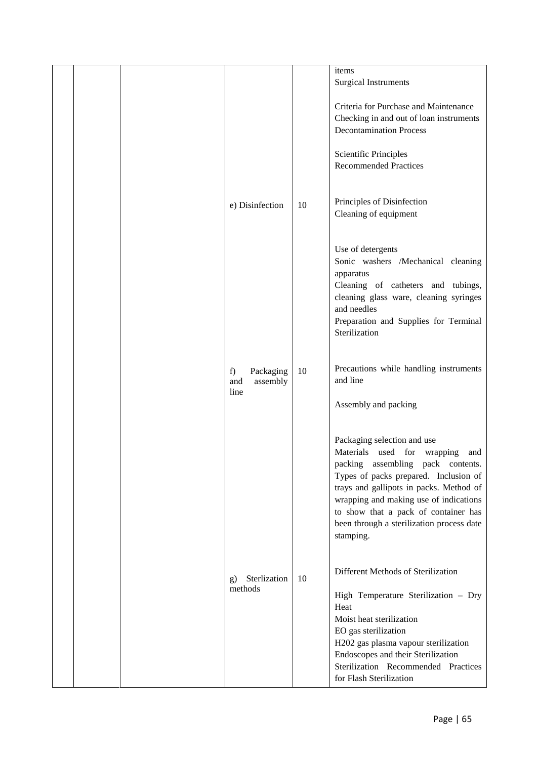| | | | | | |
|---|---|---|---|---|---|
| | | | | | items<br>Surgical Instruments<br><br>Criteria for Purchase and Maintenance<br>Checking in and out of loan instruments<br>Decontamination Process<br><br>Scientific Principles<br>Recommended Practices |
| | | | e) Disinfection | 10 | Principles of Disinfection<br>Cleaning of equipment<br><br>Use of detergents<br>Sonic washers /Mechanical cleaning apparatus<br>Cleaning of catheters and tubings, cleaning glass ware, cleaning syringes and needles<br>Preparation and Supplies for Terminal Sterilization |
| | | | f) Packaging and assembly line | 10 | Precautions while handling instruments and line<br><br>Assembly and packing<br><br>Packaging selection and use<br>Materials used for wrapping and packing assembling pack contents. Types of packs prepared. Inclusion of trays and gallipots in packs. Method of wrapping and making use of indications to show that a pack of container has been through a sterilization process date stamping. |
| | | | g) Sterilization methods | 10 | Different Methods of Sterilization<br><br>High Temperature Sterilization – Dry Heat<br>Moist heat sterilization<br>EO gas sterilization<br>H202 gas plasma vapour sterilization<br>Endoscopes and their Sterilization<br>Sterilization Recommended Practices for Flash Sterilization |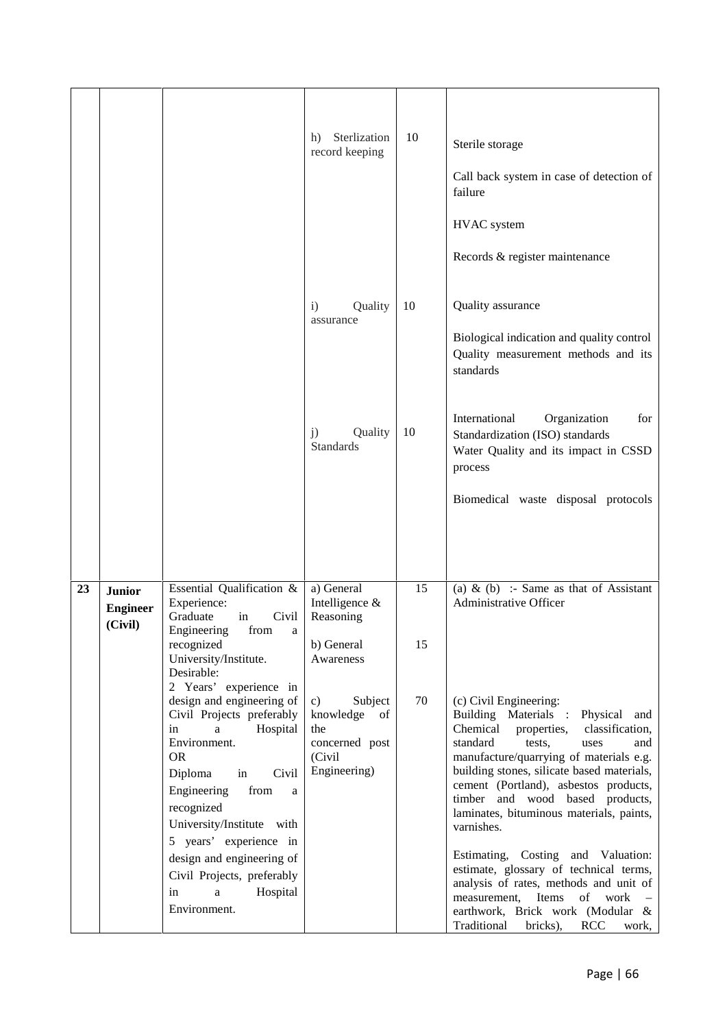| | | | | | |
|---|---|---|---|---|---|
| | | | h) Sterlization record keeping | 10 | Sterile storage<br><br>Call back system in case of detection of failure<br><br>HVAC system<br><br>Records & register maintenance |
| | | | i) Quality assurance | 10 | Quality assurance<br><br>Biological indication and quality control Quality measurement methods and its standards |
| | | | j) Quality Standards | 10 | International Organization for Standardization (ISO) standards<br>Water Quality and its impact in CSSD process<br><br>Biomedical waste disposal protocols |
| **23** | **Junior Engineer (Civil)** | Essential Qualification & Experience:<br>Graduate in Civil Engineering from a recognized University/Institute.<br>Desirable:<br>2 Years' experience in design and engineering of Civil Projects preferably in a Hospital Environment.<br>OR<br>Diploma in Civil Engineering from a recognized University/Institute with 5 years' experience in design and engineering of Civil Projects, preferably in a Hospital Environment. | a) General Intelligence & Reasoning<br><br>b) General Awareness<br><br>c) Subject knowledge of the concerned post (Civil Engineering) | 15<br><br>15<br><br>70 | (a) & (b) :- Same as that of Assistant Administrative Officer<br><br>(c) Civil Engineering:<br>Building Materials : Physical and Chemical properties, classification, standard tests, uses and manufacture/quarrying of materials e.g. building stones, silicate based materials, cement (Portland), asbestos products, timber and wood based products, laminates, bituminous materials, paints, varnishes.<br><br>Estimating, Costing and Valuation: estimate, glossary of technical terms, analysis of rates, methods and unit of measurement, Items of work – earthwork, Brick work (Modular & Traditional bricks), RCC work, |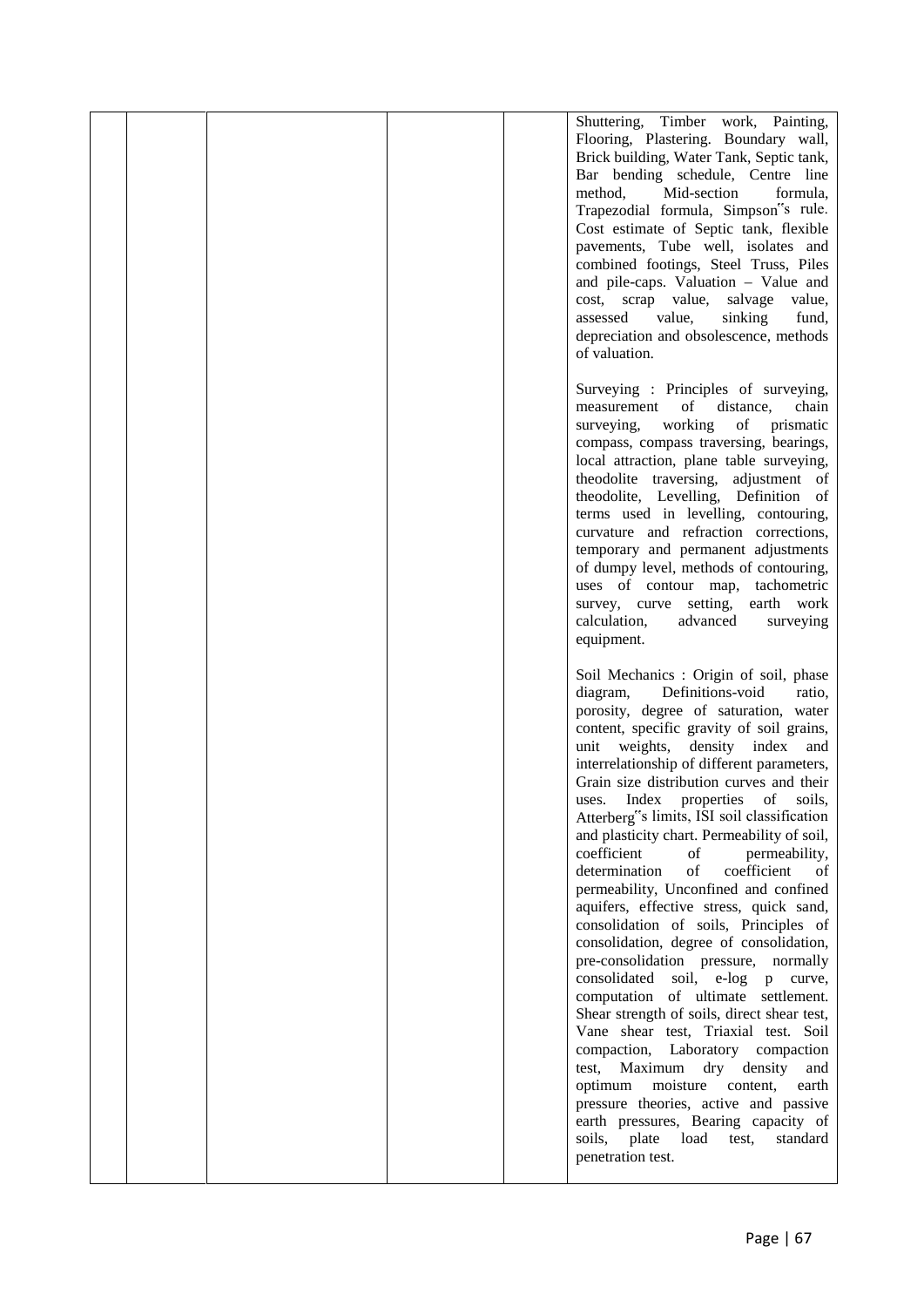| | | | | | |
|---|---|---|---|---|---|
| | | | | | Shuttering, Timber work, Painting, Flooring, Plastering. Boundary wall, Brick building, Water Tank, Septic tank, Bar bending schedule, Centre line method, Mid-section formula, Trapezodial formula, Simpson˝s rule. Cost estimate of Septic tank, flexible pavements, Tube well, isolates and combined footings, Steel Truss, Piles and pile-caps. Valuation – Value and cost, scrap value, salvage value, assessed value, sinking fund, depreciation and obsolescence, methods of valuation.<br><br>Surveying : Principles of surveying, measurement of distance, chain surveying, working of prismatic compass, compass traversing, bearings, local attraction, plane table surveying, theodolite traversing, adjustment of theodolite, Levelling, Definition of terms used in levelling, contouring, curvature and refraction corrections, temporary and permanent adjustments of dumpy level, methods of contouring, uses of contour map, tachometric survey, curve setting, earth work calculation, advanced surveying equipment.<br><br>Soil Mechanics : Origin of soil, phase diagram, Definitions-void ratio, porosity, degree of saturation, water content, specific gravity of soil grains, unit weights, density index and interrelationship of different parameters, Grain size distribution curves and their uses. Index properties of soils, Atterberg˝s limits, ISI soil classification and plasticity chart. Permeability of soil, coefficient of permeability, determination of coefficient of permeability, Unconfined and confined aquifers, effective stress, quick sand, consolidation of soils, Principles of consolidation, degree of consolidation, pre-consolidation pressure, normally consolidated soil, e-log p curve, computation of ultimate settlement. Shear strength of soils, direct shear test, Vane shear test, Triaxial test. Soil compaction, Laboratory compaction test, Maximum dry density and optimum moisture content, earth pressure theories, active and passive earth pressures, Bearing capacity of soils, plate load test, standard penetration test. |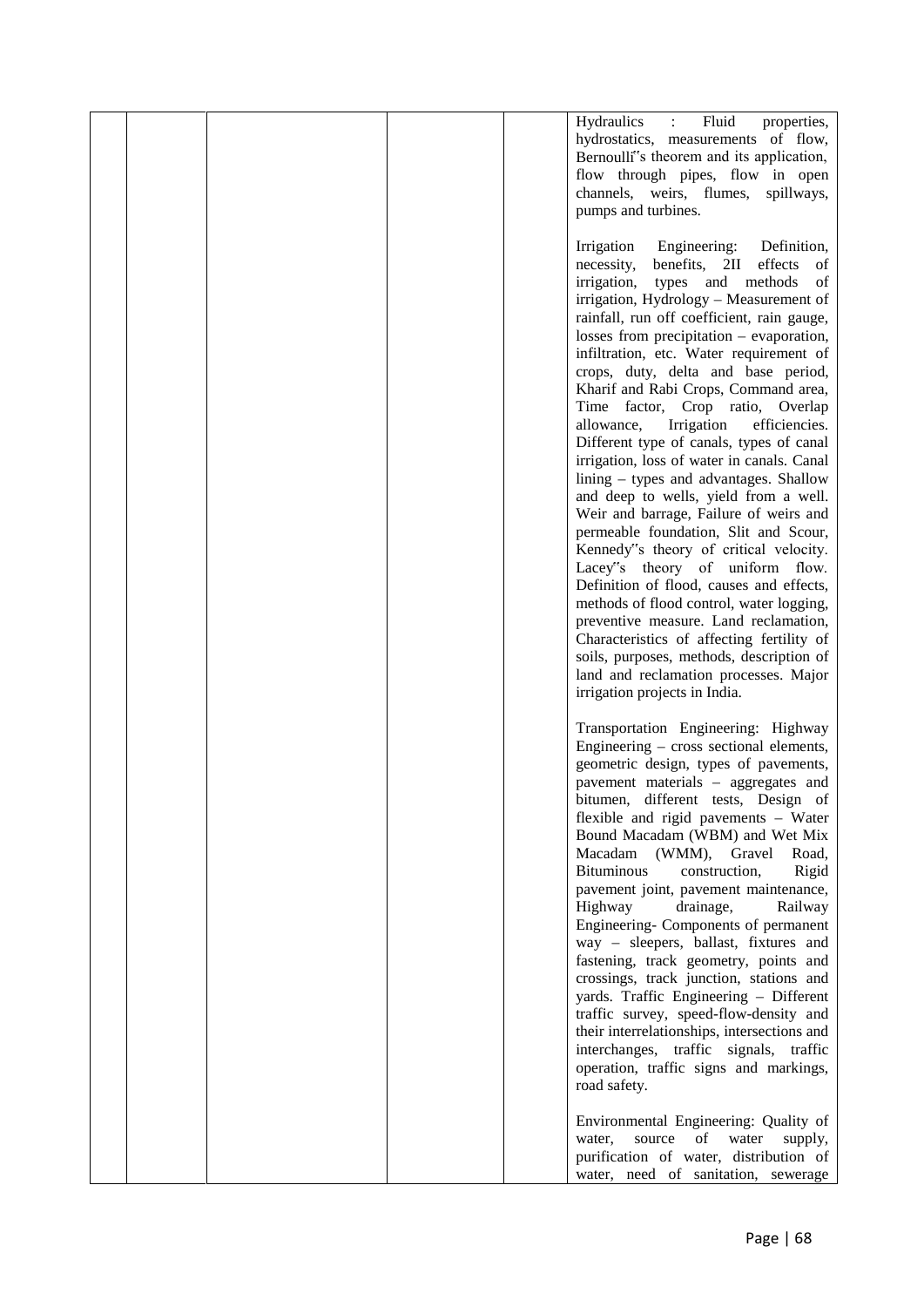|  |  |  |  |  | Hydraulics : Fluid properties, hydrostatics, measurements of flow, Bernoulli"s theorem and its application, flow through pipes, flow in open channels, weirs, flumes, spillways, pumps and turbines.<br><br>Irrigation Engineering: Definition, necessity, benefits, 2II effects of irrigation, types and methods of irrigation, Hydrology – Measurement of rainfall, run off coefficient, rain gauge, losses from precipitation – evaporation, infiltration, etc. Water requirement of crops, duty, delta and base period, Kharif and Rabi Crops, Command area, Time factor, Crop ratio, Overlap allowance, Irrigation efficiencies. Different type of canals, types of canal irrigation, loss of water in canals. Canal lining – types and advantages. Shallow and deep to wells, yield from a well. Weir and barrage, Failure of weirs and permeable foundation, Slit and Scour, Kennedy"s theory of critical velocity. Lacey"s theory of uniform flow. Definition of flood, causes and effects, methods of flood control, water logging, preventive measure. Land reclamation, Characteristics of affecting fertility of soils, purposes, methods, description of land and reclamation processes. Major irrigation projects in India.<br><br>Transportation Engineering: Highway Engineering – cross sectional elements, geometric design, types of pavements, pavement materials – aggregates and bitumen, different tests, Design of flexible and rigid pavements – Water Bound Macadam (WBM) and Wet Mix Macadam (WMM), Gravel Road, Bituminous construction, Rigid pavement joint, pavement maintenance, Highway drainage, Railway Engineering- Components of permanent way – sleepers, ballast, fixtures and fastening, track geometry, points and crossings, track junction, stations and yards. Traffic Engineering – Different traffic survey, speed-flow-density and their interrelationships, intersections and interchanges, traffic signals, traffic operation, traffic signs and markings, road safety.<br><br>Environmental Engineering: Quality of water, source of water supply, purification of water, distribution of water, need of sanitation, sewerage |
|---|---|---|---|---|---|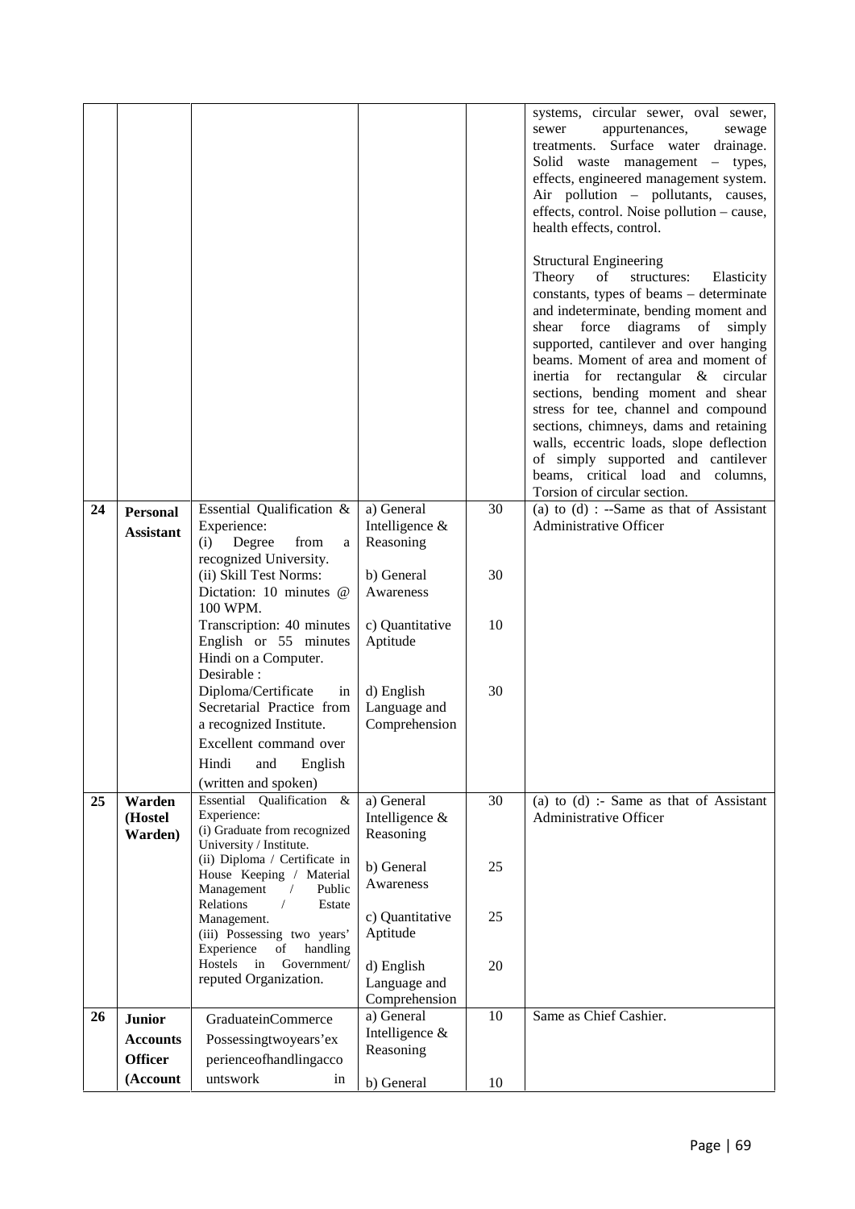| | | | | | |
|---|---|---|---|---|---|
| | | | | | systems, circular sewer, oval sewer, sewer appurtenances, sewage treatments. Surface water drainage. Solid waste management – types, effects, engineered management system. Air pollution – pollutants, causes, effects, control. Noise pollution – cause, health effects, control.<br><br>Structural Engineering<br>Theory of structures: Elasticity constants, types of beams – determinate and indeterminate, bending moment and shear force diagrams of simply supported, cantilever and over hanging beams. Moment of area and moment of inertia for rectangular & circular sections, bending moment and shear stress for tee, channel and compound sections, chimneys, dams and retaining walls, eccentric loads, slope deflection of simply supported and cantilever beams, critical load and columns, Torsion of circular section. |
| 24 | **Personal Assistant** | Essential Qualification & Experience:<br>(i) Degree from a recognized University.<br>(ii) Skill Test Norms:<br>Dictation: 10 minutes @ 100 WPM.<br>Transcription: 40 minutes English or 55 minutes Hindi on a Computer.<br>Desirable :<br>Diploma/Certificate in Secretarial Practice from a recognized Institute.<br>Excellent command over Hindi and English (written and spoken) | a) General Intelligence & Reasoning<br><br>b) General Awareness<br><br>c) Quantitative Aptitude<br><br>d) English Language and Comprehension | 30<br><br>30<br><br>10<br><br>30 | (a) to (d) : --Same as that of Assistant Administrative Officer |
| 25 | **Warden (Hostel Warden)** | Essential Qualification & Experience:<br>(i) Graduate from recognized University / Institute.<br>(ii) Diploma / Certificate in House Keeping / Material Management / Public Relations / Estate Management.<br>(iii) Possessing two years' Experience of handling Hostels in Government/ reputed Organization. | a) General Intelligence & Reasoning<br><br>b) General Awareness<br><br>c) Quantitative Aptitude<br><br>d) English Language and Comprehension | 30<br><br>25<br><br>25<br><br>20 | (a) to (d) :- Same as that of Assistant Administrative Officer |
| 26 | **Junior Accounts Officer (Account** | GraduateinCommerce Possessingtwoyears'ex perienceofhandlingacco untswork in | a) General Intelligence & Reasoning<br><br>b) General | 10<br><br>10 | Same as Chief Cashier. |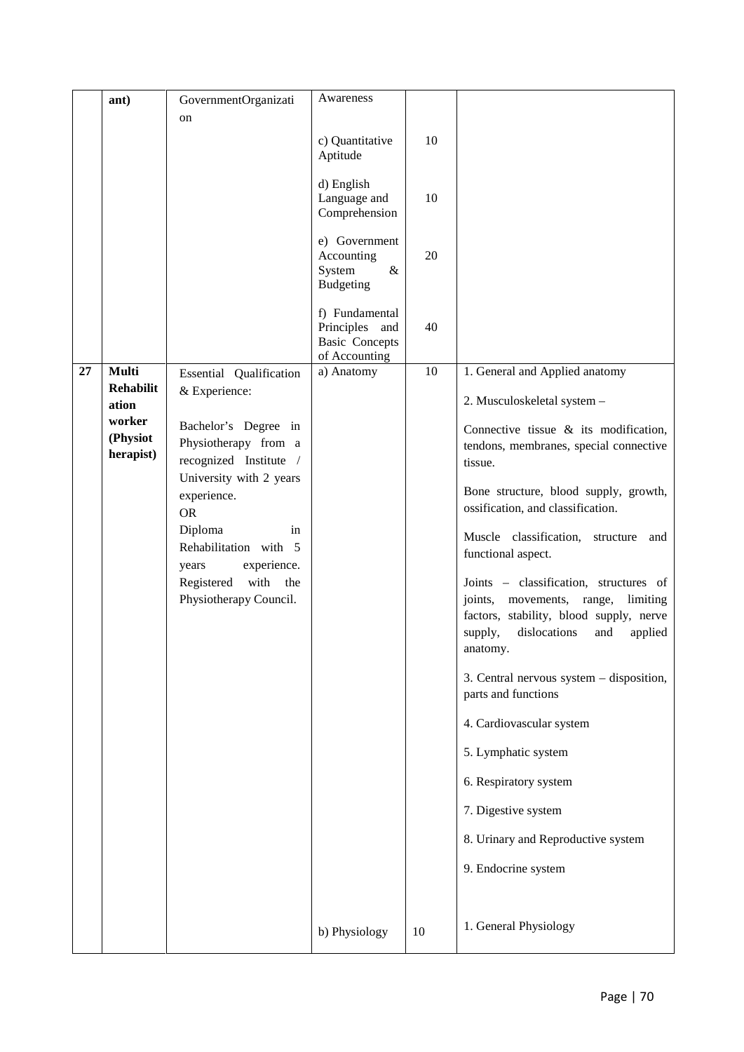| | | | | | |
|---|---|---|---|---|---|
| | ant) | GovernmentOrganization | Awareness | | |
| | | | c) Quantitative Aptitude | 10 | |
| | | | d) English Language and Comprehension | 10 | |
| | | | e) Government Accounting System & Budgeting | 20 | |
| | | | f) Fundamental Principles and Basic Concepts of Accounting | 40 | |
| **27** | **Multi Rehabilitation worker (Physiotherapist)** | Essential Qualification & Experience:<br><br>Bachelor's Degree in Physiotherapy from a recognized Institute / University with 2 years experience.<br>OR<br>Diploma in Rehabilitation with 5 years experience. Registered with the Physiotherapy Council. | a) Anatomy | 10 | 1. General and Applied anatomy<br><br>2. Musculoskeletal system –<br><br>Connective tissue & its modification, tendons, membranes, special connective tissue.<br><br>Bone structure, blood supply, growth, ossification, and classification.<br><br>Muscle classification, structure and functional aspect.<br><br>Joints – classification, structures of joints, movements, range, limiting factors, stability, blood supply, nerve supply, dislocations and applied anatomy.<br><br>3. Central nervous system – disposition, parts and functions<br><br>4. Cardiovascular system<br><br>5. Lymphatic system<br><br>6. Respiratory system<br><br>7. Digestive system<br><br>8. Urinary and Reproductive system<br><br>9. Endocrine system |
| | | | b) Physiology | 10 | 1. General Physiology |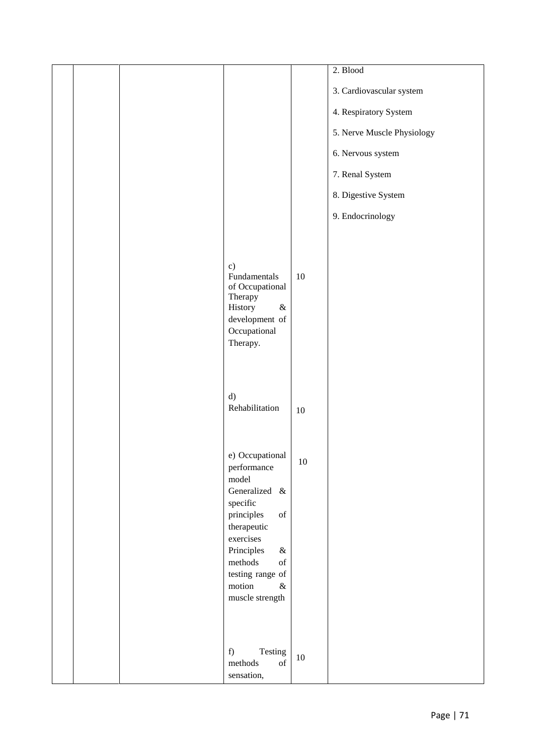| | | | | | |
|---|---|---|---|---|---|
| | | | | | 2. Blood<br>3. Cardiovascular system<br>4. Respiratory System<br>5. Nerve Muscle Physiology<br>6. Nervous system<br>7. Renal System<br>8. Digestive System<br>9. Endocrinology |
| | | | c) Fundamentals of Occupational Therapy History & development of Occupational Therapy. | 10 | |
| | | | d) Rehabilitation | 10 | |
| | | | e) Occupational performance model Generalized & specific principles of therapeutic exercises Principles & methods of testing range of motion & muscle strength | 10 | |
| | | | f) Testing methods of sensation, | 10 | |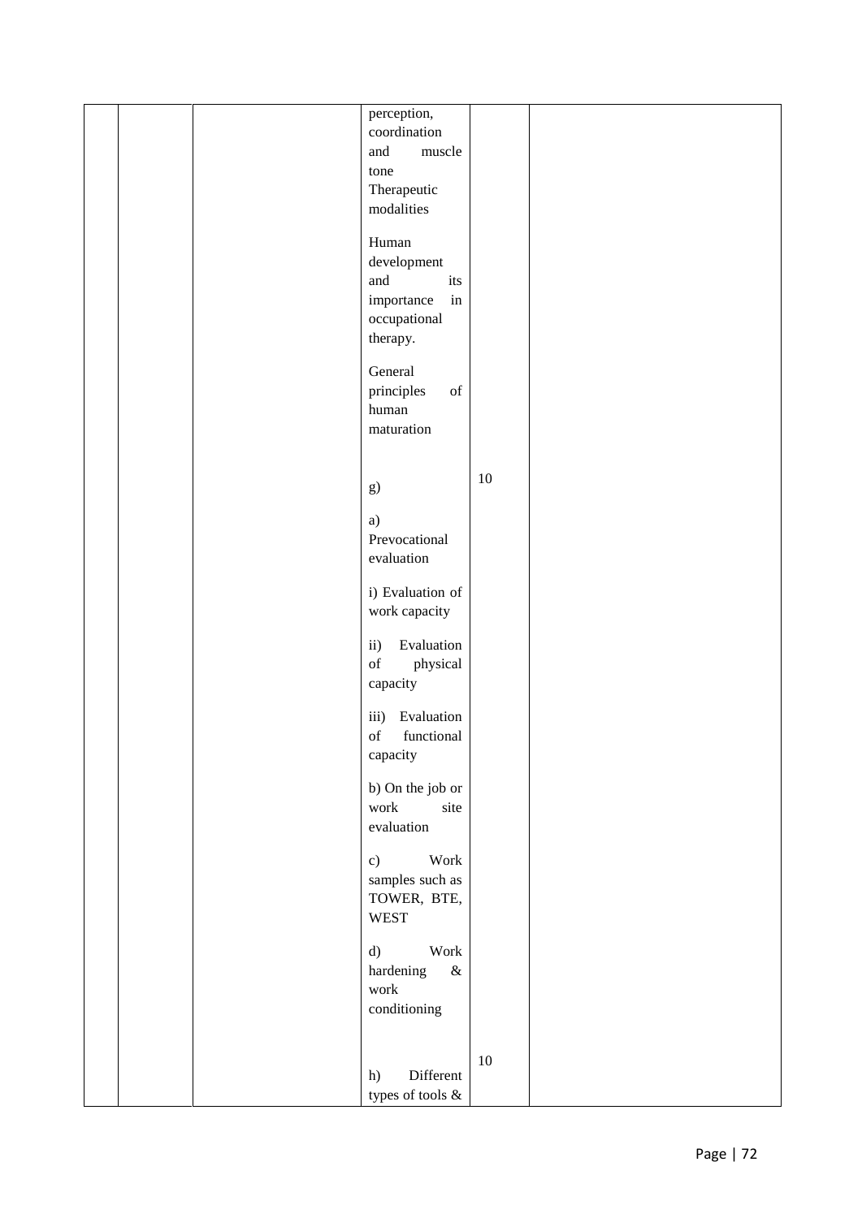|  |  |  | perception, coordination and muscle tone<br><br>Therapeutic modalities<br><br>Human development and its importance in occupational therapy.<br><br>General principles of human maturation |  |  |
|---|---|---|---|---|---|
|  |  |  | g)<br><br>a) Prevocational evaluation<br><br>i) Evaluation of work capacity<br><br>ii) Evaluation of physical capacity<br><br>iii) Evaluation of functional capacity<br><br>b) On the job or work site evaluation<br><br>c) Work samples such as TOWER, BTE, WEST<br><br>d) Work hardening & work conditioning | 10 |  |
|  |  |  | h) Different types of tools & | 10 |  |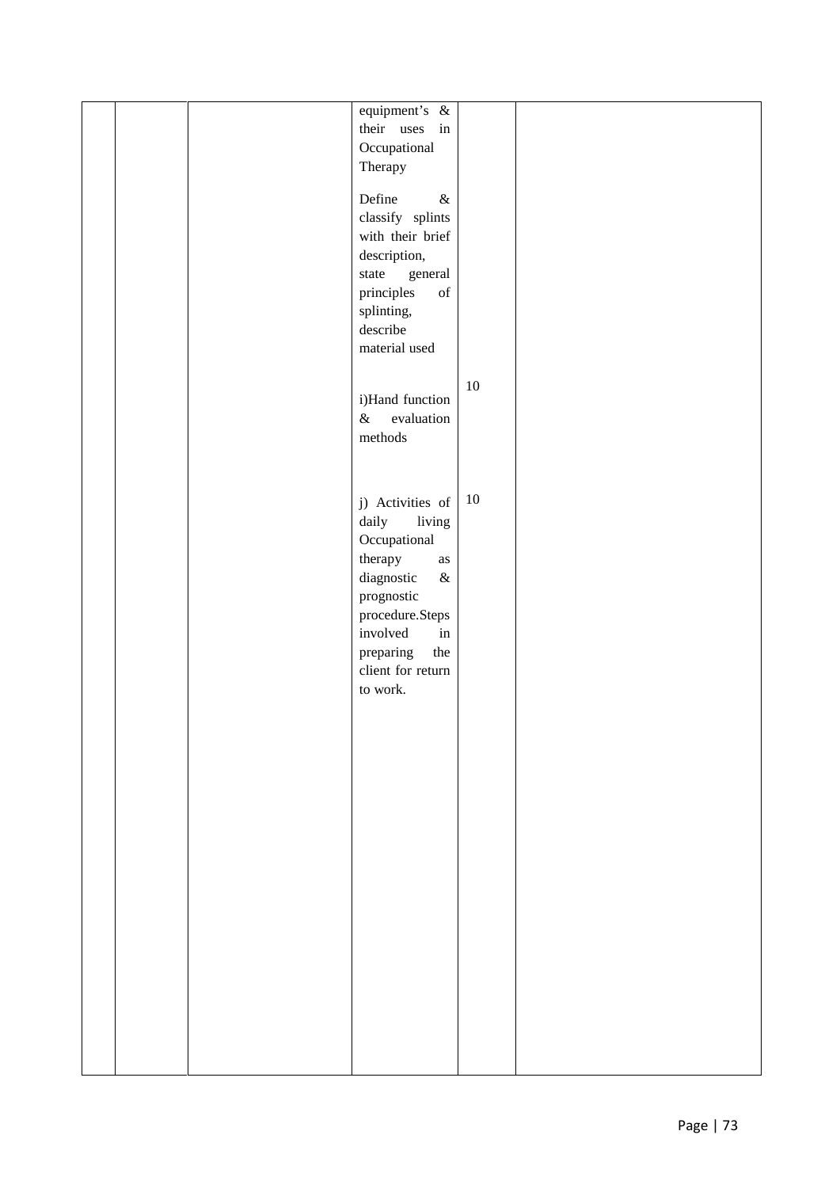|  |  |  |  |  |  |
|---|---|---|---|---|---|
|  |  |  | equipment's & their uses in Occupational Therapy<br><br>Define & classify splints with their brief description, state general principles of splinting, describe material used |  |  |
|  |  |  | i)Hand function & evaluation methods | 10 |  |
|  |  |  | j) Activities of daily living Occupational therapy as diagnostic & prognostic procedure.Steps involved in preparing the client for return to work. | 10 |  |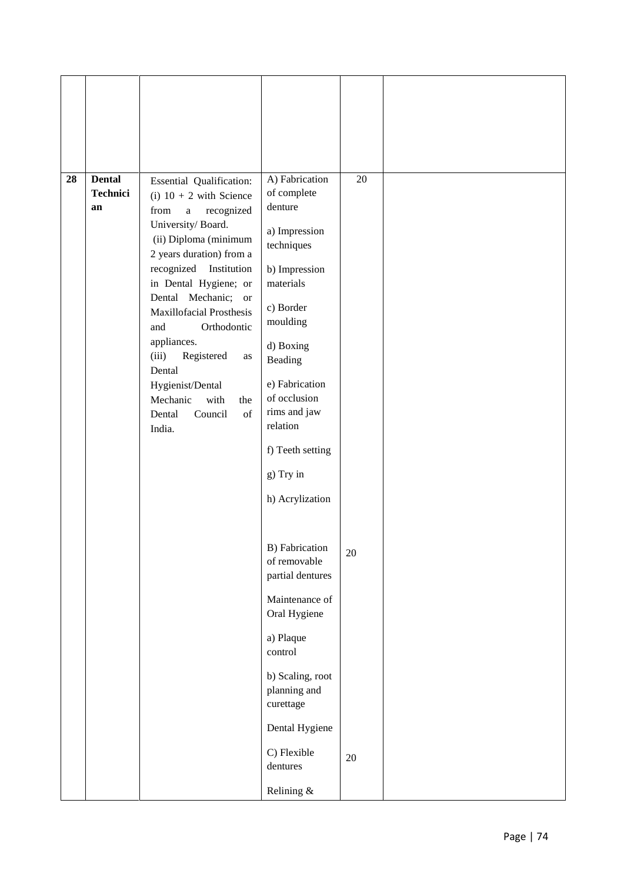| | | | | | |
|---|---|---|---|---|---|
| | | | | | |
| **28** | **Dental Technician** | Essential Qualification:<br>(i) 10 + 2 with Science from a recognized University/ Board.<br>(ii) Diploma (minimum 2 years duration) from a recognized Institution in Dental Hygiene; or Dental Mechanic; or Maxillofacial Prosthesis and Orthodontic appliances.<br>(iii) Registered as Dental Hygienist/Dental Mechanic with the Dental Council of India. | A) Fabrication of complete denture<br><br>a) Impression techniques<br><br>b) Impression materials<br><br>c) Border moulding<br><br>d) Boxing Beading<br><br>e) Fabrication of occlusion rims and jaw relation<br><br>f) Teeth setting<br><br>g) Try in<br><br>h) Acrylization | 20 | |
| | | | B) Fabrication of removable partial dentures<br><br>Maintenance of Oral Hygiene<br><br>a) Plaque control<br><br>b) Scaling, root planning and curettage<br><br>Dental Hygiene | 20 | |
| | | | C) Flexible dentures<br><br>Relining & | 20 | |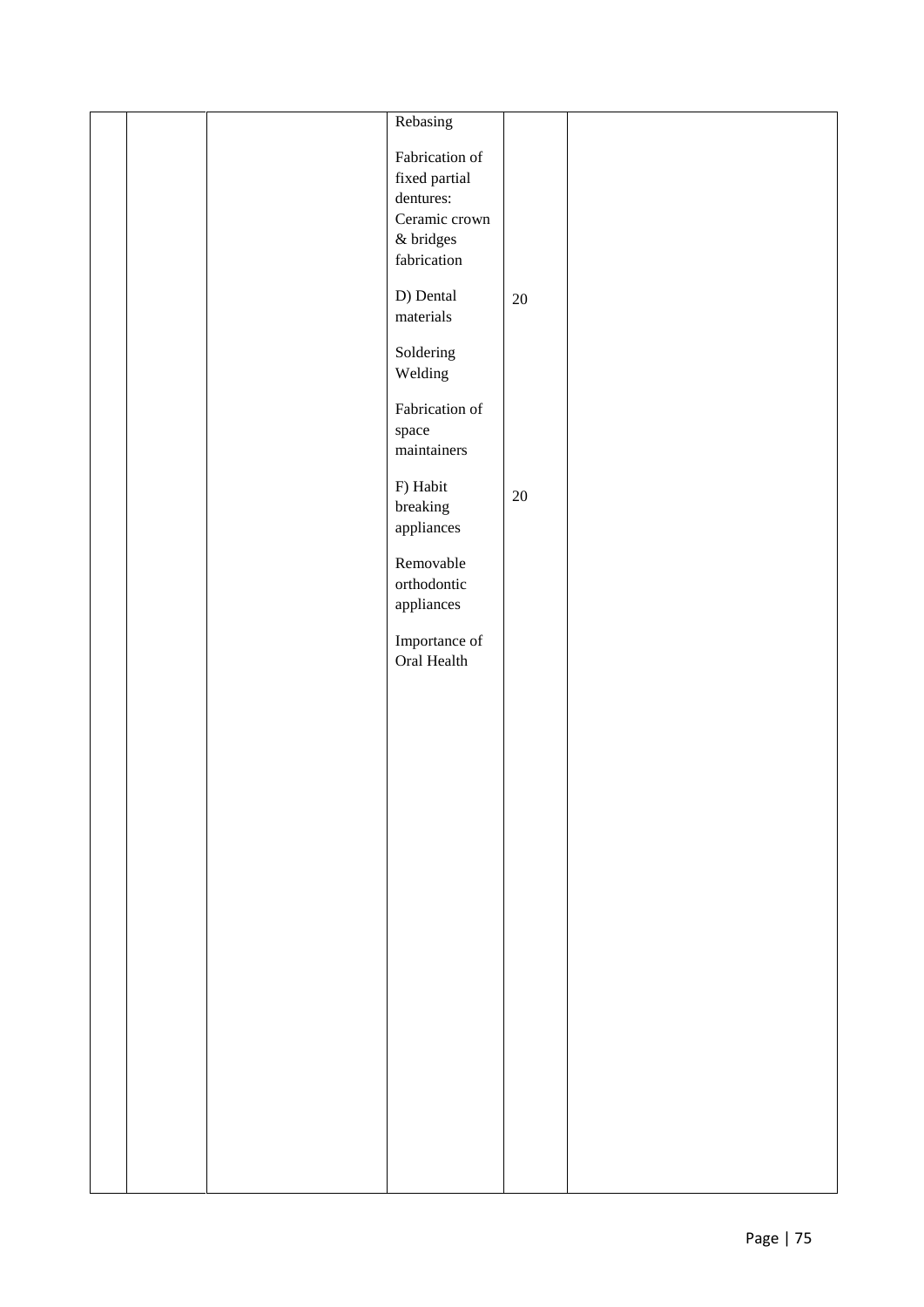|  |  |  | Rebasing<br><br>Fabrication of fixed partial dentures: Ceramic crown & bridges fabrication |  |  |
|---|---|---|---|---|---|
|  |  |  | D) Dental materials<br><br>Soldering Welding<br><br>Fabrication of space maintainers | 20 |  |
|  |  |  | F) Habit breaking appliances<br><br>Removable orthodontic appliances<br><br>Importance of Oral Health | 20 |  |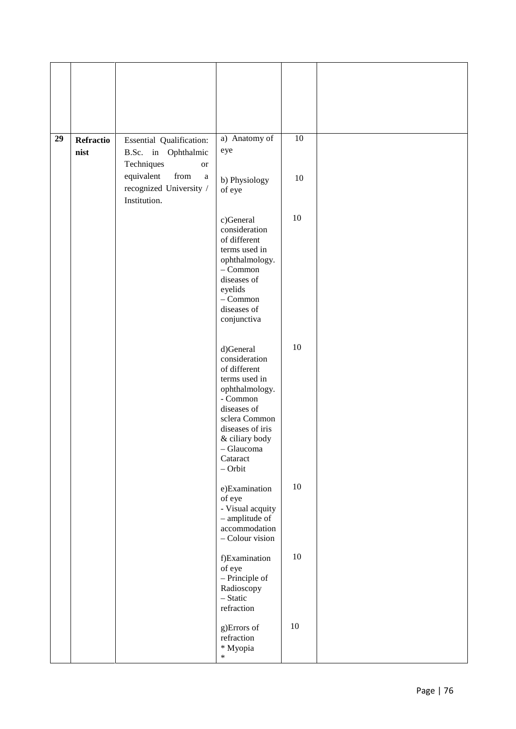| | | | | | |
|---|---|---|---|---|---|
| | | | | | |
| 29 | **Refractionist** | Essential Qualification: B.Sc. in Ophthalmic Techniques or equivalent from a recognized University / Institution. | a) Anatomy of eye | 10 | |
| | | | b) Physiology of eye | 10 | |
| | | | c)General consideration of different terms used in ophthalmology. – Common diseases of eyelids – Common diseases of conjunctiva | 10 | |
| | | | d)General consideration of different terms used in ophthalmology. - Common diseases of sclera Common diseases of iris & ciliary body – Glaucoma Cataract – Orbit | 10 | |
| | | | e)Examination of eye - Visual acquity – amplitude of accommodation – Colour vision | 10 | |
| | | | f)Examination of eye – Principle of Radioscopy – Static refraction | 10 | |
| | | | g)Errors of refraction * Myopia * | 10 | |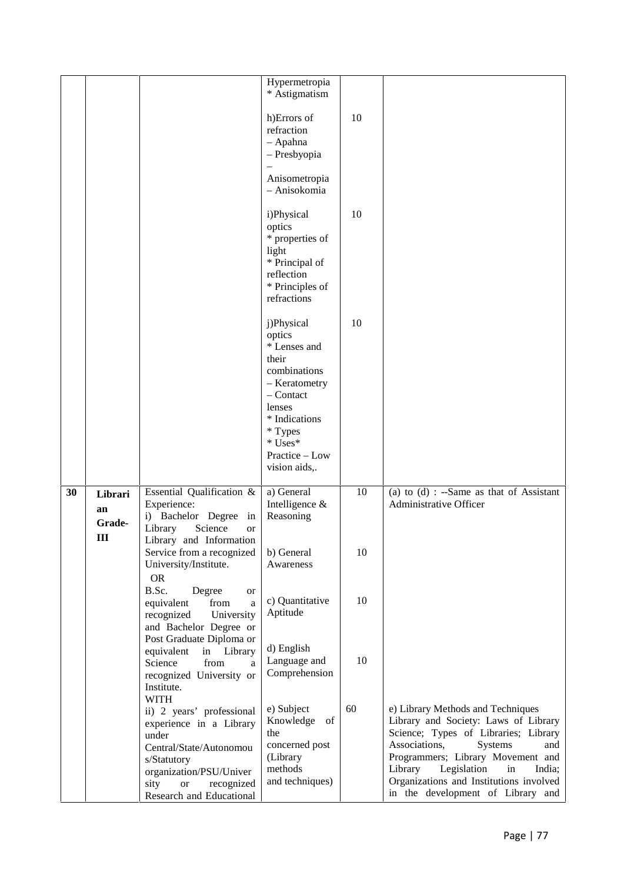| | | | | | |
|---|---|---|---|---|---|
| | | | Hypermetropia<br>* Astigmatism | | |
| | | | h)Errors of refraction<br>– Apahna<br>– Presbyopia<br>– Anisometropia<br>– Anisokomia | 10 | |
| | | | i)Physical optics<br>* properties of light<br>* Principal of reflection<br>* Principles of refractions | 10 | |
| | | | j)Physical optics<br>* Lenses and their combinations<br>– Keratometry<br>– Contact lenses<br>* Indications<br>* Types<br>* Uses*<br>Practice – Low vision aids,. | 10 | |
| **30** | **Librarian Grade-III** | Essential Qualification & Experience:<br>i) Bachelor Degree in Library Science or Library and Information Service from a recognized University/Institute.<br>OR<br>B.Sc. Degree or equivalent from a recognized University and Bachelor Degree or Post Graduate Diploma or equivalent in Library Science from a recognized University or Institute.<br>WITH<br>ii) 2 years' professional experience in a Library under Central/State/Autonomous/Statutory organization/PSU/University or recognized Research and Educational | a) General Intelligence & Reasoning | 10 | (a) to (d) : --Same as that of Assistant Administrative Officer |
| | | | b) General Awareness | 10 | |
| | | | c) Quantitative Aptitude | 10 | |
| | | | d) English Language and Comprehension | 10 | |
| | | | e) Subject Knowledge of the concerned post (Library methods and techniques) | 60 | e) Library Methods and Techniques<br>Library and Society: Laws of Library Science; Types of Libraries; Library Associations, Systems and Programmers; Library Movement and Library Legislation in India; Organizations and Institutions involved in the development of Library and |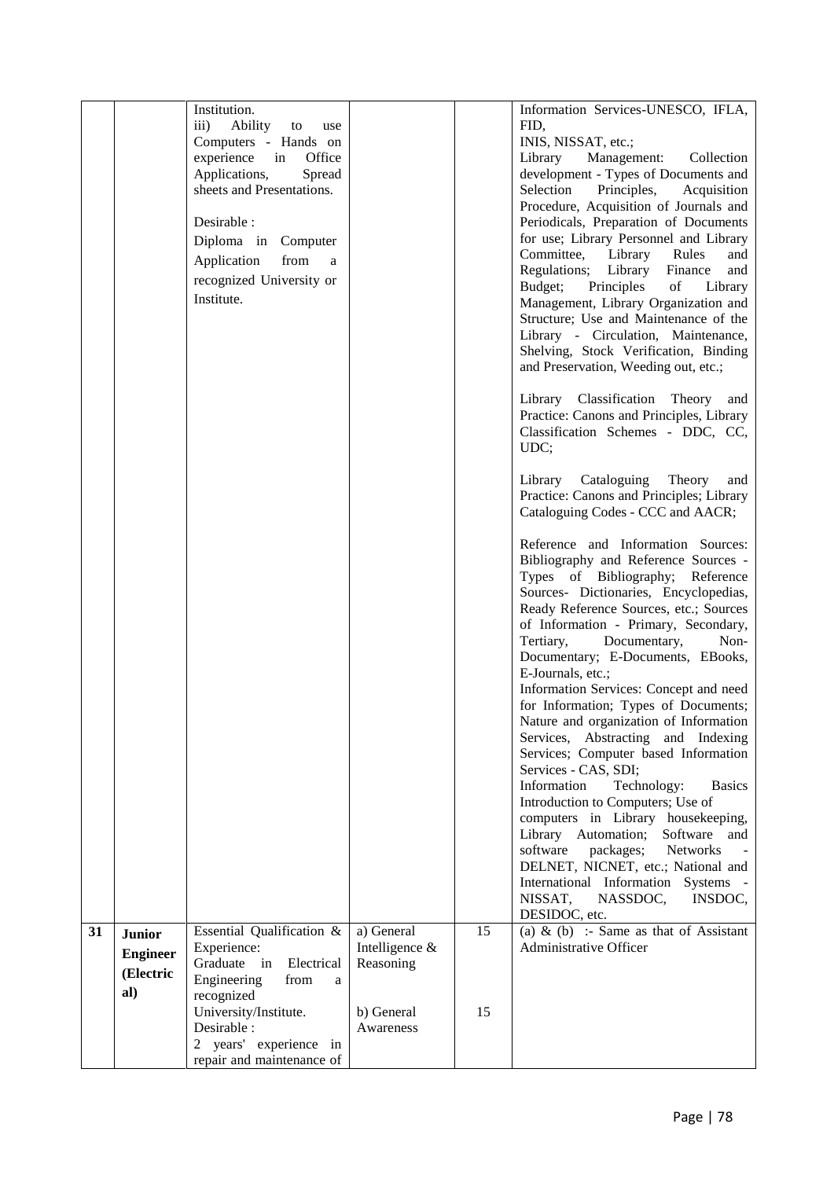| | | | | | |
|---|---|---|---|---|---|
| | | Institution.<br>iii) Ability to use Computers - Hands on experience in Office Applications, Spread sheets and Presentations.<br><br>Desirable :<br>Diploma in Computer Application from a recognized University or Institute. | | | Information Services-UNESCO, IFLA, FID,<br>INIS, NISSAT, etc.;<br>Library Management: Collection development - Types of Documents and Selection Principles, Acquisition Procedure, Acquisition of Journals and Periodicals, Preparation of Documents for use; Library Personnel and Library Committee, Library Rules and Regulations; Library Finance and Budget; Principles of Library Management, Library Organization and Structure; Use and Maintenance of the Library - Circulation, Maintenance, Shelving, Stock Verification, Binding and Preservation, Weeding out, etc.;<br><br>Library Classification Theory and Practice: Canons and Principles, Library Classification Schemes - DDC, CC, UDC;<br><br>Library Cataloguing Theory and Practice: Canons and Principles; Library Cataloguing Codes - CCC and AACR;<br><br>Reference and Information Sources: Bibliography and Reference Sources - Types of Bibliography; Reference Sources- Dictionaries, Encyclopedias, Ready Reference Sources, etc.; Sources of Information - Primary, Secondary, Tertiary, Documentary, Non-Documentary; E-Documents, EBooks, E-Journals, etc.;<br>Information Services: Concept and need for Information; Types of Documents; Nature and organization of Information Services, Abstracting and Indexing Services; Computer based Information Services - CAS, SDI;<br>Information Technology: Basics Introduction to Computers; Use of computers in Library housekeeping, Library Automation; Software and software packages; Networks - DELNET, NICNET, etc.; National and International Information Systems - NISSAT, NASSDOC, INSDOC, DESIDOC, etc. |
| **31** | **Junior Engineer (Electrical)** | Essential Qualification & Experience:<br>Graduate in Electrical Engineering from a recognized University/Institute.<br>Desirable :<br>2 years' experience in repair and maintenance of | a) General Intelligence & Reasoning<br><br>b) General Awareness | 15<br><br>15 | (a) & (b) :- Same as that of Assistant Administrative Officer |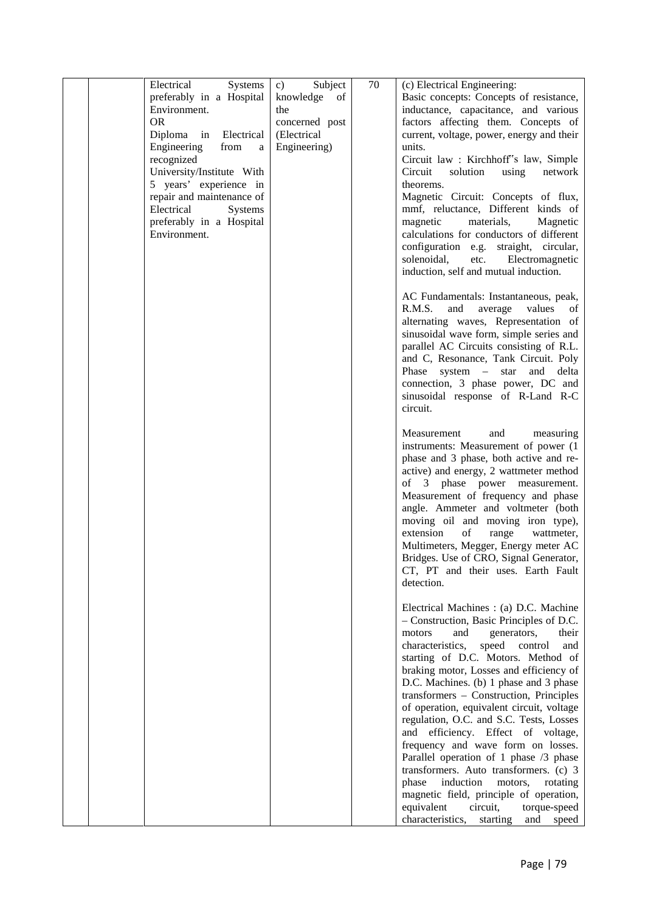|  |  | Electrical Systems preferably in a Hospital Environment.<br>OR<br>Diploma in Electrical Engineering from a recognized University/Institute With 5 years' experience in repair and maintenance of Electrical Systems preferably in a Hospital Environment. | c) Subject knowledge of the concerned post (Electrical Engineering) | 70 | (c) Electrical Engineering:<br>Basic concepts: Concepts of resistance, inductance, capacitance, and various factors affecting them. Concepts of current, voltage, power, energy and their units.<br>Circuit law : Kirchhoff"s law, Simple Circuit solution using network theorems.<br>Magnetic Circuit: Concepts of flux, mmf, reluctance, Different kinds of magnetic materials, Magnetic calculations for conductors of different configuration e.g. straight, circular, solenoidal, etc. Electromagnetic induction, self and mutual induction.<br><br>AC Fundamentals: Instantaneous, peak, R.M.S. and average values of alternating waves, Representation of sinusoidal wave form, simple series and parallel AC Circuits consisting of R.L. and C, Resonance, Tank Circuit. Poly Phase system – star and delta connection, 3 phase power, DC and sinusoidal response of R-Land R-C circuit.<br><br>Measurement and measuring instruments: Measurement of power (1 phase and 3 phase, both active and re-active) and energy, 2 wattmeter method of 3 phase power measurement. Measurement of frequency and phase angle. Ammeter and voltmeter (both moving oil and moving iron type), extension of range wattmeter, Multimeters, Megger, Energy meter AC Bridges. Use of CRO, Signal Generator, CT, PT and their uses. Earth Fault detection.<br><br>Electrical Machines : (a) D.C. Machine – Construction, Basic Principles of D.C. motors and generators, their characteristics, speed control and starting of D.C. Motors. Method of braking motor, Losses and efficiency of D.C. Machines. (b) 1 phase and 3 phase transformers – Construction, Principles of operation, equivalent circuit, voltage regulation, O.C. and S.C. Tests, Losses and efficiency. Effect of voltage, frequency and wave form on losses. Parallel operation of 1 phase /3 phase transformers. Auto transformers. (c) 3 phase induction motors, rotating magnetic field, principle of operation, equivalent circuit, torque-speed characteristics, starting and speed |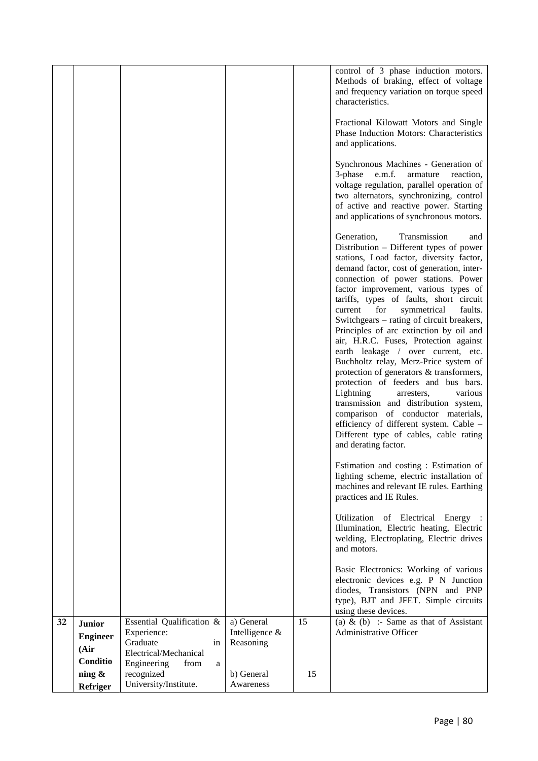| | | | | | |
|---|---|---|---|---|---|
| | | | | | control of 3 phase induction motors. Methods of braking, effect of voltage and frequency variation on torque speed characteristics.<br><br>Fractional Kilowatt Motors and Single Phase Induction Motors: Characteristics and applications.<br><br>Synchronous Machines - Generation of 3-phase e.m.f. armature reaction, voltage regulation, parallel operation of two alternators, synchronizing, control of active and reactive power. Starting and applications of synchronous motors.<br><br>Generation, Transmission and Distribution – Different types of power stations, Load factor, diversity factor, demand factor, cost of generation, inter-connection of power stations. Power factor improvement, various types of tariffs, types of faults, short circuit current for symmetrical faults. Switchgears – rating of circuit breakers, Principles of arc extinction by oil and air, H.R.C. Fuses, Protection against earth leakage / over current, etc. Buchholtz relay, Merz-Price system of protection of generators & transformers, protection of feeders and bus bars. Lightning arresters, various transmission and distribution system, comparison of conductor materials, efficiency of different system. Cable – Different type of cables, cable rating and derating factor.<br><br>Estimation and costing : Estimation of lighting scheme, electric installation of machines and relevant IE rules. Earthing practices and IE Rules.<br><br>Utilization of Electrical Energy : Illumination, Electric heating, Electric welding, Electroplating, Electric drives and motors.<br><br>Basic Electronics: Working of various electronic devices e.g. P N Junction diodes, Transistors (NPN and PNP type), BJT and JFET. Simple circuits using these devices. |
| **32** | **Junior Engineer (Air Conditioning & Refriger** | Essential Qualification & Experience: Graduate in Electrical/Mechanical Engineering from a recognized University/Institute. | a) General Intelligence & Reasoning<br><br>b) General Awareness | 15<br><br>15 | (a) & (b) :- Same as that of Assistant Administrative Officer |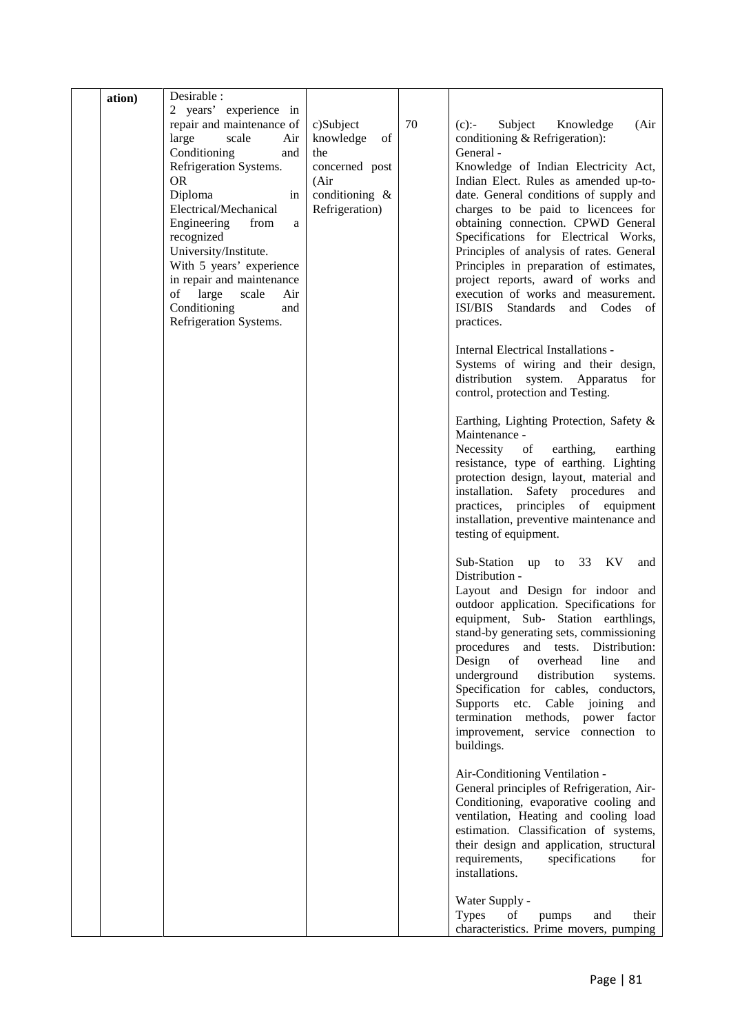| | | | | |
|---|---|---|---|---|
| | ation) | Desirable :<br>2 years' experience in repair and maintenance of large scale Air Conditioning and Refrigeration Systems.<br>OR<br>Diploma in Electrical/Mechanical Engineering from a recognized University/Institute.<br>With 5 years' experience in repair and maintenance of large scale Air Conditioning and Refrigeration Systems. | c)Subject knowledge of the concerned post (Air conditioning & Refrigeration) | 70 | (c):- Subject Knowledge (Air conditioning & Refrigeration):<br>General -<br>Knowledge of Indian Electricity Act, Indian Elect. Rules as amended up-to-date. General conditions of supply and charges to be paid to licencees for obtaining connection. CPWD General Specifications for Electrical Works, Principles of analysis of rates. General Principles in preparation of estimates, project reports, award of works and execution of works and measurement. ISI/BIS Standards and Codes of practices.<br><br>Internal Electrical Installations -<br>Systems of wiring and their design, distribution system. Apparatus for control, protection and Testing.<br><br>Earthing, Lighting Protection, Safety & Maintenance -<br>Necessity of earthing, earthing resistance, type of earthing. Lighting protection design, layout, material and installation. Safety procedures and practices, principles of equipment installation, preventive maintenance and testing of equipment.<br><br>Sub-Station up to 33 KV and Distribution -<br>Layout and Design for indoor and outdoor application. Specifications for equipment, Sub- Station earthlings, stand-by generating sets, commissioning procedures and tests. Distribution: Design of overhead line and underground distribution systems. Specification for cables, conductors, Supports etc. Cable joining and termination methods, power factor improvement, service connection to buildings.<br><br>Air-Conditioning Ventilation -<br>General principles of Refrigeration, Air-Conditioning, evaporative cooling and ventilation, Heating and cooling load estimation. Classification of systems, their design and application, structural requirements, specifications for installations.<br><br>Water Supply -<br>Types of pumps and their characteristics. Prime movers, pumping |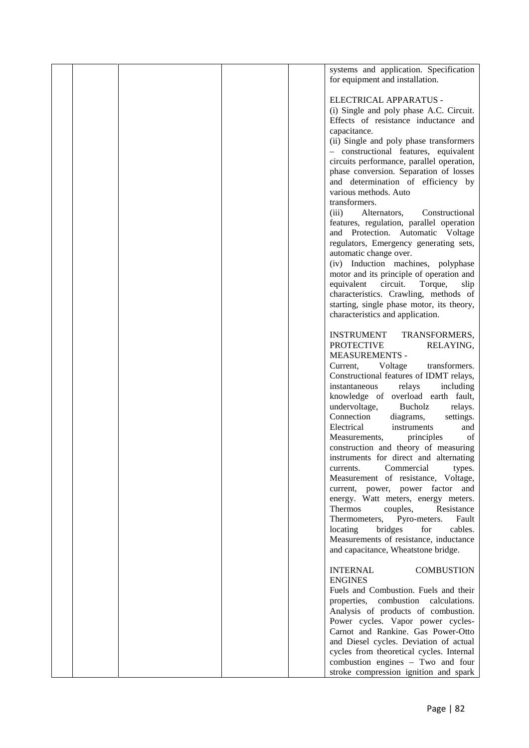|  |  |  |  |  | systems and application. Specification for equipment and installation.<br><br>ELECTRICAL APPARATUS -<br>(i) Single and poly phase A.C. Circuit. Effects of resistance inductance and capacitance.<br>(ii) Single and poly phase transformers – constructional features, equivalent circuits performance, parallel operation, phase conversion. Separation of losses and determination of efficiency by various methods. Auto transformers.<br>(iii) Alternators, Constructional features, regulation, parallel operation and Protection. Automatic Voltage regulators, Emergency generating sets, automatic change over.<br>(iv) Induction machines, polyphase motor and its principle of operation and equivalent circuit. Torque, slip characteristics. Crawling, methods of starting, single phase motor, its theory, characteristics and application.<br><br>INSTRUMENT TRANSFORMERS, PROTECTIVE RELAYING, MEASUREMENTS -<br>Current, Voltage transformers. Constructional features of IDMT relays, instantaneous relays including knowledge of overload earth fault, undervoltage, Bucholz relays. Connection diagrams, settings. Electrical instruments and Measurements, principles of construction and theory of measuring instruments for direct and alternating currents. Commercial types. Measurement of resistance, Voltage, current, power, power factor and energy. Watt meters, energy meters. Thermos couples, Resistance Thermometers, Pyro-meters. Fault locating bridges for cables. Measurements of resistance, inductance and capacitance, Wheatstone bridge.<br><br>INTERNAL COMBUSTION ENGINES<br>Fuels and Combustion. Fuels and their properties, combustion calculations. Analysis of products of combustion. Power cycles. Vapor power cycles- Carnot and Rankine. Gas Power-Otto and Diesel cycles. Deviation of actual cycles from theoretical cycles. Internal combustion engines – Two and four stroke compression ignition and spark |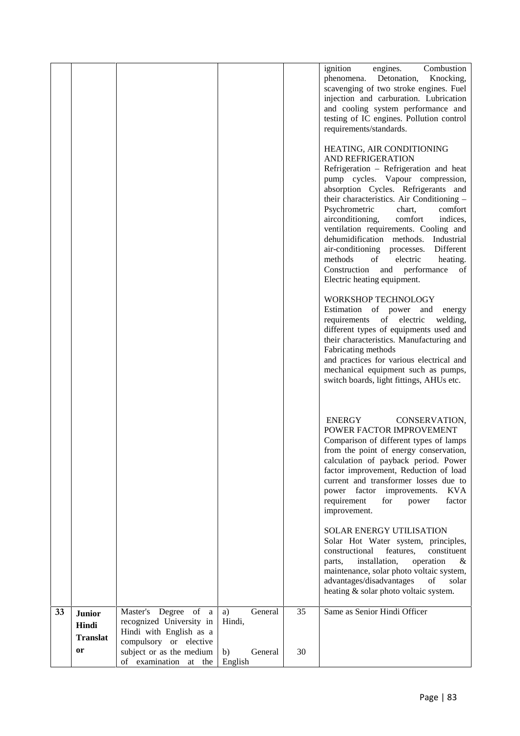| | | | | | |
|---|---|---|---|---|---|
| | | | | | ignition engines. Combustion phenomena. Detonation, Knocking, scavenging of two stroke engines. Fuel injection and carburation. Lubrication and cooling system performance and testing of IC engines. Pollution control requirements/standards.<br><br>HEATING, AIR CONDITIONING AND REFRIGERATION<br>Refrigeration – Refrigeration and heat pump cycles. Vapour compression, absorption Cycles. Refrigerants and their characteristics. Air Conditioning – Psychrometric chart, comfort airconditioning, comfort indices, ventilation requirements. Cooling and dehumidification methods. Industrial air-conditioning processes. Different methods of electric heating. Construction and performance of Electric heating equipment.<br><br>WORKSHOP TECHNOLOGY<br>Estimation of power and energy requirements of electric welding, different types of equipments used and their characteristics. Manufacturing and Fabricating methods<br>and practices for various electrical and mechanical equipment such as pumps, switch boards, light fittings, AHUs etc.<br><br>ENERGY CONSERVATION, POWER FACTOR IMPROVEMENT<br>Comparison of different types of lamps from the point of energy conservation, calculation of payback period. Power factor improvement, Reduction of load current and transformer losses due to power factor improvements. KVA requirement for power factor improvement.<br><br>SOLAR ENERGY UTILISATION<br>Solar Hot Water system, principles, constructional features, constituent parts, installation, operation & maintenance, solar photo voltaic system, advantages/disadvantages of solar heating & solar photo voltaic system. |
| **33** | **Junior Hindi Translator** | Master's Degree of a recognized University in Hindi with English as a compulsory or elective subject or as the medium of examination at the | a) General Hindi,<br><br>b) General English | 35<br><br>30 | Same as Senior Hindi Officer |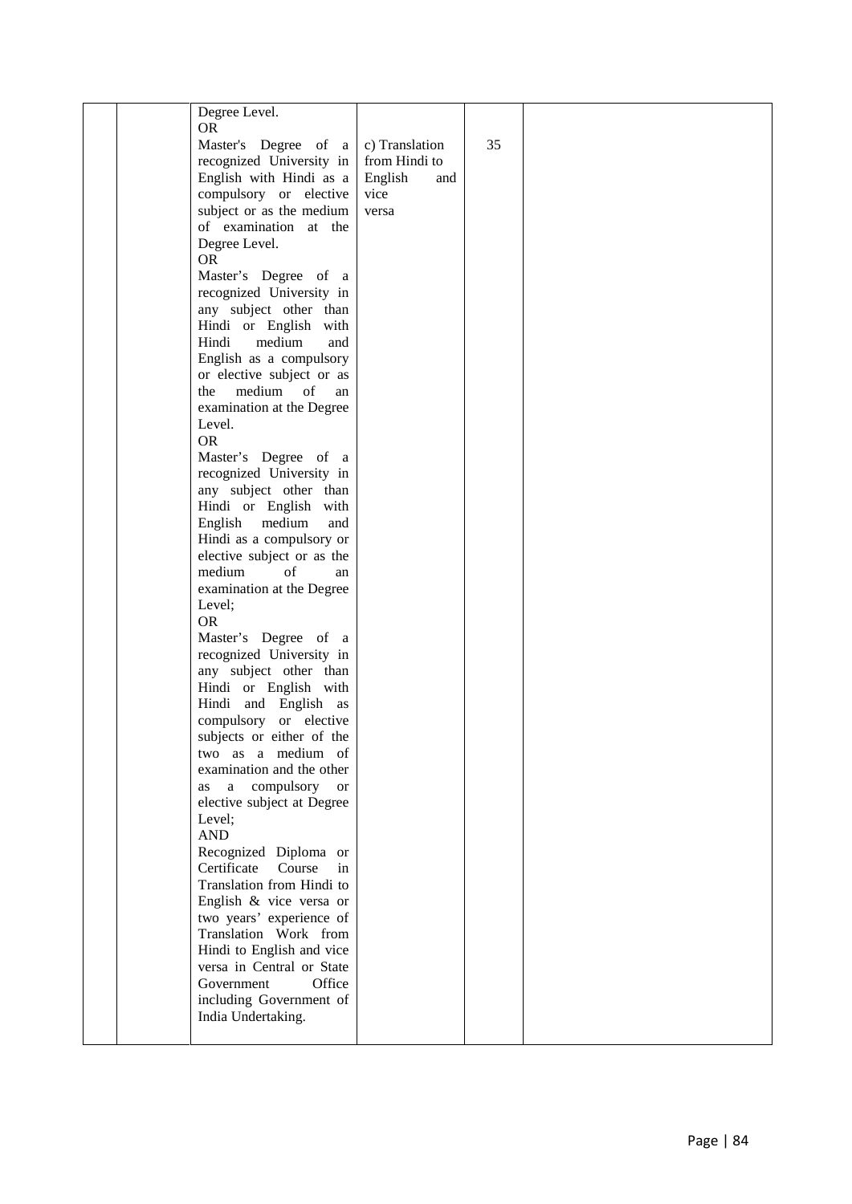| | | | | | |
|---|---|---|---|---|---|
| | | Degree Level.<br>OR<br>Master's Degree of a recognized University in English with Hindi as a compulsory or elective subject or as the medium of examination at the Degree Level.<br>OR<br>Master's Degree of a recognized University in any subject other than Hindi or English with Hindi medium and English as a compulsory or elective subject or as the medium of an examination at the Degree Level.<br>OR<br>Master's Degree of a recognized University in any subject other than Hindi or English with English medium and Hindi as a compulsory or elective subject or as the medium of an examination at the Degree Level;<br>OR<br>Master's Degree of a recognized University in any subject other than Hindi or English with Hindi and English as compulsory or elective subjects or either of the two as a medium of examination and the other as a compulsory or elective subject at Degree Level;<br>AND<br>Recognized Diploma or Certificate Course in Translation from Hindi to English & vice versa or two years' experience of Translation Work from Hindi to English and vice versa in Central or State Government Office including Government of India Undertaking. | c) Translation from Hindi to English and vice versa | 35 | |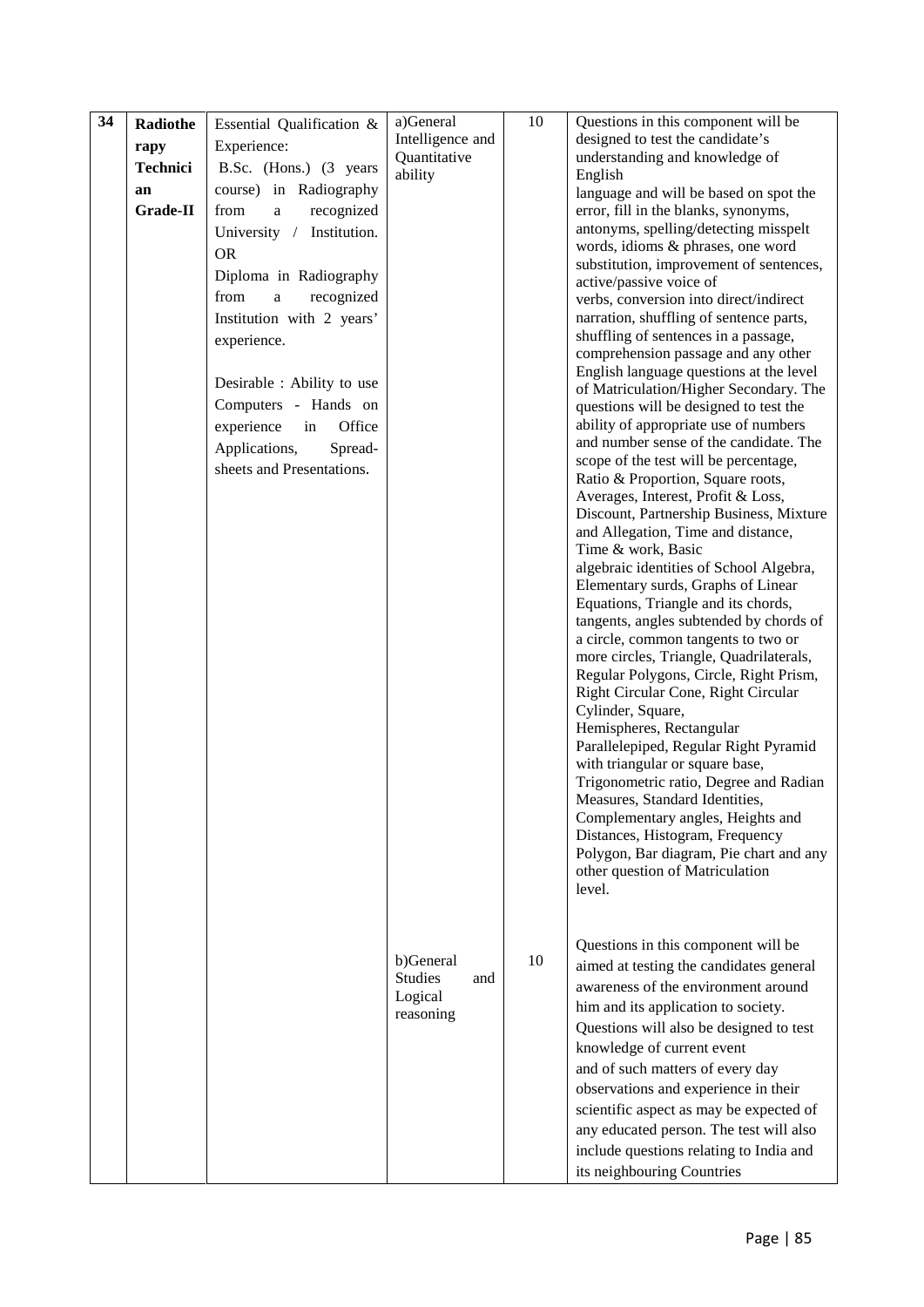| 34 | Radiotherapy Technician Grade-II | Essential Qualification & Experience: B.Sc. (Hons.) (3 years course) in Radiography from a recognized University / Institution. OR Diploma in Radiography from a recognized Institution with 2 years' experience. Desirable : Ability to use Computers - Hands on experience in Office Applications, Spread-sheets and Presentations. | a)General Intelligence and Quantitative ability | 10 | Questions in this component will be designed to test the candidate's understanding and knowledge of English language and will be based on spot the error, fill in the blanks, synonyms, antonyms, spelling/detecting misspelt words, idioms & phrases, one word substitution, improvement of sentences, active/passive voice of verbs, conversion into direct/indirect narration, shuffling of sentence parts, shuffling of sentences in a passage, comprehension passage and any other English language questions at the level of Matriculation/Higher Secondary. The questions will be designed to test the ability of appropriate use of numbers and number sense of the candidate. The scope of the test will be percentage, Ratio & Proportion, Square roots, Averages, Interest, Profit & Loss, Discount, Partnership Business, Mixture and Allegation, Time and distance, Time & work, Basic algebraic identities of School Algebra, Elementary surds, Graphs of Linear Equations, Triangle and its chords, tangents, angles subtended by chords of a circle, common tangents to two or more circles, Triangle, Quadrilaterals, Regular Polygons, Circle, Right Prism, Right Circular Cone, Right Circular Cylinder, Square, Hemispheres, Rectangular Parallelepiped, Regular Right Pyramid with triangular or square base, Trigonometric ratio, Degree and Radian Measures, Standard Identities, Complementary angles, Heights and Distances, Histogram, Frequency Polygon, Bar diagram, Pie chart and any other question of Matriculation level. |
|---|---|---|---|---|---|
| | | | b)General Studies and Logical reasoning | 10 | Questions in this component will be aimed at testing the candidates general awareness of the environment around him and its application to society. Questions will also be designed to test knowledge of current event and of such matters of every day observations and experience in their scientific aspect as may be expected of any educated person. The test will also include questions relating to India and its neighbouring Countries |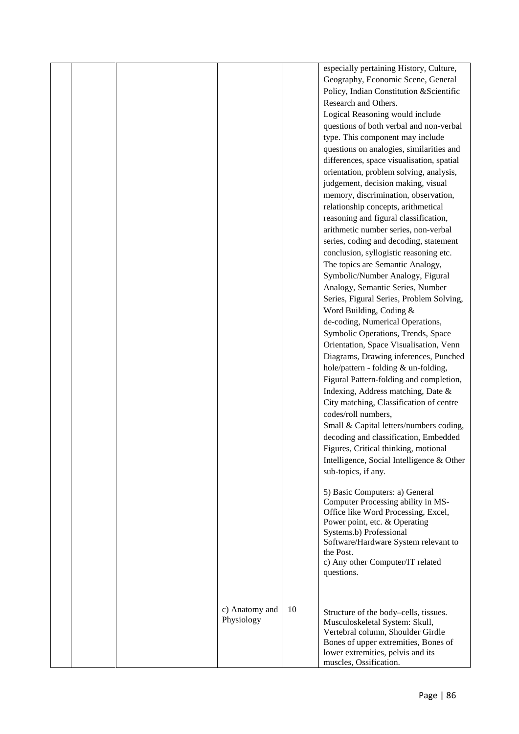|  |  |  |  |  |  |
|---|---|---|---|---|---|
|  |  |  |  |  | especially pertaining History, Culture, Geography, Economic Scene, General Policy, Indian Constitution &Scientific Research and Others.<br>Logical Reasoning would include questions of both verbal and non-verbal type. This component may include questions on analogies, similarities and differences, space visualisation, spatial orientation, problem solving, analysis, judgement, decision making, visual memory, discrimination, observation, relationship concepts, arithmetical reasoning and figural classification, arithmetic number series, non-verbal series, coding and decoding, statement conclusion, syllogistic reasoning etc. The topics are Semantic Analogy, Symbolic/Number Analogy, Figural Analogy, Semantic Series, Number Series, Figural Series, Problem Solving, Word Building, Coding & de-coding, Numerical Operations, Symbolic Operations, Trends, Space Orientation, Space Visualisation, Venn Diagrams, Drawing inferences, Punched hole/pattern - folding & un-folding, Figural Pattern-folding and completion, Indexing, Address matching, Date & City matching, Classification of centre codes/roll numbers,<br>Small & Capital letters/numbers coding, decoding and classification, Embedded Figures, Critical thinking, motional Intelligence, Social Intelligence & Other sub-topics, if any.<br><br>5) Basic Computers: a) General Computer Processing ability in MS-Office like Word Processing, Excel, Power point, etc. & Operating Systems.b) Professional Software/Hardware System relevant to the Post.<br>c) Any other Computer/IT related questions. |
|  |  |  | c) Anatomy and Physiology | 10 | Structure of the body–cells, tissues. Musculoskeletal System: Skull, Vertebral column, Shoulder Girdle Bones of upper extremities, Bones of lower extremities, pelvis and its muscles, Ossification. |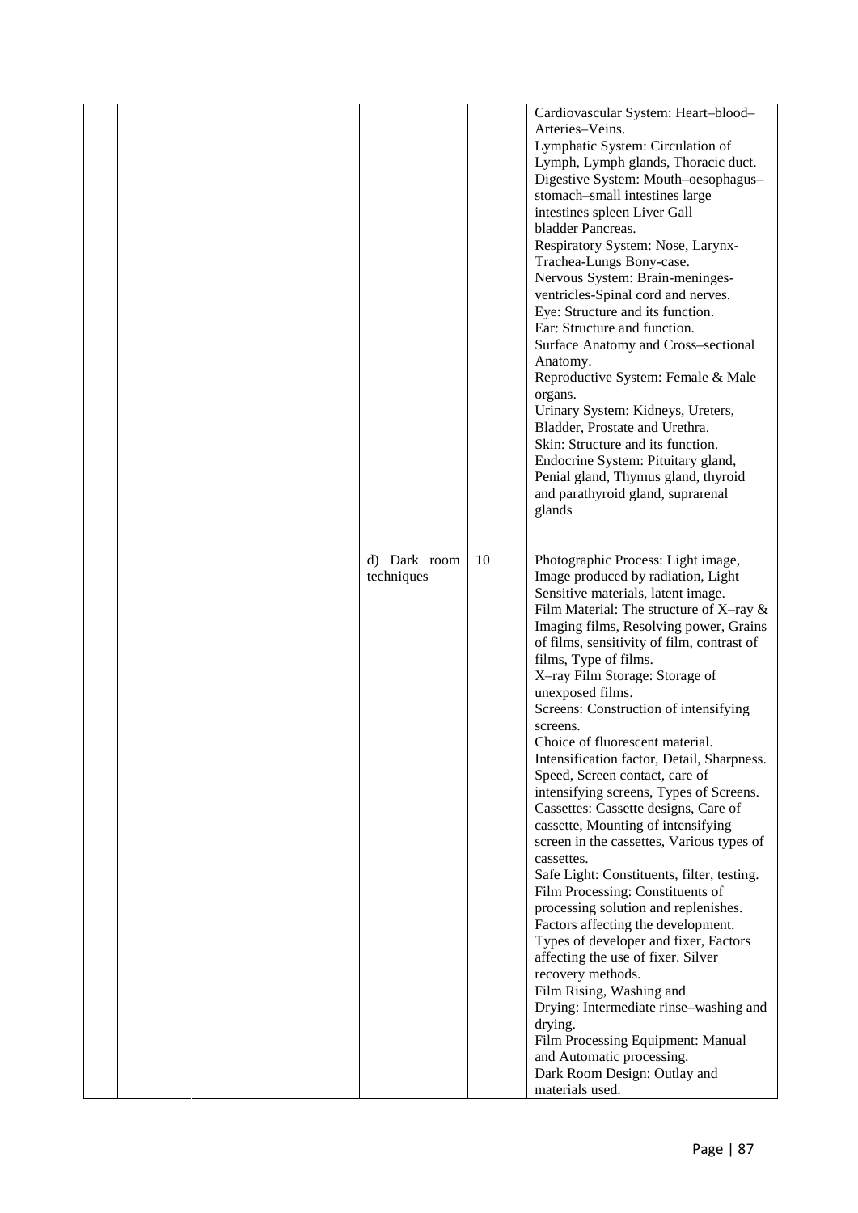|  |  |  |  |  |  |
|---|---|---|---|---|---|
|  |  |  |  |  | Cardiovascular System: Heart–blood–Arteries–Veins.<br>Lymphatic System: Circulation of Lymph, Lymph glands, Thoracic duct.<br>Digestive System: Mouth–oesophagus–stomach–small intestines large intestines spleen Liver Gall bladder Pancreas.<br>Respiratory System: Nose, Larynx-Trachea-Lungs Bony-case.<br>Nervous System: Brain-meninges-ventricles-Spinal cord and nerves.<br>Eye: Structure and its function.<br>Ear: Structure and function.<br>Surface Anatomy and Cross–sectional Anatomy.<br>Reproductive System: Female & Male organs.<br>Urinary System: Kidneys, Ureters, Bladder, Prostate and Urethra.<br>Skin: Structure and its function.<br>Endocrine System: Pituitary gland, Penial gland, Thymus gland, thyroid and parathyroid gland, suprarenal glands |
|  |  |  | d) Dark room techniques | 10 | Photographic Process: Light image, Image produced by radiation, Light Sensitive materials, latent image.<br>Film Material: The structure of X–ray & Imaging films, Resolving power, Grains of films, sensitivity of film, contrast of films, Type of films.<br>X–ray Film Storage: Storage of unexposed films.<br>Screens: Construction of intensifying screens.<br>Choice of fluorescent material.<br>Intensification factor, Detail, Sharpness. Speed, Screen contact, care of intensifying screens, Types of Screens.<br>Cassettes: Cassette designs, Care of cassette, Mounting of intensifying screen in the cassettes, Various types of cassettes.<br>Safe Light: Constituents, filter, testing.<br>Film Processing: Constituents of processing solution and replenishes.<br>Factors affecting the development.<br>Types of developer and fixer, Factors affecting the use of fixer. Silver recovery methods.<br>Film Rising, Washing and Drying: Intermediate rinse–washing and drying.<br>Film Processing Equipment: Manual and Automatic processing.<br>Dark Room Design: Outlay and materials used. |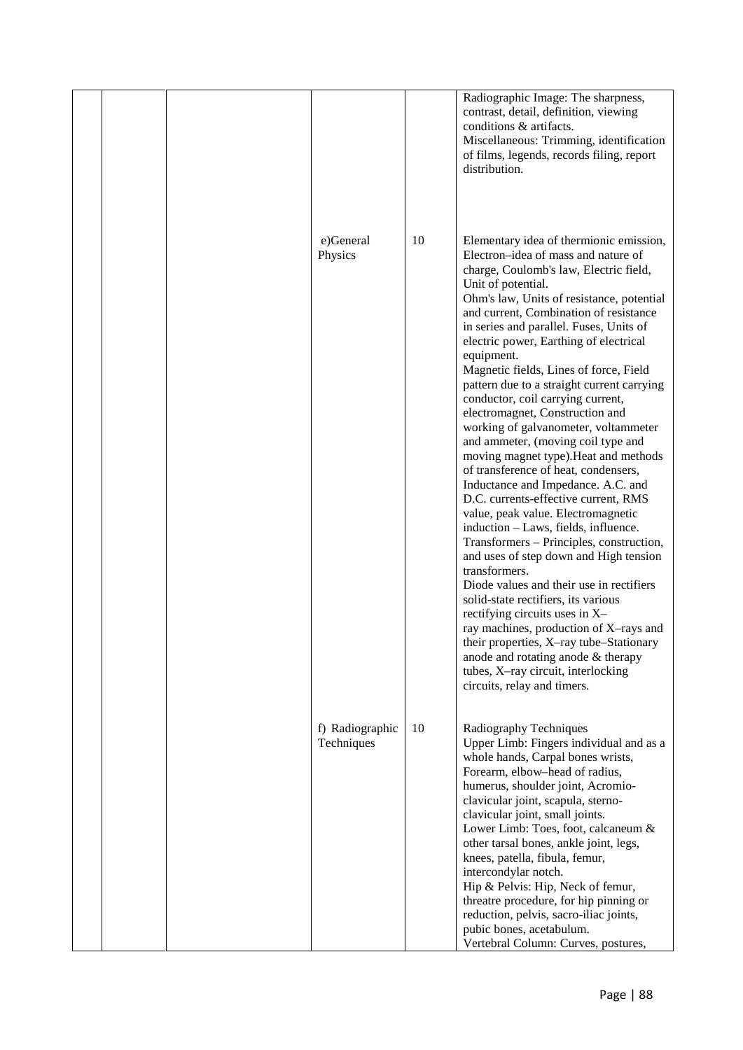| | | | | | |
|---|---|---|---|---|---|
| | | | | | Radiographic Image: The sharpness, contrast, detail, definition, viewing conditions & artifacts.<br>Miscellaneous: Trimming, identification of films, legends, records filing, report distribution. |
| | | | e)General Physics | 10 | Elementary idea of thermionic emission, Electron–idea of mass and nature of charge, Coulomb's law, Electric field, Unit of potential.<br>Ohm's law, Units of resistance, potential and current, Combination of resistance in series and parallel. Fuses, Units of electric power, Earthing of electrical equipment.<br>Magnetic fields, Lines of force, Field pattern due to a straight current carrying conductor, coil carrying current, electromagnet, Construction and working of galvanometer, voltammeter and ammeter, (moving coil type and moving magnet type).Heat and methods of transference of heat, condensers, Inductance and Impedance. A.C. and D.C. currents-effective current, RMS value, peak value. Electromagnetic induction – Laws, fields, influence. Transformers – Principles, construction, and uses of step down and High tension transformers.<br>Diode values and their use in rectifiers solid-state rectifiers, its various rectifying circuits uses in X–ray machines, production of X–rays and their properties, X–ray tube–Stationary anode and rotating anode & therapy tubes, X–ray circuit, interlocking circuits, relay and timers. |
| | | | f) Radiographic Techniques | 10 | Radiography Techniques<br>Upper Limb: Fingers individual and as a whole hands, Carpal bones wrists, Forearm, elbow–head of radius, humerus, shoulder joint, Acromio-clavicular joint, scapula, sterno-clavicular joint, small joints.<br>Lower Limb: Toes, foot, calcaneum & other tarsal bones, ankle joint, legs, knees, patella, fibula, femur, intercondylar notch.<br>Hip & Pelvis: Hip, Neck of femur, threatre procedure, for hip pinning or reduction, pelvis, sacro-iliac joints, pubic bones, acetabulum.<br>Vertebral Column: Curves, postures, |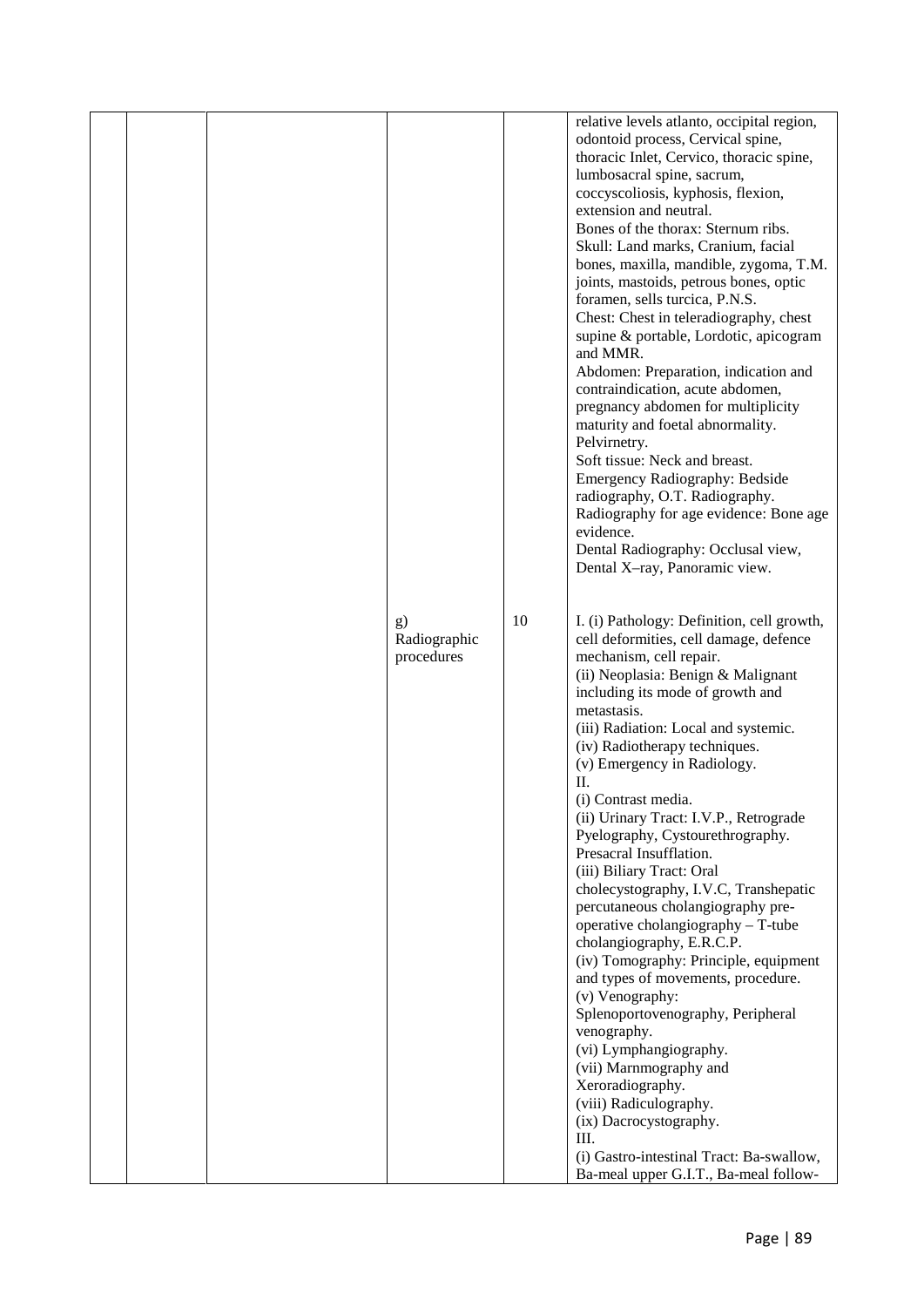| | | | | | |
|---|---|---|---|---|---|
| | | | | | relative levels atlanto, occipital region, odontoid process, Cervical spine, thoracic Inlet, Cervico, thoracic spine, lumbosacral spine, sacrum, coccyscoliosis, kyphosis, flexion, extension and neutral.<br>Bones of the thorax: Sternum ribs.<br>Skull: Land marks, Cranium, facial bones, maxilla, mandible, zygoma, T.M. joints, mastoids, petrous bones, optic foramen, sells turcica, P.N.S.<br>Chest: Chest in teleradiography, chest supine & portable, Lordotic, apicogram and MMR.<br>Abdomen: Preparation, indication and contraindication, acute abdomen, pregnancy abdomen for multiplicity maturity and foetal abnormality. Pelvirnetry.<br>Soft tissue: Neck and breast.<br>Emergency Radiography: Bedside radiography, O.T. Radiography.<br>Radiography for age evidence: Bone age evidence.<br>Dental Radiography: Occlusal view, Dental X–ray, Panoramic view. |
| | | | g) Radiographic procedures | 10 | I. (i) Pathology: Definition, cell growth, cell deformities, cell damage, defence mechanism, cell repair.<br>(ii) Neoplasia: Benign & Malignant including its mode of growth and metastasis.<br>(iii) Radiation: Local and systemic.<br>(iv) Radiotherapy techniques.<br>(v) Emergency in Radiology.<br>II.<br>(i) Contrast media.<br>(ii) Urinary Tract: I.V.P., Retrograde Pyelography, Cystourethrography. Presacral Insufflation.<br>(iii) Biliary Tract: Oral cholecystography, I.V.C, Transhepatic percutaneous cholangiography pre-operative cholangiography – T-tube cholangiography, E.R.C.P.<br>(iv) Tomography: Principle, equipment and types of movements, procedure.<br>(v) Venography: Splenoportovenography, Peripheral venography.<br>(vi) Lymphangiography.<br>(vii) Marnmography and Xeroradiography.<br>(viii) Radiculography.<br>(ix) Dacrocystography.<br>III.<br>(i) Gastro-intestinal Tract: Ba-swallow, Ba-meal upper G.I.T., Ba-meal follow- |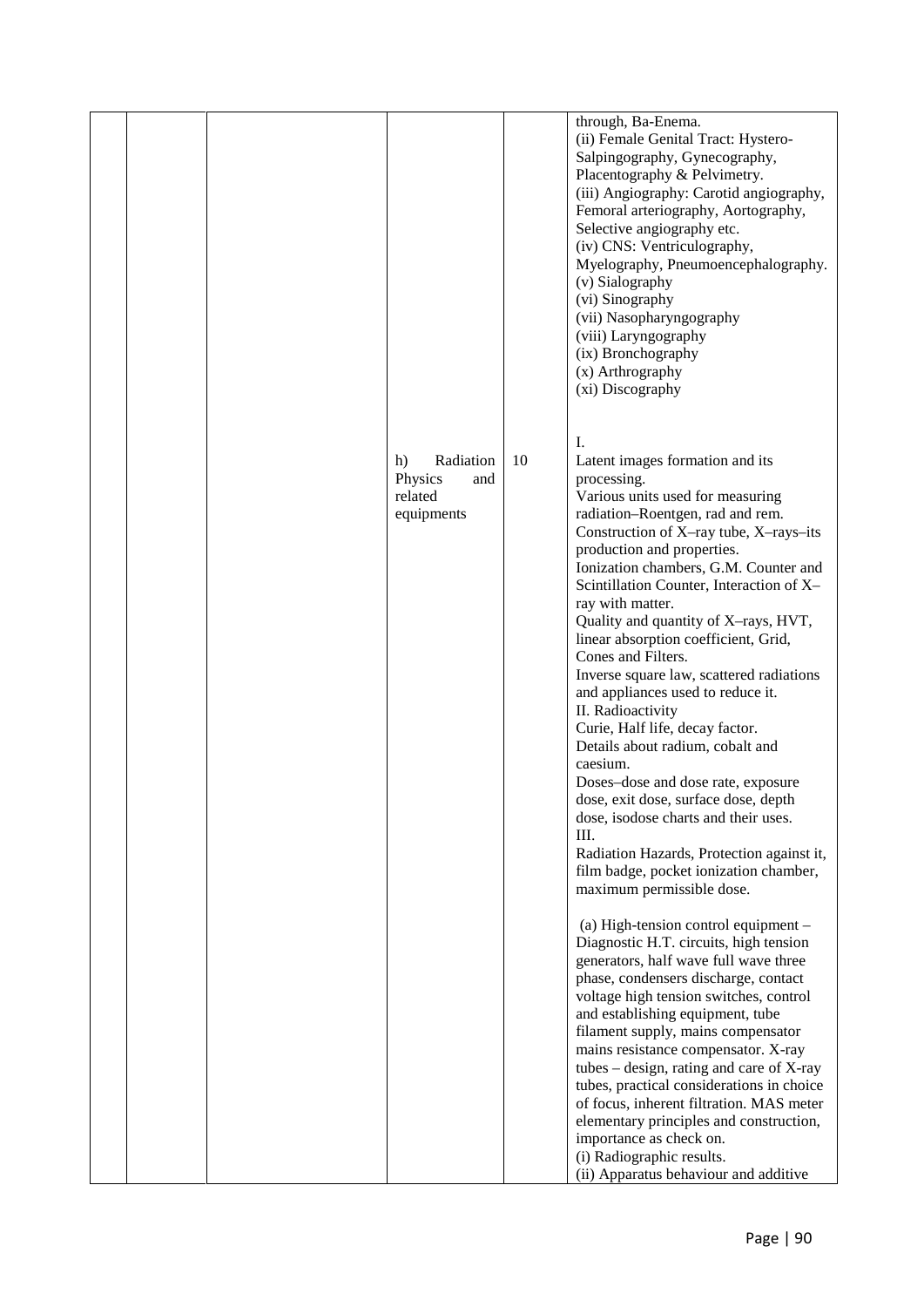| | | | | | |
|---|---|---|---|---|---|
| | | | | | through, Ba-Enema.<br>(ii) Female Genital Tract: Hystero-Salpingography, Gynecography, Placentography & Pelvimetry.<br>(iii) Angiography: Carotid angiography, Femoral arteriography, Aortography, Selective angiography etc.<br>(iv) CNS: Ventriculography, Myelography, Pneumoencephalography.<br>(v) Sialography<br>(vi) Sinography<br>(vii) Nasopharyngography<br>(viii) Laryngography<br>(ix) Bronchography<br>(x) Arthrography<br>(xi) Discography |
| | | | h) Radiation Physics and related equipments | 10 | I.<br>Latent images formation and its processing.<br>Various units used for measuring radiation–Roentgen, rad and rem.<br>Construction of X–ray tube, X–rays–its production and properties.<br>Ionization chambers, G.M. Counter and Scintillation Counter, Interaction of X–ray with matter.<br>Quality and quantity of X–rays, HVT, linear absorption coefficient, Grid, Cones and Filters.<br>Inverse square law, scattered radiations and appliances used to reduce it.<br>II. Radioactivity<br>Curie, Half life, decay factor.<br>Details about radium, cobalt and caesium.<br>Doses–dose and dose rate, exposure dose, exit dose, surface dose, depth dose, isodose charts and their uses.<br>III.<br>Radiation Hazards, Protection against it, film badge, pocket ionization chamber, maximum permissible dose.<br><br>(a) High-tension control equipment – Diagnostic H.T. circuits, high tension generators, half wave full wave three phase, condensers discharge, contact voltage high tension switches, control and establishing equipment, tube filament supply, mains compensator mains resistance compensator. X-ray tubes – design, rating and care of X-ray tubes, practical considerations in choice of focus, inherent filtration. MAS meter elementary principles and construction, importance as check on.<br>(i) Radiographic results.<br>(ii) Apparatus behaviour and additive |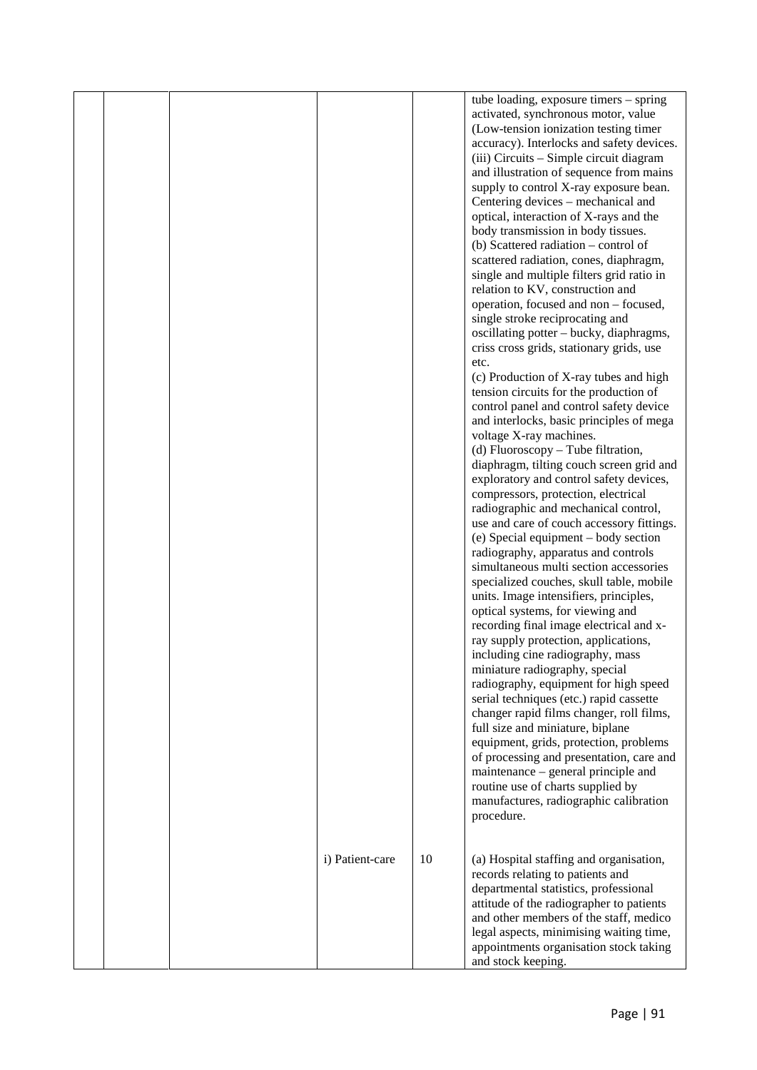| | | | | | |
|---|---|---|---|---|---|
| | | | | | tube loading, exposure timers – spring activated, synchronous motor, value (Low-tension ionization testing timer accuracy). Interlocks and safety devices. (iii) Circuits – Simple circuit diagram and illustration of sequence from mains supply to control X-ray exposure bean. Centering devices – mechanical and optical, interaction of X-rays and the body transmission in body tissues.<br>(b) Scattered radiation – control of scattered radiation, cones, diaphragm, single and multiple filters grid ratio in relation to KV, construction and operation, focused and non – focused, single stroke reciprocating and oscillating potter – bucky, diaphragms, criss cross grids, stationary grids, use etc.<br>(c) Production of X-ray tubes and high tension circuits for the production of control panel and control safety device and interlocks, basic principles of mega voltage X-ray machines.<br>(d) Fluoroscopy – Tube filtration, diaphragm, tilting couch screen grid and exploratory and control safety devices, compressors, protection, electrical radiographic and mechanical control, use and care of couch accessory fittings.<br>(e) Special equipment – body section radiography, apparatus and controls simultaneous multi section accessories specialized couches, skull table, mobile units. Image intensifiers, principles, optical systems, for viewing and recording final image electrical and x-ray supply protection, applications, including cine radiography, mass miniature radiography, special radiography, equipment for high speed serial techniques (etc.) rapid cassette changer rapid films changer, roll films, full size and miniature, biplane equipment, grids, protection, problems of processing and presentation, care and maintenance – general principle and routine use of charts supplied by manufactures, radiographic calibration procedure. |
| | | | i) Patient-care | 10 | (a) Hospital staffing and organisation, records relating to patients and departmental statistics, professional attitude of the radiographer to patients and other members of the staff, medico legal aspects, minimising waiting time, appointments organisation stock taking and stock keeping. |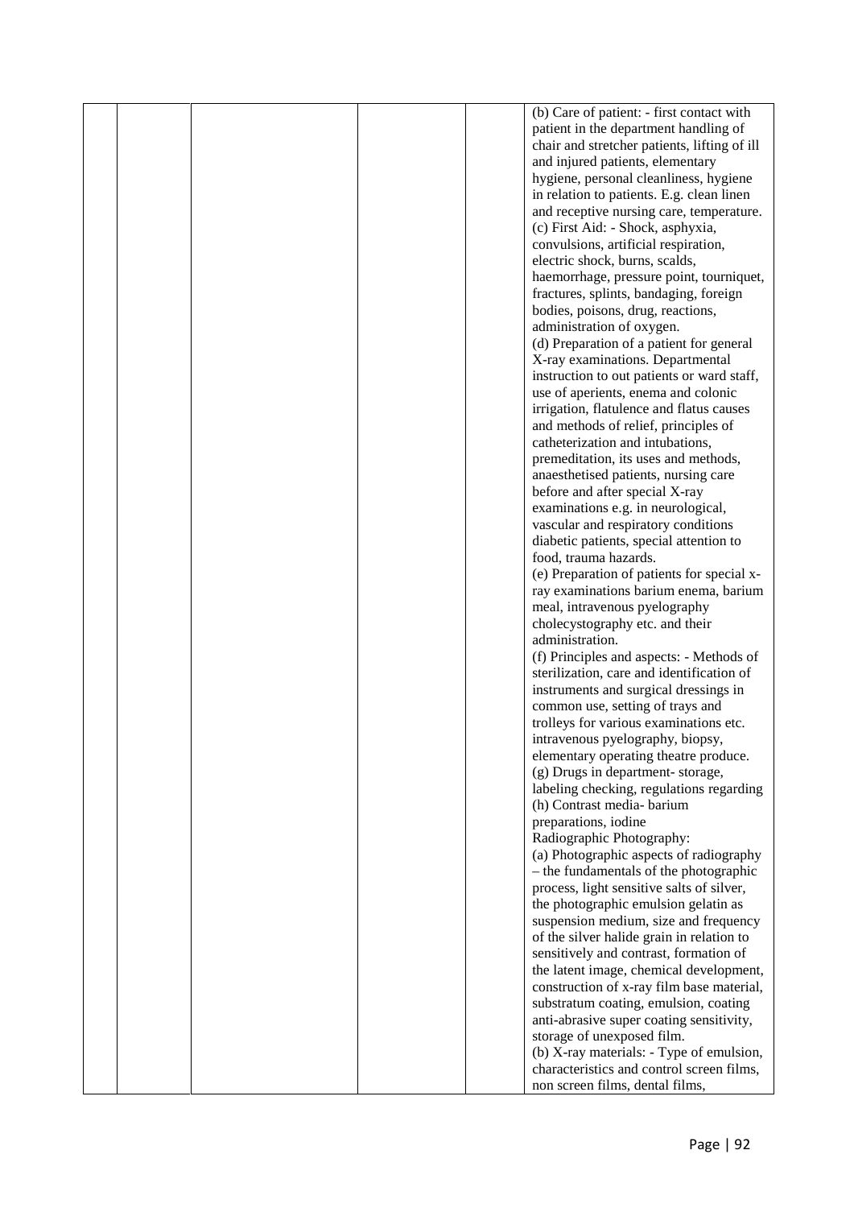| | | | | | |
|---|---|---|---|---|---|
| | | | | | (b) Care of patient: - first contact with patient in the department handling of chair and stretcher patients, lifting of ill and injured patients, elementary hygiene, personal cleanliness, hygiene in relation to patients. E.g. clean linen and receptive nursing care, temperature.<br>(c) First Aid: - Shock, asphyxia, convulsions, artificial respiration, electric shock, burns, scalds, haemorrhage, pressure point, tourniquet, fractures, splints, bandaging, foreign bodies, poisons, drug, reactions, administration of oxygen.<br>(d) Preparation of a patient for general X-ray examinations. Departmental instruction to out patients or ward staff, use of aperients, enema and colonic irrigation, flatulence and flatus causes and methods of relief, principles of catheterization and intubations, premeditation, its uses and methods, anaesthetised patients, nursing care before and after special X-ray examinations e.g. in neurological, vascular and respiratory conditions diabetic patients, special attention to food, trauma hazards.<br>(e) Preparation of patients for special x-ray examinations barium enema, barium meal, intravenous pyelography cholecystography etc. and their administration.<br>(f) Principles and aspects: - Methods of sterilization, care and identification of instruments and surgical dressings in common use, setting of trays and trolleys for various examinations etc. intravenous pyelography, biopsy, elementary operating theatre produce.<br>(g) Drugs in department- storage, labeling checking, regulations regarding<br>(h) Contrast media- barium preparations, iodine<br>Radiographic Photography:<br>(a) Photographic aspects of radiography – the fundamentals of the photographic process, light sensitive salts of silver, the photographic emulsion gelatin as suspension medium, size and frequency of the silver halide grain in relation to sensitively and contrast, formation of the latent image, chemical development, construction of x-ray film base material, substratum coating, emulsion, coating anti-abrasive super coating sensitivity, storage of unexposed film.<br>(b) X-ray materials: - Type of emulsion, characteristics and control screen films, non screen films, dental films, |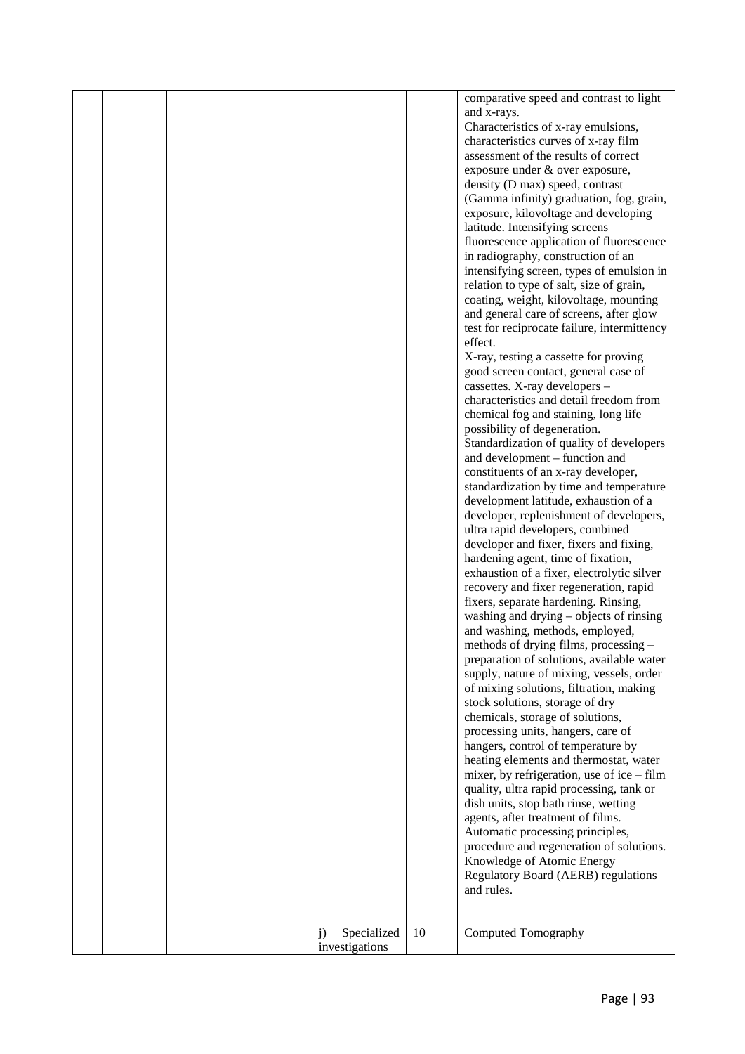|  |  |  |  |  |  |
|---|---|---|---|---|---|
|  |  |  |  |  | comparative speed and contrast to light and x-rays.<br>Characteristics of x-ray emulsions, characteristics curves of x-ray film assessment of the results of correct exposure under & over exposure, density (D max) speed, contrast (Gamma infinity) graduation, fog, grain, exposure, kilovoltage and developing latitude. Intensifying screens fluorescence application of fluorescence in radiography, construction of an intensifying screen, types of emulsion in relation to type of salt, size of grain, coating, weight, kilovoltage, mounting and general care of screens, after glow test for reciprocate failure, intermittency effect.<br>X-ray, testing a cassette for proving good screen contact, general case of cassettes. X-ray developers – characteristics and detail freedom from chemical fog and staining, long life possibility of degeneration.<br>Standardization of quality of developers and development – function and constituents of an x-ray developer, standardization by time and temperature development latitude, exhaustion of a developer, replenishment of developers, ultra rapid developers, combined developer and fixer, fixers and fixing, hardening agent, time of fixation, exhaustion of a fixer, electrolytic silver recovery and fixer regeneration, rapid fixers, separate hardening. Rinsing, washing and drying – objects of rinsing and washing, methods, employed, methods of drying films, processing – preparation of solutions, available water supply, nature of mixing, vessels, order of mixing solutions, filtration, making stock solutions, storage of dry chemicals, storage of solutions, processing units, hangers, care of hangers, control of temperature by heating elements and thermostat, water mixer, by refrigeration, use of ice – film quality, ultra rapid processing, tank or dish units, stop bath rinse, wetting agents, after treatment of films.<br>Automatic processing principles, procedure and regeneration of solutions.<br>Knowledge of Atomic Energy Regulatory Board (AERB) regulations and rules. |
|  |  |  | j) Specialized investigations | 10 | Computed Tomography |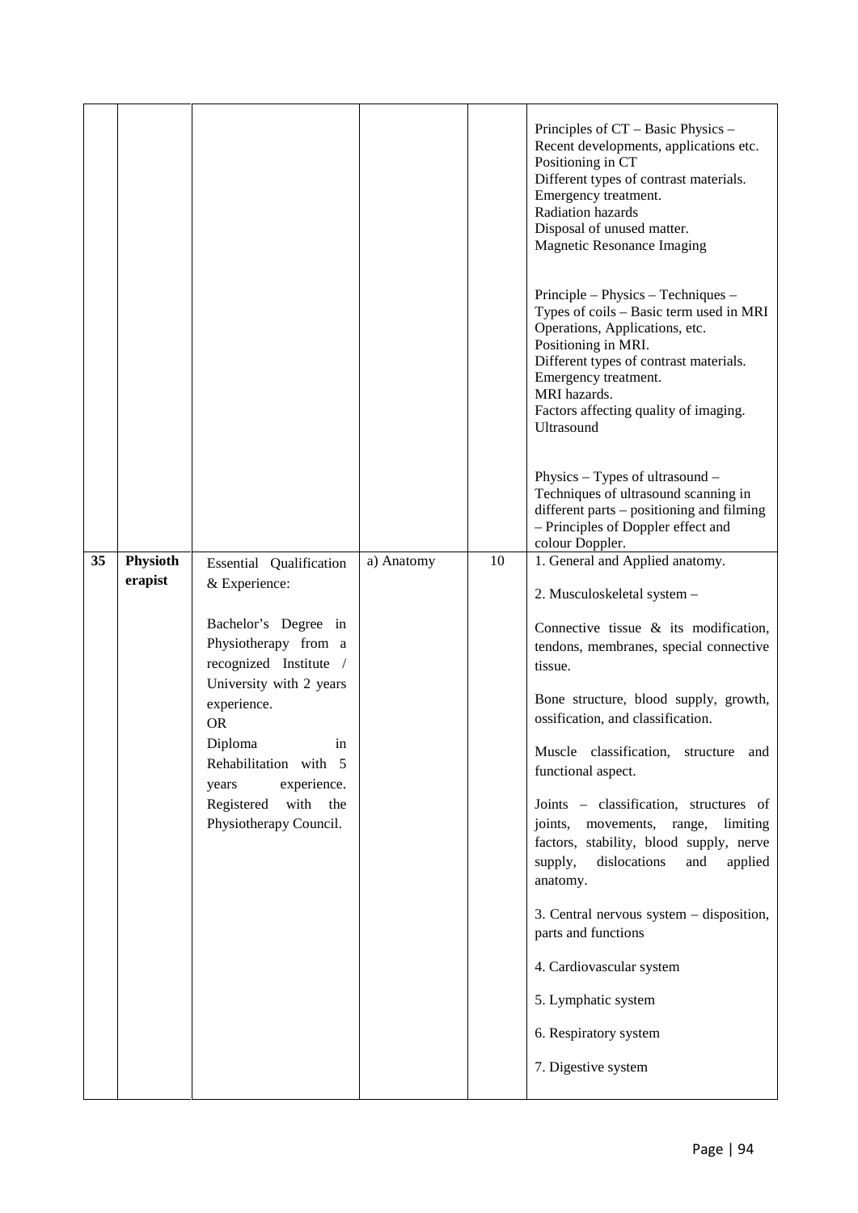| | | | | | |
|---|---|---|---|---|---|
| | | | | | Principles of CT – Basic Physics – Recent developments, applications etc.<br>Positioning in CT<br>Different types of contrast materials.<br>Emergency treatment.<br>Radiation hazards<br>Disposal of unused matter.<br>Magnetic Resonance Imaging<br><br>Principle – Physics – Techniques – Types of coils – Basic term used in MRI Operations, Applications, etc.<br>Positioning in MRI.<br>Different types of contrast materials.<br>Emergency treatment.<br>MRI hazards.<br>Factors affecting quality of imaging.<br>Ultrasound<br><br>Physics – Types of ultrasound – Techniques of ultrasound scanning in different parts – positioning and filming – Principles of Doppler effect and colour Doppler. |
| **35** | **Physiotherapist** | Essential Qualification & Experience:<br><br>Bachelor's Degree in Physiotherapy from a recognized Institute / University with 2 years experience.<br>OR<br>Diploma in Rehabilitation with 5 years experience. Registered with the Physiotherapy Council. | a) Anatomy | 10 | 1. General and Applied anatomy.<br><br>2. Musculoskeletal system –<br><br>Connective tissue & its modification, tendons, membranes, special connective tissue.<br><br>Bone structure, blood supply, growth, ossification, and classification.<br><br>Muscle classification, structure and functional aspect.<br><br>Joints – classification, structures of joints, movements, range, limiting factors, stability, blood supply, nerve supply, dislocations and applied anatomy.<br><br>3. Central nervous system – disposition, parts and functions<br><br>4. Cardiovascular system<br><br>5. Lymphatic system<br><br>6. Respiratory system<br><br>7. Digestive system |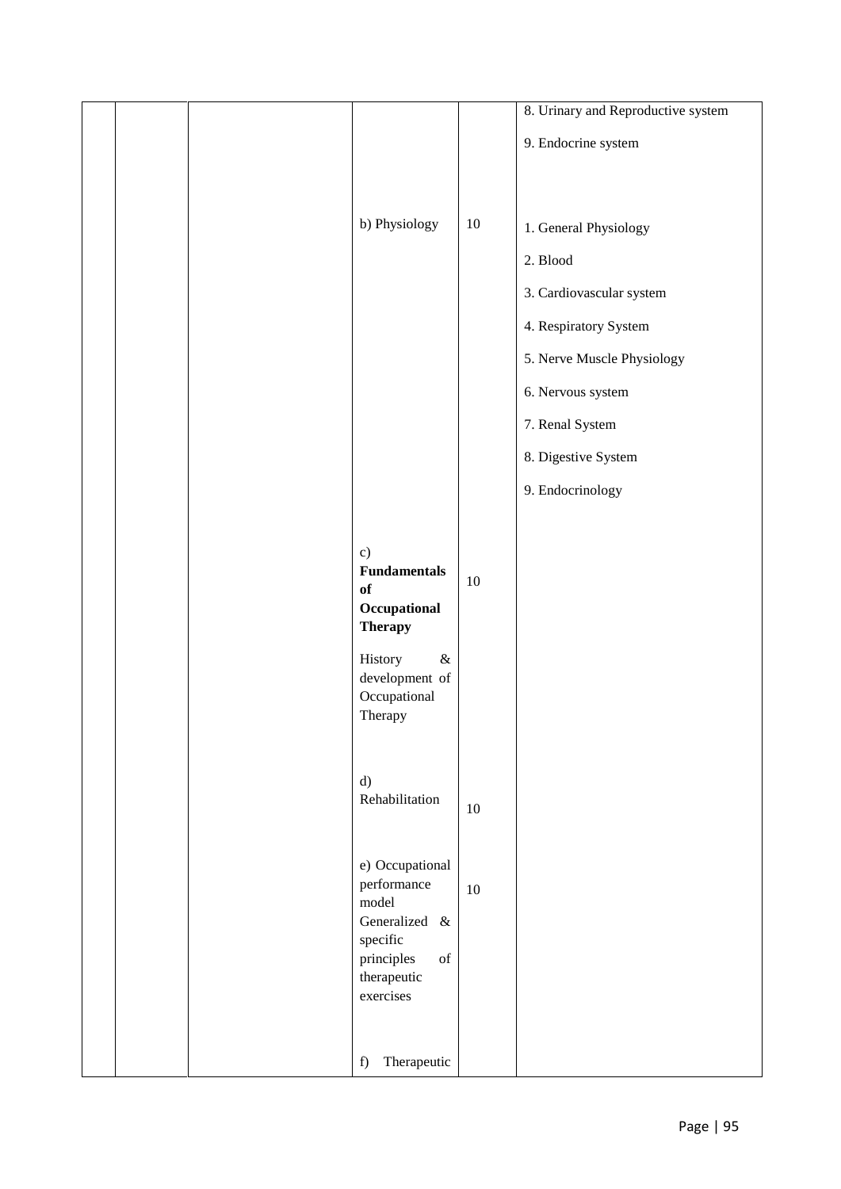|  |  |  |  |  |  |
|---|---|---|---|---|---|
|  |  |  |  |  | 8. Urinary and Reproductive system<br><br>9. Endocrine system |
|  |  |  | b) Physiology | 10 | 1. General Physiology<br><br>2. Blood<br><br>3. Cardiovascular system<br><br>4. Respiratory System<br><br>5. Nerve Muscle Physiology<br><br>6. Nervous system<br><br>7. Renal System<br><br>8. Digestive System<br><br>9. Endocrinology |
|  |  |  | c) **Fundamentals of Occupational Therapy**<br><br>History & development of Occupational Therapy | 10 |  |
|  |  |  | d) Rehabilitation | 10 |  |
|  |  |  | e) Occupational performance model Generalized & specific principles of therapeutic exercises | 10 |  |
|  |  |  | f) Therapeutic |  |  |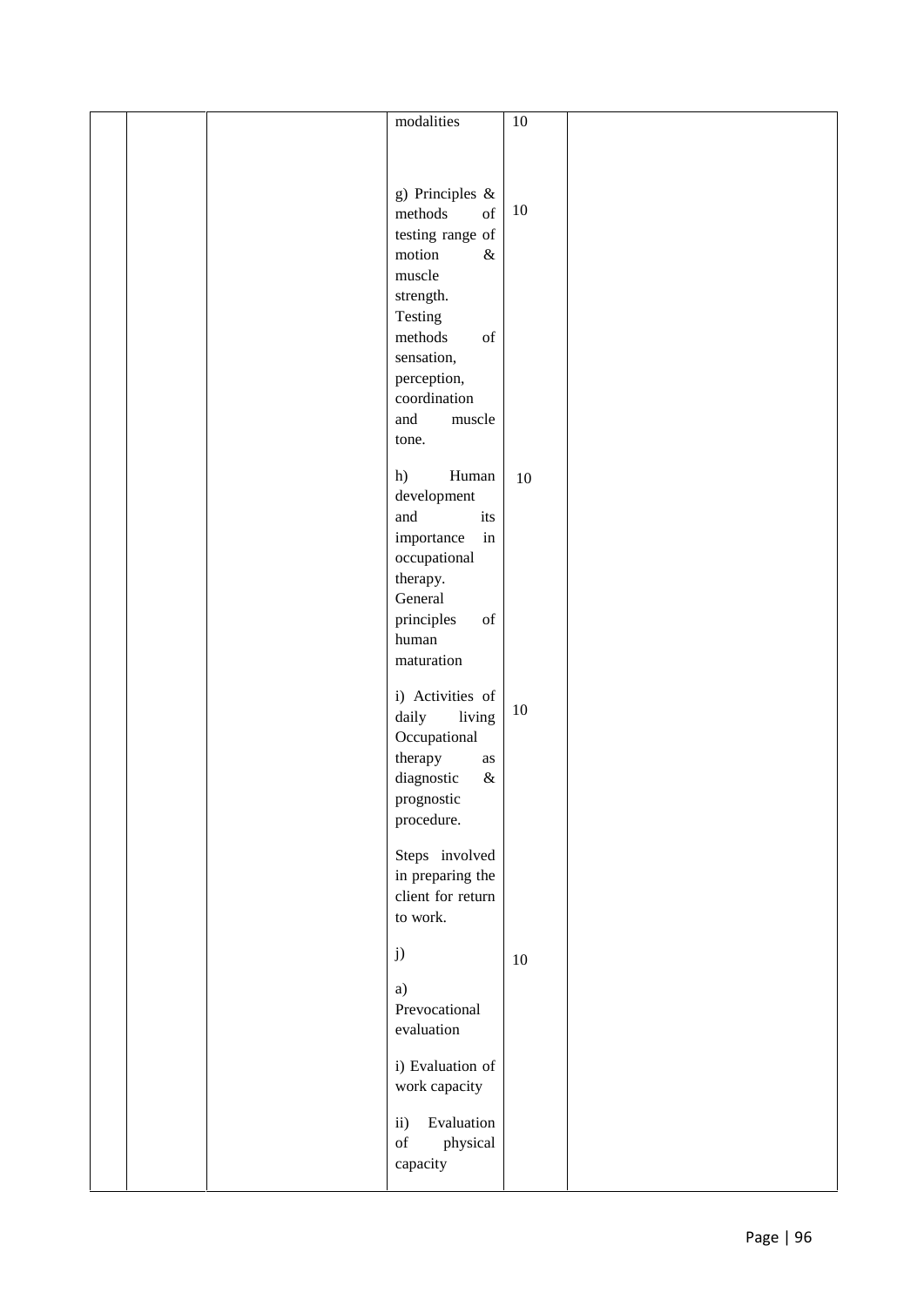|  |  |  | modalities | 10 |  |
|---|---|---|---|---|---|
|  |  |  | g) Principles & methods of testing range of motion & muscle strength. Testing methods of sensation, perception, coordination and muscle tone. | 10 |  |
|  |  |  | h) Human development and its importance in occupational therapy. General principles of human maturation | 10 |  |
|  |  |  | i) Activities of daily living Occupational therapy as diagnostic & prognostic procedure.<br><br>Steps involved in preparing the client for return to work. | 10 |  |
|  |  |  | j)<br><br>a) Prevocational evaluation<br><br>i) Evaluation of work capacity<br><br>ii) Evaluation of physical capacity | 10 |  |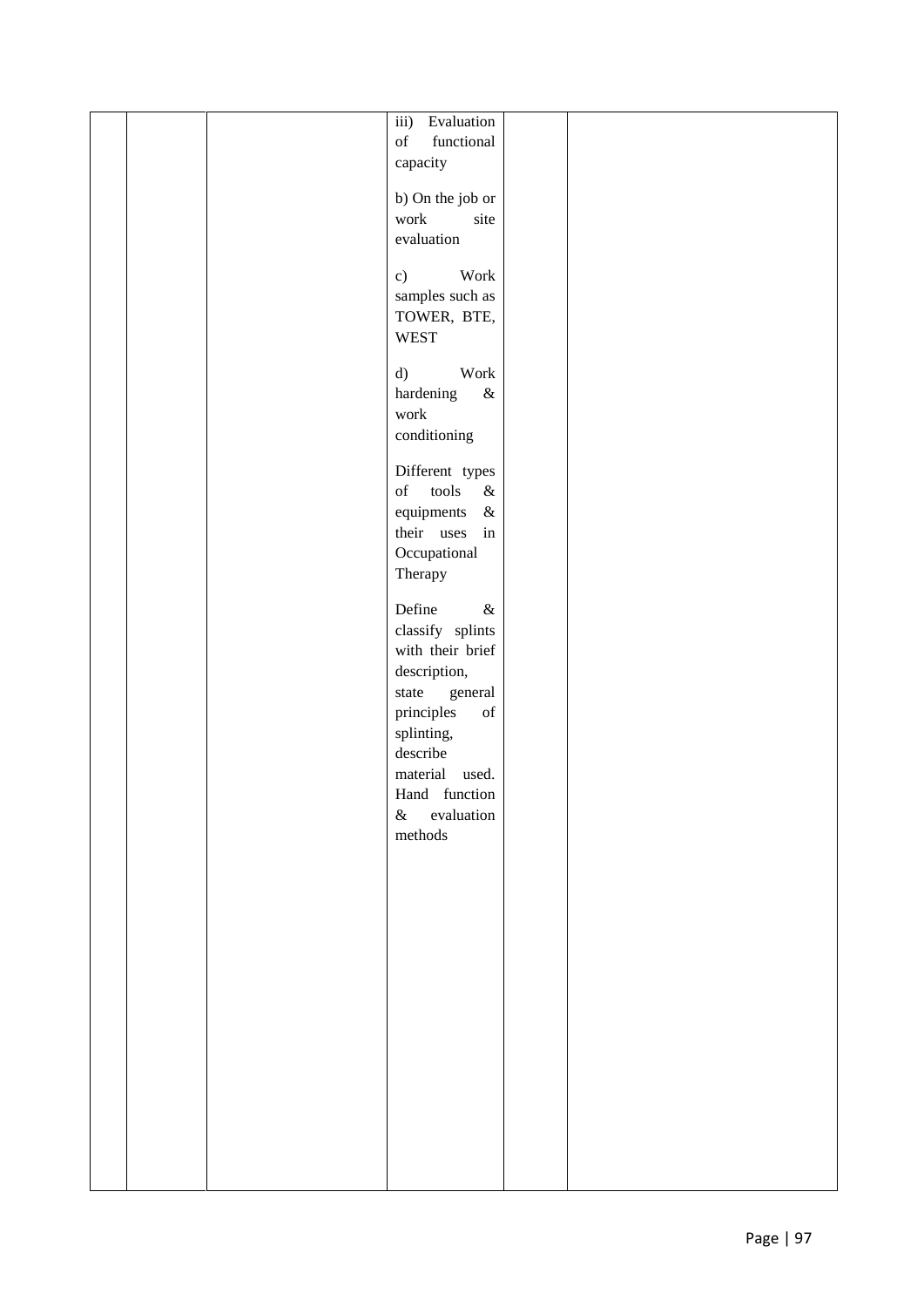|  |  |  |  |  |  |
|---|---|---|---|---|---|
|  |  |  | iii) Evaluation of functional capacity<br><br>b) On the job or work site evaluation<br><br>c) Work samples such as TOWER, BTE, WEST<br><br>d) Work hardening & work conditioning<br><br>Different types of tools & equipments & their uses in Occupational Therapy<br><br>Define & classify splints with their brief description, state general principles of splinting, describe material used. Hand function & evaluation methods |  |  |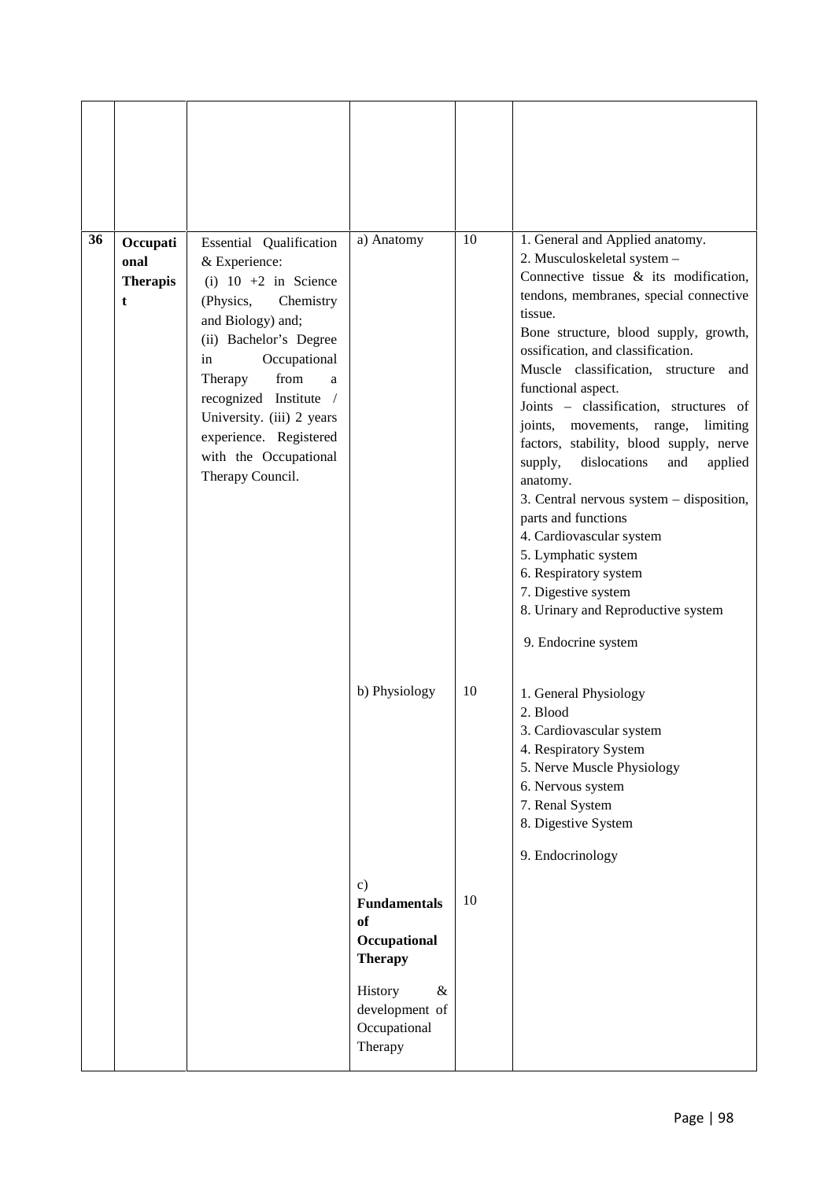| | | | | | |
|---|---|---|---|---|---|
| | | | | | |
| **36** | **Occupational Therapist** | Essential Qualification & Experience: (i) 10 +2 in Science (Physics, Chemistry and Biology) and; (ii) Bachelor's Degree in Occupational Therapy from a recognized Institute / University. (iii) 2 years experience. Registered with the Occupational Therapy Council. | a) Anatomy | 10 | 1. General and Applied anatomy.<br>2. Musculoskeletal system – Connective tissue & its modification, tendons, membranes, special connective tissue.<br>Bone structure, blood supply, growth, ossification, and classification.<br>Muscle classification, structure and functional aspect.<br>Joints – classification, structures of joints, movements, range, limiting factors, stability, blood supply, nerve supply, dislocations and applied anatomy.<br>3. Central nervous system – disposition, parts and functions<br>4. Cardiovascular system<br>5. Lymphatic system<br>6. Respiratory system<br>7. Digestive system<br>8. Urinary and Reproductive system<br>9. Endocrine system |
| | | | b) Physiology | 10 | 1. General Physiology<br>2. Blood<br>3. Cardiovascular system<br>4. Respiratory System<br>5. Nerve Muscle Physiology<br>6. Nervous system<br>7. Renal System<br>8. Digestive System<br>9. Endocrinology |
| | | | c) **Fundamentals of Occupational Therapy**<br>History & development of Occupational Therapy | 10 | |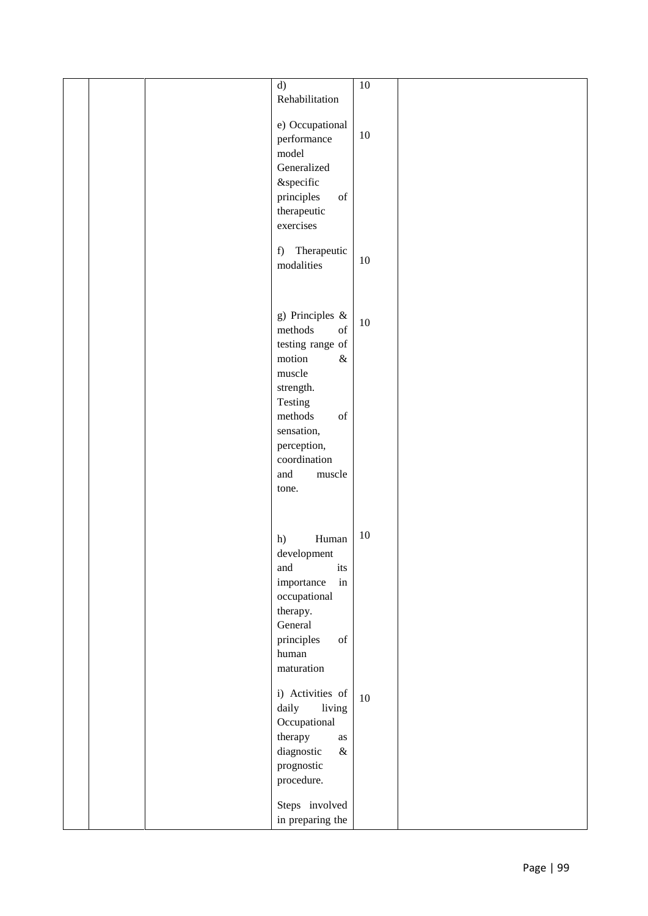| | | | | | |
|---|---|---|---|---|---|
| | | | d) Rehabilitation | 10 | |
| | | | e) Occupational performance model Generalized &specific principles of therapeutic exercises | 10 | |
| | | | f) Therapeutic modalities | 10 | |
| | | | g) Principles & methods of testing range of motion & muscle strength. Testing methods of sensation, perception, coordination and muscle tone. | 10 | |
| | | | h) Human development and its importance in occupational therapy. General principles of human maturation | 10 | |
| | | | i) Activities of daily living Occupational therapy as diagnostic & prognostic procedure.<br><br>Steps involved in preparing the | 10 | |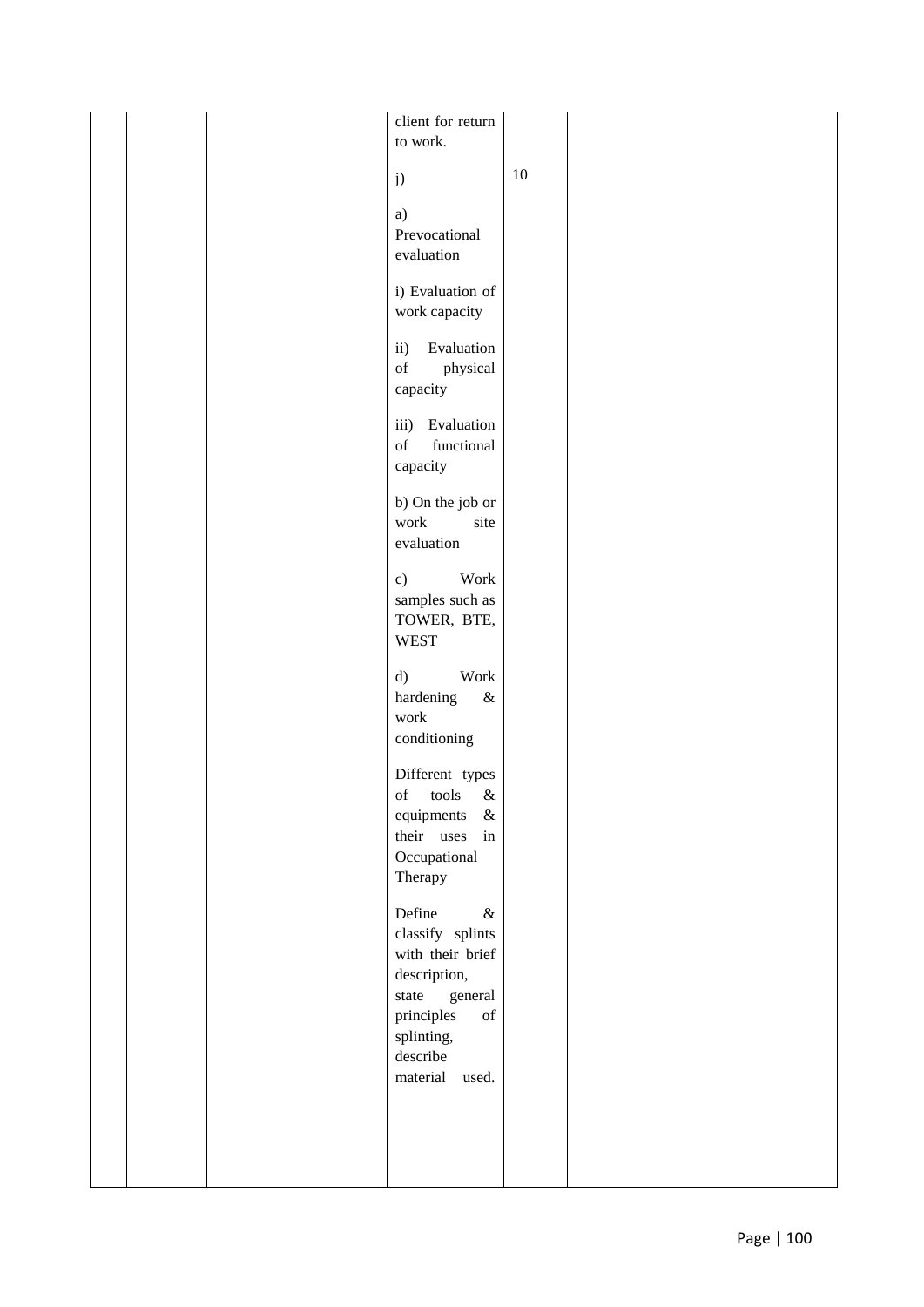| | | | | | |
|---|---|---|---|---|---|
| | | | client for return to work.<br><br>j)<br><br>a) Prevocational evaluation<br><br>i) Evaluation of work capacity<br><br>ii) Evaluation of physical capacity<br><br>iii) Evaluation of functional capacity<br><br>b) On the job or work site evaluation<br><br>c) Work samples such as TOWER, BTE, WEST<br><br>d) Work hardening & work conditioning<br><br>Different types of tools & equipments & their uses in Occupational Therapy<br><br>Define & classify splints with their brief description, state general principles of splinting, describe material used. | 10 | |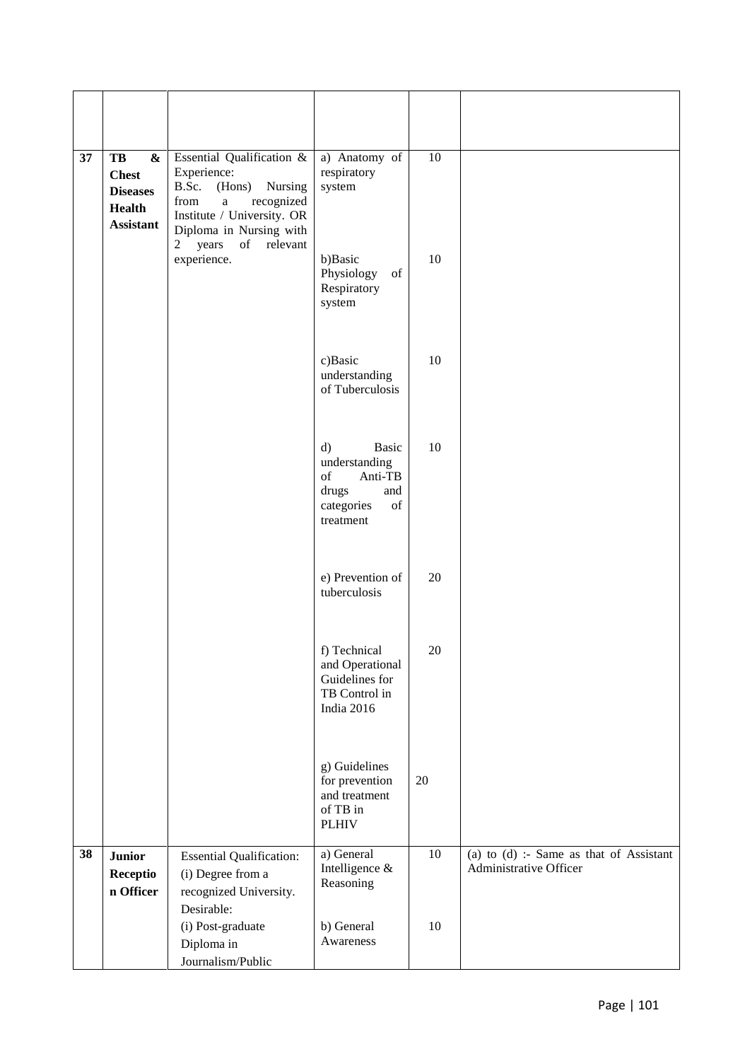| | | | | | |
|---|---|---|---|---|---|
| **37** | **TB & Chest Diseases Health Assistant** | Essential Qualification & Experience: B.Sc. (Hons) Nursing from a recognized Institute / University. OR Diploma in Nursing with 2 years of relevant experience. | a) Anatomy of respiratory system | 10 | |
| | | | b)Basic Physiology of Respiratory system | 10 | |
| | | | c)Basic understanding of Tuberculosis | 10 | |
| | | | d) Basic understanding of Anti-TB drugs and categories of treatment | 10 | |
| | | | e) Prevention of tuberculosis | 20 | |
| | | | f) Technical and Operational Guidelines for TB Control in India 2016 | 20 | |
| | | | g) Guidelines for prevention and treatment of TB in PLHIV | 20 | |
| **38** | **Junior Reception Officer** | Essential Qualification: (i) Degree from a recognized University. Desirable: (i) Post-graduate Diploma in Journalism/Public | a) General Intelligence & Reasoning | 10 | (a) to (d) :- Same as that of Assistant Administrative Officer |
| | | | b) General Awareness | 10 | |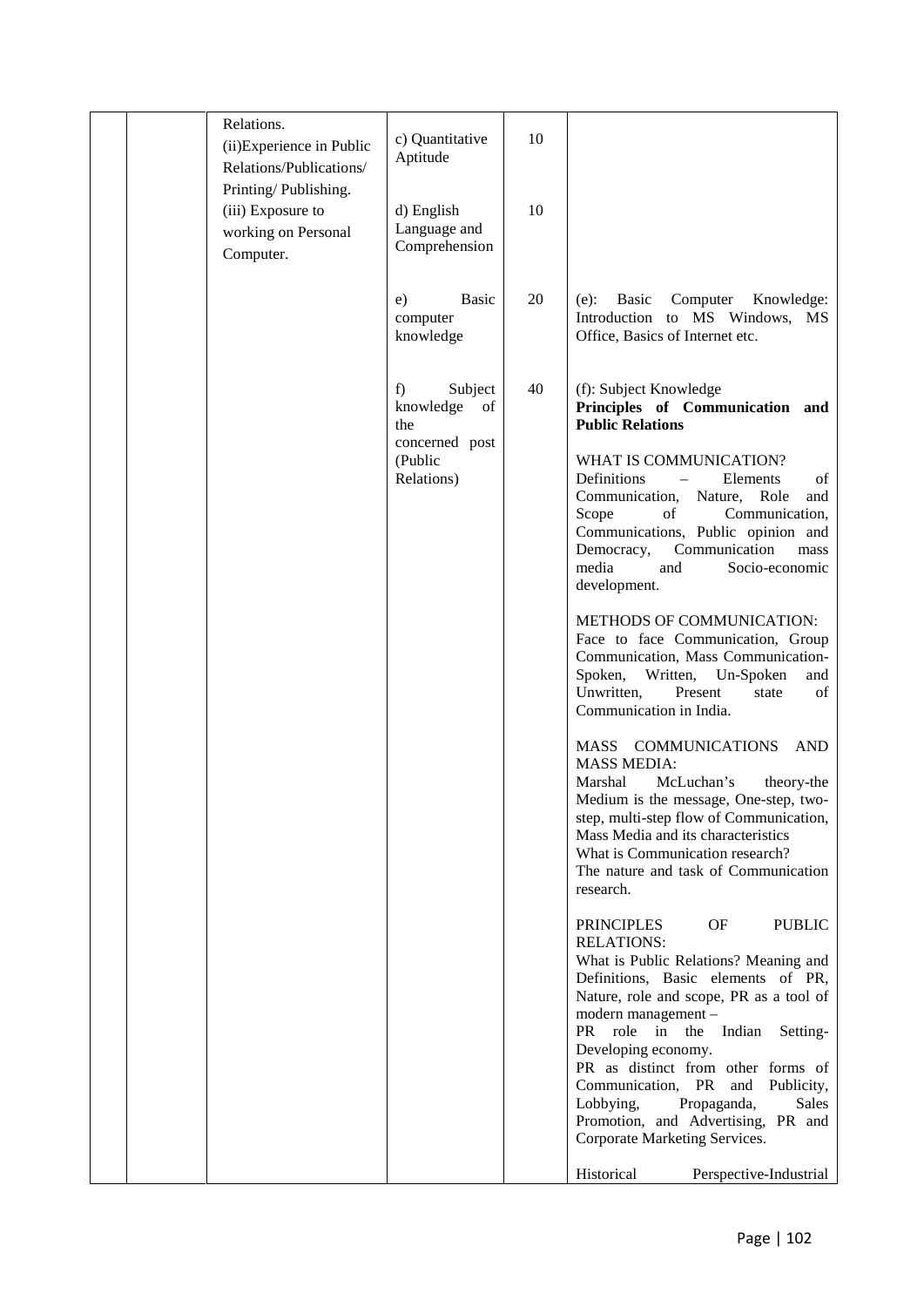| | | | | | |
|---|---|---|---|---|---|
| | | Relations.<br>(ii)Experience in Public Relations/Publications/ Printing/ Publishing.<br>(iii) Exposure to working on Personal Computer. | c) Quantitative Aptitude | 10 | |
| | | | d) English Language and Comprehension | 10 | |
| | | | e) Basic computer knowledge | 20 | (e): Basic Computer Knowledge: Introduction to MS Windows, MS Office, Basics of Internet etc. |
| | | | f) Subject knowledge of the concerned post (Public Relations) | 40 | (f): Subject Knowledge<br>**Principles of Communication and Public Relations**<br><br>WHAT IS COMMUNICATION?<br>Definitions – Elements of Communication, Nature, Role and Scope of Communication, Communications, Public opinion and Democracy, Communication mass media and Socio-economic development.<br><br>METHODS OF COMMUNICATION:<br>Face to face Communication, Group Communication, Mass Communication- Spoken, Written, Un-Spoken and Unwritten, Present state of Communication in India.<br><br>MASS COMMUNICATIONS AND MASS MEDIA:<br>Marshal McLuchan's theory-the Medium is the message, One-step, two-step, multi-step flow of Communication, Mass Media and its characteristics<br>What is Communication research?<br>The nature and task of Communication research.<br><br>PRINCIPLES OF PUBLIC RELATIONS:<br>What is Public Relations? Meaning and Definitions, Basic elements of PR, Nature, role and scope, PR as a tool of modern management –<br>PR role in the Indian Setting-Developing economy.<br>PR as distinct from other forms of Communication, PR and Publicity, Lobbying, Propaganda, Sales Promotion, and Advertising, PR and Corporate Marketing Services.<br><br>Historical Perspective-Industrial |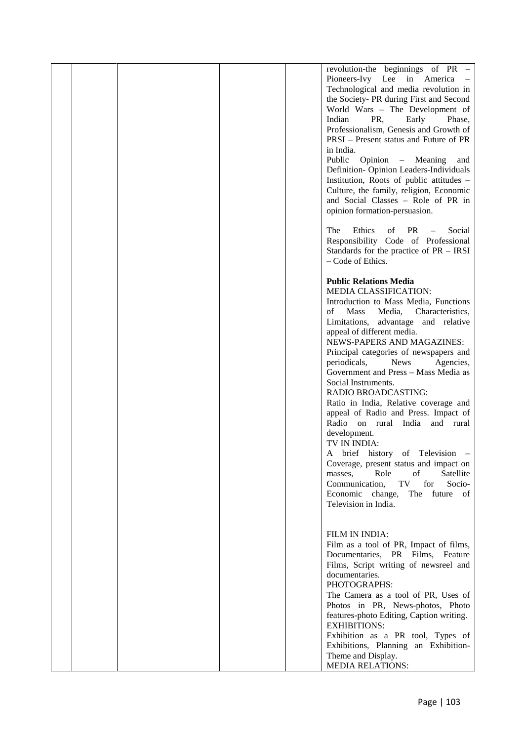|  |  |  |  |  | revolution-the beginnings of PR – Pioneers-Ivy Lee in America – Technological and media revolution in the Society- PR during First and Second World Wars – The Development of Indian PR, Early Phase, Professionalism, Genesis and Growth of PRSI – Present status and Future of PR in India.<br>Public Opinion – Meaning and Definition- Opinion Leaders-Individuals Institution, Roots of public attitudes – Culture, the family, religion, Economic and Social Classes – Role of PR in opinion formation-persuasion.<br><br>The Ethics of PR – Social Responsibility Code of Professional Standards for the practice of PR – IRSI – Code of Ethics.<br><br>**Public Relations Media**<br>MEDIA CLASSIFICATION:<br>Introduction to Mass Media, Functions of Mass Media, Characteristics, Limitations, advantage and relative appeal of different media.<br>NEWS-PAPERS AND MAGAZINES:<br>Principal categories of newspapers and periodicals, News Agencies, Government and Press – Mass Media as Social Instruments.<br>RADIO BROADCASTING:<br>Ratio in India, Relative coverage and appeal of Radio and Press. Impact of Radio on rural India and rural development.<br>TV IN INDIA:<br>A brief history of Television – Coverage, present status and impact on masses, Role of Satellite Communication, TV for Socio-Economic change, The future of Television in India.<br><br>FILM IN INDIA:<br>Film as a tool of PR, Impact of films, Documentaries, PR Films, Feature Films, Script writing of newsreel and documentaries.<br>PHOTOGRAPHS:<br>The Camera as a tool of PR, Uses of Photos in PR, News-photos, Photo features-photo Editing, Caption writing.<br>EXHIBITIONS:<br>Exhibition as a PR tool, Types of Exhibitions, Planning an Exhibition-Theme and Display.<br>MEDIA RELATIONS: |
|---|---|---|---|---|---|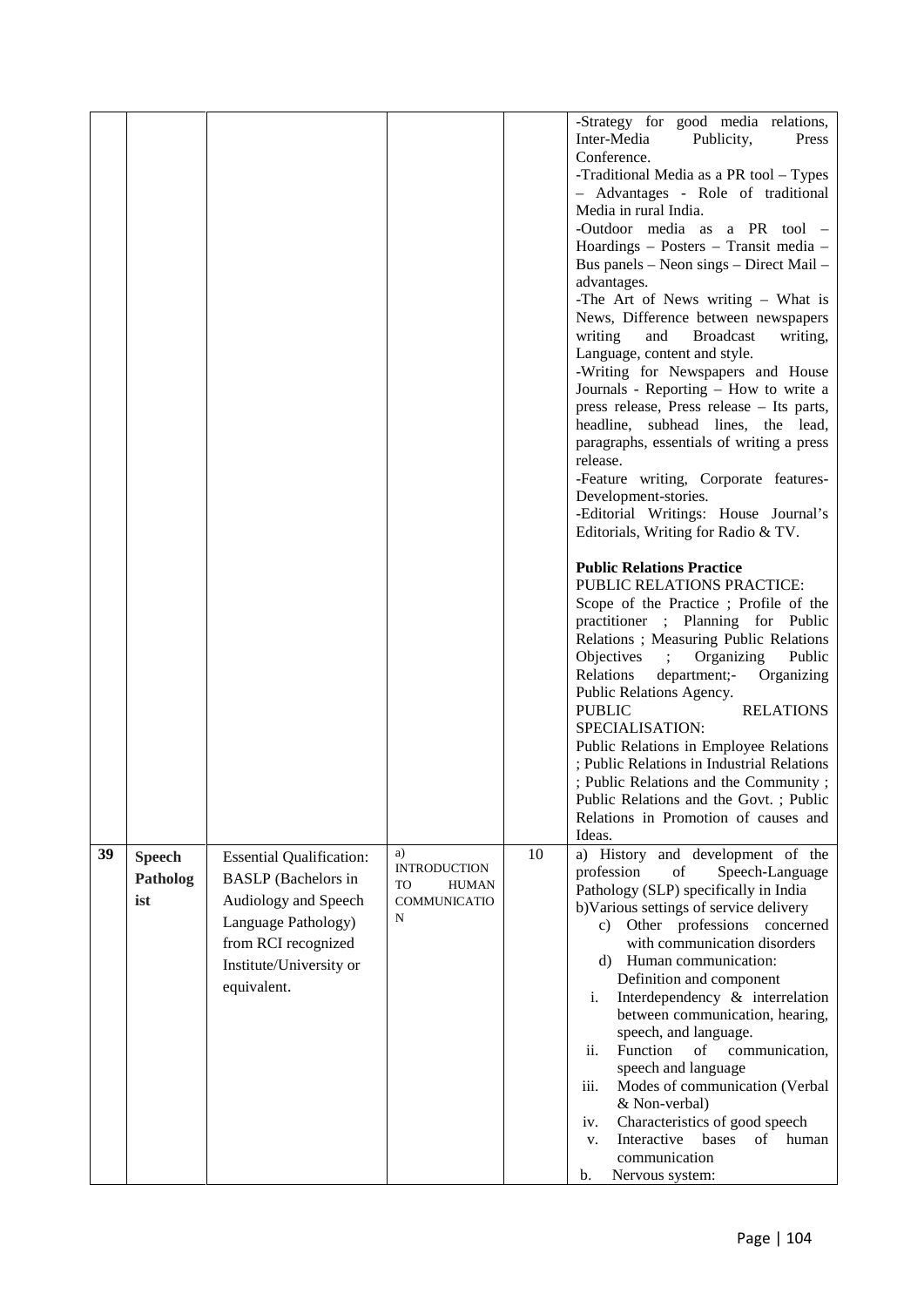| | | | | | |
|---|---|---|---|---|---|
| | | | | | -Strategy for good media relations, Inter-Media Publicity, Press Conference.<br>-Traditional Media as a PR tool – Types – Advantages - Role of traditional Media in rural India.<br>-Outdoor media as a PR tool – Hoardings – Posters – Transit media – Bus panels – Neon sings – Direct Mail – advantages.<br>-The Art of News writing – What is News, Difference between newspapers writing and Broadcast writing, Language, content and style.<br>-Writing for Newspapers and House Journals - Reporting – How to write a press release, Press release – Its parts, headline, subhead lines, the lead, paragraphs, essentials of writing a press release.<br>-Feature writing, Corporate features-Development-stories.<br>-Editorial Writings: House Journal's Editorials, Writing for Radio & TV.<br><br>**Public Relations Practice**<br>PUBLIC RELATIONS PRACTICE:<br>Scope of the Practice ; Profile of the practitioner ; Planning for Public Relations ; Measuring Public Relations Objectives ; Organizing Public Relations department;- Organizing Public Relations Agency.<br>PUBLIC RELATIONS SPECIALISATION:<br>Public Relations in Employee Relations ; Public Relations in Industrial Relations ; Public Relations and the Community ; Public Relations and the Govt. ; Public Relations in Promotion of causes and Ideas. |
| **39** | **Speech Pathologist** | Essential Qualification: BASLP (Bachelors in Audiology and Speech Language Pathology) from RCI recognized Institute/University or equivalent. | a) INTRODUCTION TO HUMAN COMMUNICATION | 10 | a) History and development of the profession of Speech-Language Pathology (SLP) specifically in India<br>b)Various settings of service delivery<br>c) Other professions concerned with communication disorders<br>d) Human communication: Definition and component<br>i. Interdependency & interrelation between communication, hearing, speech, and language.<br>ii. Function of communication, speech and language<br>iii. Modes of communication (Verbal & Non-verbal)<br>iv. Characteristics of good speech<br>v. Interactive bases of human communication<br>b. Nervous system: |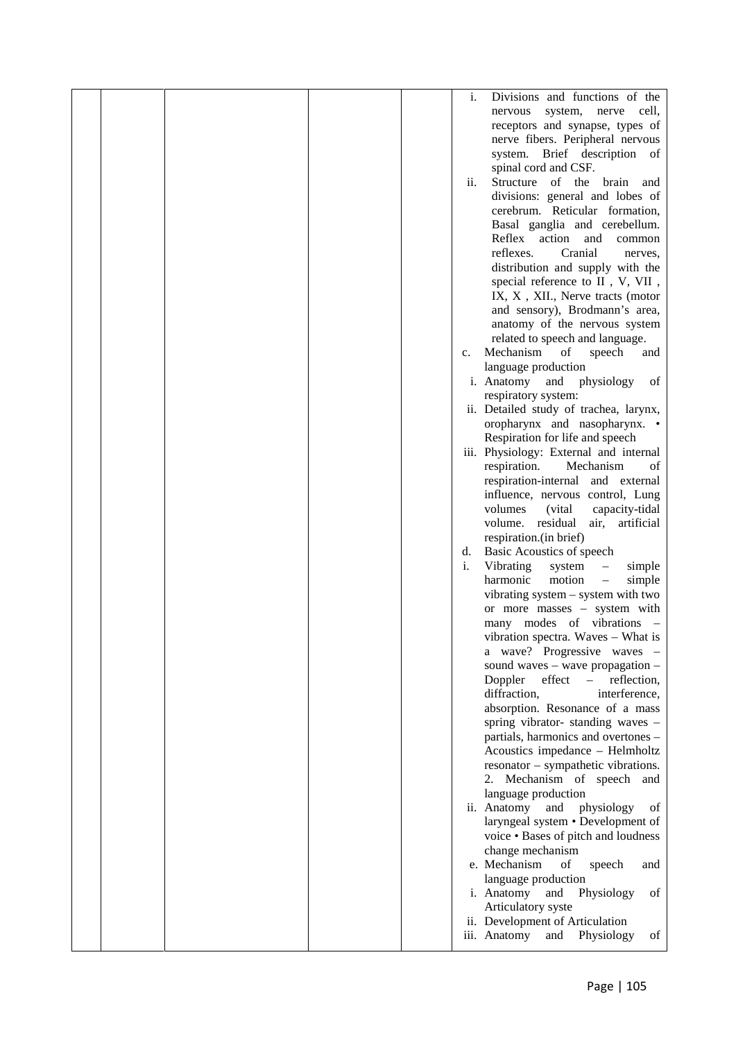|  |  |  |  |  | i. Divisions and functions of the nervous system, nerve cell, receptors and synapse, types of nerve fibers. Peripheral nervous system. Brief description of spinal cord and CSF.<br>ii. Structure of the brain and divisions: general and lobes of cerebrum. Reticular formation, Basal ganglia and cerebellum. Reflex action and common reflexes. Cranial nerves, distribution and supply with the special reference to II , V, VII , IX, X , XII., Nerve tracts (motor and sensory), Brodmann's area, anatomy of the nervous system related to speech and language.<br>c. Mechanism of speech and language production<br>i. Anatomy and physiology of respiratory system:<br>ii. Detailed study of trachea, larynx, oropharynx and nasopharynx. • Respiration for life and speech<br>iii. Physiology: External and internal respiration. Mechanism of respiration-internal and external influence, nervous control, Lung volumes (vital capacity-tidal volume. residual air, artificial respiration.(in brief)<br>d. Basic Acoustics of speech<br>i. Vibrating system – simple harmonic motion – simple vibrating system – system with two or more masses – system with many modes of vibrations – vibration spectra. Waves – What is a wave? Progressive waves – sound waves – wave propagation – Doppler effect – reflection, diffraction, interference, absorption. Resonance of a mass spring vibrator- standing waves – partials, harmonics and overtones – Acoustics impedance – Helmholtz resonator – sympathetic vibrations. 2. Mechanism of speech and language production<br>ii. Anatomy and physiology of laryngeal system • Development of voice • Bases of pitch and loudness change mechanism<br>e. Mechanism of speech and language production<br>i. Anatomy and Physiology of Articulatory syste<br>ii. Development of Articulation<br>iii. Anatomy and Physiology of |
|---|---|---|---|---|---|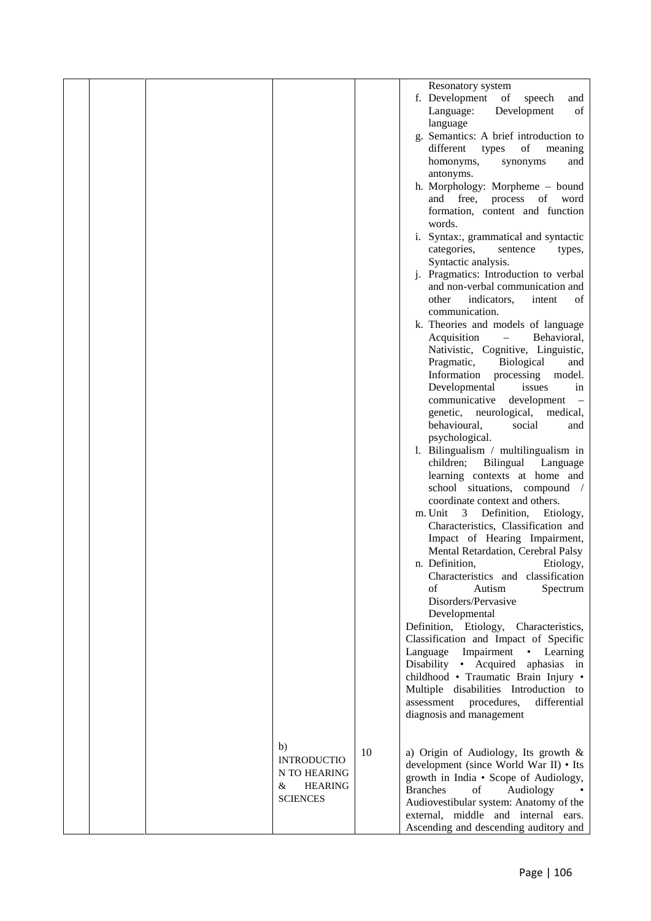| | | | | | |
|---|---|---|---|---|---|
| | | | | | Resonatory system<br>f. Development of speech and Language: Development of language<br>g. Semantics: A brief introduction to different types of meaning homonyms, synonyms and antonyms.<br>h. Morphology: Morpheme – bound and free, process of word formation, content and function words.<br>i. Syntax:, grammatical and syntactic categories, sentence types, Syntactic analysis.<br>j. Pragmatics: Introduction to verbal and non-verbal communication and other indicators, intent of communication.<br>k. Theories and models of language Acquisition – Behavioral, Nativistic, Cognitive, Linguistic, Pragmatic, Biological and Information processing model. Developmental issues in communicative development – genetic, neurological, medical, behavioural, social and psychological.<br>l. Bilingualism / multilingualism in children; Bilingual Language learning contexts at home and school situations, compound / coordinate context and others.<br>m. Unit 3 Definition, Etiology, Characteristics, Classification and Impact of Hearing Impairment, Mental Retardation, Cerebral Palsy<br>n. Definition, Etiology, Characteristics and classification of Autism Spectrum Disorders/Pervasive Developmental<br>Definition, Etiology, Characteristics, Classification and Impact of Specific Language Impairment • Learning Disability • Acquired aphasias in childhood • Traumatic Brain Injury • Multiple disabilities Introduction to assessment procedures, differential diagnosis and management |
| | | | b) INTRODUCTION TO HEARING & HEARING SCIENCES | 10 | a) Origin of Audiology, Its growth & development (since World War II) • Its growth in India • Scope of Audiology, Branches of Audiology • Audiovestibular system: Anatomy of the external, middle and internal ears. Ascending and descending auditory and |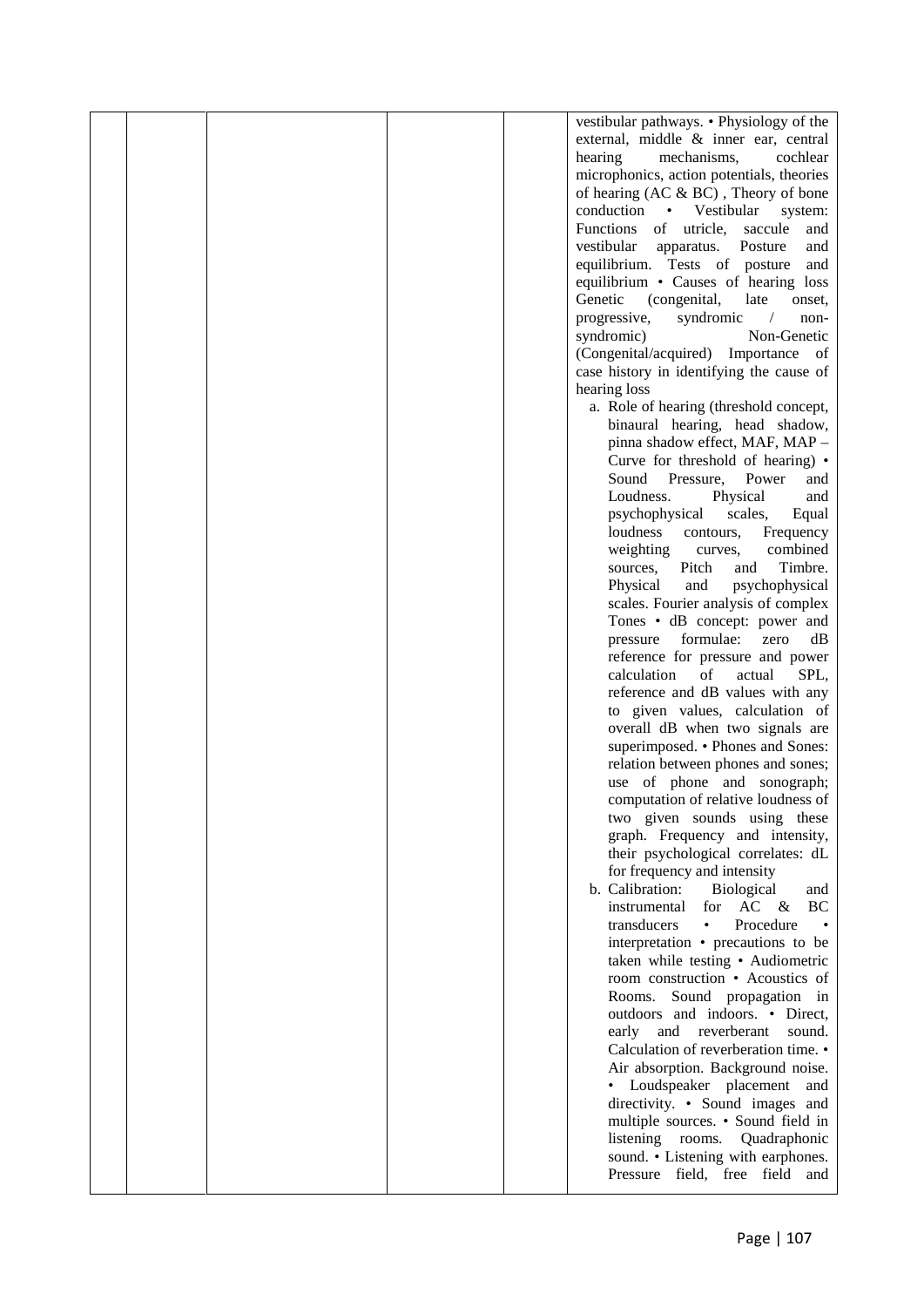|  |  |  |  |  | vestibular pathways. • Physiology of the external, middle & inner ear, central hearing mechanisms, cochlear microphonics, action potentials, theories of hearing (AC & BC) , Theory of bone conduction • Vestibular system: Functions of utricle, saccule and vestibular apparatus. Posture and equilibrium. Tests of posture and equilibrium • Causes of hearing loss Genetic (congenital, late onset, progressive, syndromic / non-syndromic) Non-Genetic (Congenital/acquired) Importance of case history in identifying the cause of hearing loss<br>a. Role of hearing (threshold concept, binaural hearing, head shadow, pinna shadow effect, MAF, MAP – Curve for threshold of hearing) • Sound Pressure, Power and Loudness. Physical and psychophysical scales, Equal loudness contours, Frequency weighting curves, combined sources, Pitch and Timbre. Physical and psychophysical scales. Fourier analysis of complex Tones • dB concept: power and pressure formulae: zero dB reference for pressure and power calculation of actual SPL, reference and dB values with any to given values, calculation of overall dB when two signals are superimposed. • Phones and Sones: relation between phones and sones; use of phone and sonograph; computation of relative loudness of two given sounds using these graph. Frequency and intensity, their psychological correlates: dL for frequency and intensity<br>b. Calibration: Biological and instrumental for AC & BC transducers • Procedure • interpretation • precautions to be taken while testing • Audiometric room construction • Acoustics of Rooms. Sound propagation in outdoors and indoors. • Direct, early and reverberant sound. Calculation of reverberation time. • Air absorption. Background noise. • Loudspeaker placement and directivity. • Sound images and multiple sources. • Sound field in listening rooms. Quadraphonic sound. • Listening with earphones. Pressure field, free field and |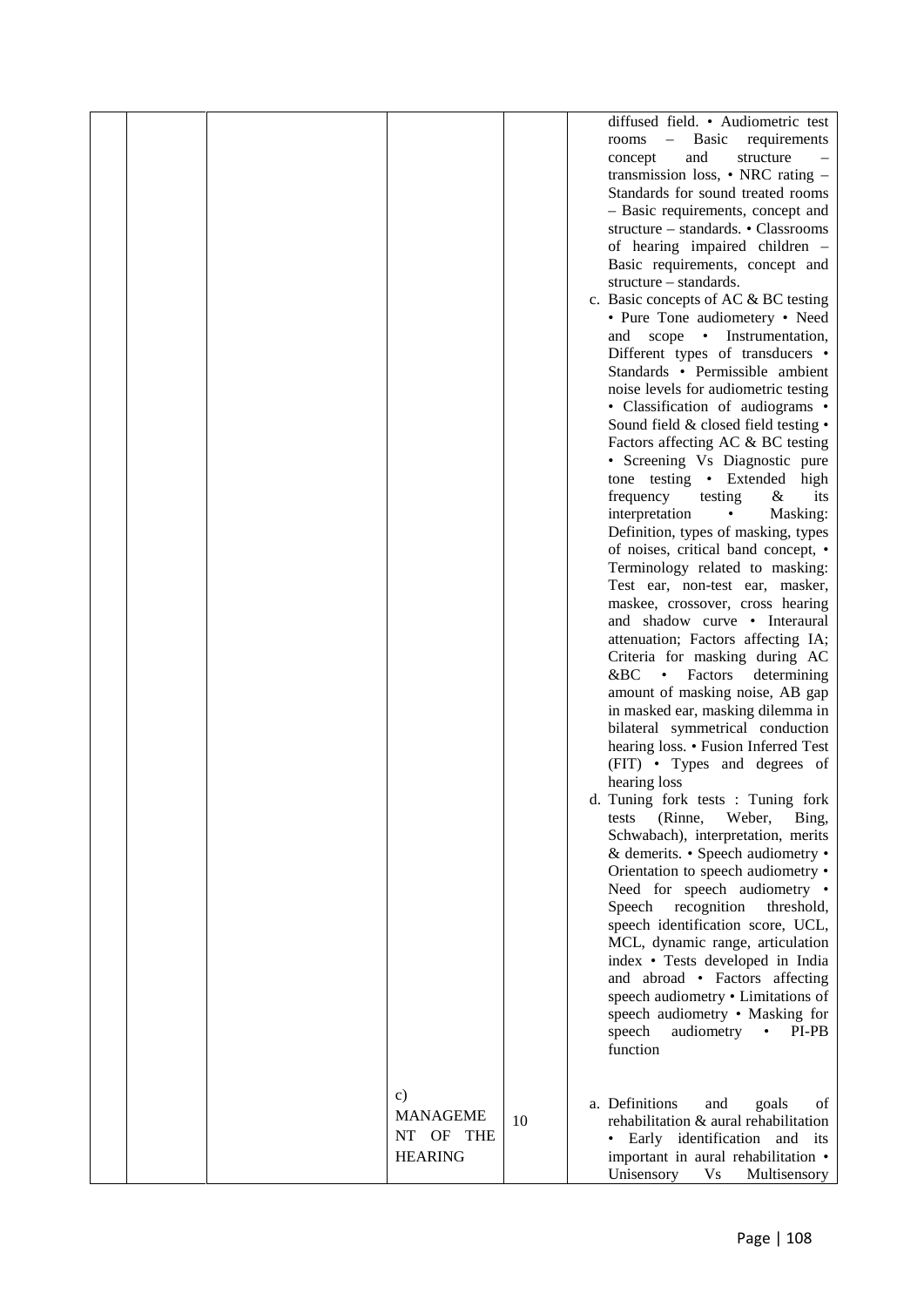| | | | | | |
|---|---|---|---|---|---|
| | | | | | diffused field. • Audiometric test rooms – Basic requirements concept and structure – transmission loss, • NRC rating – Standards for sound treated rooms – Basic requirements, concept and structure – standards. • Classrooms of hearing impaired children – Basic requirements, concept and structure – standards.<br>c. Basic concepts of AC & BC testing • Pure Tone audiometery • Need and scope • Instrumentation, Different types of transducers • Standards • Permissible ambient noise levels for audiometric testing • Classification of audiograms • Sound field & closed field testing • Factors affecting AC & BC testing • Screening Vs Diagnostic pure tone testing • Extended high frequency testing & its interpretation • Masking: Definition, types of masking, types of noises, critical band concept, • Terminology related to masking: Test ear, non-test ear, masker, maskee, crossover, cross hearing and shadow curve • Interaural attenuation; Factors affecting IA; Criteria for masking during AC &BC • Factors determining amount of masking noise, AB gap in masked ear, masking dilemma in bilateral symmetrical conduction hearing loss. • Fusion Inferred Test (FIT) • Types and degrees of hearing loss<br>d. Tuning fork tests : Tuning fork tests (Rinne, Weber, Bing, Schwabach), interpretation, merits & demerits. • Speech audiometry • Orientation to speech audiometry • Need for speech audiometry • Speech recognition threshold, speech identification score, UCL, MCL, dynamic range, articulation index • Tests developed in India and abroad • Factors affecting speech audiometry • Limitations of speech audiometry • Masking for speech audiometry • PI-PB function |
| | | | c) MANAGEMENT OF THE HEARING | 10 | a. Definitions and goals of rehabilitation & aural rehabilitation • Early identification and its important in aural rehabilitation • Unisensory Vs Multisensory |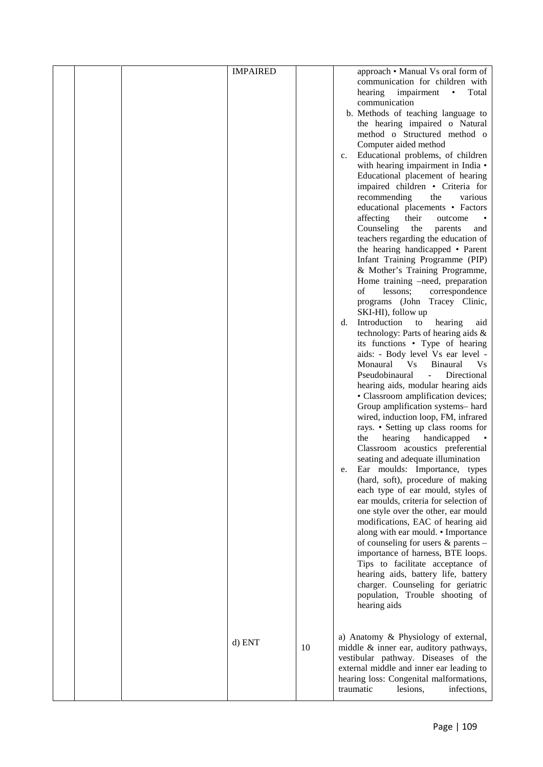|  |  |  | IMPAIRED |  | approach • Manual Vs oral form of communication for children with hearing impairment • Total communication<br>b. Methods of teaching language to the hearing impaired o Natural method o Structured method o Computer aided method<br>c. Educational problems, of children with hearing impairment in India • Educational placement of hearing impaired children • Criteria for recommending the various educational placements • Factors affecting their outcome • Counseling the parents and teachers regarding the education of the hearing handicapped • Parent Infant Training Programme (PIP) & Mother's Training Programme, Home training –need, preparation of lessons; correspondence programs (John Tracey Clinic, SKI-HI), follow up<br>d. Introduction to hearing aid technology: Parts of hearing aids & its functions • Type of hearing aids: - Body level Vs ear level - Monaural Vs Binaural Vs Pseudobinaural - Directional hearing aids, modular hearing aids • Classroom amplification devices; Group amplification systems– hard wired, induction loop, FM, infrared rays. • Setting up class rooms for the hearing handicapped • Classroom acoustics preferential seating and adequate illumination<br>e. Ear moulds: Importance, types (hard, soft), procedure of making each type of ear mould, styles of ear moulds, criteria for selection of one style over the other, ear mould modifications, EAC of hearing aid along with ear mould. • Importance of counseling for users & parents – importance of harness, BTE loops. Tips to facilitate acceptance of hearing aids, battery life, battery charger. Counseling for geriatric population, Trouble shooting of hearing aids |
|  |  |  | d) ENT | 10 | a) Anatomy & Physiology of external, middle & inner ear, auditory pathways, vestibular pathway. Diseases of the external middle and inner ear leading to hearing loss: Congenital malformations, traumatic lesions, infections, |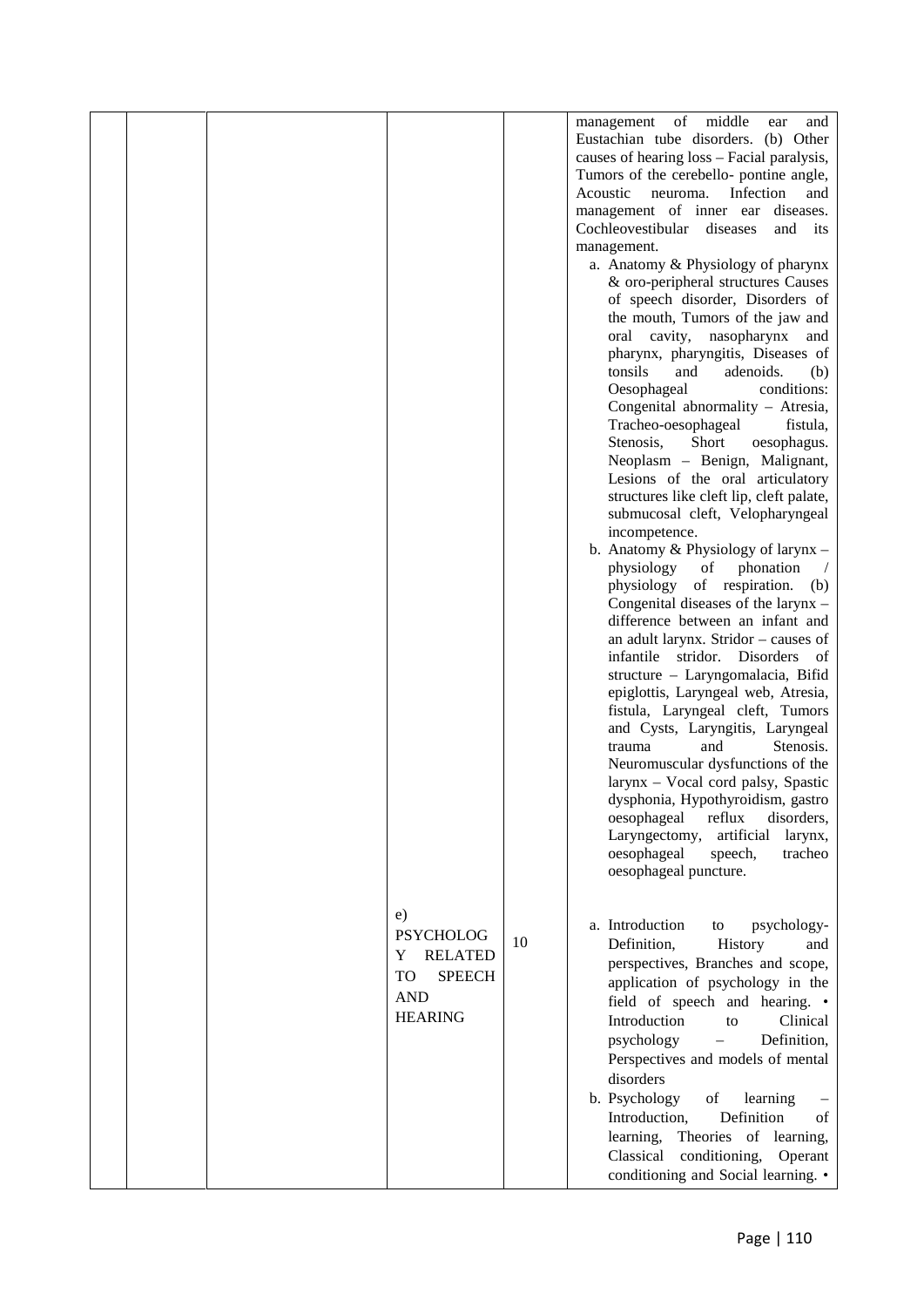| | | | | | |
|---|---|---|---|---|---|
| | | | | | management of middle ear and Eustachian tube disorders. (b) Other causes of hearing loss – Facial paralysis, Tumors of the cerebello- pontine angle, Acoustic neuroma. Infection and management of inner ear diseases. Cochleovestibular diseases and its management.<br>a. Anatomy & Physiology of pharynx & oro-peripheral structures Causes of speech disorder, Disorders of the mouth, Tumors of the jaw and oral cavity, nasopharynx and pharynx, pharyngitis, Diseases of tonsils and adenoids. (b) Oesophageal conditions: Congenital abnormality – Atresia, Tracheo-oesophageal fistula, Stenosis, Short oesophagus. Neoplasm – Benign, Malignant, Lesions of the oral articulatory structures like cleft lip, cleft palate, submucosal cleft, Velopharyngeal incompetence.<br>b. Anatomy & Physiology of larynx – physiology of phonation / physiology of respiration. (b) Congenital diseases of the larynx – difference between an infant and an adult larynx. Stridor – causes of infantile stridor. Disorders of structure – Laryngomalacia, Bifid epiglottis, Laryngeal web, Atresia, fistula, Laryngeal cleft, Tumors and Cysts, Laryngitis, Laryngeal trauma and Stenosis. Neuromuscular dysfunctions of the larynx – Vocal cord palsy, Spastic dysphonia, Hypothyroidism, gastro oesophageal reflux disorders, Laryngectomy, artificial larynx, oesophageal speech, tracheo oesophageal puncture. |
| | | | e) PSYCHOLOGY RELATED TO SPEECH AND HEARING | 10 | a. Introduction to psychology- Definition, History and perspectives, Branches and scope, application of psychology in the field of speech and hearing. • Introduction to Clinical psychology – Definition, Perspectives and models of mental disorders<br>b. Psychology of learning – Introduction, Definition of learning, Theories of learning, Classical conditioning, Operant conditioning and Social learning. • |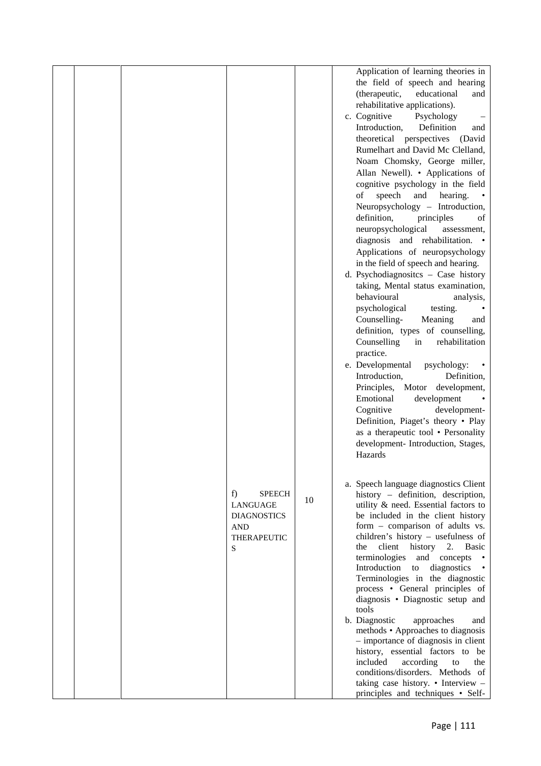|  |  |  |  |  |  |
|---|---|---|---|---|---|
|  |  |  |  |  | Application of learning theories in the field of speech and hearing (therapeutic, educational and rehabilitative applications).<br>c. Cognitive Psychology – Introduction, Definition and theoretical perspectives (David Rumelhart and David Mc Clelland, Noam Chomsky, George miller, Allan Newell). • Applications of cognitive psychology in the field of speech and hearing. • Neuropsychology – Introduction, definition, principles of neuropsychological assessment, diagnosis and rehabilitation. • Applications of neuropsychology in the field of speech and hearing.<br>d. Psychodiagnositcs – Case history taking, Mental status examination, behavioural analysis, psychological testing. • Counselling- Meaning and definition, types of counselling, Counselling in rehabilitation practice.<br>e. Developmental psychology: • Introduction, Definition, Principles, Motor development, Emotional development • Cognitive development- Definition, Piaget's theory • Play as a therapeutic tool • Personality development- Introduction, Stages, Hazards |
|  |  |  | f) SPEECH LANGUAGE DIAGNOSTICS AND THERAPEUTICS | 10 | a. Speech language diagnostics Client history – definition, description, utility & need. Essential factors to be included in the client history form – comparison of adults vs. children's history – usefulness of the client history 2. Basic terminologies and concepts • Introduction to diagnostics • Terminologies in the diagnostic process • General principles of diagnosis • Diagnostic setup and tools<br>b. Diagnostic approaches and methods • Approaches to diagnosis – importance of diagnosis in client history, essential factors to be included according to the conditions/disorders. Methods of taking case history. • Interview – principles and techniques • Self- |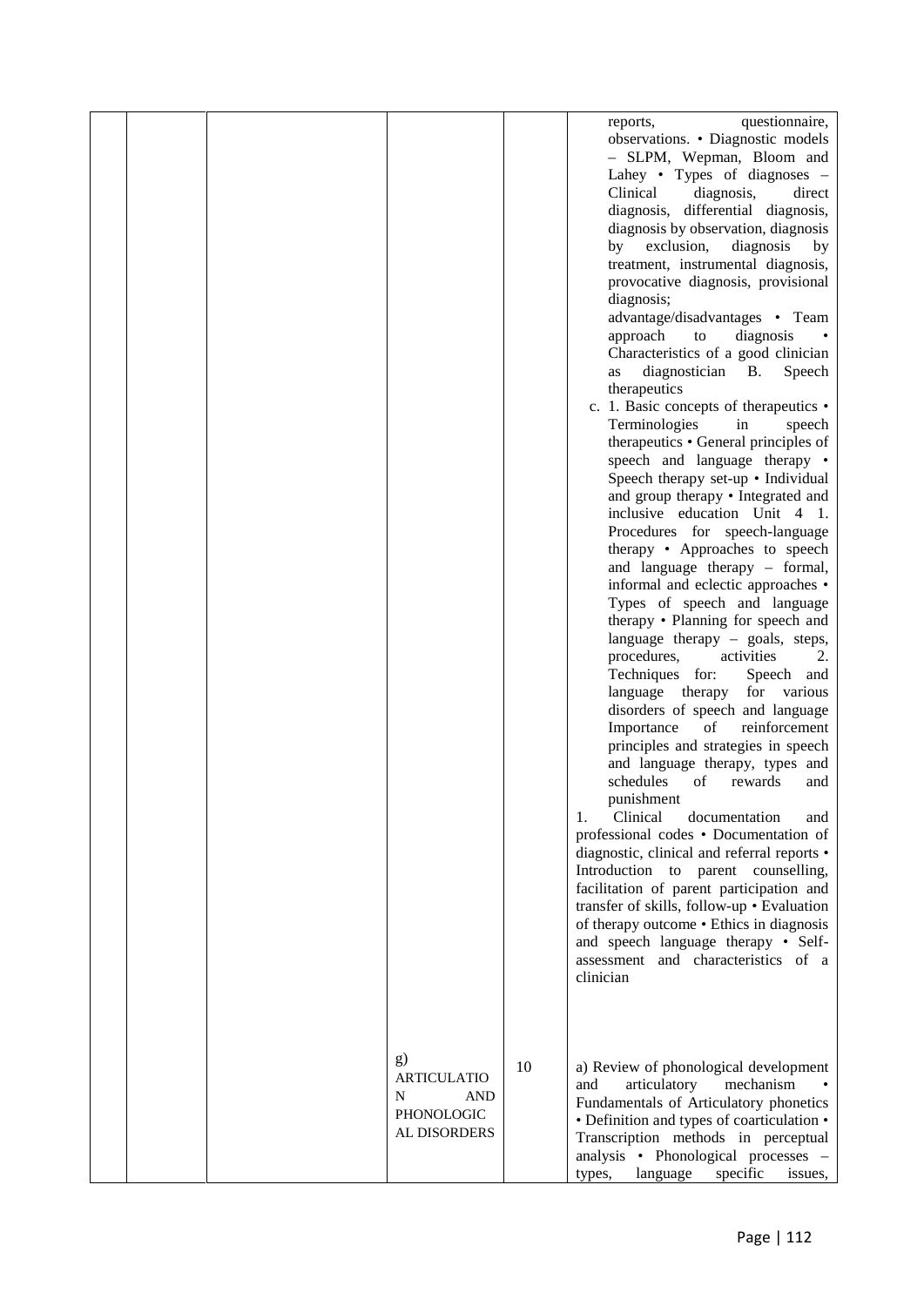|  |  |  |  |  |  |
|---|---|---|---|---|---|
|  |  |  |  |  | reports, questionnaire, observations. • Diagnostic models – SLPM, Wepman, Bloom and Lahey • Types of diagnoses – Clinical diagnosis, direct diagnosis, differential diagnosis, diagnosis by observation, diagnosis by exclusion, diagnosis by treatment, instrumental diagnosis, provocative diagnosis, provisional diagnosis; advantage/disadvantages • Team approach to diagnosis • Characteristics of a good clinician as diagnostician B. Speech therapeutics<br>c. 1. Basic concepts of therapeutics • Terminologies in speech therapeutics • General principles of speech and language therapy • Speech therapy set-up • Individual and group therapy • Integrated and inclusive education Unit 4 1. Procedures for speech-language therapy • Approaches to speech and language therapy – formal, informal and eclectic approaches • Types of speech and language therapy • Planning for speech and language therapy – goals, steps, procedures, activities 2. Techniques for: Speech and language therapy for various disorders of speech and language Importance of reinforcement principles and strategies in speech and language therapy, types and schedules of rewards and punishment<br>1. Clinical documentation and professional codes • Documentation of diagnostic, clinical and referral reports • Introduction to parent counselling, facilitation of parent participation and transfer of skills, follow-up • Evaluation of therapy outcome • Ethics in diagnosis and speech language therapy • Self-assessment and characteristics of a clinician |
|  |  |  | g) ARTICULATION AND PHONOLOGICAL DISORDERS | 10 | a) Review of phonological development and articulatory mechanism • Fundamentals of Articulatory phonetics • Definition and types of coarticulation • Transcription methods in perceptual analysis • Phonological processes – types, language specific issues, |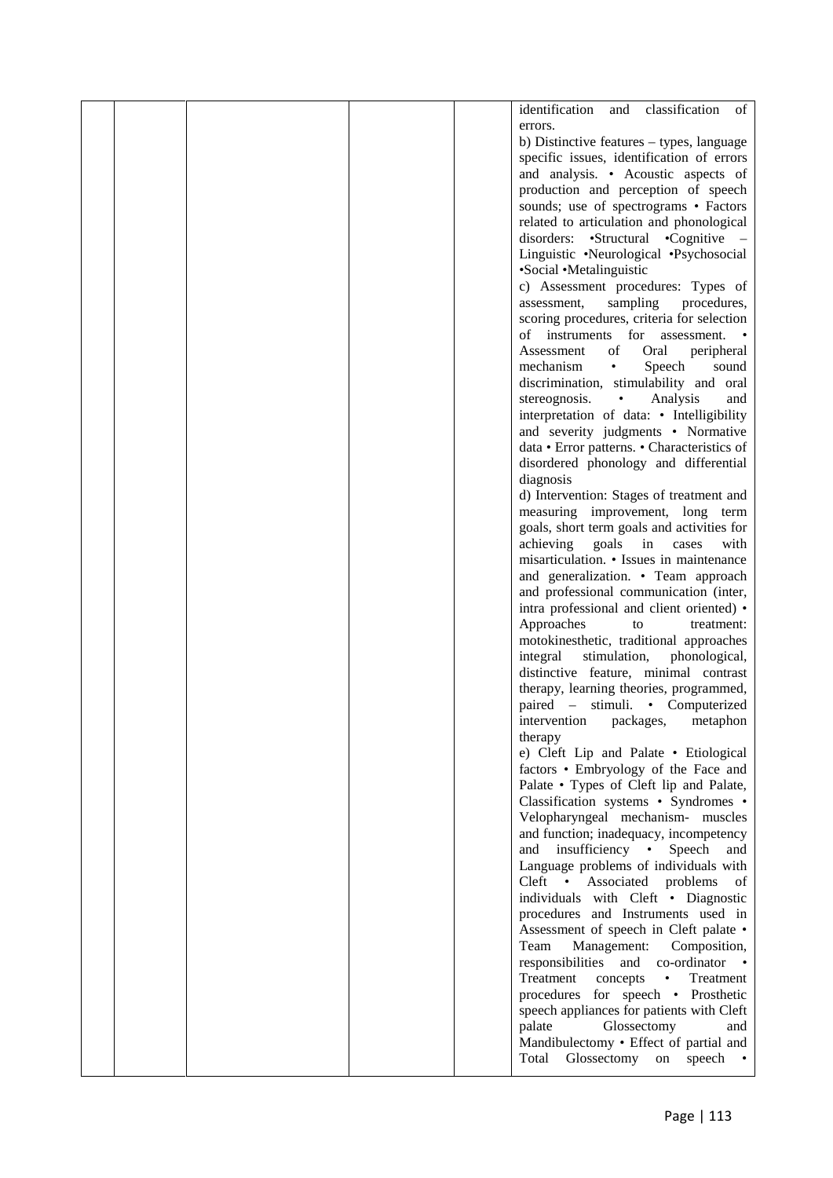|  |  |  |  |  | identification and classification of errors.<br>b) Distinctive features – types, language specific issues, identification of errors and analysis. • Acoustic aspects of production and perception of speech sounds; use of spectrograms • Factors related to articulation and phonological disorders: •Structural •Cognitive – Linguistic •Neurological •Psychosocial •Social •Metalinguistic<br>c) Assessment procedures: Types of assessment, sampling procedures, scoring procedures, criteria for selection of instruments for assessment. • Assessment of Oral peripheral mechanism • Speech sound discrimination, stimulability and oral stereognosis. • Analysis and interpretation of data: • Intelligibility and severity judgments • Normative data • Error patterns. • Characteristics of disordered phonology and differential diagnosis<br>d) Intervention: Stages of treatment and measuring improvement, long term goals, short term goals and activities for achieving goals in cases with misarticulation. • Issues in maintenance and generalization. • Team approach and professional communication (inter, intra professional and client oriented) • Approaches to treatment: motokinesthetic, traditional approaches integral stimulation, phonological, distinctive feature, minimal contrast therapy, learning theories, programmed, paired – stimuli. • Computerized intervention packages, metaphon therapy<br>e) Cleft Lip and Palate • Etiological factors • Embryology of the Face and Palate • Types of Cleft lip and Palate, Classification systems • Syndromes • Velopharyngeal mechanism- muscles and function; inadequacy, incompetency and insufficiency • Speech and Language problems of individuals with Cleft • Associated problems of individuals with Cleft • Diagnostic procedures and Instruments used in Assessment of speech in Cleft palate • Team Management: Composition, responsibilities and co-ordinator • Treatment concepts • Treatment procedures for speech • Prosthetic speech appliances for patients with Cleft palate Glossectomy and Mandibulectomy • Effect of partial and Total Glossectomy on speech • |
|---|---|---|---|---|---|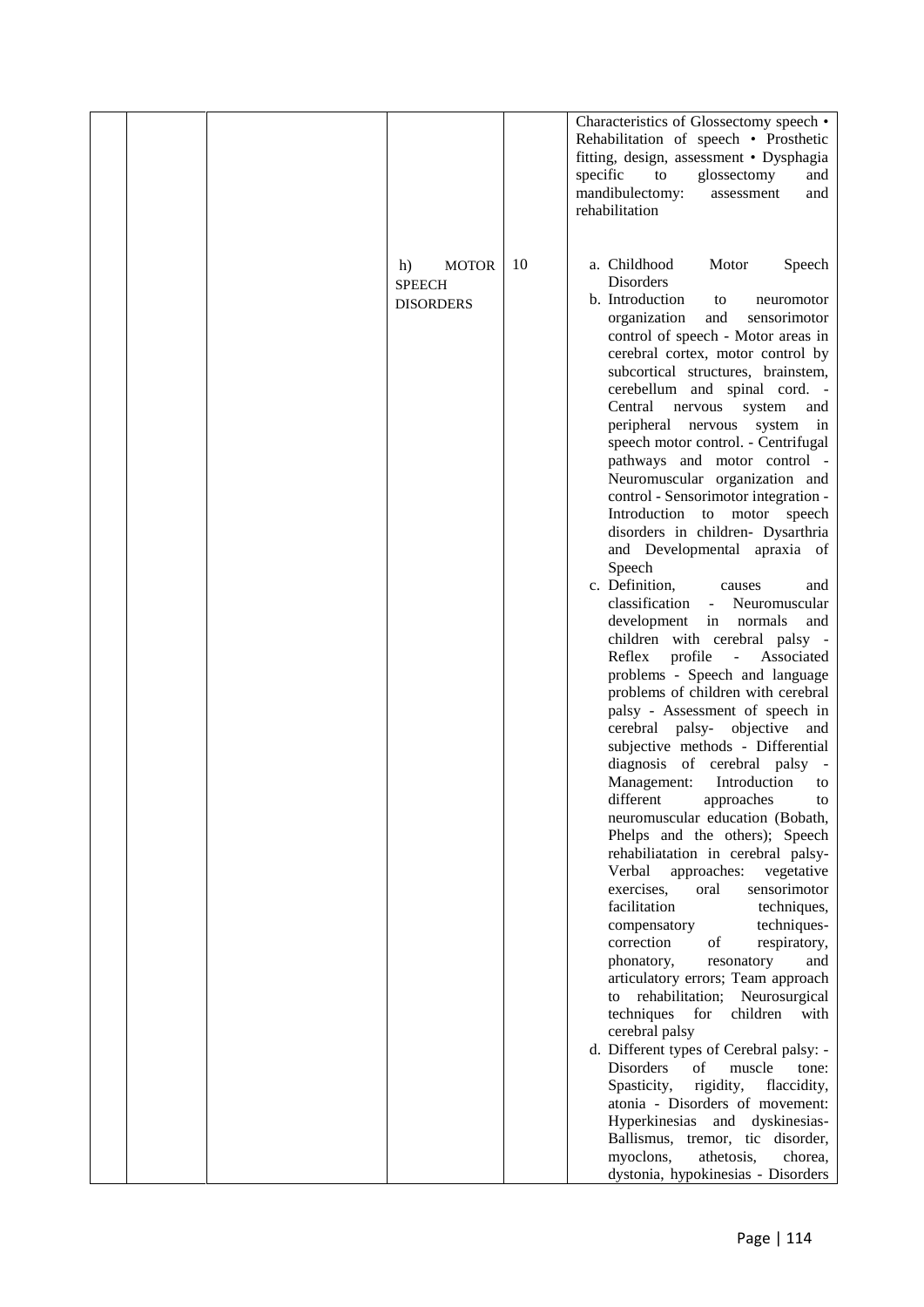|  |  |  |  |  |  |
|---|---|---|---|---|---|
|  |  |  |  |  | Characteristics of Glossectomy speech • Rehabilitation of speech • Prosthetic fitting, design, assessment • Dysphagia specific to glossectomy and mandibulectomy: assessment and rehabilitation |
|  |  |  | h) MOTOR SPEECH DISORDERS | 10 | a. Childhood Motor Speech Disorders<br>b. Introduction to neuromotor organization and sensorimotor control of speech - Motor areas in cerebral cortex, motor control by subcortical structures, brainstem, cerebellum and spinal cord. - Central nervous system and peripheral nervous system in speech motor control. - Centrifugal pathways and motor control - Neuromuscular organization and control - Sensorimotor integration - Introduction to motor speech disorders in children- Dysarthria and Developmental apraxia of Speech<br>c. Definition, causes and classification - Neuromuscular development in normals and children with cerebral palsy - Reflex profile - Associated problems - Speech and language problems of children with cerebral palsy - Assessment of speech in cerebral palsy- objective and subjective methods - Differential diagnosis of cerebral palsy - Management: Introduction to different approaches to neuromuscular education (Bobath, Phelps and the others); Speech rehabiliatation in cerebral palsy- Verbal approaches: vegetative exercises, oral sensorimotor facilitation techniques, compensatory techniques- correction of respiratory, phonatory, resonatory and articulatory errors; Team approach to rehabilitation; Neurosurgical techniques for children with cerebral palsy<br>d. Different types of Cerebral palsy: - Disorders of muscle tone: Spasticity, rigidity, flaccidity, atonia - Disorders of movement: Hyperkinesias and dyskinesias- Ballismus, tremor, tic disorder, myoclons, athetosis, chorea, dystonia, hypokinesias - Disorders |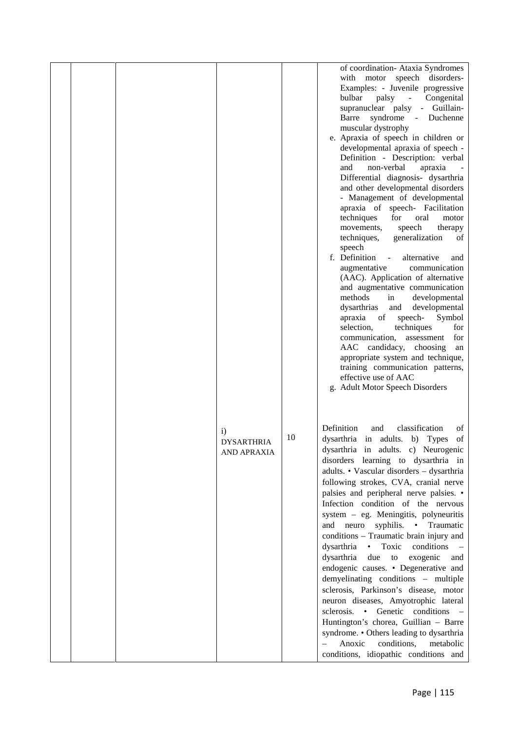| | | | | | |
|---|---|---|---|---|---|
| | | | | | of coordination- Ataxia Syndromes with motor speech disorders- Examples: - Juvenile progressive bulbar palsy - Congenital supranuclear palsy - Guillain-Barre syndrome - Duchenne muscular dystrophy<br>e. Apraxia of speech in children or developmental apraxia of speech - Definition - Description: verbal and non-verbal apraxia - Differential diagnosis- dysarthria and other developmental disorders - Management of developmental apraxia of speech- Facilitation techniques for oral motor movements, speech therapy techniques, generalization of speech<br>f. Definition - alternative and augmentative communication (AAC). Application of alternative and augmentative communication methods in developmental dysarthrias and developmental apraxia of speech- Symbol selection, techniques for communication, assessment for AAC candidacy, choosing an appropriate system and technique, training communication patterns, effective use of AAC<br>g. Adult Motor Speech Disorders |
| | | | i) DYSARTHRIA AND APRAXIA | 10 | Definition and classification of dysarthria in adults. b) Types of dysarthria in adults. c) Neurogenic disorders learning to dysarthria in adults. • Vascular disorders – dysarthria following strokes, CVA, cranial nerve palsies and peripheral nerve palsies. • Infection condition of the nervous system – eg. Meningitis, polyneuritis and neuro syphilis. • Traumatic conditions – Traumatic brain injury and dysarthria • Toxic conditions – dysarthria due to exogenic and endogenic causes. • Degenerative and demyelinating conditions – multiple sclerosis, Parkinson's disease, motor neuron diseases, Amyotrophic lateral sclerosis. • Genetic conditions – Huntington's chorea, Guillian – Barre syndrome. • Others leading to dysarthria – Anoxic conditions, metabolic conditions, idiopathic conditions and |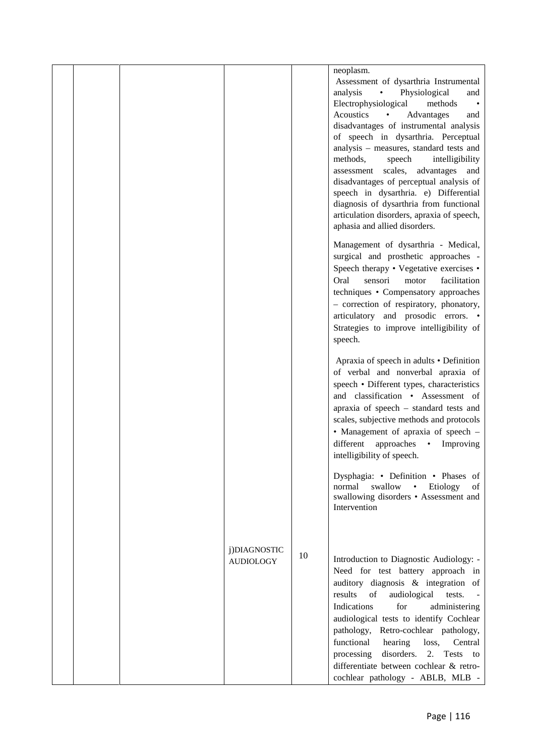|  |  |  |  |  |  |
|---|---|---|---|---|---|
|  |  |  |  |  | neoplasm. Assessment of dysarthria Instrumental analysis • Physiological and Electrophysiological methods • Acoustics • Advantages and disadvantages of instrumental analysis of speech in dysarthria. Perceptual analysis – measures, standard tests and methods, speech intelligibility assessment scales, advantages and disadvantages of perceptual analysis of speech in dysarthria. e) Differential diagnosis of dysarthria from functional articulation disorders, apraxia of speech, aphasia and allied disorders.<br><br>Management of dysarthria - Medical, surgical and prosthetic approaches - Speech therapy • Vegetative exercises • Oral sensori motor facilitation techniques • Compensatory approaches – correction of respiratory, phonatory, articulatory and prosodic errors. • Strategies to improve intelligibility of speech.<br><br>Apraxia of speech in adults • Definition of verbal and nonverbal apraxia of speech • Different types, characteristics and classification • Assessment of apraxia of speech – standard tests and scales, subjective methods and protocols • Management of apraxia of speech – different approaches • Improving intelligibility of speech.<br><br>Dysphagia: • Definition • Phases of normal swallow • Etiology of swallowing disorders • Assessment and Intervention |
|  |  |  | j)DIAGNOSTIC AUDIOLOGY | 10 | Introduction to Diagnostic Audiology: - Need for test battery approach in auditory diagnosis & integration of results of audiological tests. - Indications for administering audiological tests to identify Cochlear pathology, Retro-cochlear pathology, functional hearing loss, Central processing disorders. 2. Tests to differentiate between cochlear & retro-cochlear pathology - ABLB, MLB - |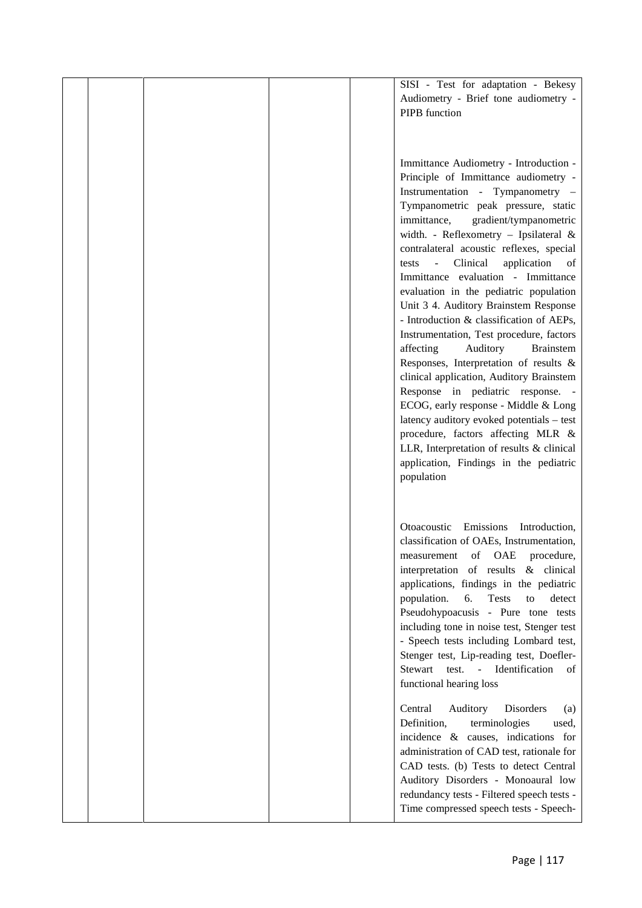| | | | | | |
|---|---|---|---|---|---|
| | | | | | SISI - Test for adaptation - Bekesy Audiometry - Brief tone audiometry - PIPB function<br><br>Immittance Audiometry - Introduction - Principle of Immittance audiometry - Instrumentation - Tympanometry – Tympanometric peak pressure, static immittance, gradient/tympanometric width. - Reflexometry – Ipsilateral & contralateral acoustic reflexes, special tests - Clinical application of Immittance evaluation - Immittance evaluation in the pediatric population Unit 3 4. Auditory Brainstem Response - Introduction & classification of AEPs, Instrumentation, Test procedure, factors affecting Auditory Brainstem Responses, Interpretation of results & clinical application, Auditory Brainstem Response in pediatric response. - ECOG, early response - Middle & Long latency auditory evoked potentials – test procedure, factors affecting MLR & LLR, Interpretation of results & clinical application, Findings in the pediatric population<br><br>Otoacoustic Emissions Introduction, classification of OAEs, Instrumentation, measurement of OAE procedure, interpretation of results & clinical applications, findings in the pediatric population. 6. Tests to detect Pseudohypoacusis - Pure tone tests including tone in noise test, Stenger test - Speech tests including Lombard test, Stenger test, Lip-reading test, Doefler-Stewart test. - Identification of functional hearing loss<br><br>Central Auditory Disorders (a) Definition, terminologies used, incidence & causes, indications for administration of CAD test, rationale for CAD tests. (b) Tests to detect Central Auditory Disorders - Monoaural low redundancy tests - Filtered speech tests - Time compressed speech tests - Speech- |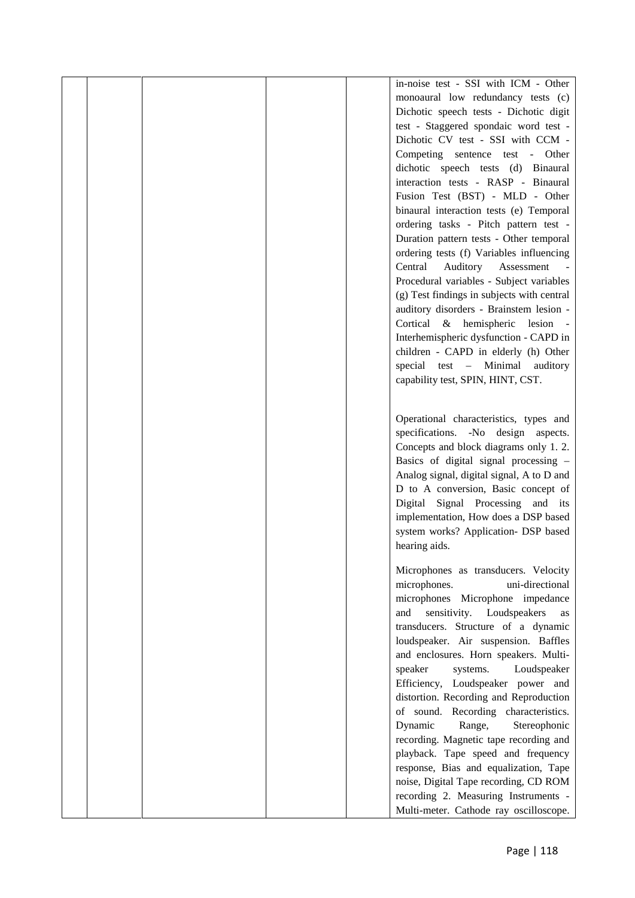|  |  |  |  |  |  |
|---|---|---|---|---|---|
|  |  |  |  |  | in-noise test - SSI with ICM - Other monoaural low redundancy tests (c) Dichotic speech tests - Dichotic digit test - Staggered spondaic word test - Dichotic CV test - SSI with CCM - Competing sentence test - Other dichotic speech tests (d) Binaural interaction tests - RASP - Binaural Fusion Test (BST) - MLD - Other binaural interaction tests (e) Temporal ordering tasks - Pitch pattern test - Duration pattern tests - Other temporal ordering tests (f) Variables influencing Central Auditory Assessment - Procedural variables - Subject variables (g) Test findings in subjects with central auditory disorders - Brainstem lesion - Cortical & hemispheric lesion - Interhemispheric dysfunction - CAPD in children - CAPD in elderly (h) Other special test – Minimal auditory capability test, SPIN, HINT, CST.<br><br>Operational characteristics, types and specifications. -No design aspects. Concepts and block diagrams only 1. 2. Basics of digital signal processing – Analog signal, digital signal, A to D and D to A conversion, Basic concept of Digital Signal Processing and its implementation, How does a DSP based system works? Application- DSP based hearing aids.<br><br>Microphones as transducers. Velocity microphones. uni-directional microphones Microphone impedance and sensitivity. Loudspeakers as transducers. Structure of a dynamic loudspeaker. Air suspension. Baffles and enclosures. Horn speakers. Multi-speaker systems. Loudspeaker Efficiency, Loudspeaker power and distortion. Recording and Reproduction of sound. Recording characteristics. Dynamic Range, Stereophonic recording. Magnetic tape recording and playback. Tape speed and frequency response, Bias and equalization, Tape noise, Digital Tape recording, CD ROM recording 2. Measuring Instruments - Multi-meter. Cathode ray oscilloscope. |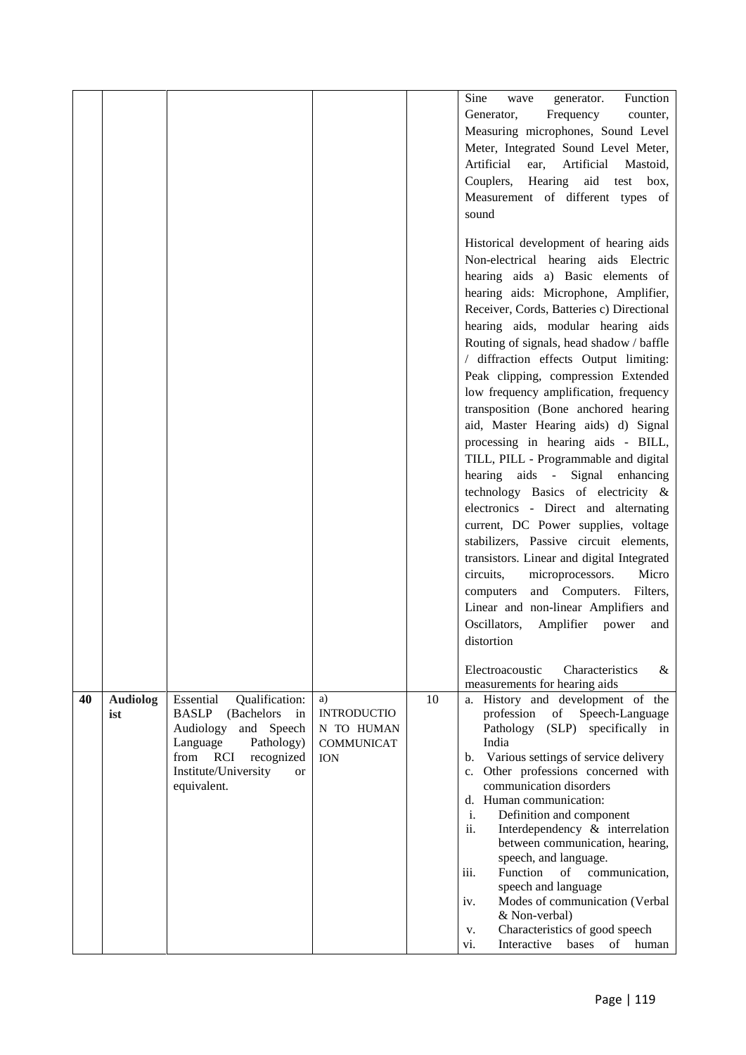| | | | | | |
|---|---|---|---|---|---|
| | | | | | Sine wave generator. Function Generator, Frequency counter, Measuring microphones, Sound Level Meter, Integrated Sound Level Meter, Artificial ear, Artificial Mastoid, Couplers, Hearing aid test box, Measurement of different types of sound<br><br>Historical development of hearing aids Non-electrical hearing aids Electric hearing aids a) Basic elements of hearing aids: Microphone, Amplifier, Receiver, Cords, Batteries c) Directional hearing aids, modular hearing aids Routing of signals, head shadow / baffle / diffraction effects Output limiting: Peak clipping, compression Extended low frequency amplification, frequency transposition (Bone anchored hearing aid, Master Hearing aids) d) Signal processing in hearing aids - BILL, TILL, PILL - Programmable and digital hearing aids - Signal enhancing technology Basics of electricity & electronics - Direct and alternating current, DC Power supplies, voltage stabilizers, Passive circuit elements, transistors. Linear and digital Integrated circuits, microprocessors. Micro computers and Computers. Filters, Linear and non-linear Amplifiers and Oscillators, Amplifier power and distortion<br><br>Electroacoustic Characteristics & measurements for hearing aids |
| **40** | **Audiologist** | Essential Qualification: BASLP (Bachelors in Audiology and Speech Language Pathology) from RCI recognized Institute/University or equivalent. | a) INTRODUCTION TO HUMAN COMMUNICATION | 10 | a. History and development of the profession of Speech-Language Pathology (SLP) specifically in India<br>b. Various settings of service delivery<br>c. Other professions concerned with communication disorders<br>d. Human communication:<br>i. Definition and component<br>ii. Interdependency & interrelation between communication, hearing, speech, and language.<br>iii. Function of communication, speech and language<br>iv. Modes of communication (Verbal & Non-verbal)<br>v. Characteristics of good speech<br>vi. Interactive bases of human |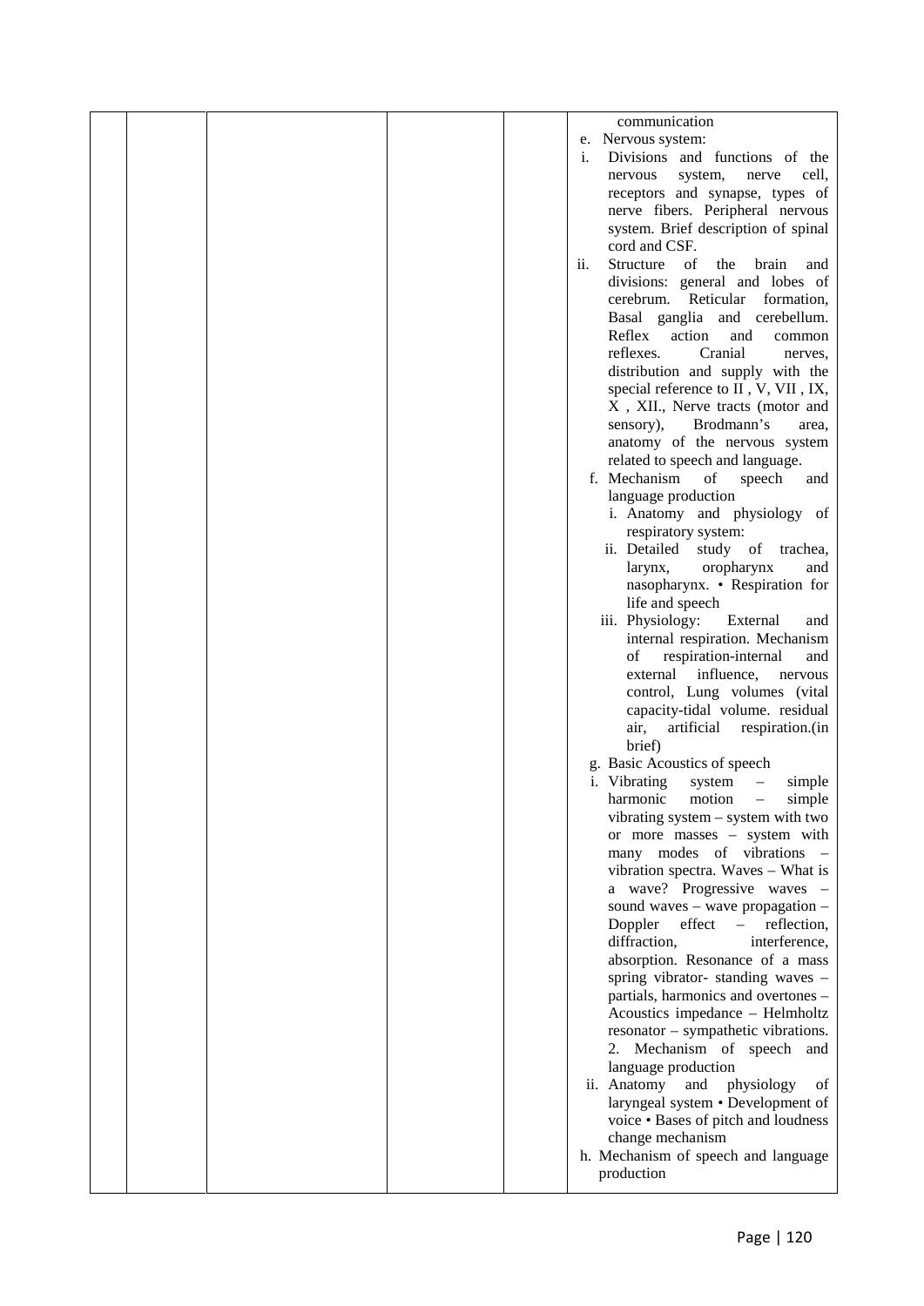|  |  |  |  |  | communication<br>e. Nervous system:<br>i. Divisions and functions of the nervous system, nerve cell, receptors and synapse, types of nerve fibers. Peripheral nervous system. Brief description of spinal cord and CSF.<br>ii. Structure of the brain and divisions: general and lobes of cerebrum. Reticular formation, Basal ganglia and cerebellum. Reflex action and common reflexes. Cranial nerves, distribution and supply with the special reference to II , V, VII , IX, X , XII., Nerve tracts (motor and sensory), Brodmann's area, anatomy of the nervous system related to speech and language.<br>f. Mechanism of speech and language production<br>i. Anatomy and physiology of respiratory system:<br>ii. Detailed study of trachea, larynx, oropharynx and nasopharynx. • Respiration for life and speech<br>iii. Physiology: External and internal respiration. Mechanism of respiration-internal and external influence, nervous control, Lung volumes (vital capacity-tidal volume. residual air, artificial respiration.(in brief)<br>g. Basic Acoustics of speech<br>i. Vibrating system – simple harmonic motion – simple vibrating system – system with two or more masses – system with many modes of vibrations – vibration spectra. Waves – What is a wave? Progressive waves – sound waves – wave propagation – Doppler effect – reflection, diffraction, interference, absorption. Resonance of a mass spring vibrator- standing waves – partials, harmonics and overtones – Acoustics impedance – Helmholtz resonator – sympathetic vibrations.<br>2. Mechanism of speech and language production<br>ii. Anatomy and physiology of laryngeal system • Development of voice • Bases of pitch and loudness change mechanism<br>h. Mechanism of speech and language production |
|---|---|---|---|---|---|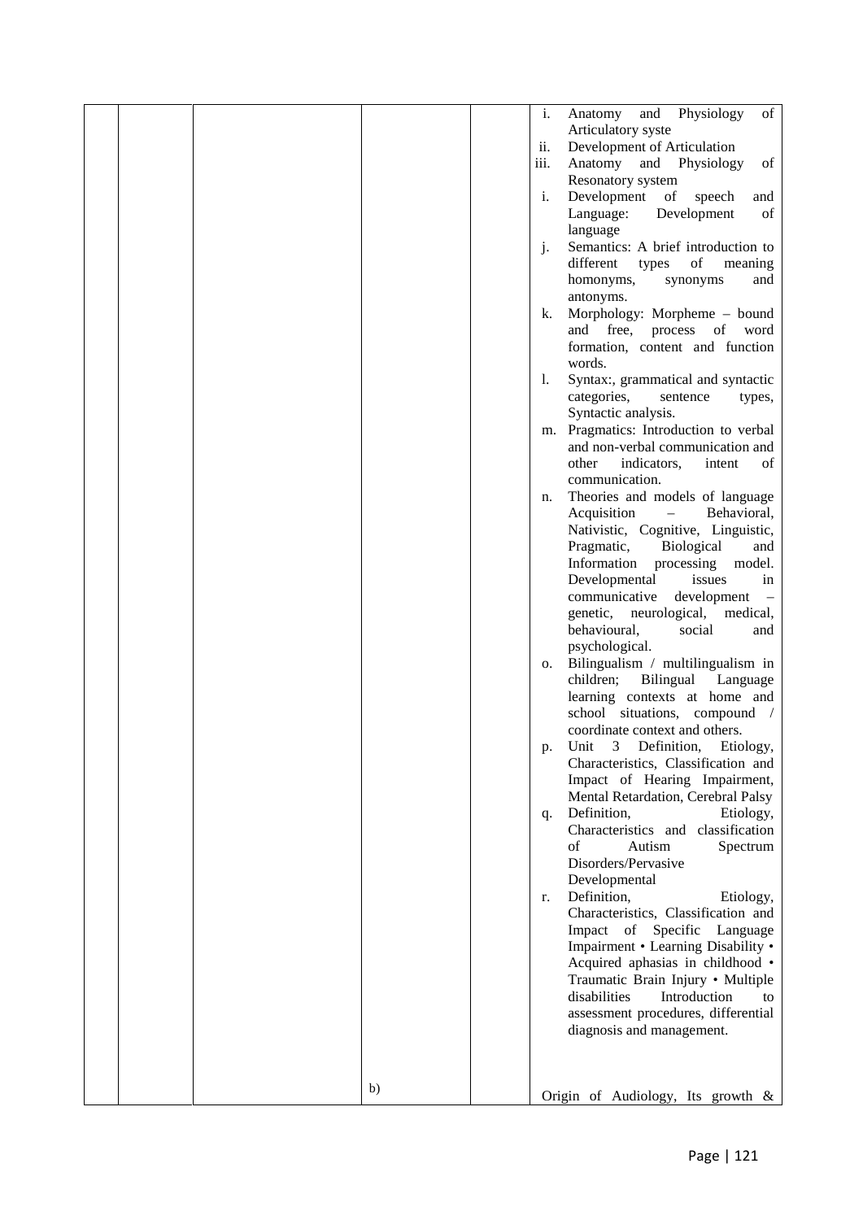|  |  |  |  |  |  |
|---|---|---|---|---|---|
|  |  |  |  |  | i. Anatomy and Physiology of Articulatory syste<br>ii. Development of Articulation<br>iii. Anatomy and Physiology of Resonatory system<br>i. Development of speech and Language: Development of language<br>j. Semantics: A brief introduction to different types of meaning homonyms, synonyms and antonyms.<br>k. Morphology: Morpheme – bound and free, process of word formation, content and function words.<br>l. Syntax:, grammatical and syntactic categories, sentence types, Syntactic analysis.<br>m. Pragmatics: Introduction to verbal and non-verbal communication and other indicators, intent of communication.<br>n. Theories and models of language Acquisition – Behavioral, Nativistic, Cognitive, Linguistic, Pragmatic, Biological and Information processing model. Developmental issues in communicative development – genetic, neurological, medical, behavioural, social and psychological.<br>o. Bilingualism / multilingualism in children; Bilingual Language learning contexts at home and school situations, compound / coordinate context and others.<br>p. Unit 3 Definition, Etiology, Characteristics, Classification and Impact of Hearing Impairment, Mental Retardation, Cerebral Palsy<br>q. Definition, Etiology, Characteristics and classification of Autism Spectrum Disorders/Pervasive Developmental<br>r. Definition, Etiology, Characteristics, Classification and Impact of Specific Language Impairment • Learning Disability • Acquired aphasias in childhood • Traumatic Brain Injury • Multiple disabilities Introduction to assessment procedures, differential diagnosis and management. |
|  |  |  | b) |  | Origin of Audiology, Its growth & |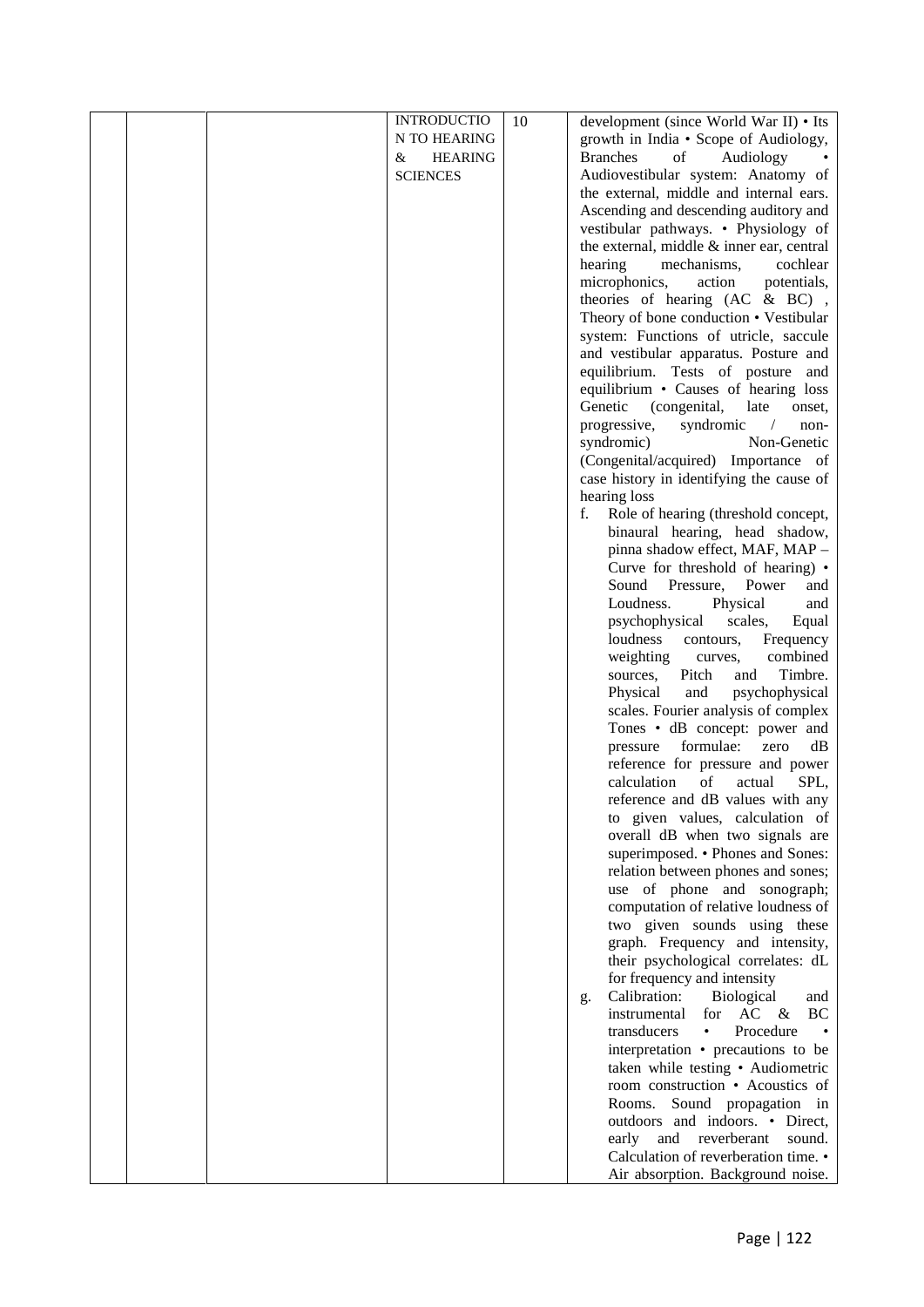|  |  |  | INTRODUCTION TO HEARING & HEARING SCIENCES | 10 | development (since World War II) • Its growth in India • Scope of Audiology, Branches of Audiology • Audiovestibular system: Anatomy of the external, middle and internal ears. Ascending and descending auditory and vestibular pathways. • Physiology of the external, middle & inner ear, central hearing mechanisms, cochlear microphonics, action potentials, theories of hearing (AC & BC) , Theory of bone conduction • Vestibular system: Functions of utricle, saccule and vestibular apparatus. Posture and equilibrium. Tests of posture and equilibrium • Causes of hearing loss Genetic (congenital, late onset, progressive, syndromic / non-syndromic) Non-Genetic (Congenital/acquired) Importance of case history in identifying the cause of hearing loss<br>f. Role of hearing (threshold concept, binaural hearing, head shadow, pinna shadow effect, MAF, MAP – Curve for threshold of hearing) • Sound Pressure, Power and Loudness. Physical and psychophysical scales, Equal loudness contours, Frequency weighting curves, combined sources, Pitch and Timbre. Physical and psychophysical scales. Fourier analysis of complex Tones • dB concept: power and pressure formulae: zero dB reference for pressure and power calculation of actual SPL, reference and dB values with any to given values, calculation of overall dB when two signals are superimposed. • Phones and Sones: relation between phones and sones; use of phone and sonograph; computation of relative loudness of two given sounds using these graph. Frequency and intensity, their psychological correlates: dL for frequency and intensity<br>g. Calibration: Biological and instrumental for AC & BC transducers • Procedure • interpretation • precautions to be taken while testing • Audiometric room construction • Acoustics of Rooms. Sound propagation in outdoors and indoors. • Direct, early and reverberant sound. Calculation of reverberation time. • Air absorption. Background noise. |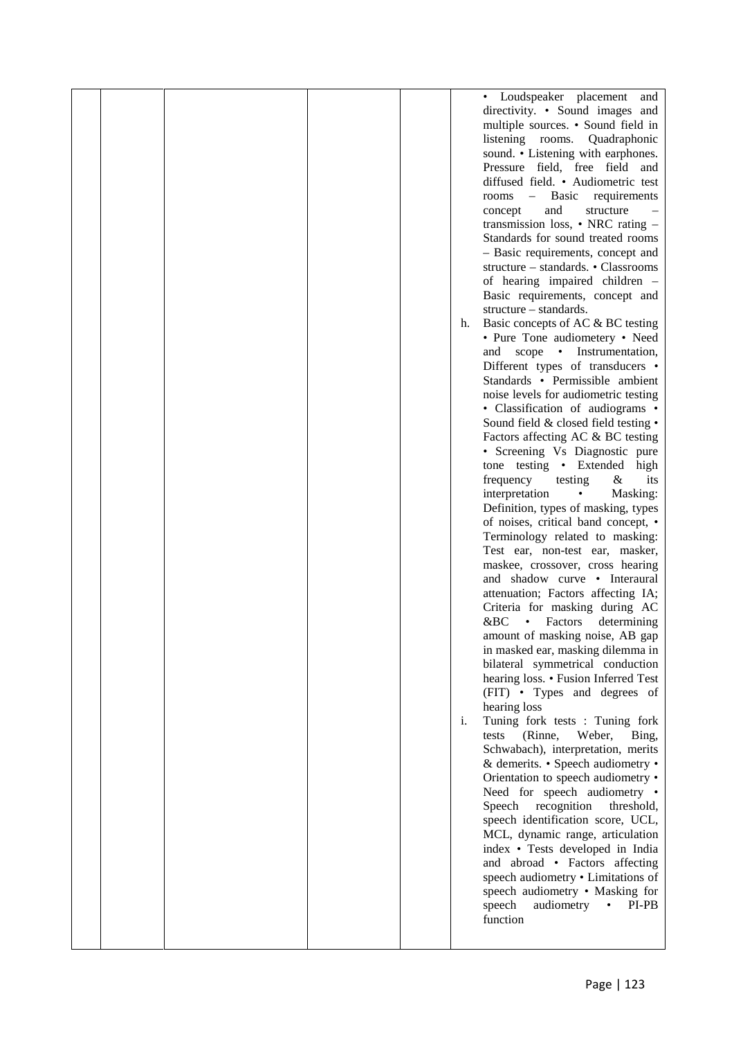|  |  |  |  |  |  |
|---|---|---|---|---|---|
|  |  |  |  |  | • Loudspeaker placement and directivity. • Sound images and multiple sources. • Sound field in listening rooms. Quadraphonic sound. • Listening with earphones. Pressure field, free field and diffused field. • Audiometric test rooms – Basic requirements concept and structure – transmission loss, • NRC rating – Standards for sound treated rooms – Basic requirements, concept and structure – standards. • Classrooms of hearing impaired children – Basic requirements, concept and structure – standards.<br>h. Basic concepts of AC & BC testing • Pure Tone audiometery • Need and scope • Instrumentation, Different types of transducers • Standards • Permissible ambient noise levels for audiometric testing • Classification of audiograms • Sound field & closed field testing • Factors affecting AC & BC testing • Screening Vs Diagnostic pure tone testing • Extended high frequency testing & its interpretation • Masking: Definition, types of masking, types of noises, critical band concept, • Terminology related to masking: Test ear, non-test ear, masker, maskee, crossover, cross hearing and shadow curve • Interaural attenuation; Factors affecting IA; Criteria for masking during AC &BC • Factors determining amount of masking noise, AB gap in masked ear, masking dilemma in bilateral symmetrical conduction hearing loss. • Fusion Inferred Test (FIT) • Types and degrees of hearing loss<br>i. Tuning fork tests : Tuning fork tests (Rinne, Weber, Bing, Schwabach), interpretation, merits & demerits. • Speech audiometry • Orientation to speech audiometry • Need for speech audiometry • Speech recognition threshold, speech identification score, UCL, MCL, dynamic range, articulation index • Tests developed in India and abroad • Factors affecting speech audiometry • Limitations of speech audiometry • Masking for speech audiometry • PI-PB function |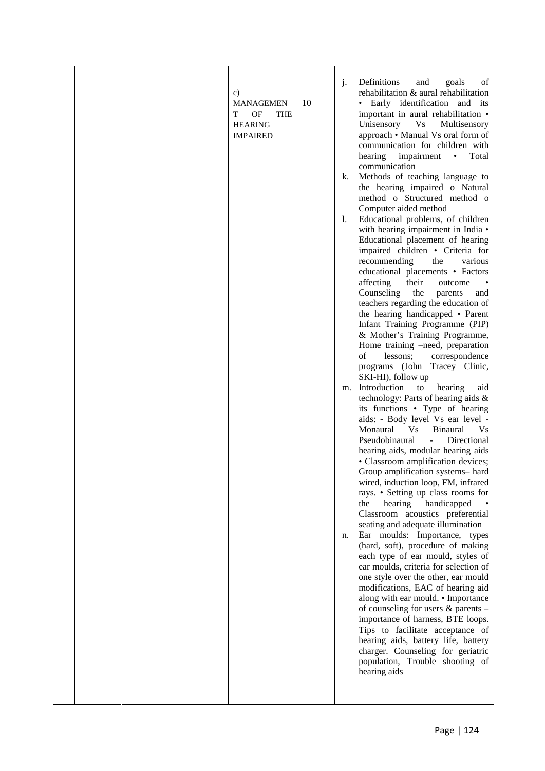|  |  |  | c) MANAGEMENT OF THE HEARING IMPAIRED | 10 | j. Definitions and goals of rehabilitation & aural rehabilitation • Early identification and its important in aural rehabilitation • Unisensory Vs Multisensory approach • Manual Vs oral form of communication for children with hearing impairment • Total communication<br>k. Methods of teaching language to the hearing impaired o Natural method o Structured method o Computer aided method<br>l. Educational problems, of children with hearing impairment in India • Educational placement of hearing impaired children • Criteria for recommending the various educational placements • Factors affecting their outcome • Counseling the parents and teachers regarding the education of the hearing handicapped • Parent Infant Training Programme (PIP) & Mother's Training Programme, Home training –need, preparation of lessons; correspondence programs (John Tracey Clinic, SKI-HI), follow up<br>m. Introduction to hearing aid technology: Parts of hearing aids & its functions • Type of hearing aids: - Body level Vs ear level - Monaural Vs Binaural Vs Pseudobinaural - Directional hearing aids, modular hearing aids • Classroom amplification devices; Group amplification systems– hard wired, induction loop, FM, infrared rays. • Setting up class rooms for the hearing handicapped • Classroom acoustics preferential seating and adequate illumination<br>n. Ear moulds: Importance, types (hard, soft), procedure of making each type of ear mould, styles of ear moulds, criteria for selection of one style over the other, ear mould modifications, EAC of hearing aid along with ear mould. • Importance of counseling for users & parents – importance of harness, BTE loops. Tips to facilitate acceptance of hearing aids, battery life, battery charger. Counseling for geriatric population, Trouble shooting of hearing aids |
|---|---|---|---|---|---|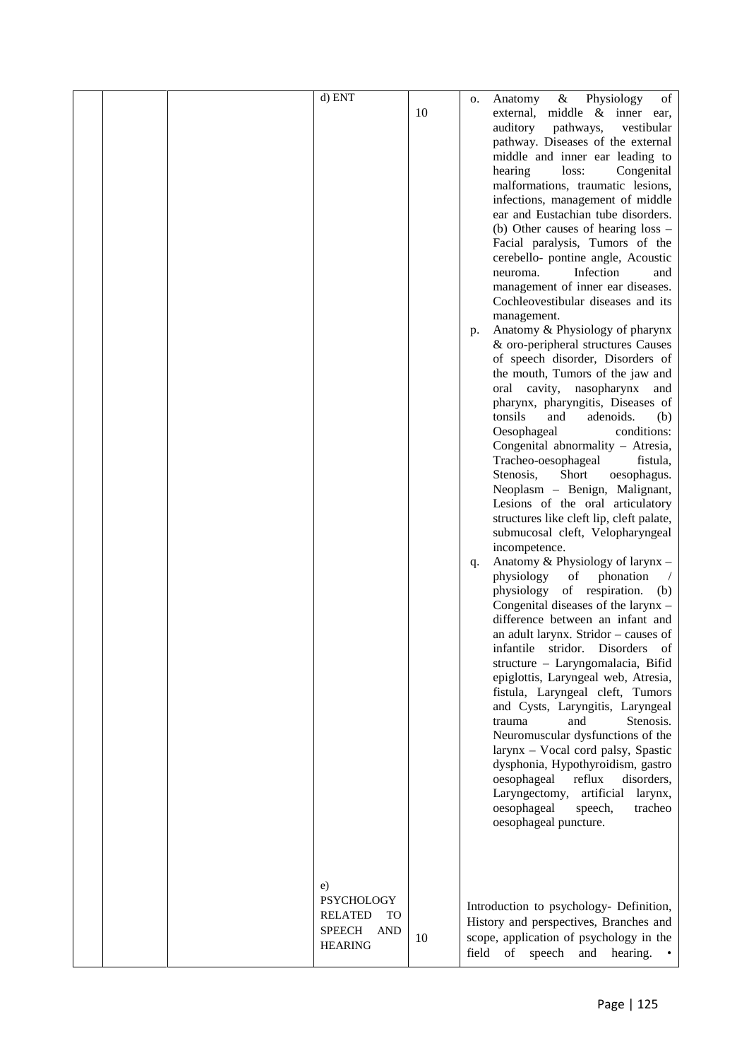| | | | | | |
|---|---|---|---|---|---|
| | | | d) ENT | 10 | o. Anatomy & Physiology of external, middle & inner ear, auditory pathways, vestibular pathway. Diseases of the external middle and inner ear leading to hearing loss: Congenital malformations, traumatic lesions, infections, management of middle ear and Eustachian tube disorders. (b) Other causes of hearing loss – Facial paralysis, Tumors of the cerebello- pontine angle, Acoustic neuroma. Infection and management of inner ear diseases. Cochleovestibular diseases and its management.<br>p. Anatomy & Physiology of pharynx & oro-peripheral structures Causes of speech disorder, Disorders of the mouth, Tumors of the jaw and oral cavity, nasopharynx and pharynx, pharyngitis, Diseases of tonsils and adenoids. (b) Oesophageal conditions: Congenital abnormality – Atresia, Tracheo-oesophageal fistula, Stenosis, Short oesophagus. Neoplasm – Benign, Malignant, Lesions of the oral articulatory structures like cleft lip, cleft palate, submucosal cleft, Velopharyngeal incompetence.<br>q. Anatomy & Physiology of larynx – physiology of phonation / physiology of respiration. (b) Congenital diseases of the larynx – difference between an infant and an adult larynx. Stridor – causes of infantile stridor. Disorders of structure – Laryngomalacia, Bifid epiglottis, Laryngeal web, Atresia, fistula, Laryngeal cleft, Tumors and Cysts, Laryngitis, Laryngeal trauma and Stenosis. Neuromuscular dysfunctions of the larynx – Vocal cord palsy, Spastic dysphonia, Hypothyroidism, gastro oesophageal reflux disorders, Laryngectomy, artificial larynx, oesophageal speech, tracheo oesophageal puncture. |
| | | | e) PSYCHOLOGY RELATED TO SPEECH AND HEARING | 10 | Introduction to psychology- Definition, History and perspectives, Branches and scope, application of psychology in the field of speech and hearing. • |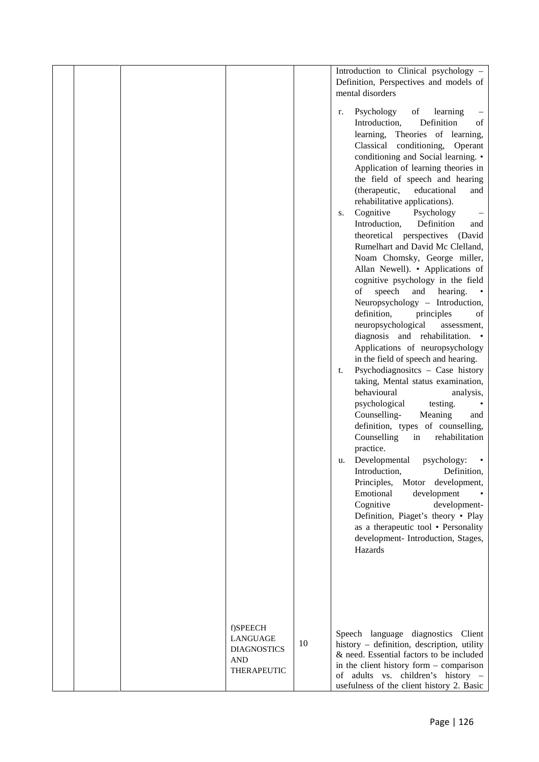| | | | | | |
|---|---|---|---|---|---|
| | | | | | Introduction to Clinical psychology – Definition, Perspectives and models of mental disorders<br><br>r. Psychology of learning – Introduction, Definition of learning, Theories of learning, Classical conditioning, Operant conditioning and Social learning. • Application of learning theories in the field of speech and hearing (therapeutic, educational and rehabilitative applications).<br>s. Cognitive Psychology – Introduction, Definition and theoretical perspectives (David Rumelhart and David Mc Clelland, Noam Chomsky, George miller, Allan Newell). • Applications of cognitive psychology in the field of speech and hearing. • Neuropsychology – Introduction, definition, principles of neuropsychological assessment, diagnosis and rehabilitation. • Applications of neuropsychology in the field of speech and hearing.<br>t. Psychodiagnositcs – Case history taking, Mental status examination, behavioural analysis, psychological testing. • Counselling- Meaning and definition, types of counselling, Counselling in rehabilitation practice.<br>u. Developmental psychology: • Introduction, Definition, Principles, Motor development, Emotional development • Cognitive development- Definition, Piaget's theory • Play as a therapeutic tool • Personality development- Introduction, Stages, Hazards |
| | | | f)SPEECH LANGUAGE DIAGNOSTICS AND THERAPEUTIC | 10 | Speech language diagnostics Client history – definition, description, utility & need. Essential factors to be included in the client history form – comparison of adults vs. children's history – usefulness of the client history 2. Basic |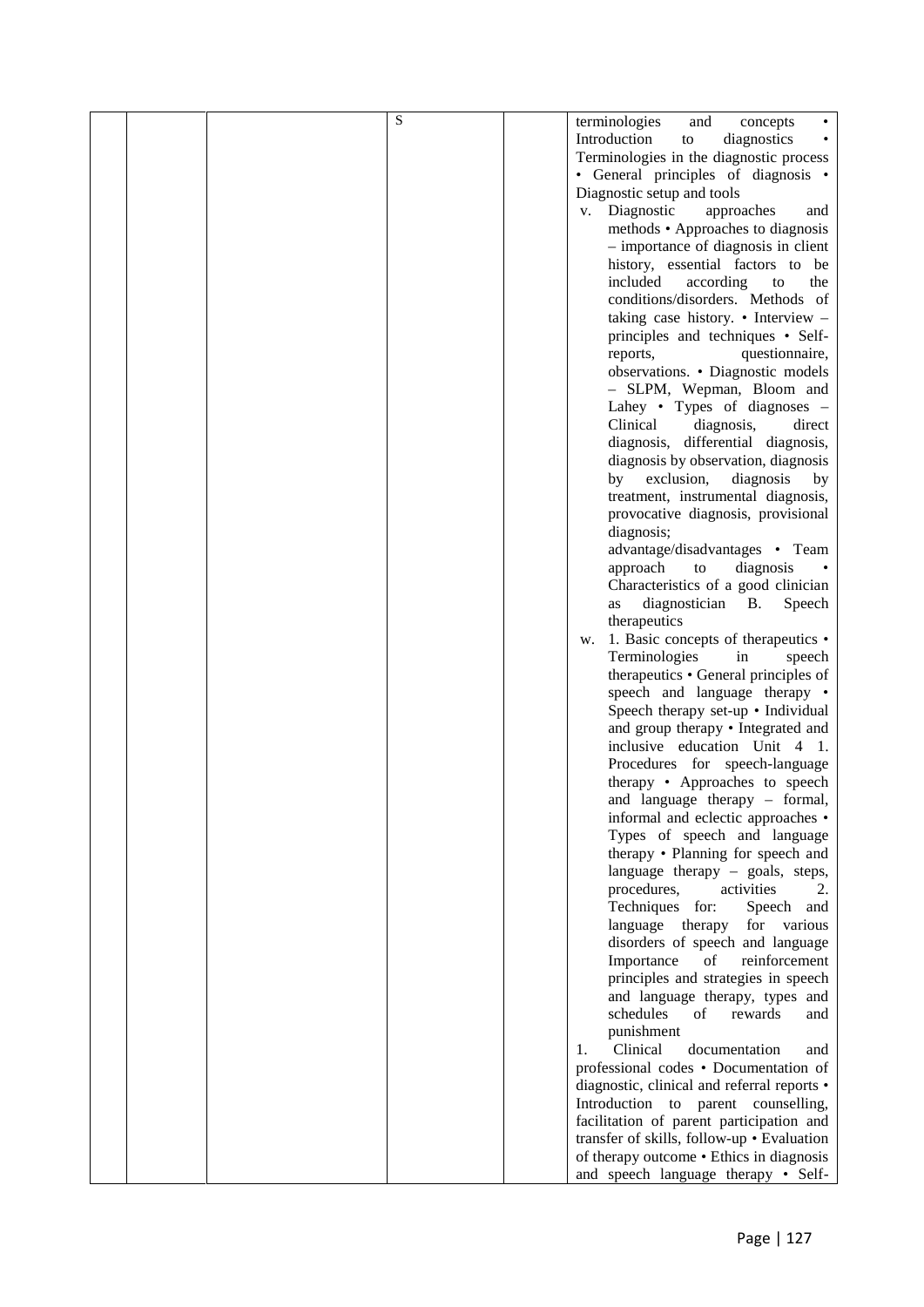|  |  |  | S |  | terminologies and concepts • Introduction to diagnostics • Terminologies in the diagnostic process • General principles of diagnosis • Diagnostic setup and tools<br>v. Diagnostic approaches and methods • Approaches to diagnosis – importance of diagnosis in client history, essential factors to be included according to the conditions/disorders. Methods of taking case history. • Interview – principles and techniques • Self-reports, questionnaire, observations. • Diagnostic models – SLPM, Wepman, Bloom and Lahey • Types of diagnoses – Clinical diagnosis, direct diagnosis, differential diagnosis, diagnosis by observation, diagnosis by exclusion, diagnosis by treatment, instrumental diagnosis, provocative diagnosis, provisional diagnosis; advantage/disadvantages • Team approach to diagnosis • Characteristics of a good clinician as diagnostician B. Speech therapeutics<br>w. 1. Basic concepts of therapeutics • Terminologies in speech therapeutics • General principles of speech and language therapy • Speech therapy set-up • Individual and group therapy • Integrated and inclusive education Unit 4 1. Procedures for speech-language therapy • Approaches to speech and language therapy – formal, informal and eclectic approaches • Types of speech and language therapy • Planning for speech and language therapy – goals, steps, procedures, activities 2. Techniques for: Speech and language therapy for various disorders of speech and language Importance of reinforcement principles and strategies in speech and language therapy, types and schedules of rewards and punishment<br>1. Clinical documentation and professional codes • Documentation of diagnostic, clinical and referral reports • Introduction to parent counselling, facilitation of parent participation and transfer of skills, follow-up • Evaluation of therapy outcome • Ethics in diagnosis and speech language therapy • Self- |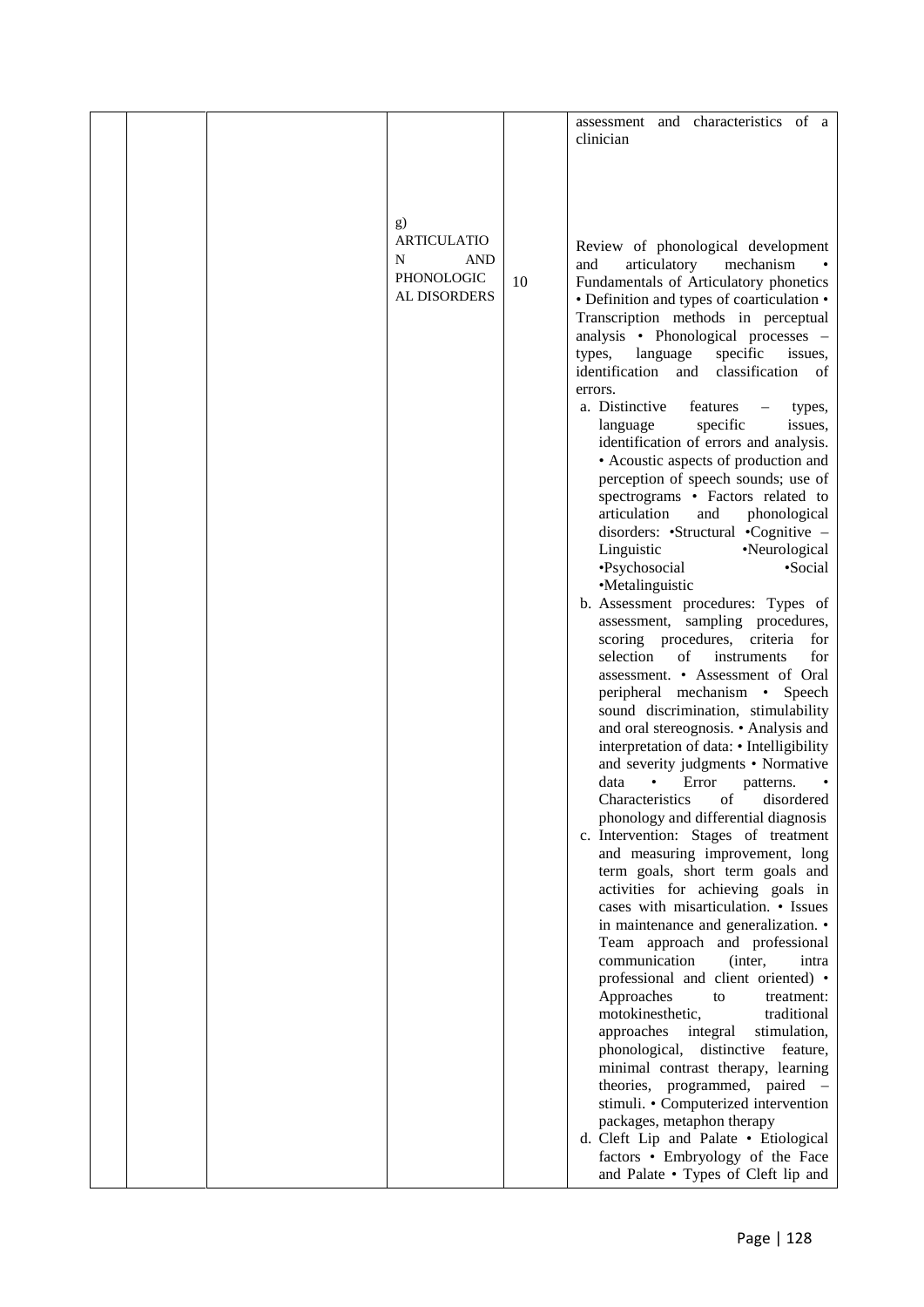|  |  |  |  |  | assessment and characteristics of a clinician |
|---|---|---|---|---|---|
|  |  |  | g) ARTICULATION AND PHONOLOGICAL DISORDERS | 10 | Review of phonological development and articulatory mechanism • Fundamentals of Articulatory phonetics • Definition and types of coarticulation • Transcription methods in perceptual analysis • Phonological processes – types, language specific issues, identification and classification of errors.<br>a. Distinctive features – types, language specific issues, identification of errors and analysis. • Acoustic aspects of production and perception of speech sounds; use of spectrograms • Factors related to articulation and phonological disorders: •Structural •Cognitive – Linguistic •Neurological •Psychosocial •Social •Metalinguistic<br>b. Assessment procedures: Types of assessment, sampling procedures, scoring procedures, criteria for selection of instruments for assessment. • Assessment of Oral peripheral mechanism • Speech sound discrimination, stimulability and oral stereognosis. • Analysis and interpretation of data: • Intelligibility and severity judgments • Normative data • Error patterns. • Characteristics of disordered phonology and differential diagnosis<br>c. Intervention: Stages of treatment and measuring improvement, long term goals, short term goals and activities for achieving goals in cases with misarticulation. • Issues in maintenance and generalization. • Team approach and professional communication (inter, intra professional and client oriented) • Approaches to treatment: motokinesthetic, traditional approaches integral stimulation, phonological, distinctive feature, minimal contrast therapy, learning theories, programmed, paired – stimuli. • Computerized intervention packages, metaphon therapy<br>d. Cleft Lip and Palate • Etiological factors • Embryology of the Face and Palate • Types of Cleft lip and |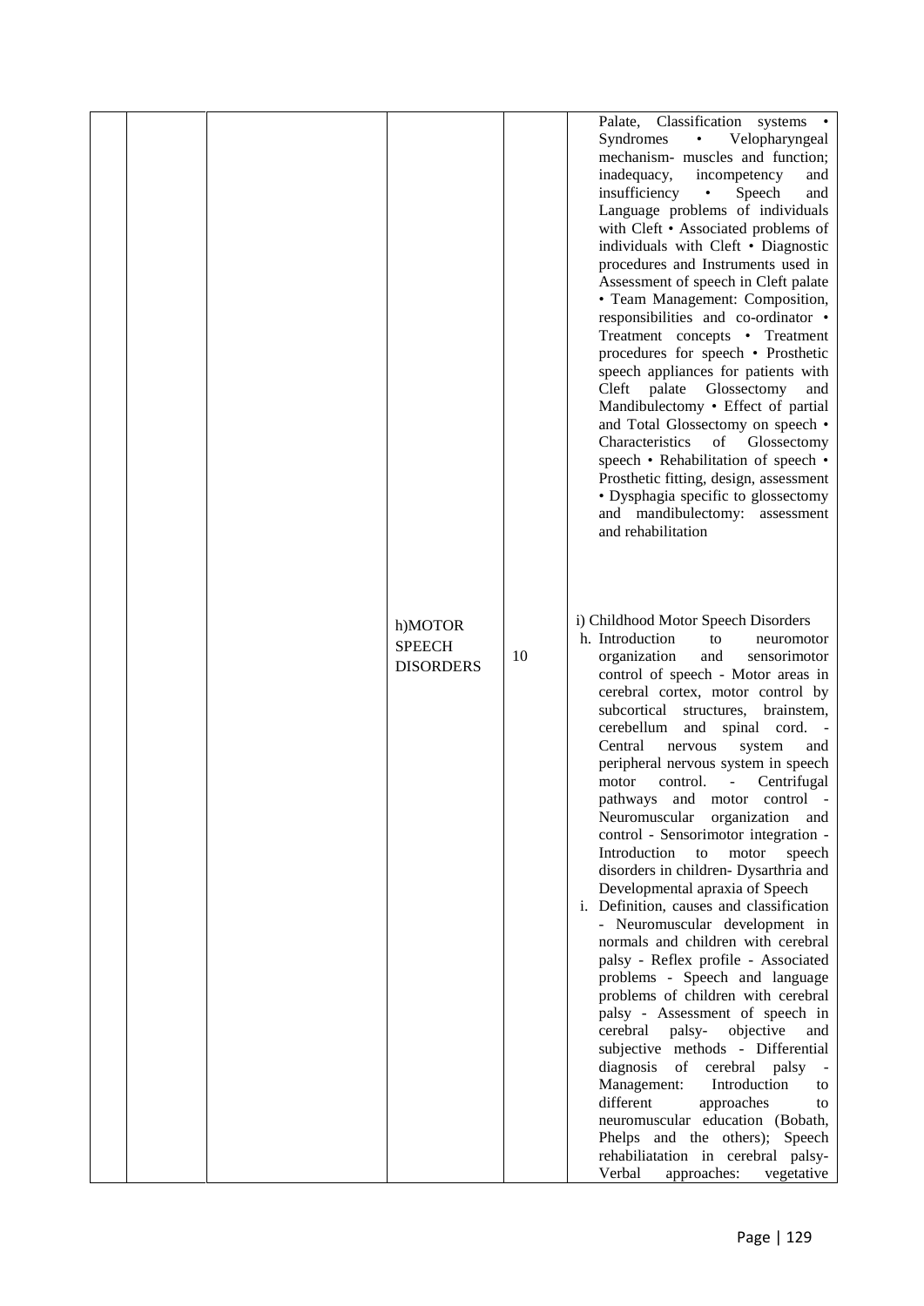| | | | | | |
|---|---|---|---|---|---|
| | | | | | Palate, Classification systems • Syndromes • Velopharyngeal mechanism- muscles and function; inadequacy, incompetency and insufficiency • Speech and Language problems of individuals with Cleft • Associated problems of individuals with Cleft • Diagnostic procedures and Instruments used in Assessment of speech in Cleft palate • Team Management: Composition, responsibilities and co-ordinator • Treatment concepts • Treatment procedures for speech • Prosthetic speech appliances for patients with Cleft palate Glossectomy and Mandibulectomy • Effect of partial and Total Glossectomy on speech • Characteristics of Glossectomy speech • Rehabilitation of speech • Prosthetic fitting, design, assessment • Dysphagia specific to glossectomy and mandibulectomy: assessment and rehabilitation |
| | | | h)MOTOR SPEECH DISORDERS | 10 | i) Childhood Motor Speech Disorders<br>h. Introduction to neuromotor organization and sensorimotor control of speech - Motor areas in cerebral cortex, motor control by subcortical structures, brainstem, cerebellum and spinal cord. - Central nervous system and peripheral nervous system in speech motor control. - Centrifugal pathways and motor control - Neuromuscular organization and control - Sensorimotor integration - Introduction to motor speech disorders in children- Dysarthria and Developmental apraxia of Speech<br>i. Definition, causes and classification - Neuromuscular development in normals and children with cerebral palsy - Reflex profile - Associated problems - Speech and language problems of children with cerebral palsy - Assessment of speech in cerebral palsy- objective and subjective methods - Differential diagnosis of cerebral palsy - Management: Introduction to different approaches to neuromuscular education (Bobath, Phelps and the others); Speech rehabiliatation in cerebral palsy- Verbal approaches: vegetative |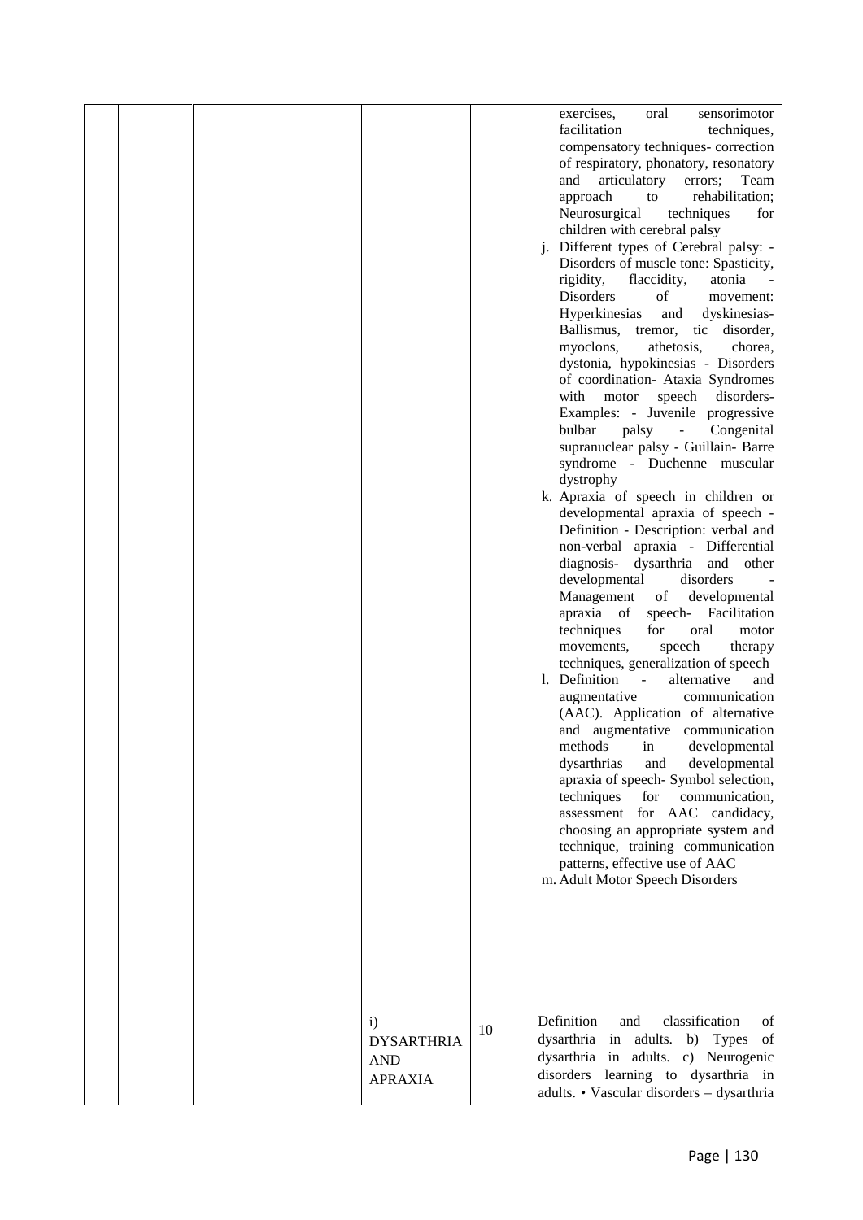| | | | | | |
|---|---|---|---|---|---|
| | | | | | exercises, oral sensorimotor facilitation techniques, compensatory techniques- correction of respiratory, phonatory, resonatory and articulatory errors; Team approach to rehabilitation; Neurosurgical techniques for children with cerebral palsy<br>j. Different types of Cerebral palsy: - Disorders of muscle tone: Spasticity, rigidity, flaccidity, atonia - Disorders of movement: Hyperkinesias and dyskinesias- Ballismus, tremor, tic disorder, myoclons, athetosis, chorea, dystonia, hypokinesias - Disorders of coordination- Ataxia Syndromes with motor speech disorders- Examples: - Juvenile progressive bulbar palsy - Congenital supranuclear palsy - Guillain- Barre syndrome - Duchenne muscular dystrophy<br>k. Apraxia of speech in children or developmental apraxia of speech - Definition - Description: verbal and non-verbal apraxia - Differential diagnosis- dysarthria and other developmental disorders - Management of developmental apraxia of speech- Facilitation techniques for oral motor movements, speech therapy techniques, generalization of speech<br>l. Definition - alternative and augmentative communication (AAC). Application of alternative and augmentative communication methods in developmental dysarthrias and developmental apraxia of speech- Symbol selection, techniques for communication, assessment for AAC candidacy, choosing an appropriate system and technique, training communication patterns, effective use of AAC<br>m. Adult Motor Speech Disorders |
| | | | i) DYSARTHRIA AND APRAXIA | 10 | Definition and classification of dysarthria in adults. b) Types of dysarthria in adults. c) Neurogenic disorders learning to dysarthria in adults. • Vascular disorders – dysarthria |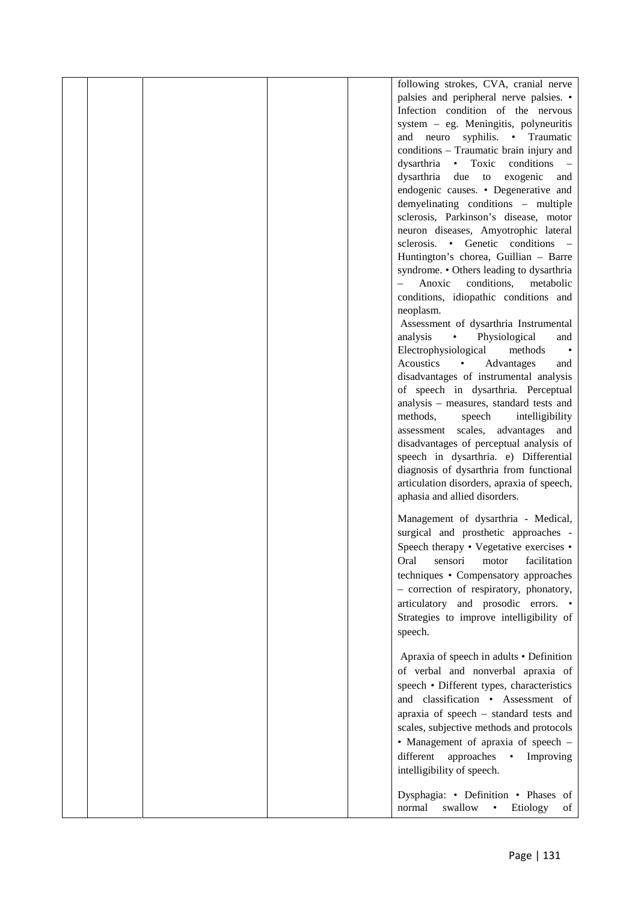|  |  |  |  |  | following strokes, CVA, cranial nerve palsies and peripheral nerve palsies. • Infection condition of the nervous system – eg. Meningitis, polyneuritis and neuro syphilis. • Traumatic conditions – Traumatic brain injury and dysarthria • Toxic conditions – dysarthria due to exogenic and endogenic causes. • Degenerative and demyelinating conditions – multiple sclerosis, Parkinson's disease, motor neuron diseases, Amyotrophic lateral sclerosis. • Genetic conditions – Huntington's chorea, Guillian – Barre syndrome. • Others leading to dysarthria – Anoxic conditions, metabolic conditions, idiopathic conditions and neoplasm.<br>Assessment of dysarthria Instrumental analysis • Physiological and Electrophysiological methods • Acoustics • Advantages and disadvantages of instrumental analysis of speech in dysarthria. Perceptual analysis – measures, standard tests and methods, speech intelligibility assessment scales, advantages and disadvantages of perceptual analysis of speech in dysarthria. e) Differential diagnosis of dysarthria from functional articulation disorders, apraxia of speech, aphasia and allied disorders.<br><br>Management of dysarthria - Medical, surgical and prosthetic approaches - Speech therapy • Vegetative exercises • Oral sensori motor facilitation techniques • Compensatory approaches – correction of respiratory, phonatory, articulatory and prosodic errors. • Strategies to improve intelligibility of speech.<br><br>Apraxia of speech in adults • Definition of verbal and nonverbal apraxia of speech • Different types, characteristics and classification • Assessment of apraxia of speech – standard tests and scales, subjective methods and protocols • Management of apraxia of speech – different approaches • Improving intelligibility of speech.<br><br>Dysphagia: • Definition • Phases of normal swallow • Etiology of |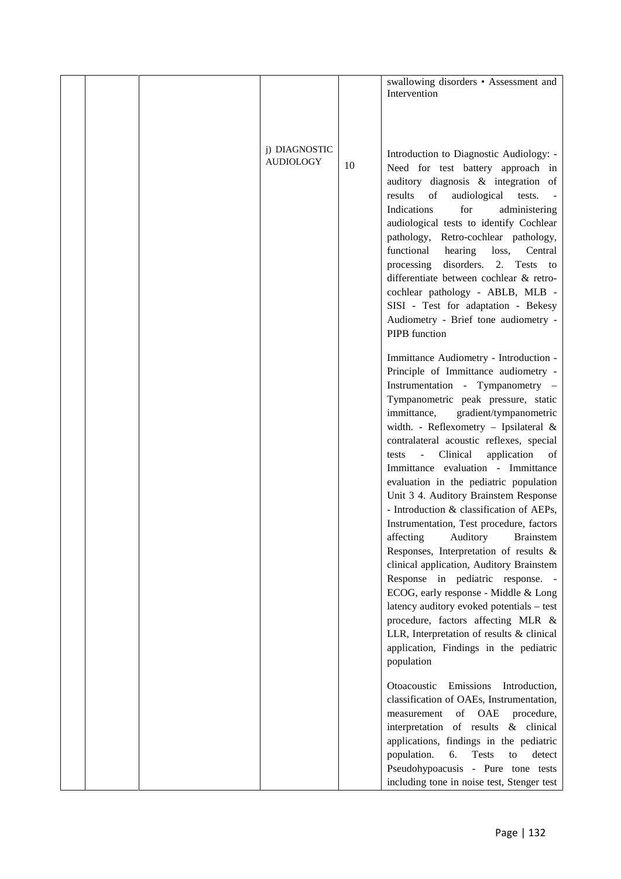|  |  |  |  |  | swallowing disorders • Assessment and Intervention |
|---|---|---|---|---|---|
|  |  |  | j) DIAGNOSTIC AUDIOLOGY | 10 | Introduction to Diagnostic Audiology: - Need for test battery approach in auditory diagnosis & integration of results of audiological tests. - Indications for administering audiological tests to identify Cochlear pathology, Retro-cochlear pathology, functional hearing loss, Central processing disorders. 2. Tests to differentiate between cochlear & retro-cochlear pathology - ABLB, MLB - SISI - Test for adaptation - Bekesy Audiometry - Brief tone audiometry - PIPB function<br><br>Immittance Audiometry - Introduction - Principle of Immittance audiometry - Instrumentation - Tympanometry – Tympanometric peak pressure, static immittance, gradient/tympanometric width. - Reflexometry – Ipsilateral & contralateral acoustic reflexes, special tests - Clinical application of Immittance evaluation - Immittance evaluation in the pediatric population Unit 3 4. Auditory Brainstem Response - Introduction & classification of AEPs, Instrumentation, Test procedure, factors affecting Auditory Brainstem Responses, Interpretation of results & clinical application, Auditory Brainstem Response in pediatric response. - ECOG, early response - Middle & Long latency auditory evoked potentials – test procedure, factors affecting MLR & LLR, Interpretation of results & clinical application, Findings in the pediatric population<br><br>Otoacoustic Emissions Introduction, classification of OAEs, Instrumentation, measurement of OAE procedure, interpretation of results & clinical applications, findings in the pediatric population. 6. Tests to detect Pseudohypoacusis - Pure tone tests including tone in noise test, Stenger test |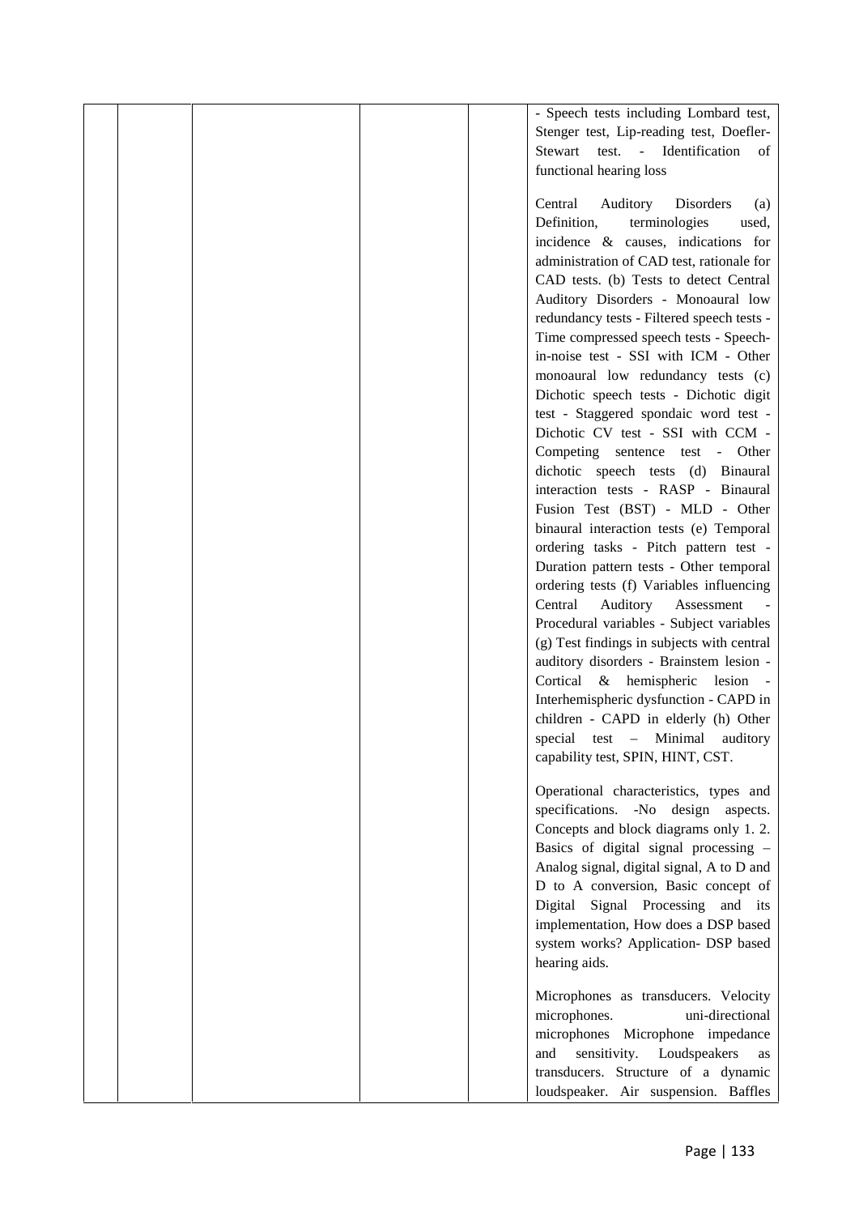| | | | | | |
|---|---|---|---|---|---|
| | | | | | - Speech tests including Lombard test, Stenger test, Lip-reading test, Doefler-Stewart test. - Identification of functional hearing loss<br><br>Central Auditory Disorders (a) Definition, terminologies used, incidence & causes, indications for administration of CAD test, rationale for CAD tests. (b) Tests to detect Central Auditory Disorders - Monoaural low redundancy tests - Filtered speech tests - Time compressed speech tests - Speech-in-noise test - SSI with ICM - Other monoaural low redundancy tests (c) Dichotic speech tests - Dichotic digit test - Staggered spondaic word test - Dichotic CV test - SSI with CCM - Competing sentence test - Other dichotic speech tests (d) Binaural interaction tests - RASP - Binaural Fusion Test (BST) - MLD - Other binaural interaction tests (e) Temporal ordering tasks - Pitch pattern test - Duration pattern tests - Other temporal ordering tests (f) Variables influencing Central Auditory Assessment - Procedural variables - Subject variables (g) Test findings in subjects with central auditory disorders - Brainstem lesion - Cortical & hemispheric lesion - Interhemispheric dysfunction - CAPD in children - CAPD in elderly (h) Other special test – Minimal auditory capability test, SPIN, HINT, CST.<br><br>Operational characteristics, types and specifications. -No design aspects. Concepts and block diagrams only 1. 2. Basics of digital signal processing – Analog signal, digital signal, A to D and D to A conversion, Basic concept of Digital Signal Processing and its implementation, How does a DSP based system works? Application- DSP based hearing aids.<br><br>Microphones as transducers. Velocity microphones. uni-directional microphones Microphone impedance and sensitivity. Loudspeakers as transducers. Structure of a dynamic loudspeaker. Air suspension. Baffles |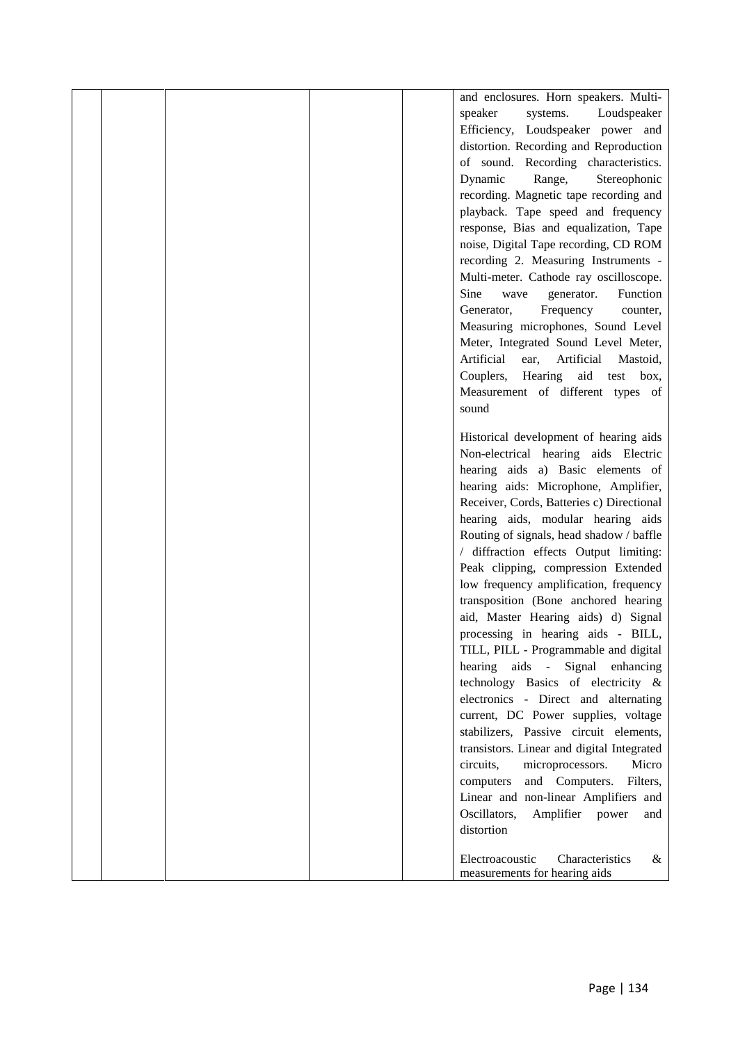|  |  |  |  |  | and enclosures. Horn speakers. Multi-speaker systems. Loudspeaker Efficiency, Loudspeaker power and distortion. Recording and Reproduction of sound. Recording characteristics. Dynamic Range, Stereophonic recording. Magnetic tape recording and playback. Tape speed and frequency response, Bias and equalization, Tape noise, Digital Tape recording, CD ROM recording 2. Measuring Instruments - Multi-meter. Cathode ray oscilloscope. Sine wave generator. Function Generator, Frequency counter, Measuring microphones, Sound Level Meter, Integrated Sound Level Meter, Artificial ear, Artificial Mastoid, Couplers, Hearing aid test box, Measurement of different types of sound<br><br>Historical development of hearing aids Non-electrical hearing aids Electric hearing aids a) Basic elements of hearing aids: Microphone, Amplifier, Receiver, Cords, Batteries c) Directional hearing aids, modular hearing aids Routing of signals, head shadow / baffle / diffraction effects Output limiting: Peak clipping, compression Extended low frequency amplification, frequency transposition (Bone anchored hearing aid, Master Hearing aids) d) Signal processing in hearing aids - BILL, TILL, PILL - Programmable and digital hearing aids - Signal enhancing technology Basics of electricity & electronics - Direct and alternating current, DC Power supplies, voltage stabilizers, Passive circuit elements, transistors. Linear and digital Integrated circuits, microprocessors. Micro computers and Computers. Filters, Linear and non-linear Amplifiers and Oscillators, Amplifier power and distortion<br><br>Electroacoustic Characteristics & measurements for hearing aids |
|---|---|---|---|---|---|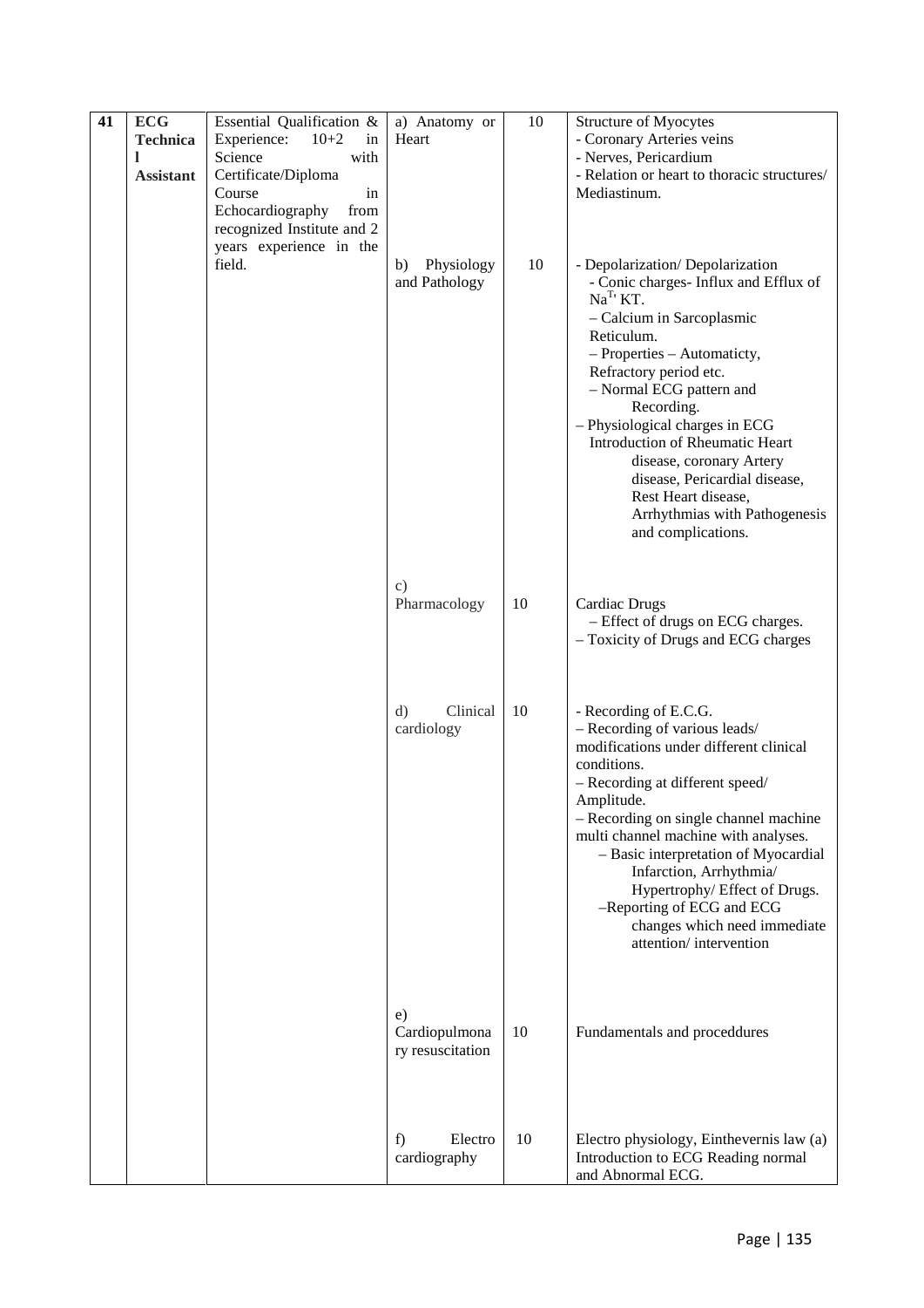| 41 | ECG Technical Assistant | Essential Qualification & Experience: 10+2 in Science with Certificate/Diploma Course in Echocardiography from recognized Institute and 2 years experience in the field. | a) Anatomy or Heart | 10 | Structure of Myocytes<br>- Coronary Arteries veins<br>- Nerves, Pericardium<br>- Relation or heart to thoracic structures/ Mediastinum. |
|---|---|---|---|---|---|
| | | | b) Physiology and Pathology | 10 | - Depolarization/ Depolarization<br>- Conic charges- Influx and Efflux of $Na^{T}$ KT.<br>– Calcium in Sarcoplasmic Reticulum.<br>– Properties – Automaticty, Refractory period etc.<br>– Normal ECG pattern and Recording.<br>– Physiological charges in ECG Introduction of Rheumatic Heart disease, coronary Artery disease, Pericardial disease, Rest Heart disease, Arrhythmias with Pathogenesis and complications. |
| | | | c) Pharmacology | 10 | Cardiac Drugs<br>– Effect of drugs on ECG charges.<br>– Toxicity of Drugs and ECG charges |
| | | | d) Clinical cardiology | 10 | - Recording of E.C.G.<br>– Recording of various leads/ modifications under different clinical conditions.<br>– Recording at different speed/ Amplitude.<br>– Recording on single channel machine multi channel machine with analyses.<br>– Basic interpretation of Myocardial Infarction, Arrhythmia/ Hypertrophy/ Effect of Drugs.<br>–Reporting of ECG and ECG changes which need immediate attention/ intervention |
| | | | e) Cardiopulmonary resuscitation | 10 | Fundamentals and proceddures |
| | | | f) Electro cardiography | 10 | Electro physiology, Einthevernis law (a) Introduction to ECG Reading normal and Abnormal ECG. |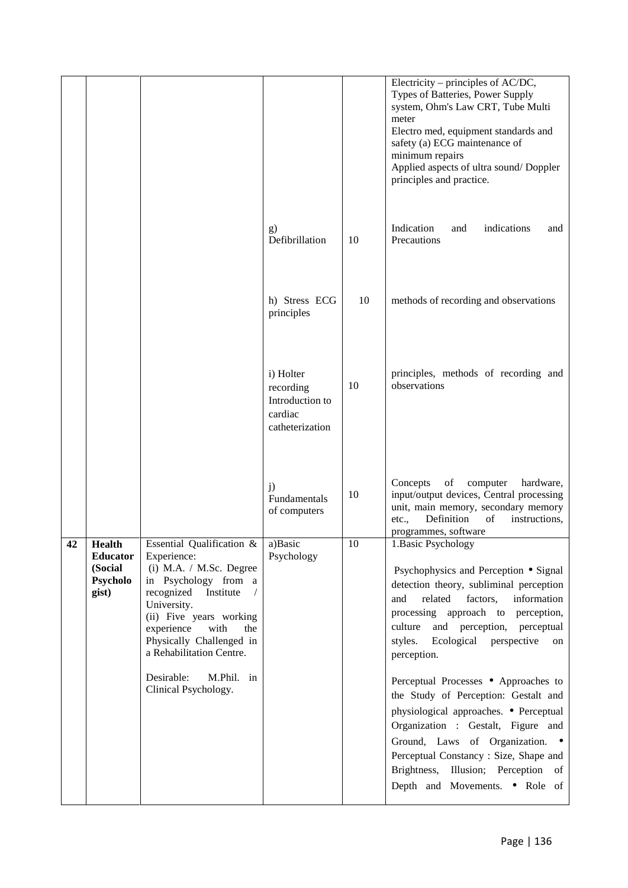| | | | | | |
|---|---|---|---|---|---|
| | | | | | Electricity – principles of AC/DC, Types of Batteries, Power Supply system, Ohm's Law CRT, Tube Multi meter<br>Electro med, equipment standards and safety (a) ECG maintenance of minimum repairs<br>Applied aspects of ultra sound/ Doppler principles and practice. |
| | | | g) Defibrillation | 10 | Indication and indications and Precautions |
| | | | h) Stress ECG principles | 10 | methods of recording and observations |
| | | | i) Holter recording Introduction to cardiac catheterization | 10 | principles, methods of recording and observations |
| | | | j) Fundamentals of computers | 10 | Concepts of computer hardware, input/output devices, Central processing unit, main memory, secondary memory etc., Definition of instructions, programmes, software |
| **42** | **Health Educator (Social Psychologist)** | Essential Qualification & Experience:<br>(i) M.A. / M.Sc. Degree in Psychology from a recognized Institute / University.<br>(ii) Five years working experience with the Physically Challenged in a Rehabilitation Centre.<br><br>Desirable: M.Phil. in Clinical Psychology. | a)Basic Psychology | 10 | 1.Basic Psychology<br><br>Psychophysics and Perception • Signal detection theory, subliminal perception and related factors, information processing approach to perception, culture and perception, perceptual styles. Ecological perspective on perception.<br><br>Perceptual Processes • Approaches to the Study of Perception: Gestalt and physiological approaches. • Perceptual Organization : Gestalt, Figure and Ground, Laws of Organization. • Perceptual Constancy : Size, Shape and Brightness, Illusion; Perception of Depth and Movements. • Role of |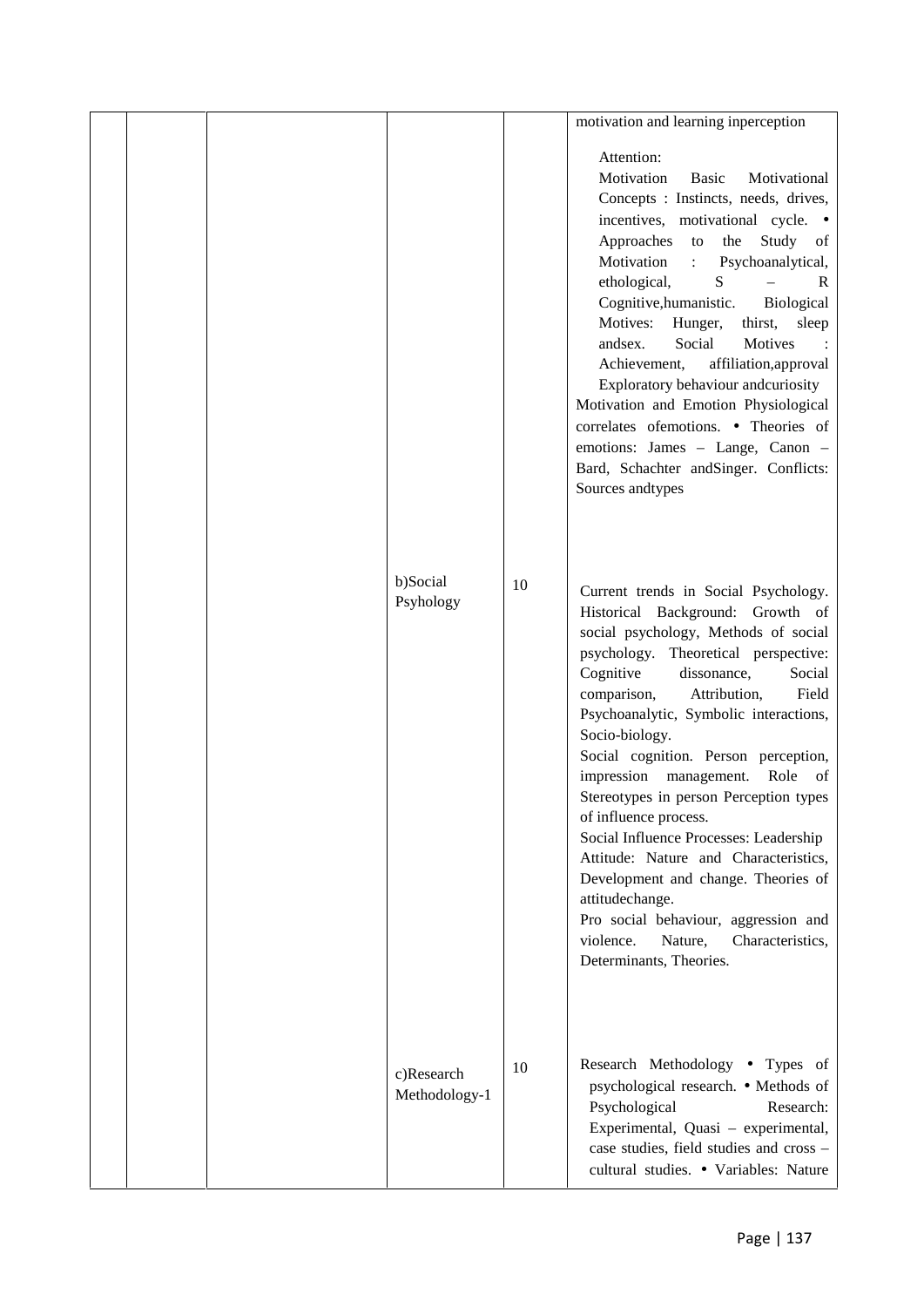|  |  |  |  |  |  |
|---|---|---|---|---|---|
|  |  |  |  |  | motivation and learning inperception<br><br>Attention:<br>Motivation Basic Motivational Concepts : Instincts, needs, drives, incentives, motivational cycle. • Approaches to the Study of Motivation : Psychoanalytical, ethological, S – R Cognitive,humanistic. Biological Motives: Hunger, thirst, sleep andsex. Social Motives : Achievement, affiliation,approval Exploratory behaviour andcuriosity<br>Motivation and Emotion Physiological correlates ofemotions. • Theories of emotions: James – Lange, Canon – Bard, Schachter andSinger. Conflicts: Sources andtypes |
|  |  |  | b)Social Psyhology | 10 | Current trends in Social Psychology. Historical Background: Growth of social psychology, Methods of social psychology. Theoretical perspective: Cognitive dissonance, Social comparison, Attribution, Field Psychoanalytic, Symbolic interactions, Socio-biology.<br>Social cognition. Person perception, impression management. Role of Stereotypes in person Perception types of influence process.<br>Social Influence Processes: Leadership Attitude: Nature and Characteristics, Development and change. Theories of attitudechange.<br>Pro social behaviour, aggression and violence. Nature, Characteristics, Determinants, Theories. |
|  |  |  | c)Research Methodology-1 | 10 | Research Methodology • Types of psychological research. • Methods of Psychological Research: Experimental, Quasi – experimental, case studies, field studies and cross – cultural studies. • Variables: Nature |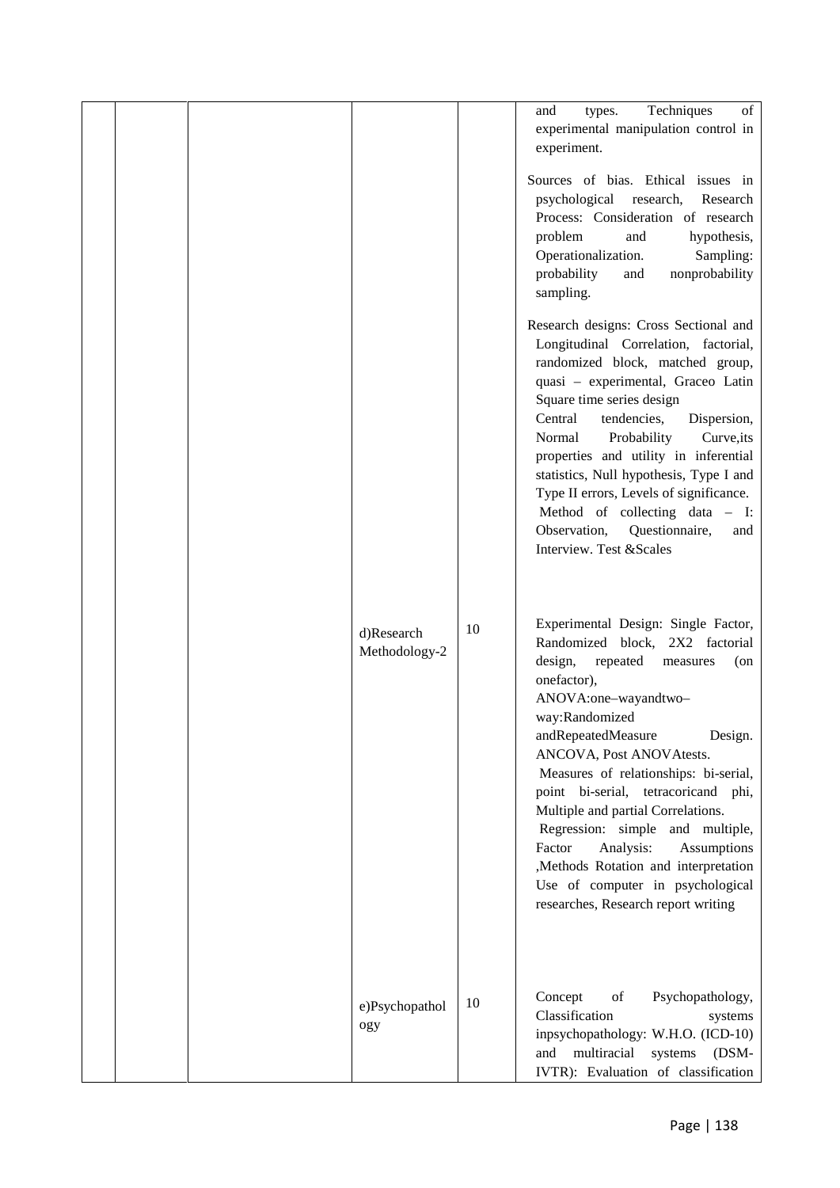| | | | | | |
|---|---|---|---|---|---|
| | | | | | and types. Techniques of experimental manipulation control in experiment.<br><br>Sources of bias. Ethical issues in psychological research, Research Process: Consideration of research problem and hypothesis, Operationalization. Sampling: probability and nonprobability sampling.<br><br>Research designs: Cross Sectional and Longitudinal Correlation, factorial, randomized block, matched group, quasi – experimental, Graceo Latin Square time series design<br>Central tendencies, Dispersion, Normal Probability Curve,its properties and utility in inferential statistics, Null hypothesis, Type I and Type II errors, Levels of significance.<br>Method of collecting data – I: Observation, Questionnaire, and Interview. Test &Scales |
| | | | d)Research Methodology-2 | 10 | Experimental Design: Single Factor, Randomized block, 2X2 factorial design, repeated measures (on onefactor),<br>ANOVA:one–wayandtwo–way:Randomized andRepeatedMeasure Design. ANCOVA, Post ANOVAtests.<br>Measures of relationships: bi-serial, point bi-serial, tetracoricand phi, Multiple and partial Correlations.<br>Regression: simple and multiple, Factor Analysis: Assumptions ,Methods Rotation and interpretation Use of computer in psychological researches, Research report writing |
| | | | e)Psychopathology | 10 | Concept of Psychopathology, Classification systems inpsychopathology: W.H.O. (ICD-10) and multiracial systems (DSM-IVTR): Evaluation of classification |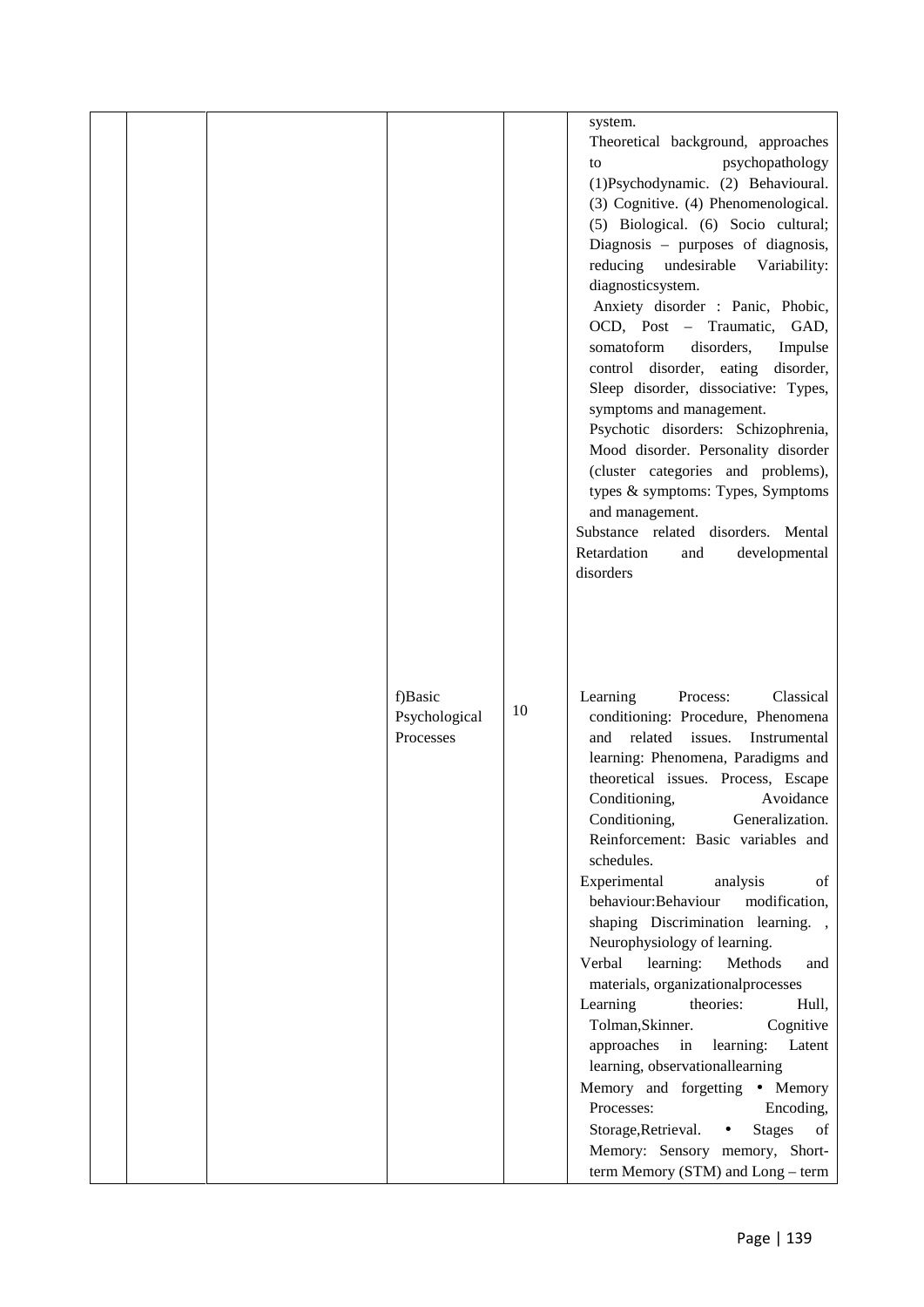|  |  |  |  |  |  |
|---|---|---|---|---|---|
|  |  |  |  |  | system.<br>Theoretical background, approaches to psychopathology (1)Psychodynamic. (2) Behavioural. (3) Cognitive. (4) Phenomenological. (5) Biological. (6) Socio cultural; Diagnosis – purposes of diagnosis, reducing undesirable Variability: diagnosticsystem.<br>Anxiety disorder : Panic, Phobic, OCD, Post – Traumatic, GAD, somatoform disorders, Impulse control disorder, eating disorder, Sleep disorder, dissociative: Types, symptoms and management.<br>Psychotic disorders: Schizophrenia, Mood disorder. Personality disorder (cluster categories and problems), types & symptoms: Types, Symptoms and management.<br>Substance related disorders. Mental Retardation and developmental disorders |
|  |  |  | f)Basic Psychological Processes | 10 | Learning Process: Classical conditioning: Procedure, Phenomena and related issues. Instrumental learning: Phenomena, Paradigms and theoretical issues. Process, Escape Conditioning, Avoidance Conditioning, Generalization. Reinforcement: Basic variables and schedules.<br>Experimental analysis of behaviour:Behaviour modification, shaping Discrimination learning. , Neurophysiology of learning.<br>Verbal learning: Methods and materials, organizationalprocesses<br>Learning theories: Hull, Tolman,Skinner. Cognitive approaches in learning: Latent learning, observationallearning<br>Memory and forgetting • Memory Processes: Encoding, Storage,Retrieval. • Stages of Memory: Sensory memory, Short-term Memory (STM) and Long – term |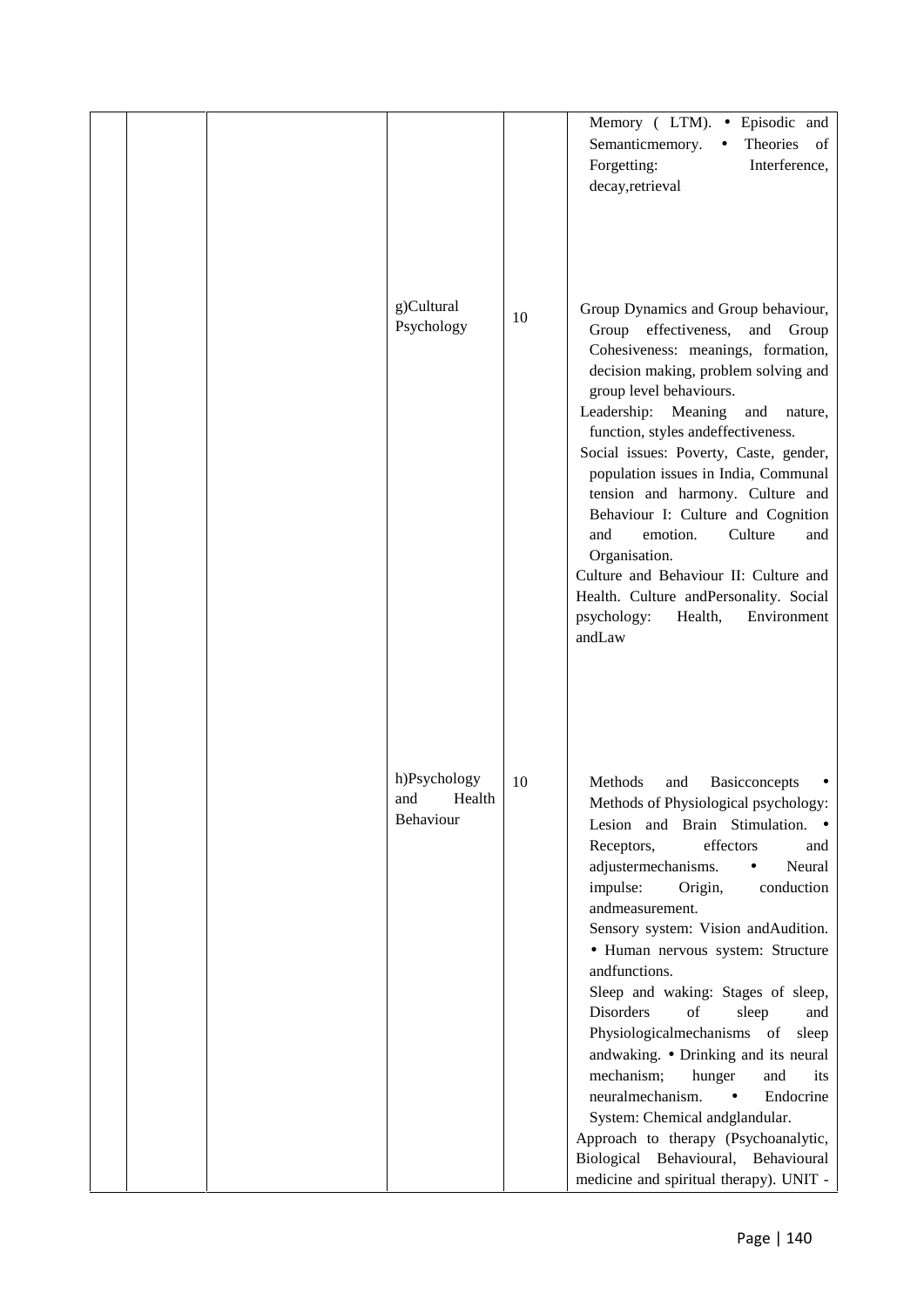| | | | | | |
|---|---|---|---|---|---|
| | | | | | Memory ( LTM). • Episodic and Semanticmemory. • Theories of Forgetting: Interference, decay,retrieval |
| | | | g)Cultural Psychology | 10 | Group Dynamics and Group behaviour, Group effectiveness, and Group Cohesiveness: meanings, formation, decision making, problem solving and group level behaviours. Leadership: Meaning and nature, function, styles andeffectiveness. Social issues: Poverty, Caste, gender, population issues in India, Communal tension and harmony. Culture and Behaviour I: Culture and Cognition and emotion. Culture and Organisation. Culture and Behaviour II: Culture and Health. Culture andPersonality. Social psychology: Health, Environment andLaw |
| | | | h)Psychology and Health Behaviour | 10 | Methods and Basicconcepts • Methods of Physiological psychology: Lesion and Brain Stimulation. • Receptors, effectors and adjustermechanisms. • Neural impulse: Origin, conduction andmeasurement. Sensory system: Vision andAudition. • Human nervous system: Structure andfunctions. Sleep and waking: Stages of sleep, Disorders of sleep and Physiologicalmechanisms of sleep andwaking. • Drinking and its neural mechanism; hunger and its neuralmechanism. • Endocrine System: Chemical andglandular. Approach to therapy (Psychoanalytic, Biological Behavioural, Behavioural medicine and spiritual therapy). UNIT - |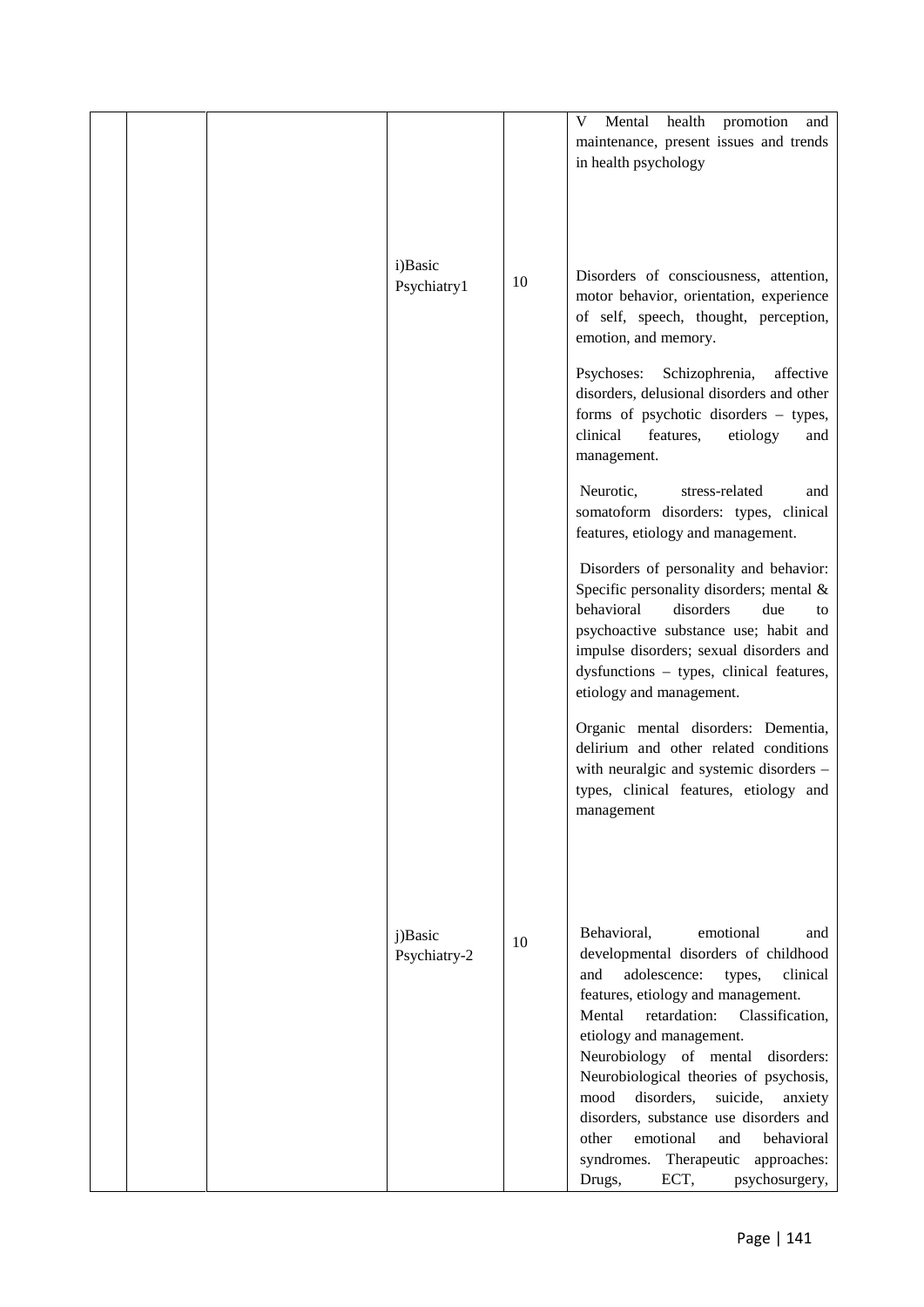| | | | | | |
|---|---|---|---|---|---|
| | | | | | V Mental health promotion and maintenance, present issues and trends in health psychology |
| | | | i)Basic Psychiatry1 | 10 | Disorders of consciousness, attention, motor behavior, orientation, experience of self, speech, thought, perception, emotion, and memory.<br><br>Psychoses: Schizophrenia, affective disorders, delusional disorders and other forms of psychotic disorders – types, clinical features, etiology and management.<br><br>Neurotic, stress-related and somatoform disorders: types, clinical features, etiology and management.<br><br>Disorders of personality and behavior: Specific personality disorders; mental & behavioral disorders due to psychoactive substance use; habit and impulse disorders; sexual disorders and dysfunctions – types, clinical features, etiology and management.<br><br>Organic mental disorders: Dementia, delirium and other related conditions with neuralgic and systemic disorders – types, clinical features, etiology and management |
| | | | j)Basic Psychiatry-2 | 10 | Behavioral, emotional and developmental disorders of childhood and adolescence: types, clinical features, etiology and management.<br>Mental retardation: Classification, etiology and management.<br>Neurobiology of mental disorders: Neurobiological theories of psychosis, mood disorders, suicide, anxiety disorders, substance use disorders and other emotional and behavioral syndromes. Therapeutic approaches: Drugs, ECT, psychosurgery, |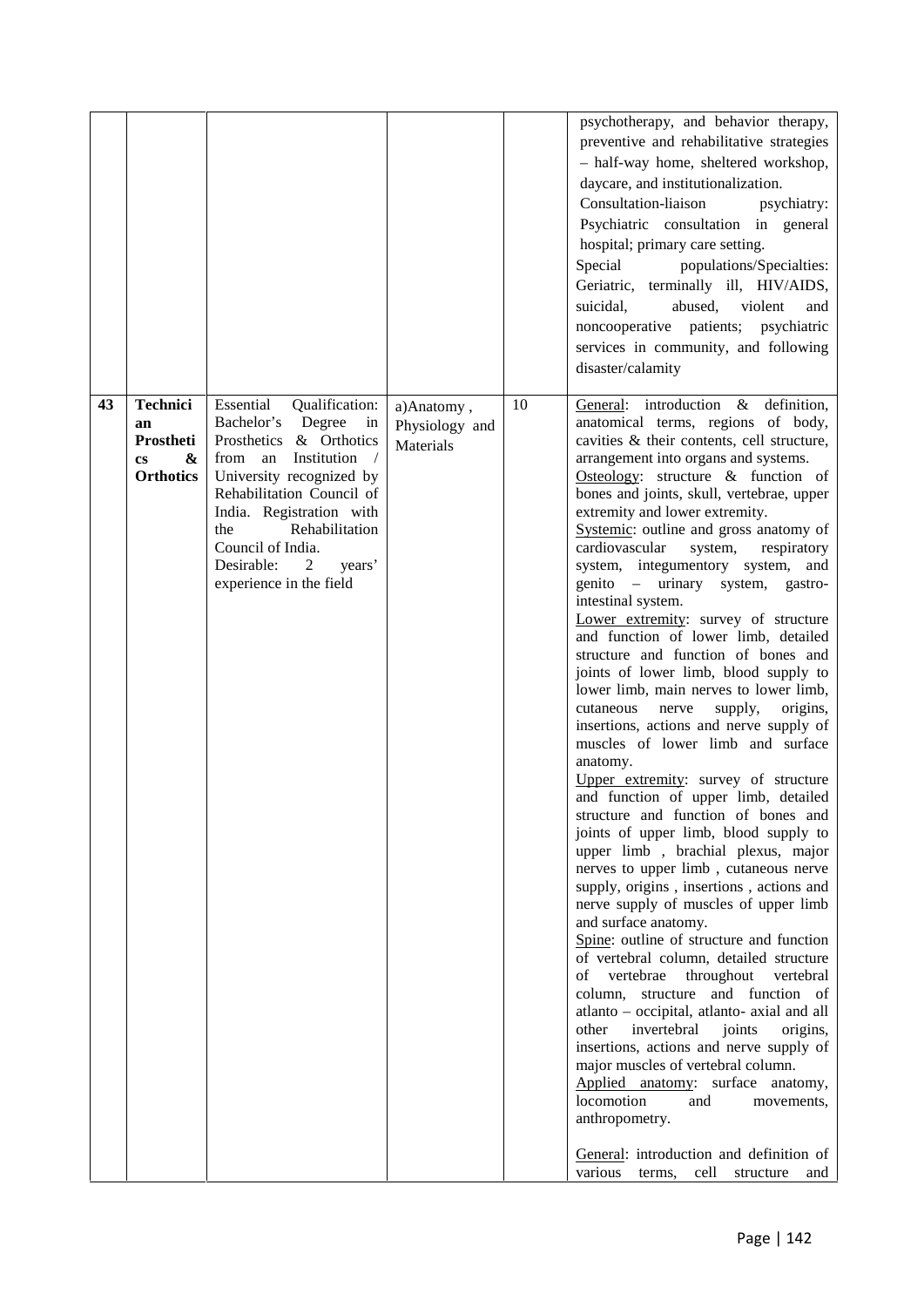| | | | | | |
|---|---|---|---|---|---|
| | | | | | psychotherapy, and behavior therapy, preventive and rehabilitative strategies – half-way home, sheltered workshop, daycare, and institutionalization.<br>Consultation-liaison psychiatry: Psychiatric consultation in general hospital; primary care setting.<br>Special populations/Specialties: Geriatric, terminally ill, HIV/AIDS, suicidal, abused, violent and noncooperative patients; psychiatric services in community, and following disaster/calamity |
| **43** | **Technician Prosthetics & Orthotics** | Essential Qualification: Bachelor's Degree in Prosthetics & Orthotics from an Institution / University recognized by Rehabilitation Council of India. Registration with the Rehabilitation Council of India.<br>Desirable: 2 years' experience in the field | a)Anatomy , Physiology and Materials | 10 | General: introduction & definition, anatomical terms, regions of body, cavities & their contents, cell structure, arrangement into organs and systems.<br>Osteology: structure & function of bones and joints, skull, vertebrae, upper extremity and lower extremity.<br>Systemic: outline and gross anatomy of cardiovascular system, respiratory system, integumentory system, and genito – urinary system, gastro-intestinal system.<br>Lower extremity: survey of structure and function of lower limb, detailed structure and function of bones and joints of lower limb, blood supply to lower limb, main nerves to lower limb, cutaneous nerve supply, origins, insertions, actions and nerve supply of muscles of lower limb and surface anatomy.<br>Upper extremity: survey of structure and function of upper limb, detailed structure and function of bones and joints of upper limb, blood supply to upper limb , brachial plexus, major nerves to upper limb , cutaneous nerve supply, origins , insertions , actions and nerve supply of muscles of upper limb and surface anatomy.<br>Spine: outline of structure and function of vertebral column, detailed structure of vertebrae throughout vertebral column, structure and function of atlanto – occipital, atlanto- axial and all other invertebral joints origins, insertions, actions and nerve supply of major muscles of vertebral column.<br>Applied anatomy: surface anatomy, locomotion and movements, anthropometry.<br><br>General: introduction and definition of various terms, cell structure and |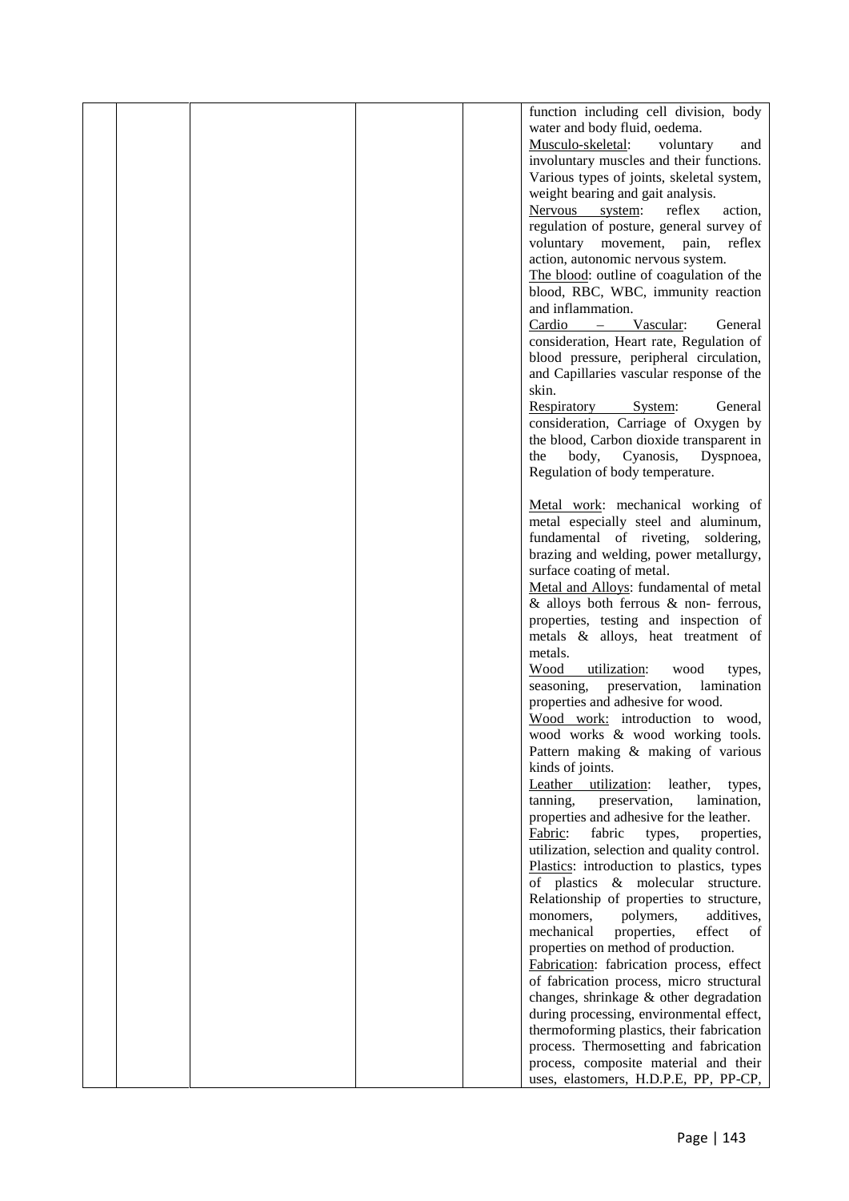| | | | | | |
|---|---|---|---|---|---|
| | | | | | function including cell division, body water and body fluid, oedema.<br>Musculo-skeletal: voluntary and involuntary muscles and their functions. Various types of joints, skeletal system, weight bearing and gait analysis.<br>Nervous system: reflex action, regulation of posture, general survey of voluntary movement, pain, reflex action, autonomic nervous system.<br>The blood: outline of coagulation of the blood, RBC, WBC, immunity reaction and inflammation.<br>Cardio – Vascular: General consideration, Heart rate, Regulation of blood pressure, peripheral circulation, and Capillaries vascular response of the skin.<br>Respiratory System: General consideration, Carriage of Oxygen by the blood, Carbon dioxide transparent in the body, Cyanosis, Dyspnoea, Regulation of body temperature.<br><br>Metal work: mechanical working of metal especially steel and aluminum, fundamental of riveting, soldering, brazing and welding, power metallurgy, surface coating of metal.<br>Metal and Alloys: fundamental of metal & alloys both ferrous & non- ferrous, properties, testing and inspection of metals & alloys, heat treatment of metals.<br>Wood utilization: wood types, seasoning, preservation, lamination properties and adhesive for wood.<br>Wood work: introduction to wood, wood works & wood working tools. Pattern making & making of various kinds of joints.<br>Leather utilization: leather, types, tanning, preservation, lamination, properties and adhesive for the leather.<br>Fabric: fabric types, properties, utilization, selection and quality control.<br>Plastics: introduction to plastics, types of plastics & molecular structure. Relationship of properties to structure, monomers, polymers, additives, mechanical properties, effect of properties on method of production.<br>Fabrication: fabrication process, effect of fabrication process, micro structural changes, shrinkage & other degradation during processing, environmental effect, thermoforming plastics, their fabrication process. Thermosetting and fabrication process, composite material and their uses, elastomers, H.D.P.E, PP, PP-CP, |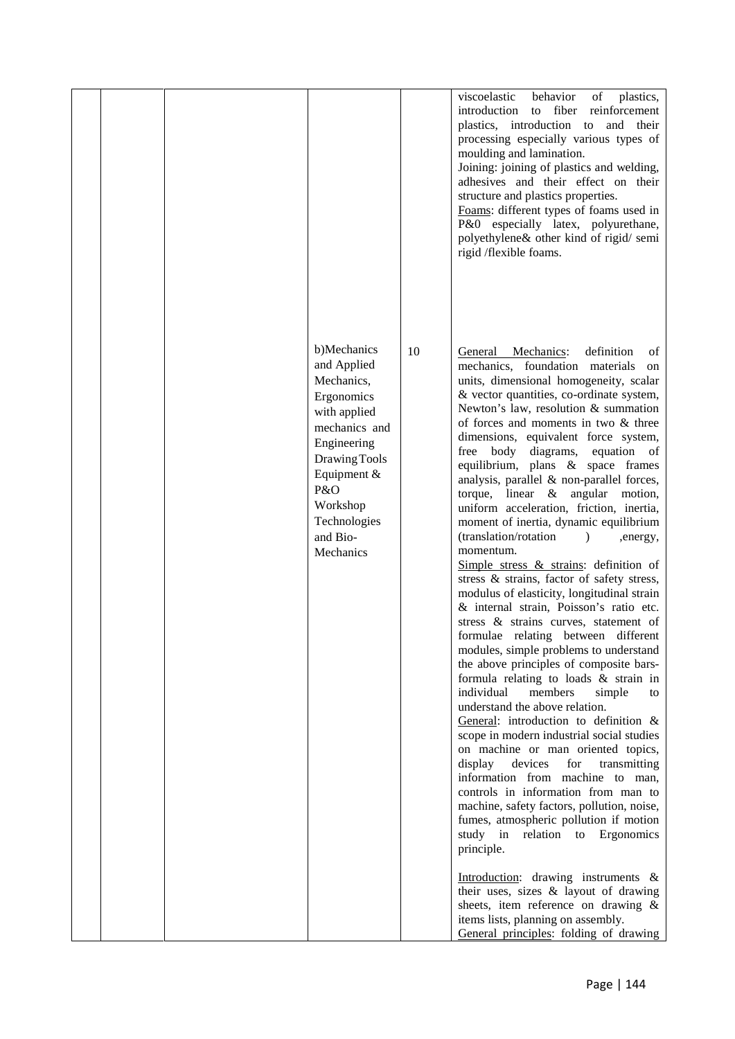| | | | | | |
|---|---|---|---|---|---|
| | | | | | viscoelastic behavior of plastics, introduction to fiber reinforcement plastics, introduction to and their processing especially various types of moulding and lamination.<br>Joining: joining of plastics and welding, adhesives and their effect on their structure and plastics properties.<br>Foams: different types of foams used in P&0 especially latex, polyurethane, polyethylene& other kind of rigid/ semi rigid /flexible foams. |
| | | | b)Mechanics and Applied Mechanics, Ergonomics with applied mechanics and Engineering Drawing Tools Equipment & P&O Workshop Technologies and Bio-Mechanics | 10 | General Mechanics: definition of mechanics, foundation materials on units, dimensional homogeneity, scalar & vector quantities, co-ordinate system, Newton's law, resolution & summation of forces and moments in two & three dimensions, equivalent force system, free body diagrams, equation of equilibrium, plans & space frames analysis, parallel & non-parallel forces, torque, linear & angular motion, uniform acceleration, friction, inertia, moment of inertia, dynamic equilibrium (translation/rotation ) ,energy, momentum.<br>Simple stress & strains: definition of stress & strains, factor of safety stress, modulus of elasticity, longitudinal strain & internal strain, Poisson's ratio etc. stress & strains curves, statement of formulae relating between different modules, simple problems to understand the above principles of composite bars-formula relating to loads & strain in individual members simple to understand the above relation.<br>General: introduction to definition & scope in modern industrial social studies on machine or man oriented topics, display devices for transmitting information from machine to man, controls in information from man to machine, safety factors, pollution, noise, fumes, atmospheric pollution if motion study in relation to Ergonomics principle.<br><br>Introduction: drawing instruments & their uses, sizes & layout of drawing sheets, item reference on drawing & items lists, planning on assembly.<br>General principles: folding of drawing |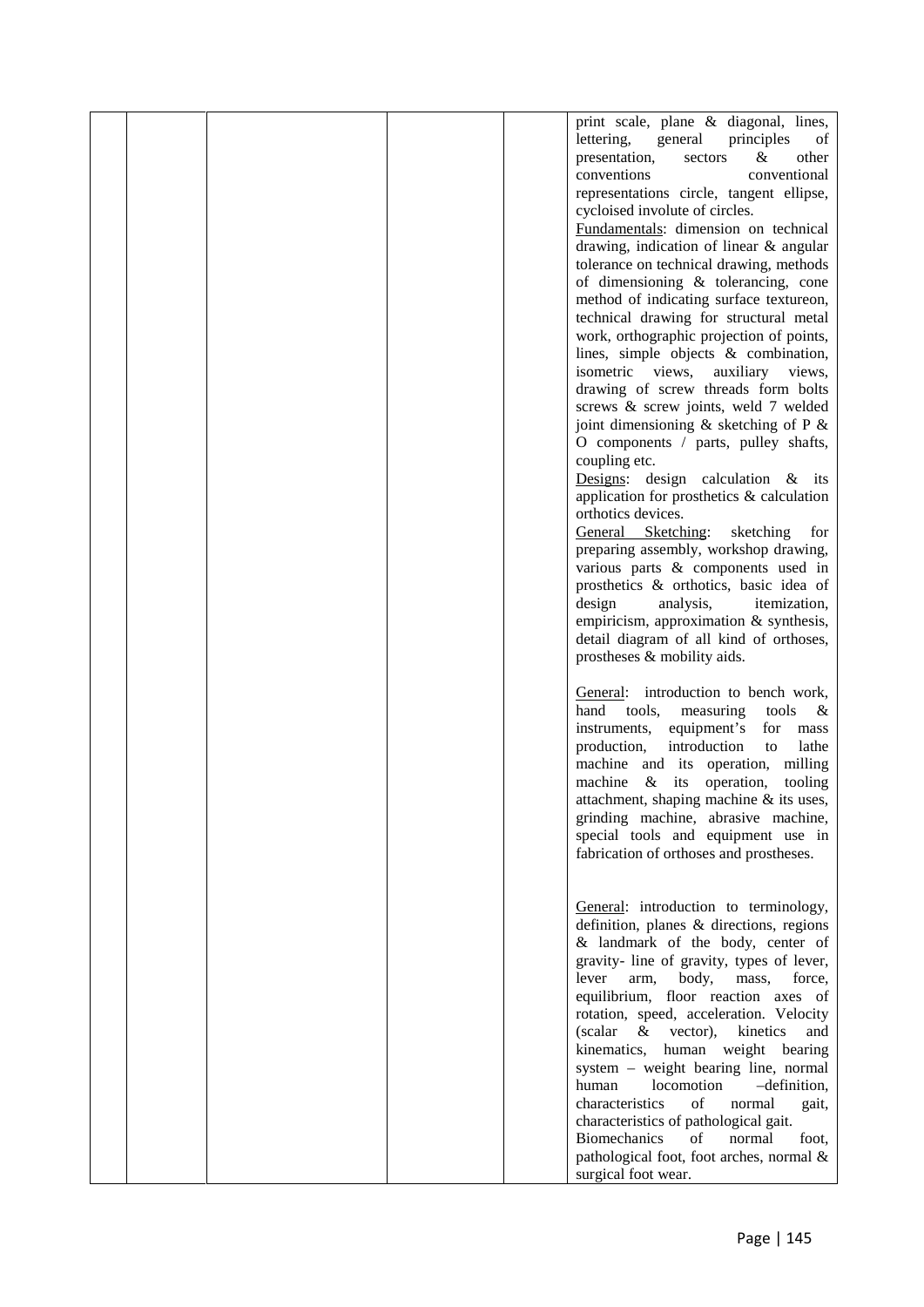| | | | | | |
|---|---|---|---|---|---|
| | | | | | print scale, plane & diagonal, lines, lettering, general principles of presentation, sectors & other conventions conventional representations circle, tangent ellipse, cycloised involute of circles.<br>Fundamentals: dimension on technical drawing, indication of linear & angular tolerance on technical drawing, methods of dimensioning & tolerancing, cone method of indicating surface textureon, technical drawing for structural metal work, orthographic projection of points, lines, simple objects & combination, isometric views, auxiliary views, drawing of screw threads form bolts screws & screw joints, weld 7 welded joint dimensioning & sketching of P & O components / parts, pulley shafts, coupling etc.<br>Designs: design calculation & its application for prosthetics & calculation orthotics devices.<br>General Sketching: sketching for preparing assembly, workshop drawing, various parts & components used in prosthetics & orthotics, basic idea of design analysis, itemization, empiricism, approximation & synthesis, detail diagram of all kind of orthoses, prostheses & mobility aids.<br><br>General: introduction to bench work, hand tools, measuring tools & instruments, equipment's for mass production, introduction to lathe machine and its operation, milling machine & its operation, tooling attachment, shaping machine & its uses, grinding machine, abrasive machine, special tools and equipment use in fabrication of orthoses and prostheses.<br><br>General: introduction to terminology, definition, planes & directions, regions & landmark of the body, center of gravity- line of gravity, types of lever, lever arm, body, mass, force, equilibrium, floor reaction axes of rotation, speed, acceleration. Velocity (scalar & vector), kinetics and kinematics, human weight bearing system – weight bearing line, normal human locomotion –definition, characteristics of normal gait, characteristics of pathological gait.<br>Biomechanics of normal foot, pathological foot, foot arches, normal & surgical foot wear. |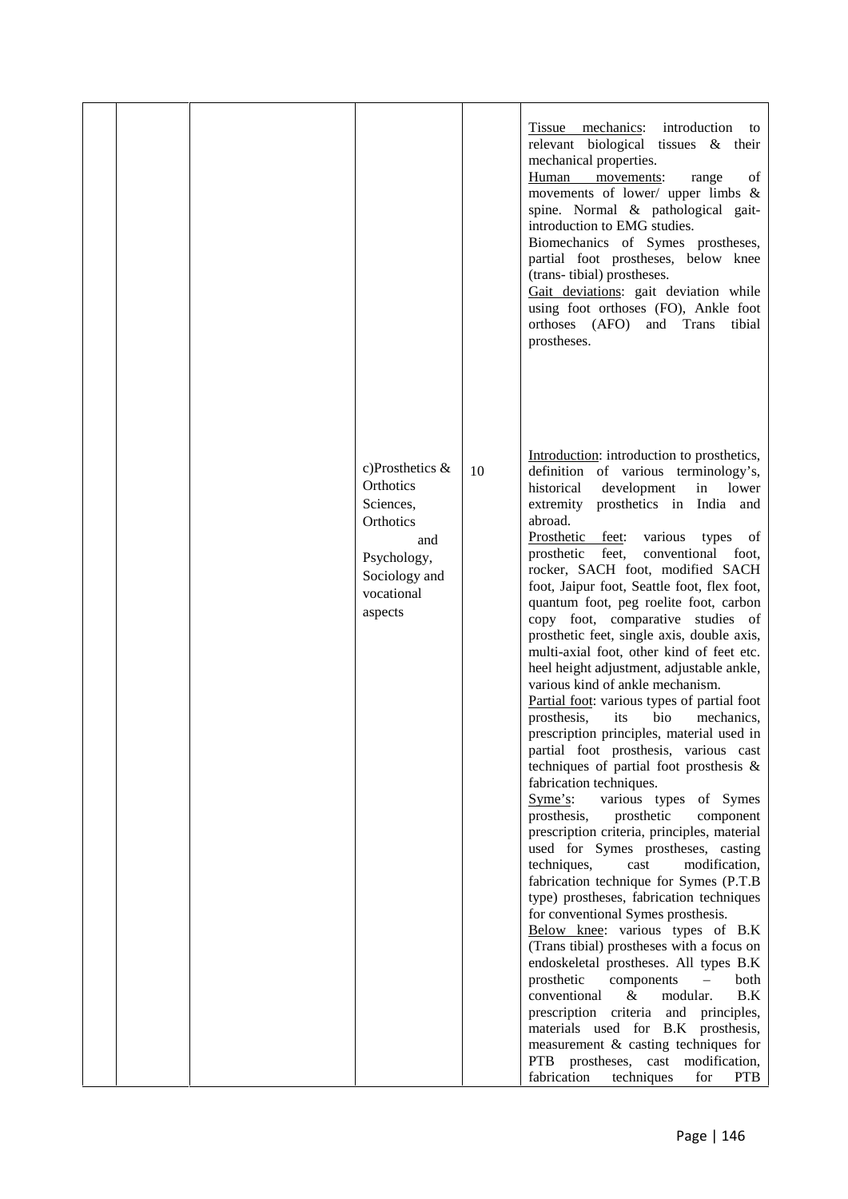|  |  |  |  |  |  |
|---|---|---|---|---|---|
|  |  |  |  |  | <u>Tissue mechanics</u>: introduction to relevant biological tissues & their mechanical properties.<br><u>Human movements</u>: range of movements of lower/ upper limbs & spine. Normal & pathological gait- introduction to EMG studies.<br>Biomechanics of Symes prostheses, partial foot prostheses, below knee (trans- tibial) prostheses.<br><u>Gait deviations</u>: gait deviation while using foot orthoses (FO), Ankle foot orthoses (AFO) and Trans tibial prostheses. |
|  |  |  | c)Prosthetics & Orthotics Sciences, Orthotics and Psychology, Sociology and vocational aspects | 10 | <u>Introduction</u>: introduction to prosthetics, definition of various terminology's, historical development in lower extremity prosthetics in India and abroad.<br><u>Prosthetic feet</u>: various types of prosthetic feet, conventional foot, rocker, SACH foot, modified SACH foot, Jaipur foot, Seattle foot, flex foot, quantum foot, peg roelite foot, carbon copy foot, comparative studies of prosthetic feet, single axis, double axis, multi-axial foot, other kind of feet etc. heel height adjustment, adjustable ankle, various kind of ankle mechanism.<br><u>Partial foot</u>: various types of partial foot prosthesis, its bio mechanics, prescription principles, material used in partial foot prosthesis, various cast techniques of partial foot prosthesis & fabrication techniques.<br><u>Syme's</u>: various types of Symes prosthesis, prosthetic component prescription criteria, principles, material used for Symes prostheses, casting techniques, cast modification, fabrication technique for Symes (P.T.B type) prostheses, fabrication techniques for conventional Symes prosthesis.<br><u>Below knee</u>: various types of B.K (Trans tibial) prostheses with a focus on endoskeletal prostheses. All types B.K prosthetic components – both conventional & modular. B.K prescription criteria and principles, materials used for B.K prosthesis, measurement & casting techniques for PTB prostheses, cast modification, fabrication techniques for PTB |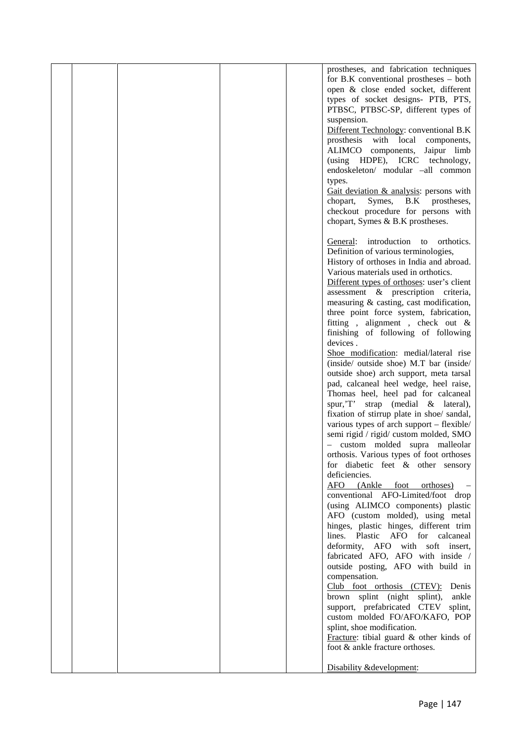| | | | | | |
|---|---|---|---|---|---|
| | | | | | prostheses, and fabrication techniques for B.K conventional prostheses – both open & close ended socket, different types of socket designs- PTB, PTS, PTBSC, PTBSC-SP, different types of suspension.<br><u>Different Technology</u>: conventional B.K prosthesis with local components, ALIMCO components, Jaipur limb (using HDPE), ICRC technology, endoskeleton/ modular –all common types.<br><u>Gait deviation & analysis</u>: persons with chopart, Symes, B.K prostheses, checkout procedure for persons with chopart, Symes & B.K prostheses.<br><br><u>General</u>: introduction to orthotics. Definition of various terminologies, History of orthoses in India and abroad. Various materials used in orthotics.<br><u>Different types of orthoses</u>: user's client assessment & prescription criteria, measuring & casting, cast modification, three point force system, fabrication, fitting , alignment , check out & finishing of following of following devices .<br><u>Shoe modification</u>: medial/lateral rise (inside/ outside shoe) M.T bar (inside/ outside shoe) arch support, meta tarsal pad, calcaneal heel wedge, heel raise, Thomas heel, heel pad for calcaneal spur,'T' strap (medial & lateral), fixation of stirrup plate in shoe/ sandal, various types of arch support – flexible/ semi rigid / rigid/ custom molded, SMO – custom molded supra malleolar orthosis. Various types of foot orthoses for diabetic feet & other sensory deficiencies.<br><u>AFO (Ankle foot orthoses)</u> – conventional AFO-Limited/foot drop (using ALIMCO components) plastic AFO (custom molded), using metal hinges, plastic hinges, different trim lines. Plastic AFO for calcaneal deformity, AFO with soft insert, fabricated AFO, AFO with inside / outside posting, AFO with build in compensation.<br><u>Club foot orthosis (CTEV):</u> Denis brown splint (night splint), ankle support, prefabricated CTEV splint, custom molded FO/AFO/KAFO, POP splint, shoe modification.<br><u>Fracture</u>: tibial guard & other kinds of foot & ankle fracture orthoses.<br><br><u>Disability &development</u>: |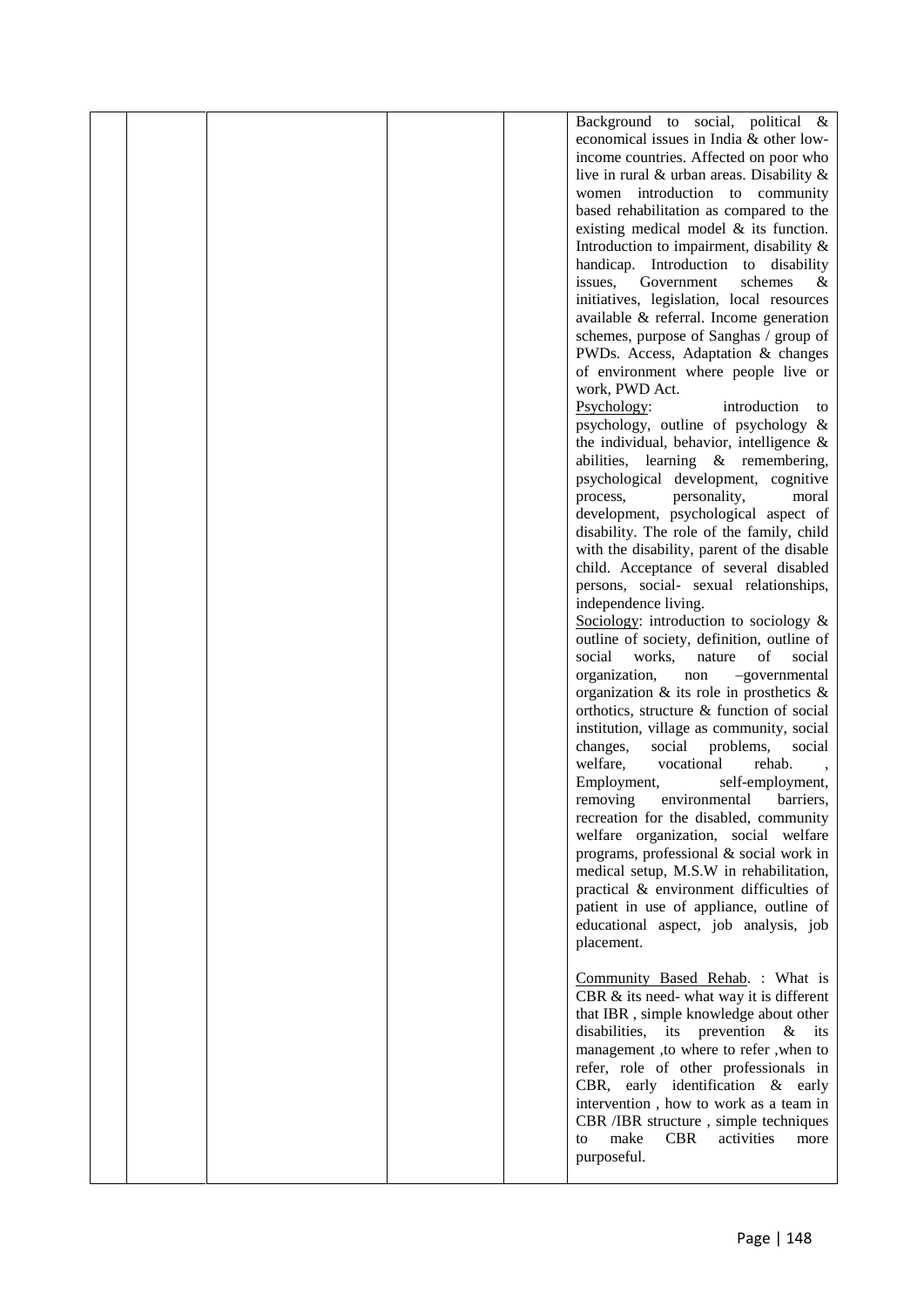| | | | | | |
|---|---|---|---|---|---|
| | | | | | Background to social, political & economical issues in India & other low-income countries. Affected on poor who live in rural & urban areas. Disability & women introduction to community based rehabilitation as compared to the existing medical model & its function. Introduction to impairment, disability & handicap. Introduction to disability issues, Government schemes & initiatives, legislation, local resources available & referral. Income generation schemes, purpose of Sanghas / group of PWDs. Access, Adaptation & changes of environment where people live or work, PWD Act.<br><u>Psychology</u>: introduction to psychology, outline of psychology & the individual, behavior, intelligence & abilities, learning & remembering, psychological development, cognitive process, personality, moral development, psychological aspect of disability. The role of the family, child with the disability, parent of the disable child. Acceptance of several disabled persons, social- sexual relationships, independence living.<br><u>Sociology</u>: introduction to sociology & outline of society, definition, outline of social works, nature of social organization, non –governmental organization & its role in prosthetics & orthotics, structure & function of social institution, village as community, social changes, social problems, social welfare, vocational rehab. , Employment, self-employment, removing environmental barriers, recreation for the disabled, community welfare organization, social welfare programs, professional & social work in medical setup, M.S.W in rehabilitation, practical & environment difficulties of patient in use of appliance, outline of educational aspect, job analysis, job placement.<br><br><u>Community Based Rehab</u>. : What is CBR & its need- what way it is different that IBR , simple knowledge about other disabilities, its prevention & its management ,to where to refer ,when to refer, role of other professionals in CBR, early identification & early intervention , how to work as a team in CBR /IBR structure , simple techniques to make CBR activities more purposeful. |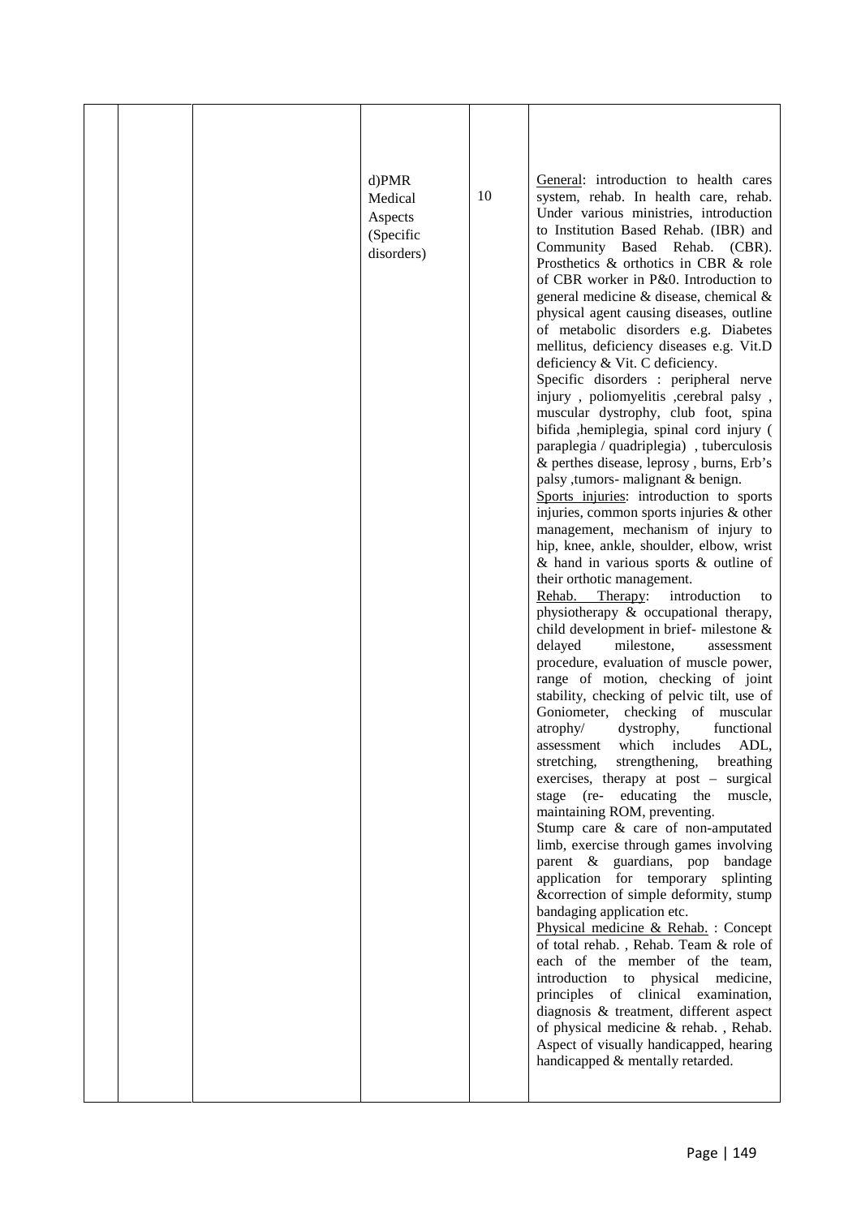|  |  |  | d)PMR Medical Aspects (Specific disorders) | 10 | General: introduction to health cares system, rehab. In health care, rehab. Under various ministries, introduction to Institution Based Rehab. (IBR) and Community Based Rehab. (CBR). Prosthetics & orthotics in CBR & role of CBR worker in P&0. Introduction to general medicine & disease, chemical & physical agent causing diseases, outline of metabolic disorders e.g. Diabetes mellitus, deficiency diseases e.g. Vit.D deficiency & Vit. C deficiency.<br>Specific disorders : peripheral nerve injury , poliomyelitis ,cerebral palsy , muscular dystrophy, club foot, spina bifida ,hemiplegia, spinal cord injury ( paraplegia / quadriplegia) , tuberculosis & perthes disease, leprosy , burns, Erb's palsy ,tumors- malignant & benign.<br>Sports injuries: introduction to sports injuries, common sports injuries & other management, mechanism of injury to hip, knee, ankle, shoulder, elbow, wrist & hand in various sports & outline of their orthotic management.<br>Rehab. Therapy: introduction to physiotherapy & occupational therapy, child development in brief- milestone & delayed milestone, assessment procedure, evaluation of muscle power, range of motion, checking of joint stability, checking of pelvic tilt, use of Goniometer, checking of muscular atrophy/ dystrophy, functional assessment which includes ADL, stretching, strengthening, breathing exercises, therapy at post – surgical stage (re- educating the muscle, maintaining ROM, preventing.<br>Stump care & care of non-amputated limb, exercise through games involving parent & guardians, pop bandage application for temporary splinting &correction of simple deformity, stump bandaging application etc.<br>Physical medicine & Rehab. : Concept of total rehab. , Rehab. Team & role of each of the member of the team, introduction to physical medicine, principles of clinical examination, diagnosis & treatment, different aspect of physical medicine & rehab. , Rehab. Aspect of visually handicapped, hearing handicapped & mentally retarded. |
|---|---|---|---|---|---|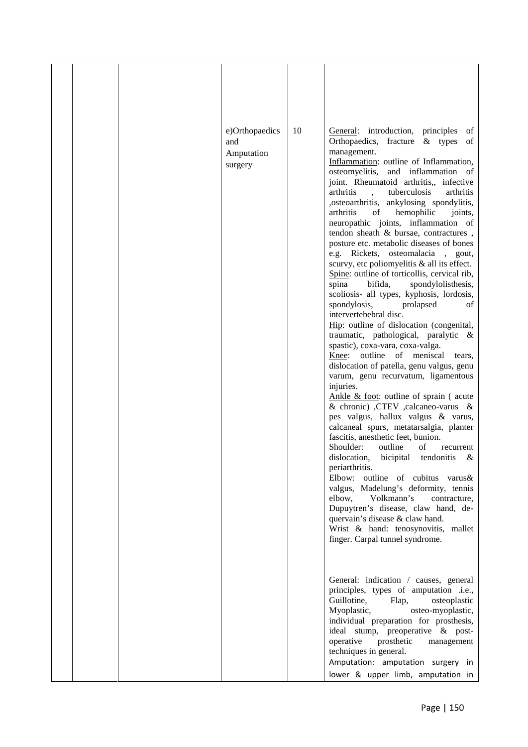| | | | | | |
|---|---|---|---|---|---|
| | | | e)Orthopaedics and Amputation surgery | 10 | General: introduction, principles of Orthopaedics, fracture & types of management.<br>Inflammation: outline of Inflammation, osteomyelitis, and inflammation of joint. Rheumatoid arthritis,, infective arthritis , tuberculosis arthritis ,osteoarthritis, ankylosing spondylitis, arthritis of hemophilic joints, neuropathic joints, inflammation of tendon sheath & bursae, contractures , posture etc. metabolic diseases of bones e.g. Rickets, osteomalacia , gout, scurvy, etc poliomyelitis & all its effect.<br>Spine: outline of torticollis, cervical rib, spina bifida, spondylolisthesis, scoliosis- all types, kyphosis, lordosis, spondylosis, prolapsed of intervertebral disc.<br>Hip: outline of dislocation (congenital, traumatic, pathological, paralytic & spastic), coxa-vara, coxa-valga.<br>Knee: outline of meniscal tears, dislocation of patella, genu valgus, genu varum, genu recurvatum, ligamentous injuries.<br>Ankle & foot: outline of sprain ( acute & chronic) ,CTEV ,calcaneo-varus & pes valgus, hallux valgus & varus, calcaneal spurs, metatarsalgia, planter fascitis, anesthetic feet, bunion.<br>Shoulder: outline of recurrent dislocation, bicipital tendonitis & periarthritis.<br>Elbow: outline of cubitus varus& valgus, Madelung's deformity, tennis elbow, Volkmann's contracture, Dupuytren's disease, claw hand, de-quervain's disease & claw hand.<br>Wrist & hand: tenosynovitis, mallet finger. Carpal tunnel syndrome.<br><br>General: indication / causes, general principles, types of amputation .i.e., Guillotine, Flap, osteoplastic Myoplastic, osteo-myoplastic, individual preparation for prosthesis, ideal stump, preoperative & post-operative prosthetic management techniques in general.<br>Amputation: amputation surgery in lower & upper limb, amputation in |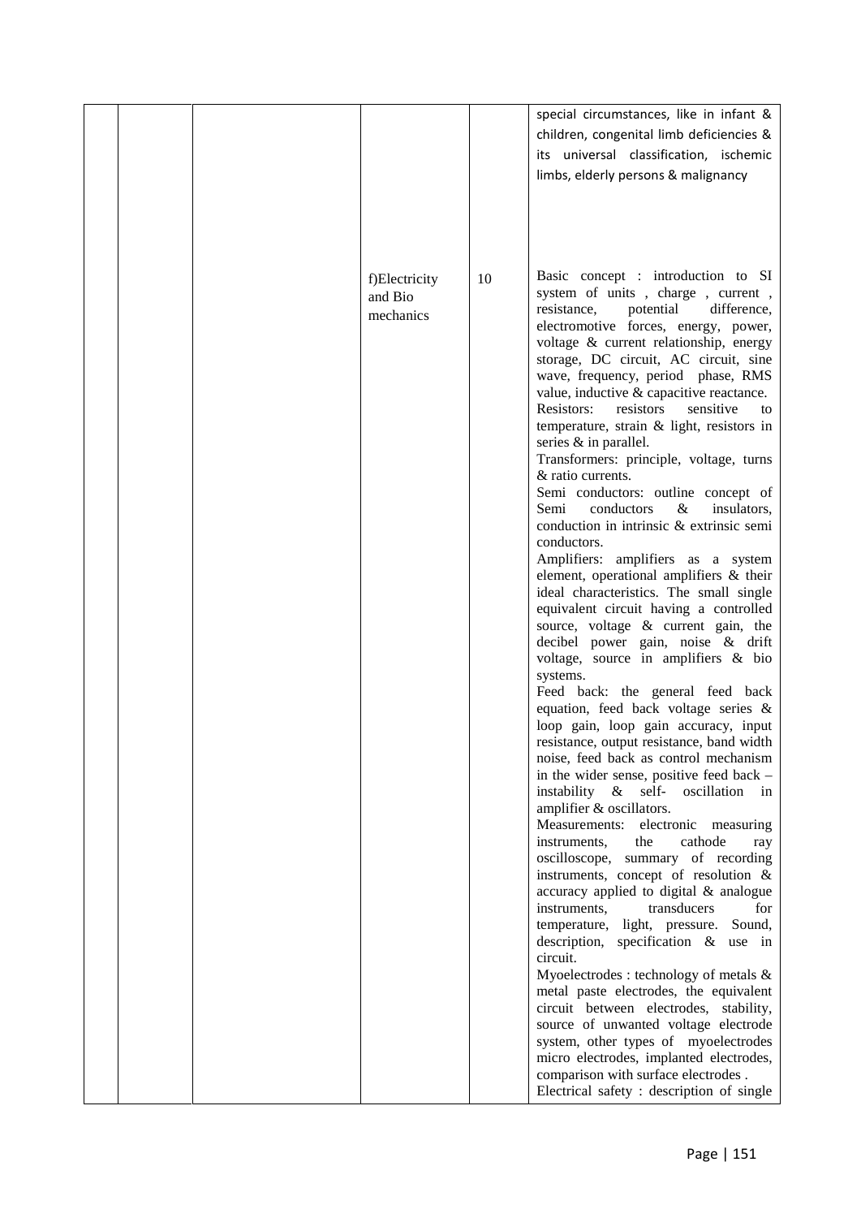|  |  |  |  |  |  |
|---|---|---|---|---|---|
|  |  |  |  |  | special circumstances, like in infant & children, congenital limb deficiencies & its universal classification, ischemic limbs, elderly persons & malignancy |
|  |  |  | f)Electricity and Bio mechanics | 10 | Basic concept : introduction to SI system of units , charge , current , resistance, potential difference, electromotive forces, energy, power, voltage & current relationship, energy storage, DC circuit, AC circuit, sine wave, frequency, period phase, RMS value, inductive & capacitive reactance.<br>Resistors: resistors sensitive to temperature, strain & light, resistors in series & in parallel.<br>Transformers: principle, voltage, turns & ratio currents.<br>Semi conductors: outline concept of Semi conductors & insulators, conduction in intrinsic & extrinsic semi conductors.<br>Amplifiers: amplifiers as a system element, operational amplifiers & their ideal characteristics. The small single equivalent circuit having a controlled source, voltage & current gain, the decibel power gain, noise & drift voltage, source in amplifiers & bio systems.<br>Feed back: the general feed back equation, feed back voltage series & loop gain, loop gain accuracy, input resistance, output resistance, band width noise, feed back as control mechanism in the wider sense, positive feed back – instability & self- oscillation in amplifier & oscillators.<br>Measurements: electronic measuring instruments, the cathode ray oscilloscope, summary of recording instruments, concept of resolution & accuracy applied to digital & analogue instruments, transducers for temperature, light, pressure. Sound, description, specification & use in circuit.<br>Myoelectrodes : technology of metals & metal paste electrodes, the equivalent circuit between electrodes, stability, source of unwanted voltage electrode system, other types of myoelectrodes micro electrodes, implanted electrodes, comparison with surface electrodes .<br>Electrical safety : description of single |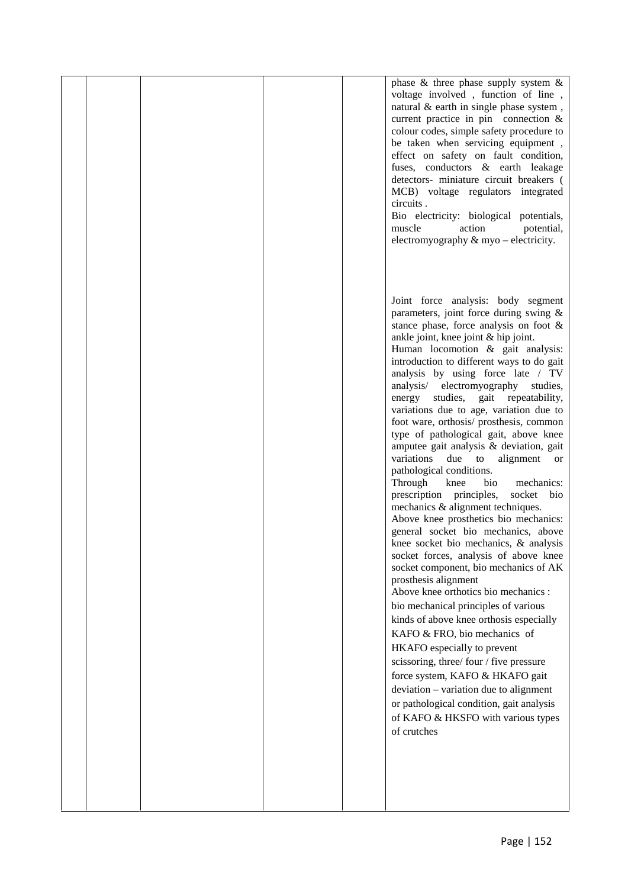|  |  |  |  |  | phase & three phase supply system & voltage involved , function of line , natural & earth in single phase system , current practice in pin connection & colour codes, simple safety procedure to be taken when servicing equipment , effect on safety on fault condition, fuses, conductors & earth leakage detectors- miniature circuit breakers ( MCB) voltage regulators integrated circuits .<br>Bio electricity: biological potentials, muscle action potential, electromyography & myo – electricity.<br><br>Joint force analysis: body segment parameters, joint force during swing & stance phase, force analysis on foot & ankle joint, knee joint & hip joint.<br>Human locomotion & gait analysis: introduction to different ways to do gait analysis by using force late / TV analysis/ electromyography studies, energy studies, gait repeatability, variations due to age, variation due to foot ware, orthosis/ prosthesis, common type of pathological gait, above knee amputee gait analysis & deviation, gait variations due to alignment or pathological conditions.<br>Through knee bio mechanics: prescription principles, socket bio mechanics & alignment techniques.<br>Above knee prosthetics bio mechanics: general socket bio mechanics, above knee socket bio mechanics, & analysis socket forces, analysis of above knee socket component, bio mechanics of AK prosthesis alignment<br>Above knee orthotics bio mechanics : bio mechanical principles of various kinds of above knee orthosis especially KAFO & FRO, bio mechanics of HKAFO especially to prevent scissoring, three/ four / five pressure force system, KAFO & HKAFO gait deviation – variation due to alignment or pathological condition, gait analysis of KAFO & HKSFO with various types of crutches |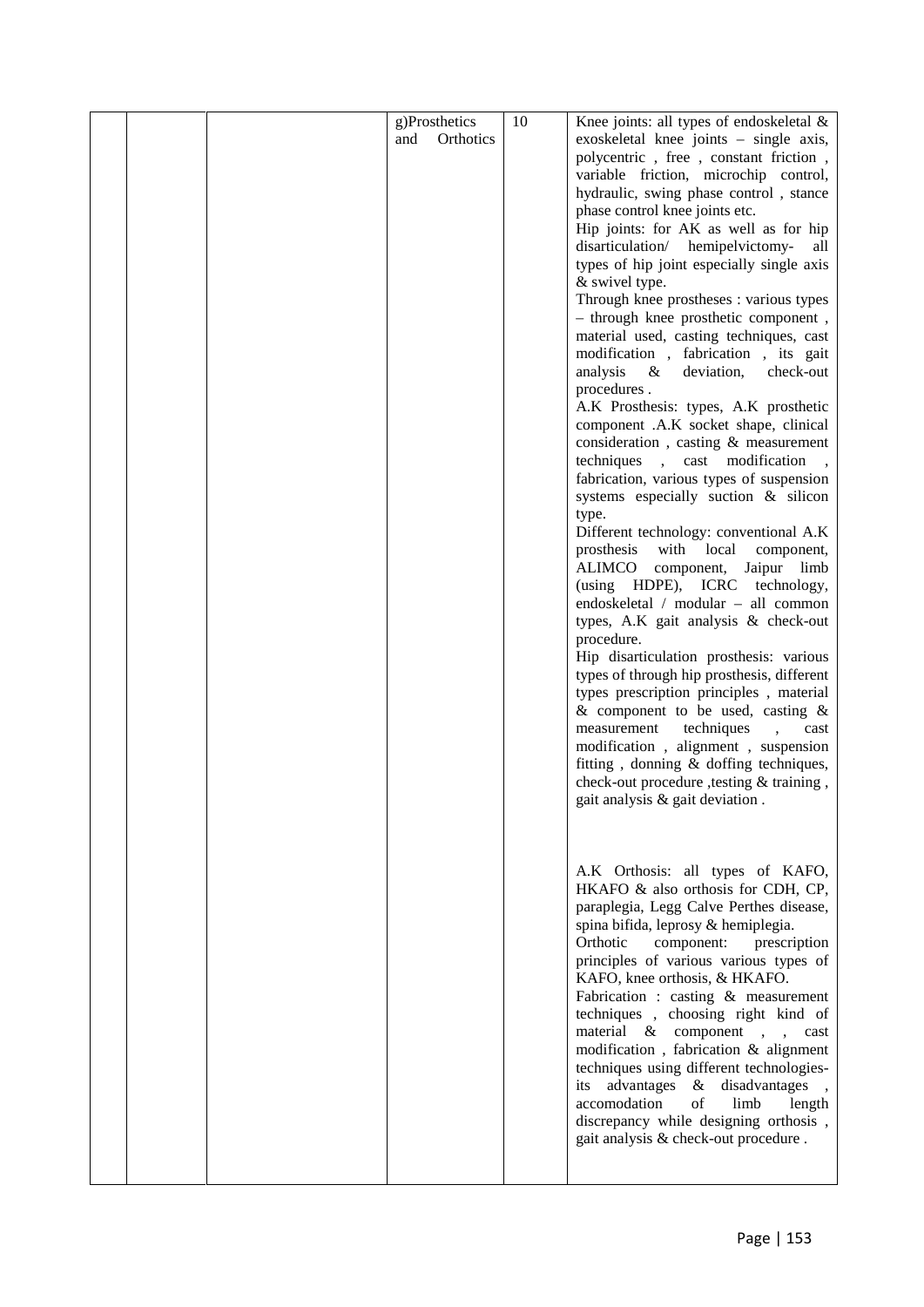| | | | | | |
|---|---|---|---|---|---|
| | | | g)Prosthetics and Orthotics | 10 | Knee joints: all types of endoskeletal & exoskeletal knee joints – single axis, polycentric , free , constant friction , variable friction, microchip control, hydraulic, swing phase control , stance phase control knee joints etc.<br>Hip joints: for AK as well as for hip disarticulation/ hemipelvictomy- all types of hip joint especially single axis & swivel type.<br>Through knee prostheses : various types – through knee prosthetic component , material used, casting techniques, cast modification , fabrication , its gait analysis & deviation, check-out procedures .<br>A.K Prosthesis: types, A.K prosthetic component .A.K socket shape, clinical consideration , casting & measurement techniques , cast modification , fabrication, various types of suspension systems especially suction & silicon type.<br>Different technology: conventional A.K prosthesis with local component, ALIMCO component, Jaipur limb (using HDPE), ICRC technology, endoskeletal / modular – all common types, A.K gait analysis & check-out procedure.<br>Hip disarticulation prosthesis: various types of through hip prosthesis, different types prescription principles , material & component to be used, casting & measurement techniques , cast modification , alignment , suspension fitting , donning & doffing techniques, check-out procedure ,testing & training , gait analysis & gait deviation .<br><br>A.K Orthosis: all types of KAFO, HKAFO & also orthosis for CDH, CP, paraplegia, Legg Calve Perthes disease, spina bifida, leprosy & hemiplegia.<br>Orthotic component: prescription principles of various various types of KAFO, knee orthosis, & HKAFO.<br>Fabrication : casting & measurement techniques , choosing right kind of material & component , , cast modification , fabrication & alignment techniques using different technologies- its advantages & disadvantages , accomodation of limb length discrepancy while designing orthosis , gait analysis & check-out procedure . |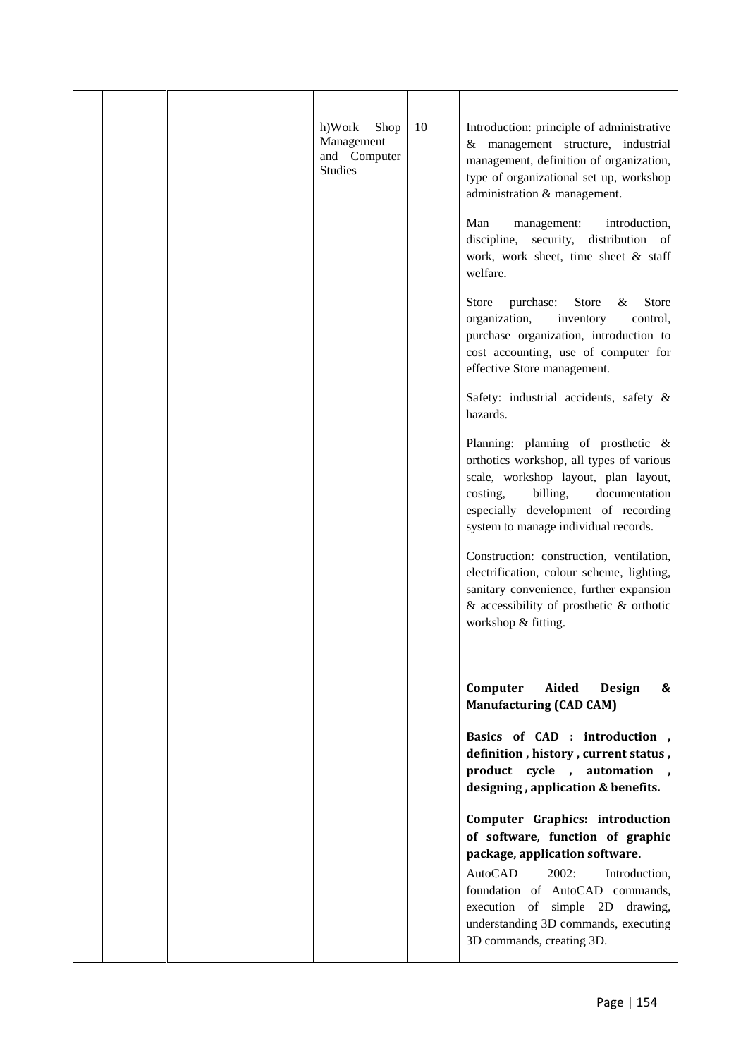|  |  |  | h)Work Shop Management and Computer Studies | 10 | Introduction: principle of administrative & management structure, industrial management, definition of organization, type of organizational set up, workshop administration & management.<br><br>Man management: introduction, discipline, security, distribution of work, work sheet, time sheet & staff welfare.<br><br>Store purchase: Store & Store organization, inventory control, purchase organization, introduction to cost accounting, use of computer for effective Store management.<br><br>Safety: industrial accidents, safety & hazards.<br><br>Planning: planning of prosthetic & orthotics workshop, all types of various scale, workshop layout, plan layout, costing, billing, documentation especially development of recording system to manage individual records.<br><br>Construction: construction, ventilation, electrification, colour scheme, lighting, sanitary convenience, further expansion & accessibility of prosthetic & orthotic workshop & fitting.<br><br>**Computer Aided Design & Manufacturing (CAD CAM)**<br><br>**Basics of CAD : introduction , definition , history , current status , product cycle , automation , designing , application & benefits.**<br><br>**Computer Graphics: introduction of software, function of graphic package, application software.**<br>AutoCAD 2002: Introduction, foundation of AutoCAD commands, execution of simple 2D drawing, understanding 3D commands, executing 3D commands, creating 3D. |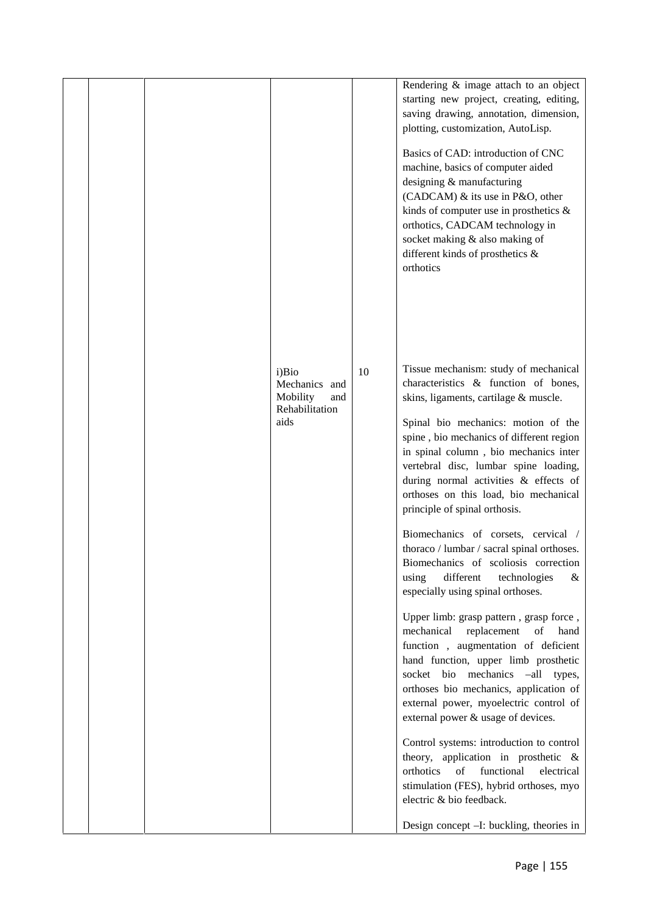| | | | | | |
|---|---|---|---|---|---|
| | | | | | Rendering & image attach to an object starting new project, creating, editing, saving drawing, annotation, dimension, plotting, customization, AutoLisp.<br><br>Basics of CAD: introduction of CNC machine, basics of computer aided designing & manufacturing (CADCAM) & its use in P&O, other kinds of computer use in prosthetics & orthotics, CADCAM technology in socket making & also making of different kinds of prosthetics & orthotics |
| | | | i)Bio Mechanics and Mobility and Rehabilitation aids | 10 | Tissue mechanism: study of mechanical characteristics & function of bones, skins, ligaments, cartilage & muscle.<br><br>Spinal bio mechanics: motion of the spine , bio mechanics of different region in spinal column , bio mechanics inter vertebral disc, lumbar spine loading, during normal activities & effects of orthoses on this load, bio mechanical principle of spinal orthosis.<br><br>Biomechanics of corsets, cervical / thoraco / lumbar / sacral spinal orthoses. Biomechanics of scoliosis correction using different technologies & especially using spinal orthoses.<br><br>Upper limb: grasp pattern , grasp force , mechanical replacement of hand function , augmentation of deficient hand function, upper limb prosthetic socket bio mechanics –all types, orthoses bio mechanics, application of external power, myoelectric control of external power & usage of devices.<br><br>Control systems: introduction to control theory, application in prosthetic & orthotics of functional electrical stimulation (FES), hybrid orthoses, myo electric & bio feedback.<br><br>Design concept –I: buckling, theories in |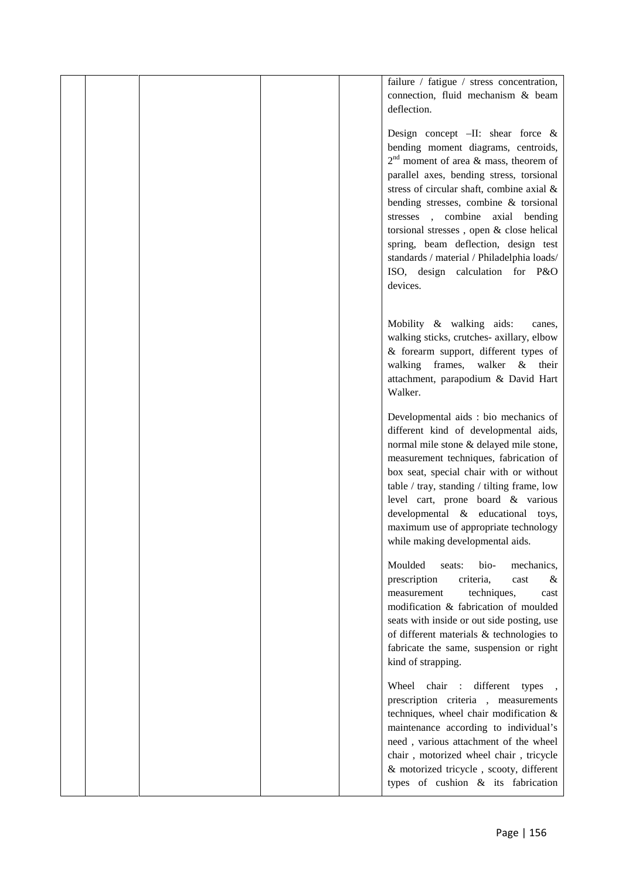| | | | | | |
|---|---|---|---|---|---|
| | | | | | failure / fatigue / stress concentration, connection, fluid mechanism & beam deflection.<br><br>Design concept –II: shear force & bending moment diagrams, centroids, 2nd moment of area & mass, theorem of parallel axes, bending stress, torsional stress of circular shaft, combine axial & bending stresses, combine & torsional stresses , combine axial bending torsional stresses , open & close helical spring, beam deflection, design test standards / material / Philadelphia loads/ ISO, design calculation for P&O devices.<br><br>Mobility & walking aids: canes, walking sticks, crutches- axillary, elbow & forearm support, different types of walking frames, walker & their attachment, parapodium & David Hart Walker.<br><br>Developmental aids : bio mechanics of different kind of developmental aids, normal mile stone & delayed mile stone, measurement techniques, fabrication of box seat, special chair with or without table / tray, standing / tilting frame, low level cart, prone board & various developmental & educational toys, maximum use of appropriate technology while making developmental aids.<br><br>Moulded seats: bio- mechanics, prescription criteria, cast & measurement techniques, cast modification & fabrication of moulded seats with inside or out side posting, use of different materials & technologies to fabricate the same, suspension or right kind of strapping.<br><br>Wheel chair : different types , prescription criteria , measurements techniques, wheel chair modification & maintenance according to individual's need , various attachment of the wheel chair , motorized wheel chair , tricycle & motorized tricycle , scooty, different types of cushion & its fabrication |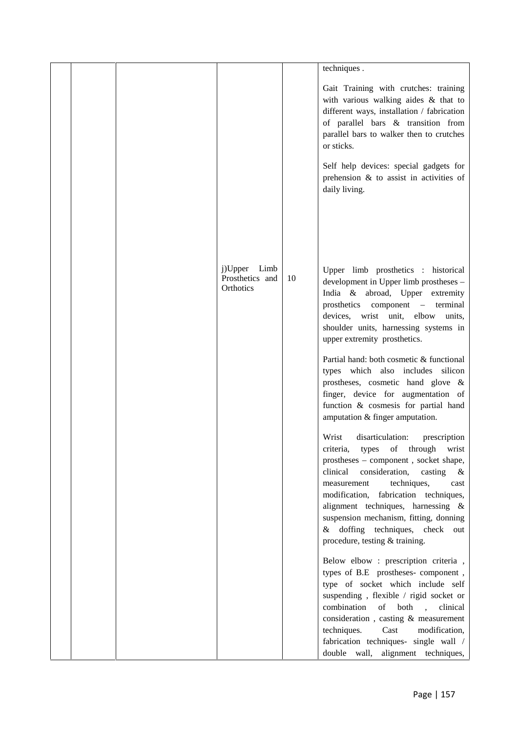| | | | | | |
|---|---|---|---|---|---|
| | | | | | techniques .<br><br>Gait Training with crutches: training with various walking aides & that to different ways, installation / fabrication of parallel bars & transition from parallel bars to walker then to crutches or sticks.<br><br>Self help devices: special gadgets for prehension & to assist in activities of daily living. |
| | | | j)Upper Limb Prosthetics and Orthotics | 10 | Upper limb prosthetics : historical development in Upper limb prostheses – India & abroad, Upper extremity prosthetics component – terminal devices, wrist unit, elbow units, shoulder units, harnessing systems in upper extremity prosthetics.<br><br>Partial hand: both cosmetic & functional types which also includes silicon prostheses, cosmetic hand glove & finger, device for augmentation of function & cosmesis for partial hand amputation & finger amputation.<br><br>Wrist disarticulation: prescription criteria, types of through wrist prostheses – component , socket shape, clinical consideration, casting & measurement techniques, cast modification, fabrication techniques, alignment techniques, harnessing & suspension mechanism, fitting, donning & doffing techniques, check out procedure, testing & training.<br><br>Below elbow : prescription criteria , types of B.E prostheses- component , type of socket which include self suspending , flexible / rigid socket or combination of both , clinical consideration , casting & measurement techniques. Cast modification, fabrication techniques- single wall / double wall, alignment techniques, |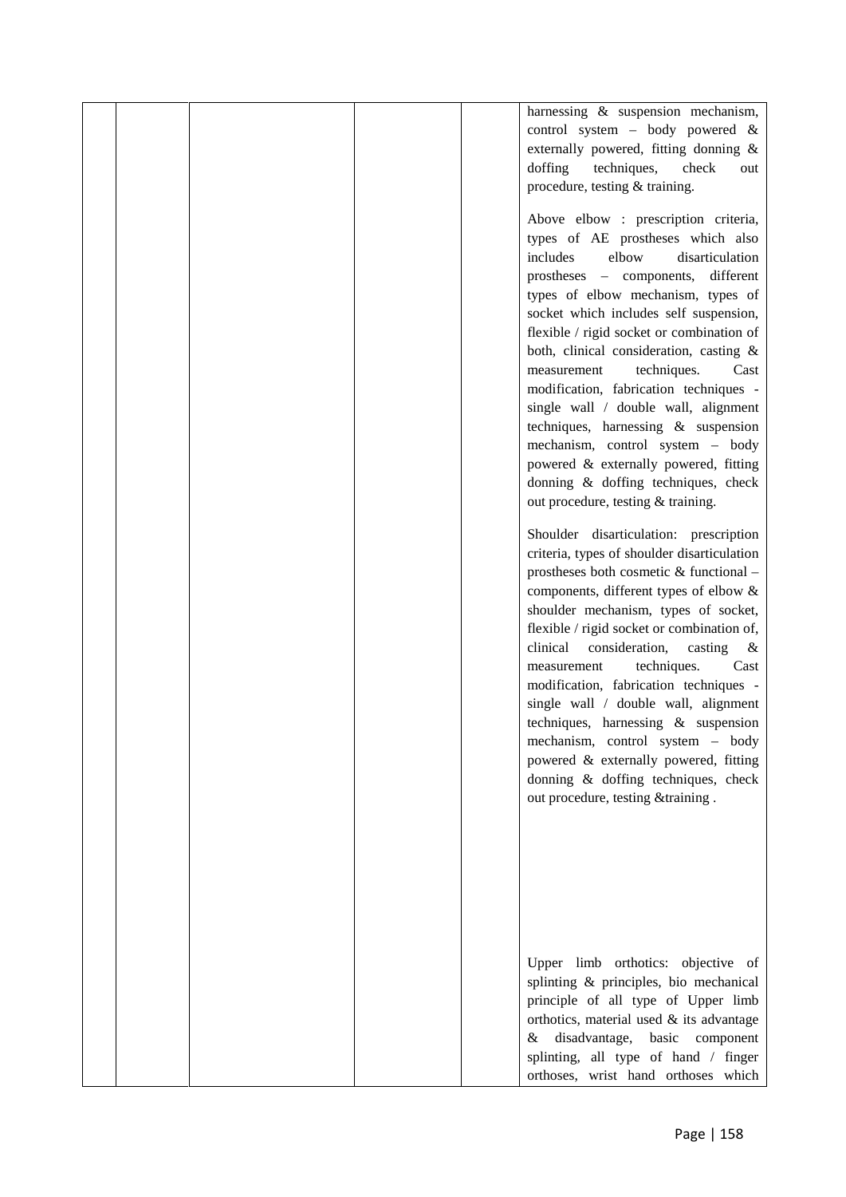| | | | | | |
|---|---|---|---|---|---|
| | | | | | harnessing & suspension mechanism, control system – body powered & externally powered, fitting donning & doffing techniques, check out procedure, testing & training.<br><br>Above elbow : prescription criteria, types of AE prostheses which also includes elbow disarticulation prostheses – components, different types of elbow mechanism, types of socket which includes self suspension, flexible / rigid socket or combination of both, clinical consideration, casting & measurement techniques. Cast modification, fabrication techniques - single wall / double wall, alignment techniques, harnessing & suspension mechanism, control system – body powered & externally powered, fitting donning & doffing techniques, check out procedure, testing & training.<br><br>Shoulder disarticulation: prescription criteria, types of shoulder disarticulation prostheses both cosmetic & functional – components, different types of elbow & shoulder mechanism, types of socket, flexible / rigid socket or combination of, clinical consideration, casting & measurement techniques. Cast modification, fabrication techniques - single wall / double wall, alignment techniques, harnessing & suspension mechanism, control system – body powered & externally powered, fitting donning & doffing techniques, check out procedure, testing &training .<br><br>Upper limb orthotics: objective of splinting & principles, bio mechanical principle of all type of Upper limb orthotics, material used & its advantage & disadvantage, basic component splinting, all type of hand / finger orthoses, wrist hand orthoses which |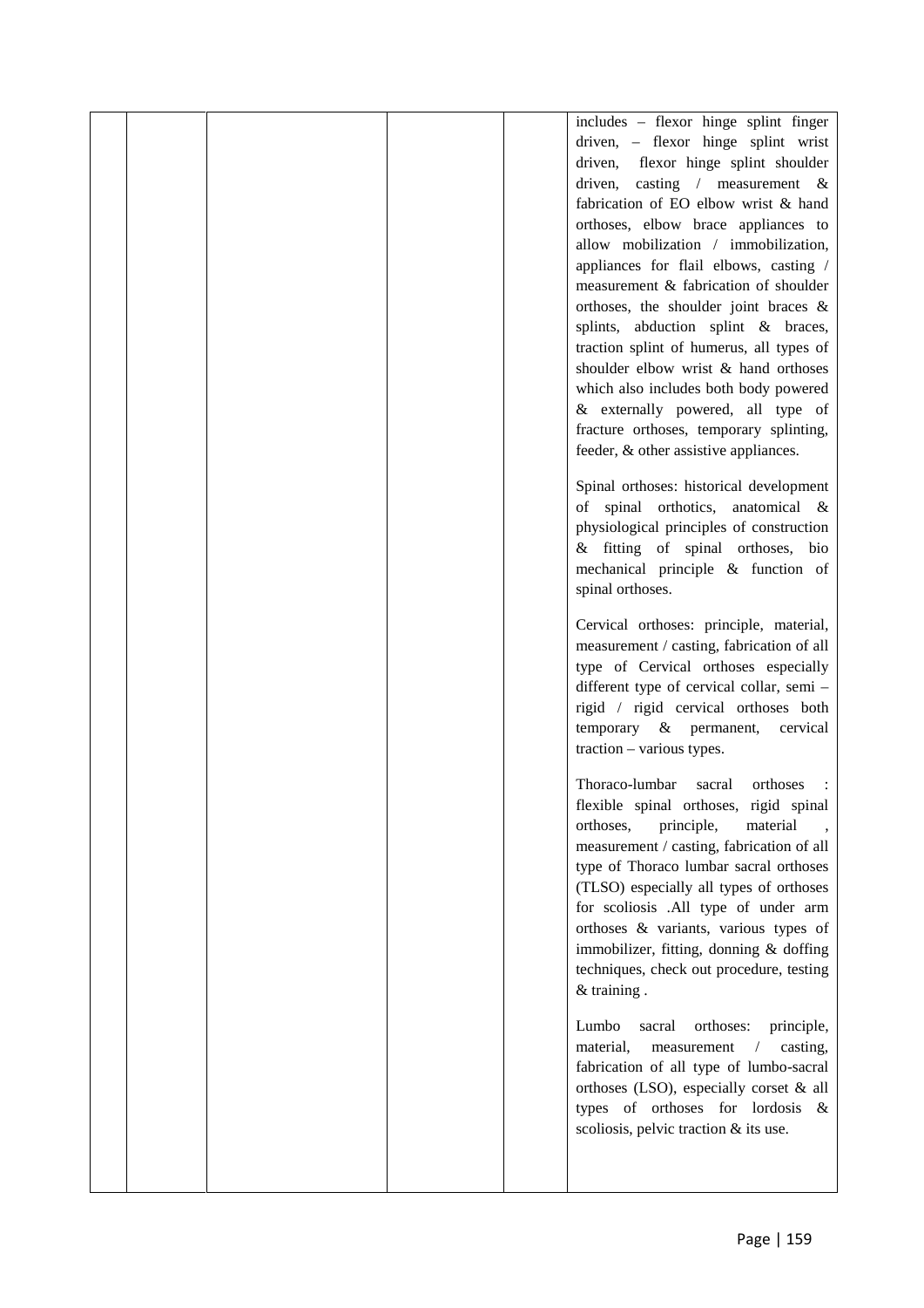| | | | | | |
|---|---|---|---|---|---|
| | | | | | includes – flexor hinge splint finger driven, – flexor hinge splint wrist driven, flexor hinge splint shoulder driven, casting / measurement & fabrication of EO elbow wrist & hand orthoses, elbow brace appliances to allow mobilization / immobilization, appliances for flail elbows, casting / measurement & fabrication of shoulder orthoses, the shoulder joint braces & splints, abduction splint & braces, traction splint of humerus, all types of shoulder elbow wrist & hand orthoses which also includes both body powered & externally powered, all type of fracture orthoses, temporary splinting, feeder, & other assistive appliances.<br><br>Spinal orthoses: historical development of spinal orthotics, anatomical & physiological principles of construction & fitting of spinal orthoses, bio mechanical principle & function of spinal orthoses.<br><br>Cervical orthoses: principle, material, measurement / casting, fabrication of all type of Cervical orthoses especially different type of cervical collar, semi – rigid / rigid cervical orthoses both temporary & permanent, cervical traction – various types.<br><br>Thoraco-lumbar sacral orthoses : flexible spinal orthoses, rigid spinal orthoses, principle, material , measurement / casting, fabrication of all type of Thoraco lumbar sacral orthoses (TLSO) especially all types of orthoses for scoliosis .All type of under arm orthoses & variants, various types of immobilizer, fitting, donning & doffing techniques, check out procedure, testing & training .<br><br>Lumbo sacral orthoses: principle, material, measurement / casting, fabrication of all type of lumbo-sacral orthoses (LSO), especially corset & all types of orthoses for lordosis & scoliosis, pelvic traction & its use. |